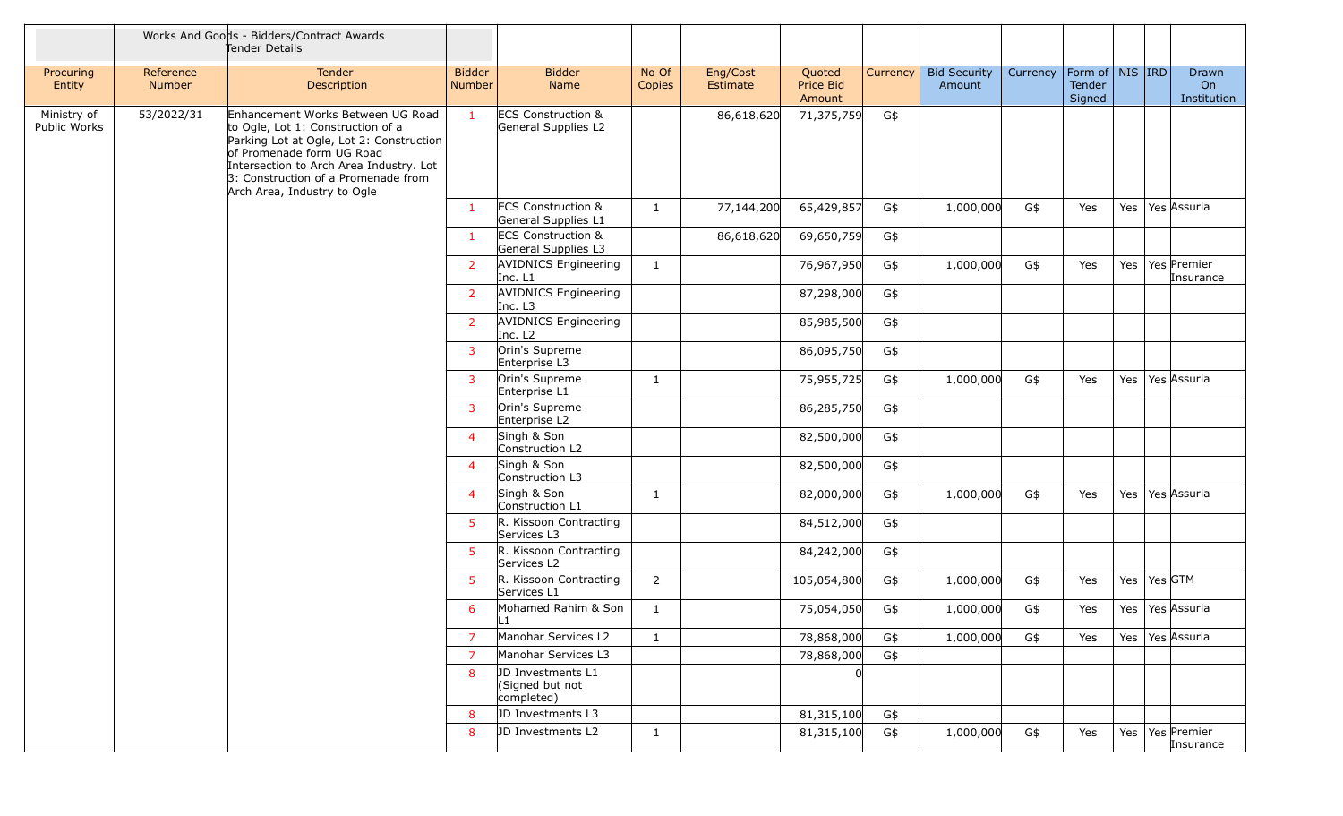Works And Goods - Bidders/Contract Awards
Tender Details

| Procuring Entity | Reference Number | Tender Description | Bidder Number | Bidder Name | No Of Copies | Eng/Cost Estimate | Quoted Price Bid Amount | Currency | Bid Security Amount | Currency | Form of Tender Signed | NIS | IRD | Drawn On Institution |
|---|---|---|---|---|---|---|---|---|---|---|---|---|---|---|
| Ministry of Public Works | 53/2022/31 | Enhancement Works Between UG Road to Ogle, Lot 1: Construction of a Parking Lot at Ogle, Lot 2: Construction of Promenade form UG Road Intersection to Arch Area Industry. Lot 3: Construction of a Promenade from Arch Area, Industry to Ogle | 1 | ECS Construction & General Supplies L2 | | 86,618,620 | 71,375,759 | G$ | | | | | | |
| | | | 1 | ECS Construction & General Supplies L1 | 1 | 77,144,200 | 65,429,857 | G$ | 1,000,000 | G$ | Yes | Yes | Yes | Assuria |
| | | | 1 | ECS Construction & General Supplies L3 | | 86,618,620 | 69,650,759 | G$ | | | | | | |
| | | | 2 | AVIDNICS Engineering Inc. L1 | 1 | | 76,967,950 | G$ | 1,000,000 | G$ | Yes | Yes | Yes | Premier Insurance |
| | | | 2 | AVIDNICS Engineering Inc. L3 | | | 87,298,000 | G$ | | | | | | |
| | | | 2 | AVIDNICS Engineering Inc. L2 | | | 85,985,500 | G$ | | | | | | |
| | | | 3 | Orin's Supreme Enterprise L3 | | | 86,095,750 | G$ | | | | | | |
| | | | 3 | Orin's Supreme Enterprise L1 | 1 | | 75,955,725 | G$ | 1,000,000 | G$ | Yes | Yes | Yes | Assuria |
| | | | 3 | Orin's Supreme Enterprise L2 | | | 86,285,750 | G$ | | | | | | |
| | | | 4 | Singh & Son Construction L2 | | | 82,500,000 | G$ | | | | | | |
| | | | 4 | Singh & Son Construction L3 | | | 82,500,000 | G$ | | | | | | |
| | | | 4 | Singh & Son Construction L1 | 1 | | 82,000,000 | G$ | 1,000,000 | G$ | Yes | Yes | Yes | Assuria |
| | | | 5 | R. Kissoon Contracting Services L3 | | | 84,512,000 | G$ | | | | | | |
| | | | 5 | R. Kissoon Contracting Services L2 | | | 84,242,000 | G$ | | | | | | |
| | | | 5 | R. Kissoon Contracting Services L1 | 2 | | 105,054,800 | G$ | 1,000,000 | G$ | Yes | Yes | Yes | GTM |
| | | | 6 | Mohamed Rahim & Son L1 | 1 | | 75,054,050 | G$ | 1,000,000 | G$ | Yes | Yes | Yes | Assuria |
| | | | 7 | Manohar Services L2 | 1 | | 78,868,000 | G$ | 1,000,000 | G$ | Yes | Yes | Yes | Assuria |
| | | | 7 | Manohar Services L3 | | | 78,868,000 | G$ | | | | | | |
| | | | 8 | JD Investments L1 (Signed but not completed) | | | 0 | | | | | | | |
| | | | 8 | JD Investments L3 | | | 81,315,100 | G$ | | | | | | |
| | | | 8 | JD Investments L2 | 1 | | 81,315,100 | G$ | 1,000,000 | G$ | Yes | Yes | Yes | Premier Insurance |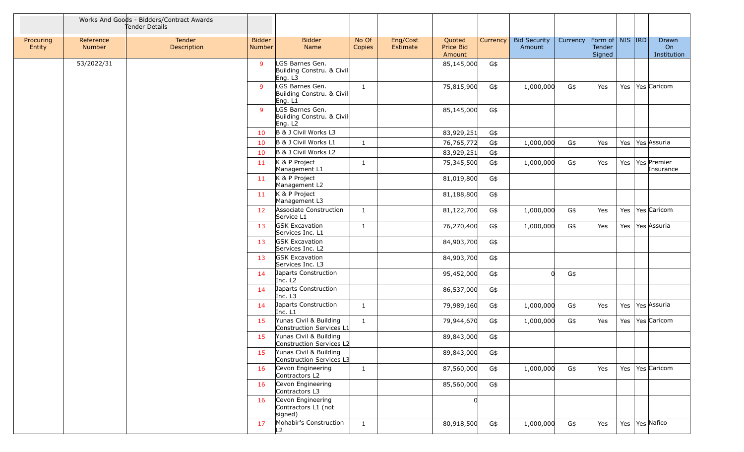| | Works And Goods - Bidders/Contract Awards Tender Details | | | | | | | | | | | | | |
|---|---|---|---|---|---|---|---|---|---|---|---|---|---|---|
| Procuring Entity | Reference Number | Tender Description | Bidder Number | Bidder Name | No Of Copies | Eng/Cost Estimate | Quoted Price Bid Amount | Currency | Bid Security Amount | Currency | Form of Tender Signed | NIS | IRD | Drawn On Institution |
| | 53/2022/31 | | 9 | LGS Barnes Gen. Building Constru. & Civil Eng. L3 | | | 85,145,000 | G$ | | | | | | |
| | | | 9 | LGS Barnes Gen. Building Constru. & Civil Eng. L1 | 1 | | 75,815,900 | G$ | 1,000,000 | G$ | Yes | Yes | Yes | Caricom |
| | | | 9 | LGS Barnes Gen. Building Constru. & Civil Eng. L2 | | | 85,145,000 | G$ | | | | | | |
| | | | 10 | B & J Civil Works L3 | | | 83,929,251 | G$ | | | | | | |
| | | | 10 | B & J Civil Works L1 | 1 | | 76,765,772 | G$ | 1,000,000 | G$ | Yes | Yes | Yes | Assuria |
| | | | 10 | B & J Civil Works L2 | | | 83,929,251 | G$ | | | | | | |
| | | | 11 | K & P Project Management L1 | 1 | | 75,345,500 | G$ | 1,000,000 | G$ | Yes | Yes | Yes | Premier Insurance |
| | | | 11 | K & P Project Management L2 | | | 81,019,800 | G$ | | | | | | |
| | | | 11 | K & P Project Management L3 | | | 81,188,800 | G$ | | | | | | |
| | | | 12 | Associate Construction Service L1 | 1 | | 81,122,700 | G$ | 1,000,000 | G$ | Yes | Yes | Yes | Caricom |
| | | | 13 | GSK Excavation Services Inc. L1 | 1 | | 76,270,400 | G$ | 1,000,000 | G$ | Yes | Yes | Yes | Assuria |
| | | | 13 | GSK Excavation Services Inc. L2 | | | 84,903,700 | G$ | | | | | | |
| | | | 13 | GSK Excavation Services Inc. L3 | | | 84,903,700 | G$ | | | | | | |
| | | | 14 | Japarts Construction Inc. L2 | | | 95,452,000 | G$ | 0 | G$ | | | | |
| | | | 14 | Japarts Construction Inc. L3 | | | 86,537,000 | G$ | | | | | | |
| | | | 14 | Japarts Construction Inc. L1 | 1 | | 79,989,160 | G$ | 1,000,000 | G$ | Yes | Yes | Yes | Assuria |
| | | | 15 | Yunas Civil & Building Construction Services L1 | 1 | | 79,944,670 | G$ | 1,000,000 | G$ | Yes | Yes | Yes | Caricom |
| | | | 15 | Yunas Civil & Building Construction Services L2 | | | 89,843,000 | G$ | | | | | | |
| | | | 15 | Yunas Civil & Building Construction Services L3 | | | 89,843,000 | G$ | | | | | | |
| | | | 16 | Cevon Engineering Contractors L2 | 1 | | 87,560,000 | G$ | 1,000,000 | G$ | Yes | Yes | Yes | Caricom |
| | | | 16 | Cevon Engineering Contractors L3 | | | 85,560,000 | G$ | | | | | | |
| | | | 16 | Cevon Engineering Contractors L1 (not signed) | | | 0 | | | | | | | |
| | | | 17 | Mohabir's Construction L2 | 1 | | 80,918,500 | G$ | 1,000,000 | G$ | Yes | Yes | Yes | Nafico |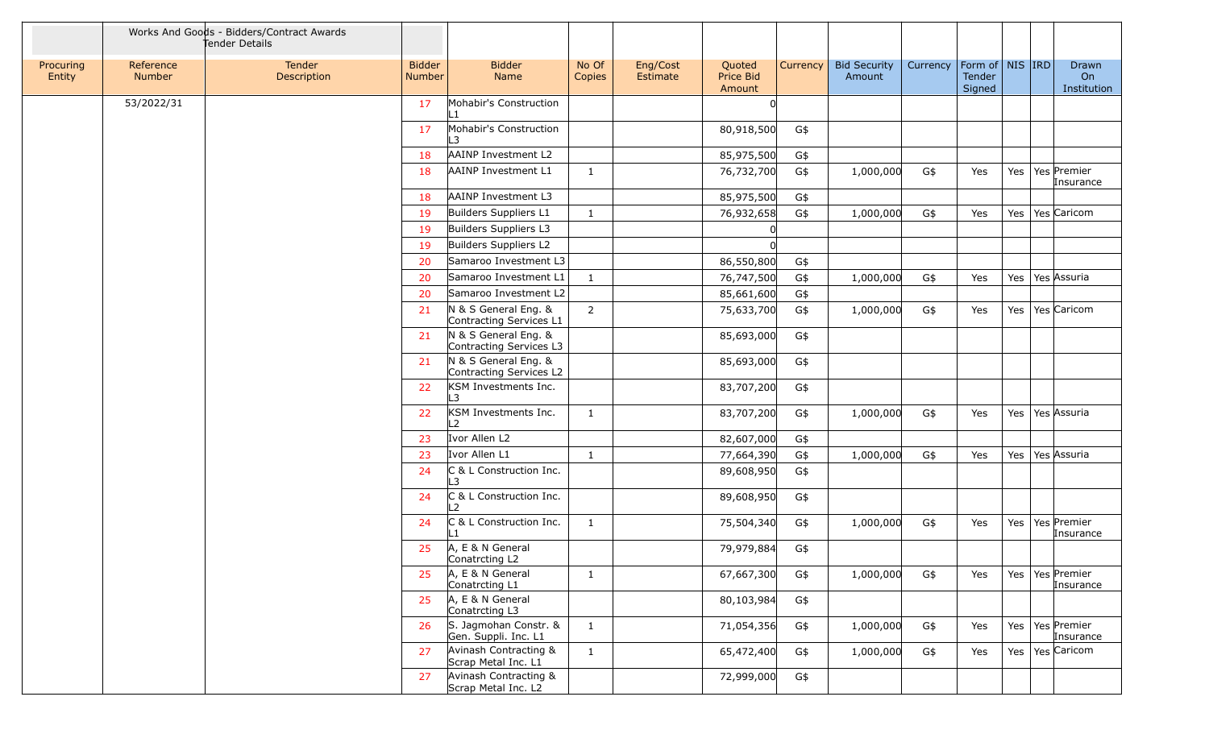| | Works And Goods - Bidders/Contract Awards Tender Details | | | | | | | | | | | | | |
|---|---|---|---|---|---|---|---|---|---|---|---|---|---|---|
| Procuring Entity | Reference Number | Tender Description | Bidder Number | Bidder Name | No Of Copies | Eng/Cost Estimate | Quoted Price Bid Amount | Currency | Bid Security Amount | Currency | Form of Tender Signed | NIS | IRD | Drawn On Institution |
| | 53/2022/31 | | 17 | Mohabir's Construction L1 | | | 0 | | | | | | | |
| | | | 17 | Mohabir's Construction L3 | | | 80,918,500 | G$ | | | | | | |
| | | | 18 | AAINP Investment L2 | | | 85,975,500 | G$ | | | | | | |
| | | | 18 | AAINP Investment L1 | 1 | | 76,732,700 | G$ | 1,000,000 | G$ | Yes | Yes | Yes | Premier Insurance |
| | | | 18 | AAINP Investment L3 | | | 85,975,500 | G$ | | | | | | |
| | | | 19 | Builders Suppliers L1 | 1 | | 76,932,658 | G$ | 1,000,000 | G$ | Yes | Yes | Yes | Caricom |
| | | | 19 | Builders Suppliers L3 | | | 0 | | | | | | | |
| | | | 19 | Builders Suppliers L2 | | | 0 | | | | | | | |
| | | | 20 | Samaroo Investment L3 | | | 86,550,800 | G$ | | | | | | |
| | | | 20 | Samaroo Investment L1 | 1 | | 76,747,500 | G$ | 1,000,000 | G$ | Yes | Yes | Yes | Assuria |
| | | | 20 | Samaroo Investment L2 | | | 85,661,600 | G$ | | | | | | |
| | | | 21 | N & S General Eng. & Contracting Services L1 | 2 | | 75,633,700 | G$ | 1,000,000 | G$ | Yes | Yes | Yes | Caricom |
| | | | 21 | N & S General Eng. & Contracting Services L3 | | | 85,693,000 | G$ | | | | | | |
| | | | 21 | N & S General Eng. & Contracting Services L2 | | | 85,693,000 | G$ | | | | | | |
| | | | 22 | KSM Investments Inc. L3 | | | 83,707,200 | G$ | | | | | | |
| | | | 22 | KSM Investments Inc. L2 | 1 | | 83,707,200 | G$ | 1,000,000 | G$ | Yes | Yes | Yes | Assuria |
| | | | 23 | Ivor Allen L2 | | | 82,607,000 | G$ | | | | | | |
| | | | 23 | Ivor Allen L1 | 1 | | 77,664,390 | G$ | 1,000,000 | G$ | Yes | Yes | Yes | Assuria |
| | | | 24 | C & L Construction Inc. L3 | | | 89,608,950 | G$ | | | | | | |
| | | | 24 | C & L Construction Inc. L2 | | | 89,608,950 | G$ | | | | | | |
| | | | 24 | C & L Construction Inc. L1 | 1 | | 75,504,340 | G$ | 1,000,000 | G$ | Yes | Yes | Yes | Premier Insurance |
| | | | 25 | A, E & N General Conatrcting L2 | | | 79,979,884 | G$ | | | | | | |
| | | | 25 | A, E & N General Conatrcting L1 | 1 | | 67,667,300 | G$ | 1,000,000 | G$ | Yes | Yes | Yes | Premier Insurance |
| | | | 25 | A, E & N General Conatrcting L3 | | | 80,103,984 | G$ | | | | | | |
| | | | 26 | S. Jagmohan Constr. & Gen. Suppli. Inc. L1 | 1 | | 71,054,356 | G$ | 1,000,000 | G$ | Yes | Yes | Yes | Premier Insurance |
| | | | 27 | Avinash Contracting & Scrap Metal Inc. L1 | 1 | | 65,472,400 | G$ | 1,000,000 | G$ | Yes | Yes | Yes | Caricom |
| | | | 27 | Avinash Contracting & Scrap Metal Inc. L2 | | | 72,999,000 | G$ | | | | | | |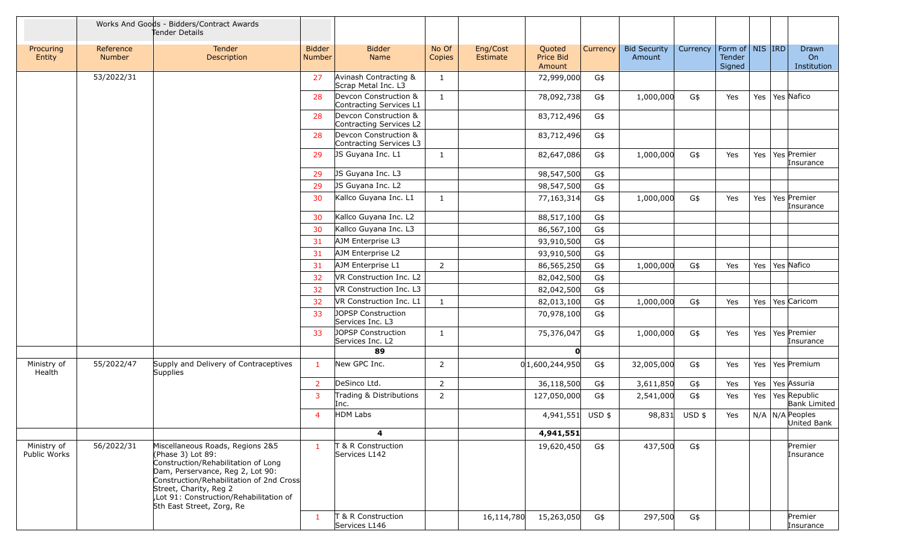| Procuring Entity | Reference Number | Tender Description | Bidder Number | Bidder Name | No Of Copies | Eng/Cost Estimate | Quoted Price Bid Amount | Currency | Bid Security Amount | Currency | Form of Tender Signed | NIS | IRD | Drawn On Institution |
|---|---|---|---|---|---|---|---|---|---|---|---|---|---|---|
| | | Works And Goods - Bidders/Contract Awards Tender Details | | | | | | | | | | | | |
| | 53/2022/31 | | 27 | Avinash Contracting & Scrap Metal Inc. L3 | 1 | | 72,999,000 | G$ | | | | | | |
| | | | 28 | Devcon Construction & Contracting Services L1 | 1 | | 78,092,738 | G$ | 1,000,000 | G$ | Yes | Yes | Yes | Nafico |
| | | | 28 | Devcon Construction & Contracting Services L2 | | | 83,712,496 | G$ | | | | | | |
| | | | 28 | Devcon Construction & Contracting Services L3 | | | 83,712,496 | G$ | | | | | | |
| | | | 29 | JS Guyana Inc. L1 | 1 | | 82,647,086 | G$ | 1,000,000 | G$ | Yes | Yes | Yes | Premier Insurance |
| | | | 29 | JS Guyana Inc. L3 | | | 98,547,500 | G$ | | | | | | |
| | | | 29 | JS Guyana Inc. L2 | | | 98,547,500 | G$ | | | | | | |
| | | | 30 | Kallco Guyana Inc. L1 | 1 | | 77,163,314 | G$ | 1,000,000 | G$ | Yes | Yes | Yes | Premier Insurance |
| | | | 30 | Kallco Guyana Inc. L2 | | | 88,517,100 | G$ | | | | | | |
| | | | 30 | Kallco Guyana Inc. L3 | | | 86,567,100 | G$ | | | | | | |
| | | | 31 | AJM Enterprise L3 | | | 93,910,500 | G$ | | | | | | |
| | | | 31 | AJM Enterprise L2 | | | 93,910,500 | G$ | | | | | | |
| | | | 31 | AJM Enterprise L1 | 2 | | 86,565,250 | G$ | 1,000,000 | G$ | Yes | Yes | Yes | Nafico |
| | | | 32 | VR Construction Inc. L2 | | | 82,042,500 | G$ | | | | | | |
| | | | 32 | VR Construction Inc. L3 | | | 82,042,500 | G$ | | | | | | |
| | | | 32 | VR Construction Inc. L1 | 1 | | 82,013,100 | G$ | 1,000,000 | G$ | Yes | Yes | Yes | Caricom |
| | | | 33 | JOPSP Construction Services Inc. L3 | | | 70,978,100 | G$ | | | | | | |
| | | | 33 | JOPSP Construction Services Inc. L2 | 1 | | 75,376,047 | G$ | 1,000,000 | G$ | Yes | Yes | Yes | Premier Insurance |
| | | | | **89** | | | **0** | | | | | | | |
| Ministry of Health | 55/2022/47 | Supply and Delivery of Contraceptives Supplies | 1 | New GPC Inc. | 2 | 0 | 1,600,244,950 | G$ | 32,005,000 | G$ | Yes | Yes | Yes | Premium |
| | | | 2 | DeSinco Ltd. | 2 | | 36,118,500 | G$ | 3,611,850 | G$ | Yes | Yes | Yes | Assuria |
| | | | 3 | Trading & Distributions Inc. | 2 | | 127,050,000 | G$ | 2,541,000 | G$ | Yes | Yes | Yes | Republic Bank Limited |
| | | | 4 | HDM Labs | | | 4,941,551 | USD $ | 98,831 | USD $ | Yes | N/A | N/A | Peoples United Bank |
| | | | | **4** | | | **4,941,551** | | | | | | | |
| Ministry of Public Works | 56/2022/31 | Miscellaneous Roads, Regions 2&5 (Phase 3) Lot 89: Construction/Rehabilitation of Long Dam, Perservance, Reg 2, Lot 90: Construction/Rehabilitation of 2nd Cross Street, Charity, Reg 2 ,Lot 91: Construction/Rehabilitation of 5th East Street, Zorg, Re | 1 | T & R Construction Services L142 | | | 19,620,450 | G$ | 437,500 | G$ | | | | Premier Insurance |
| | | | 1 | T & R Construction Services L146 | | 16,114,780 | 15,263,050 | G$ | 297,500 | G$ | | | | Premier Insurance |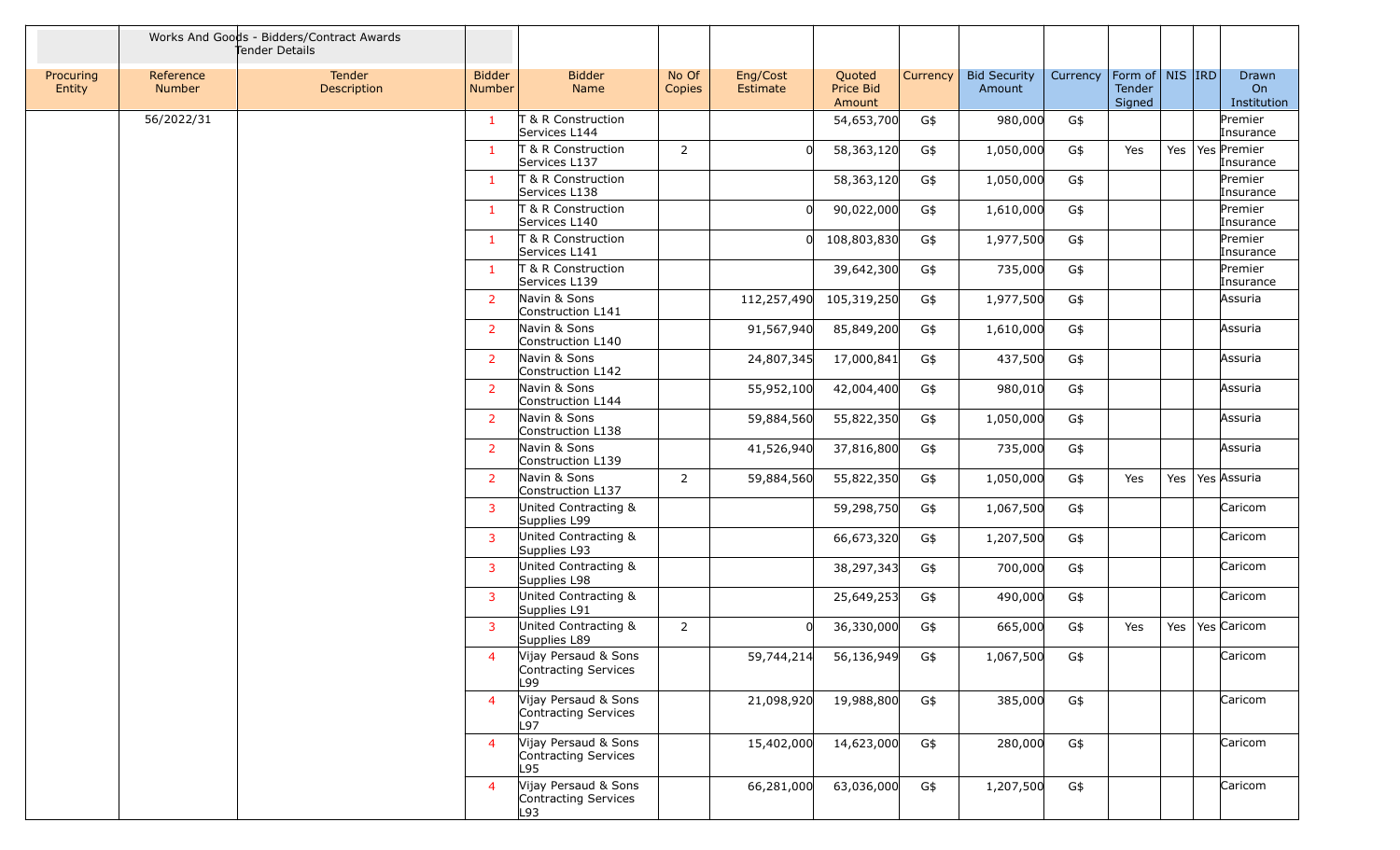| | Works And Goods - Bidders/Contract Awards Tender Details | | | | | | | | | | | | | | |
|---|---|---|---|---|---|---|---|---|---|---|---|---|---|---|---|
| Procuring Entity | Reference Number | Tender Description | Bidder Number | Bidder Name | No Of Copies | Eng/Cost Estimate | Quoted Price Bid Amount | Currency | Bid Security Amount | Currency | Form of Tender Signed | NIS | IRD | Drawn On Institution |
| | 56/2022/31 | | 1 | T & R Construction Services L144 | | | 54,653,700 | G$ | 980,000 | G$ | | | | Premier Insurance |
| | | | 1 | T & R Construction Services L137 | 2 | 0 | 58,363,120 | G$ | 1,050,000 | G$ | Yes | Yes | Yes | Premier Insurance |
| | | | 1 | T & R Construction Services L138 | | | 58,363,120 | G$ | 1,050,000 | G$ | | | | Premier Insurance |
| | | | 1 | T & R Construction Services L140 | | 0 | 90,022,000 | G$ | 1,610,000 | G$ | | | | Premier Insurance |
| | | | 1 | T & R Construction Services L141 | | 0 | 108,803,830 | G$ | 1,977,500 | G$ | | | | Premier Insurance |
| | | | 1 | T & R Construction Services L139 | | | 39,642,300 | G$ | 735,000 | G$ | | | | Premier Insurance |
| | | | 2 | Navin & Sons Construction L141 | | 112,257,490 | 105,319,250 | G$ | 1,977,500 | G$ | | | | Assuria |
| | | | 2 | Navin & Sons Construction L140 | | 91,567,940 | 85,849,200 | G$ | 1,610,000 | G$ | | | | Assuria |
| | | | 2 | Navin & Sons Construction L142 | | 24,807,345 | 17,000,841 | G$ | 437,500 | G$ | | | | Assuria |
| | | | 2 | Navin & Sons Construction L144 | | 55,952,100 | 42,004,400 | G$ | 980,010 | G$ | | | | Assuria |
| | | | 2 | Navin & Sons Construction L138 | | 59,884,560 | 55,822,350 | G$ | 1,050,000 | G$ | | | | Assuria |
| | | | 2 | Navin & Sons Construction L139 | | 41,526,940 | 37,816,800 | G$ | 735,000 | G$ | | | | Assuria |
| | | | 2 | Navin & Sons Construction L137 | 2 | 59,884,560 | 55,822,350 | G$ | 1,050,000 | G$ | Yes | Yes | Yes | Assuria |
| | | | 3 | United Contracting & Supplies L99 | | | 59,298,750 | G$ | 1,067,500 | G$ | | | | Caricom |
| | | | 3 | United Contracting & Supplies L93 | | | 66,673,320 | G$ | 1,207,500 | G$ | | | | Caricom |
| | | | 3 | United Contracting & Supplies L98 | | | 38,297,343 | G$ | 700,000 | G$ | | | | Caricom |
| | | | 3 | United Contracting & Supplies L91 | | | 25,649,253 | G$ | 490,000 | G$ | | | | Caricom |
| | | | 3 | United Contracting & Supplies L89 | 2 | 0 | 36,330,000 | G$ | 665,000 | G$ | Yes | Yes | Yes | Caricom |
| | | | 4 | Vijay Persaud & Sons Contracting Services L99 | | 59,744,214 | 56,136,949 | G$ | 1,067,500 | G$ | | | | Caricom |
| | | | 4 | Vijay Persaud & Sons Contracting Services L97 | | 21,098,920 | 19,988,800 | G$ | 385,000 | G$ | | | | Caricom |
| | | | 4 | Vijay Persaud & Sons Contracting Services L95 | | 15,402,000 | 14,623,000 | G$ | 280,000 | G$ | | | | Caricom |
| | | | 4 | Vijay Persaud & Sons Contracting Services L93 | | 66,281,000 | 63,036,000 | G$ | 1,207,500 | G$ | | | | Caricom |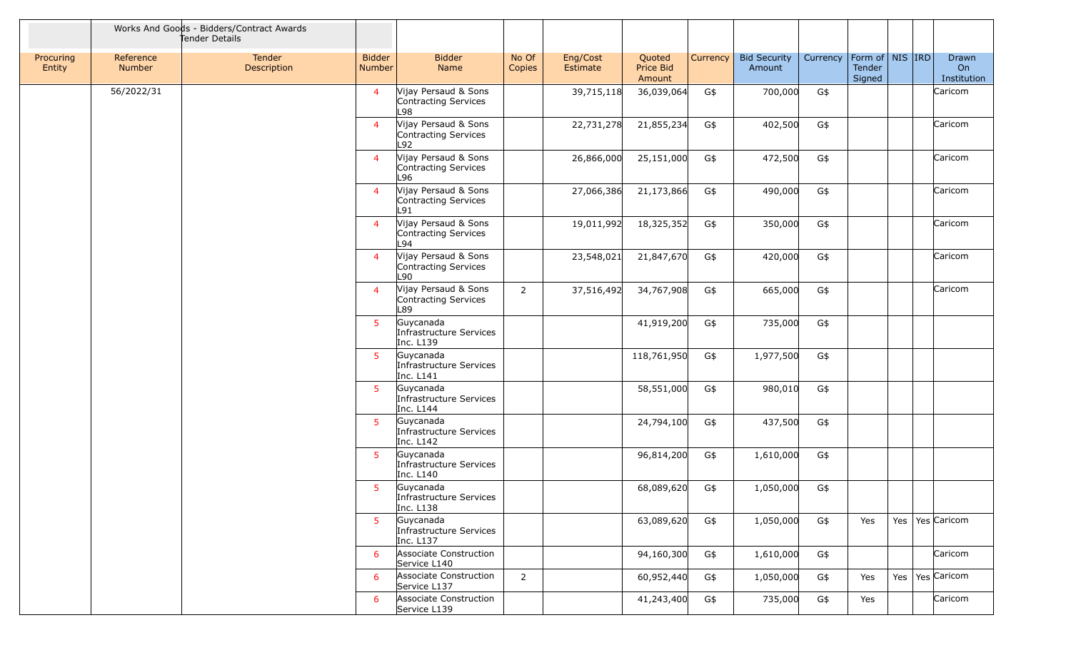| | Works And Goods - Bidders/Contract Awards Tender Details | | | | | | | | | | | | | |
|---|---|---|---|---|---|---|---|---|---|---|---|---|---|---|
| Procuring Entity | Reference Number | Tender Description | Bidder Number | Bidder Name | No Of Copies | Eng/Cost Estimate | Quoted Price Bid Amount | Currency | Bid Security Amount | Currency | Form of Tender Signed | NIS | IRD | Drawn On Institution |
| | 56/2022/31 | | 4 | Vijay Persaud & Sons Contracting Services L98 | | 39,715,118 | 36,039,064 | G$ | 700,000 | G$ | | | | Caricom |
| | | | 4 | Vijay Persaud & Sons Contracting Services L92 | | 22,731,278 | 21,855,234 | G$ | 402,500 | G$ | | | | Caricom |
| | | | 4 | Vijay Persaud & Sons Contracting Services L96 | | 26,866,000 | 25,151,000 | G$ | 472,500 | G$ | | | | Caricom |
| | | | 4 | Vijay Persaud & Sons Contracting Services L91 | | 27,066,386 | 21,173,866 | G$ | 490,000 | G$ | | | | Caricom |
| | | | 4 | Vijay Persaud & Sons Contracting Services L94 | | 19,011,992 | 18,325,352 | G$ | 350,000 | G$ | | | | Caricom |
| | | | 4 | Vijay Persaud & Sons Contracting Services L90 | | 23,548,021 | 21,847,670 | G$ | 420,000 | G$ | | | | Caricom |
| | | | 4 | Vijay Persaud & Sons Contracting Services L89 | 2 | 37,516,492 | 34,767,908 | G$ | 665,000 | G$ | | | | Caricom |
| | | | 5 | Guycanada Infrastructure Services Inc. L139 | | | 41,919,200 | G$ | 735,000 | G$ | | | | |
| | | | 5 | Guycanada Infrastructure Services Inc. L141 | | | 118,761,950 | G$ | 1,977,500 | G$ | | | | |
| | | | 5 | Guycanada Infrastructure Services Inc. L144 | | | 58,551,000 | G$ | 980,010 | G$ | | | | |
| | | | 5 | Guycanada Infrastructure Services Inc. L142 | | | 24,794,100 | G$ | 437,500 | G$ | | | | |
| | | | 5 | Guycanada Infrastructure Services Inc. L140 | | | 96,814,200 | G$ | 1,610,000 | G$ | | | | |
| | | | 5 | Guycanada Infrastructure Services Inc. L138 | | | 68,089,620 | G$ | 1,050,000 | G$ | | | | |
| | | | 5 | Guycanada Infrastructure Services Inc. L137 | | | 63,089,620 | G$ | 1,050,000 | G$ | Yes | Yes | Yes | Caricom |
| | | | 6 | Associate Construction Service L140 | | | 94,160,300 | G$ | 1,610,000 | G$ | | | | Caricom |
| | | | 6 | Associate Construction Service L137 | 2 | | 60,952,440 | G$ | 1,050,000 | G$ | Yes | Yes | Yes | Caricom |
| | | | 6 | Associate Construction Service L139 | | | 41,243,400 | G$ | 735,000 | G$ | Yes | | | Caricom |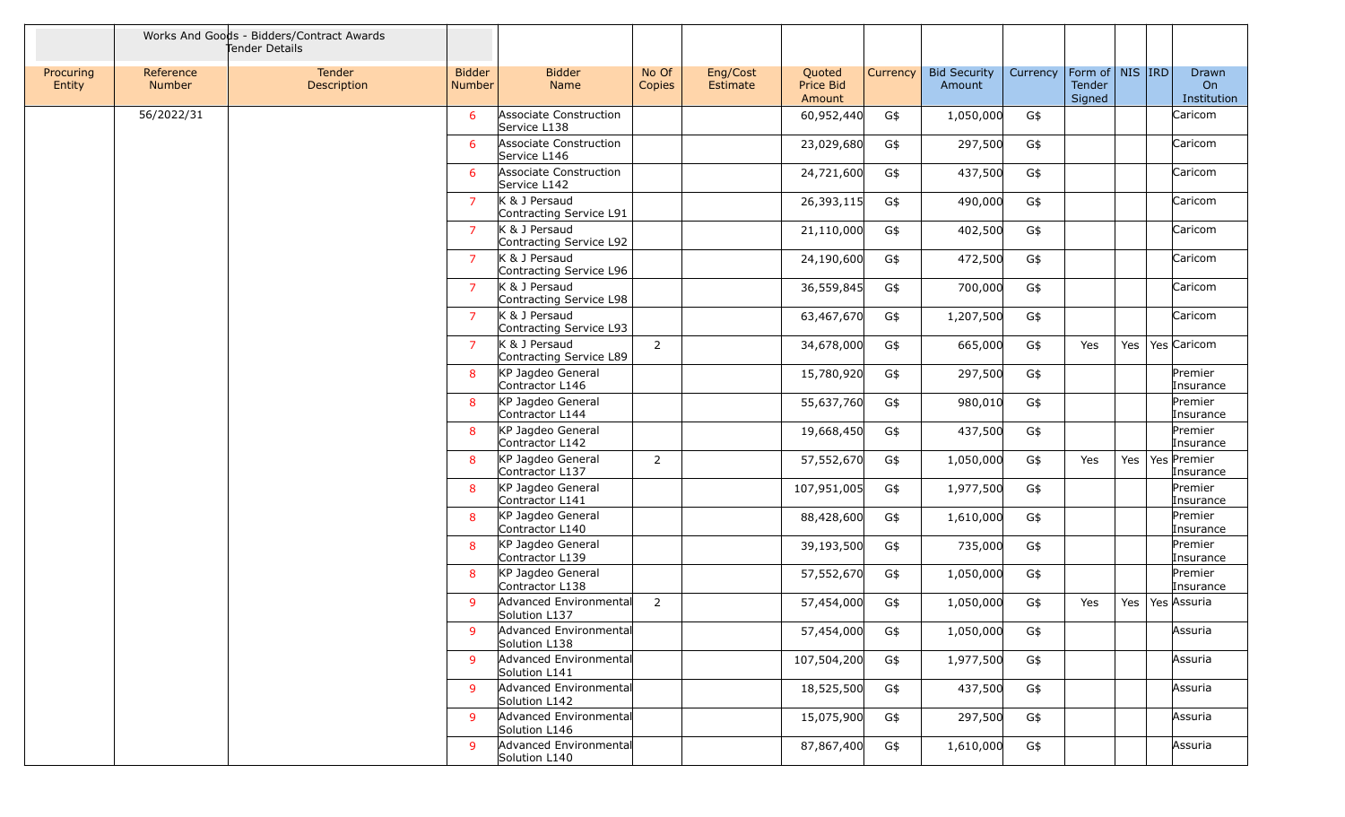| | Works And Goods - Bidders/Contract Awards Tender Details | | | | | | | | | | | | | | |
|---|---|---|---|---|---|---|---|---|---|---|---|---|---|---|---|
| Procuring Entity | Reference Number | Tender Description | Bidder Number | Bidder Name | No Of Copies | Eng/Cost Estimate | Quoted Price Bid Amount | Currency | Bid Security Amount | Currency | Form of Tender Signed | NIS | IRD | Drawn On Institution |
| | 56/2022/31 | | 6 | Associate Construction Service L138 | | | 60,952,440 | G$ | 1,050,000 | G$ | | | | Caricom |
| | | | 6 | Associate Construction Service L146 | | | 23,029,680 | G$ | 297,500 | G$ | | | | Caricom |
| | | | 6 | Associate Construction Service L142 | | | 24,721,600 | G$ | 437,500 | G$ | | | | Caricom |
| | | | 7 | K & J Persaud Contracting Service L91 | | | 26,393,115 | G$ | 490,000 | G$ | | | | Caricom |
| | | | 7 | K & J Persaud Contracting Service L92 | | | 21,110,000 | G$ | 402,500 | G$ | | | | Caricom |
| | | | 7 | K & J Persaud Contracting Service L96 | | | 24,190,600 | G$ | 472,500 | G$ | | | | Caricom |
| | | | 7 | K & J Persaud Contracting Service L98 | | | 36,559,845 | G$ | 700,000 | G$ | | | | Caricom |
| | | | 7 | K & J Persaud Contracting Service L93 | | | 63,467,670 | G$ | 1,207,500 | G$ | | | | Caricom |
| | | | 7 | K & J Persaud Contracting Service L89 | 2 | | 34,678,000 | G$ | 665,000 | G$ | Yes | Yes | Yes | Caricom |
| | | | 8 | KP Jagdeo General Contractor L146 | | | 15,780,920 | G$ | 297,500 | G$ | | | | Premier Insurance |
| | | | 8 | KP Jagdeo General Contractor L144 | | | 55,637,760 | G$ | 980,010 | G$ | | | | Premier Insurance |
| | | | 8 | KP Jagdeo General Contractor L142 | | | 19,668,450 | G$ | 437,500 | G$ | | | | Premier Insurance |
| | | | 8 | KP Jagdeo General Contractor L137 | 2 | | 57,552,670 | G$ | 1,050,000 | G$ | Yes | Yes | Yes | Premier Insurance |
| | | | 8 | KP Jagdeo General Contractor L141 | | | 107,951,005 | G$ | 1,977,500 | G$ | | | | Premier Insurance |
| | | | 8 | KP Jagdeo General Contractor L140 | | | 88,428,600 | G$ | 1,610,000 | G$ | | | | Premier Insurance |
| | | | 8 | KP Jagdeo General Contractor L139 | | | 39,193,500 | G$ | 735,000 | G$ | | | | Premier Insurance |
| | | | 8 | KP Jagdeo General Contractor L138 | | | 57,552,670 | G$ | 1,050,000 | G$ | | | | Premier Insurance |
| | | | 9 | Advanced Environmental Solution L137 | 2 | | 57,454,000 | G$ | 1,050,000 | G$ | Yes | Yes | Yes | Assuria |
| | | | 9 | Advanced Environmental Solution L138 | | | 57,454,000 | G$ | 1,050,000 | G$ | | | | Assuria |
| | | | 9 | Advanced Environmental Solution L141 | | | 107,504,200 | G$ | 1,977,500 | G$ | | | | Assuria |
| | | | 9 | Advanced Environmental Solution L142 | | | 18,525,500 | G$ | 437,500 | G$ | | | | Assuria |
| | | | 9 | Advanced Environmental Solution L146 | | | 15,075,900 | G$ | 297,500 | G$ | | | | Assuria |
| | | | 9 | Advanced Environmental Solution L140 | | | 87,867,400 | G$ | 1,610,000 | G$ | | | | Assuria |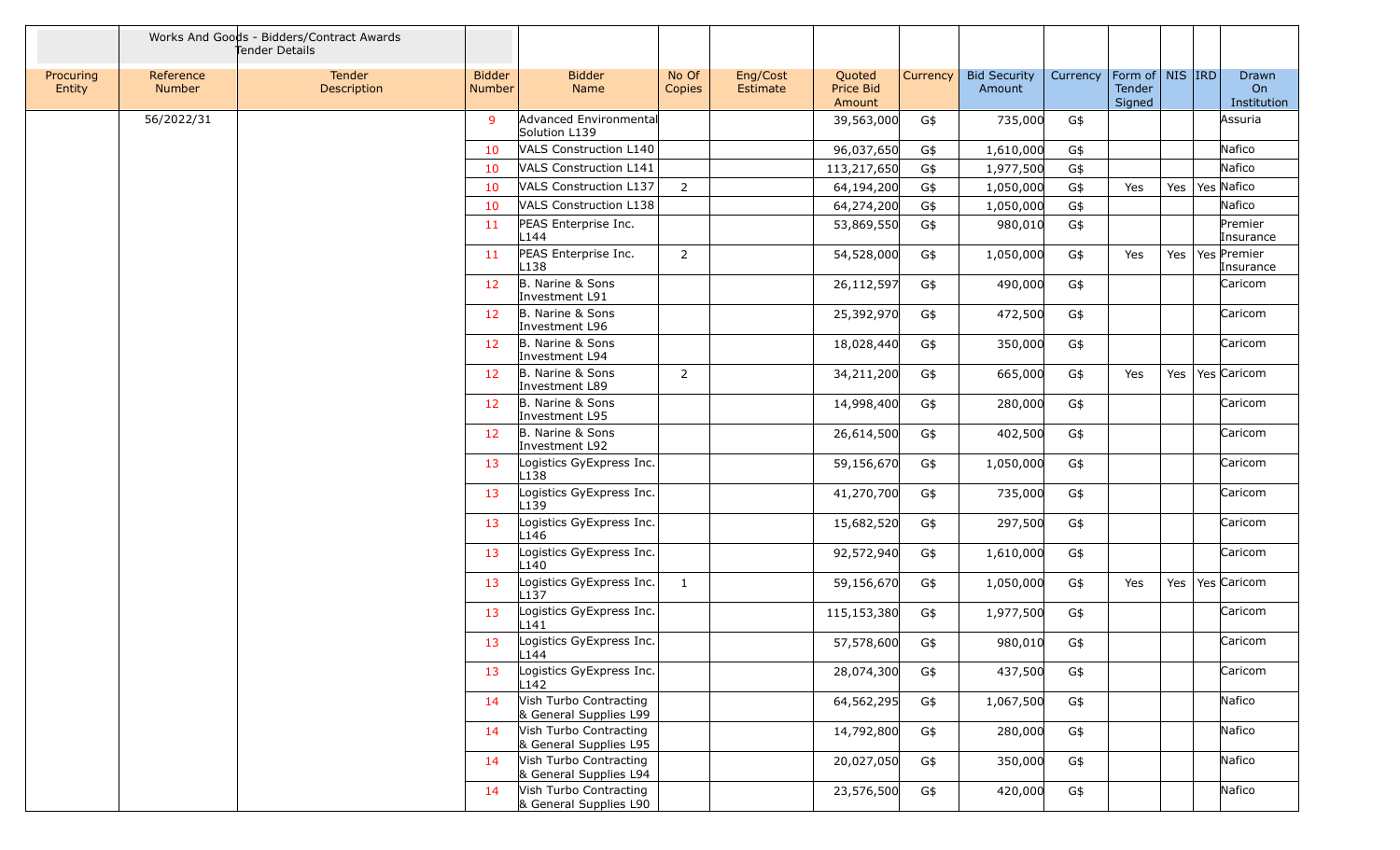| | Works And Goods - Bidders/Contract Awards Tender Details | | | | | | | | | | | | | | |
|---|---|---|---|---|---|---|---|---|---|---|---|---|---|---|---|
| Procuring Entity | Reference Number | Tender Description | Bidder Number | Bidder Name | No Of Copies | Eng/Cost Estimate | Quoted Price Bid Amount | Currency | Bid Security Amount | Currency | Form of Tender Signed | NIS | IRD | Drawn On Institution |
| | 56/2022/31 | | 9 | Advanced Environmental Solution L139 | | | 39,563,000 | G$ | 735,000 | G$ | | | | Assuria |
| | | | 10 | VALS Construction L140 | | | 96,037,650 | G$ | 1,610,000 | G$ | | | | Nafico |
| | | | 10 | VALS Construction L141 | | | 113,217,650 | G$ | 1,977,500 | G$ | | | | Nafico |
| | | | 10 | VALS Construction L137 | 2 | | 64,194,200 | G$ | 1,050,000 | G$ | Yes | Yes | Yes | Nafico |
| | | | 10 | VALS Construction L138 | | | 64,274,200 | G$ | 1,050,000 | G$ | | | | Nafico |
| | | | 11 | PEAS Enterprise Inc. L144 | | | 53,869,550 | G$ | 980,010 | G$ | | | | Premier Insurance |
| | | | 11 | PEAS Enterprise Inc. L138 | 2 | | 54,528,000 | G$ | 1,050,000 | G$ | Yes | Yes | Yes | Premier Insurance |
| | | | 12 | B. Narine & Sons Investment L91 | | | 26,112,597 | G$ | 490,000 | G$ | | | | Caricom |
| | | | 12 | B. Narine & Sons Investment L96 | | | 25,392,970 | G$ | 472,500 | G$ | | | | Caricom |
| | | | 12 | B. Narine & Sons Investment L94 | | | 18,028,440 | G$ | 350,000 | G$ | | | | Caricom |
| | | | 12 | B. Narine & Sons Investment L89 | 2 | | 34,211,200 | G$ | 665,000 | G$ | Yes | Yes | Yes | Caricom |
| | | | 12 | B. Narine & Sons Investment L95 | | | 14,998,400 | G$ | 280,000 | G$ | | | | Caricom |
| | | | 12 | B. Narine & Sons Investment L92 | | | 26,614,500 | G$ | 402,500 | G$ | | | | Caricom |
| | | | 13 | Logistics GyExpress Inc. L138 | | | 59,156,670 | G$ | 1,050,000 | G$ | | | | Caricom |
| | | | 13 | Logistics GyExpress Inc. L139 | | | 41,270,700 | G$ | 735,000 | G$ | | | | Caricom |
| | | | 13 | Logistics GyExpress Inc. L146 | | | 15,682,520 | G$ | 297,500 | G$ | | | | Caricom |
| | | | 13 | Logistics GyExpress Inc. L140 | | | 92,572,940 | G$ | 1,610,000 | G$ | | | | Caricom |
| | | | 13 | Logistics GyExpress Inc. L137 | 1 | | 59,156,670 | G$ | 1,050,000 | G$ | Yes | Yes | Yes | Caricom |
| | | | 13 | Logistics GyExpress Inc. L141 | | | 115,153,380 | G$ | 1,977,500 | G$ | | | | Caricom |
| | | | 13 | Logistics GyExpress Inc. L144 | | | 57,578,600 | G$ | 980,010 | G$ | | | | Caricom |
| | | | 13 | Logistics GyExpress Inc. L142 | | | 28,074,300 | G$ | 437,500 | G$ | | | | Caricom |
| | | | 14 | Vish Turbo Contracting & General Supplies L99 | | | 64,562,295 | G$ | 1,067,500 | G$ | | | | Nafico |
| | | | 14 | Vish Turbo Contracting & General Supplies L95 | | | 14,792,800 | G$ | 280,000 | G$ | | | | Nafico |
| | | | 14 | Vish Turbo Contracting & General Supplies L94 | | | 20,027,050 | G$ | 350,000 | G$ | | | | Nafico |
| | | | 14 | Vish Turbo Contracting & General Supplies L90 | | | 23,576,500 | G$ | 420,000 | G$ | | | | Nafico |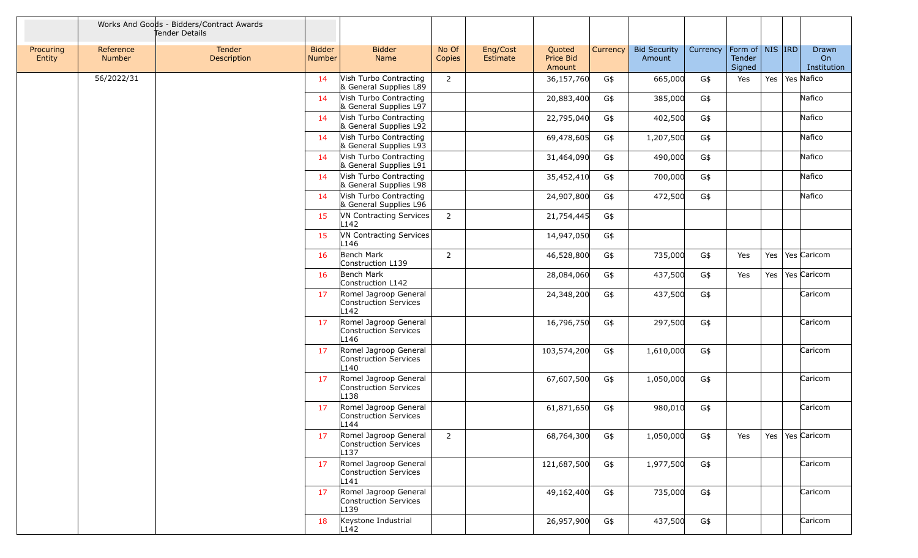| | Works And Goods - Bidders/Contract Awards Tender Details | | | | | | | | | | | | | |
|---|---|---|---|---|---|---|---|---|---|---|---|---|---|---|
| Procuring Entity | Reference Number | Tender Description | Bidder Number | Bidder Name | No Of Copies | Eng/Cost Estimate | Quoted Price Bid Amount | Currency | Bid Security Amount | Currency | Form of Tender Signed | NIS | IRD | Drawn On Institution |
| | 56/2022/31 | | 14 | Vish Turbo Contracting & General Supplies L89 | 2 | | 36,157,760 | G$ | 665,000 | G$ | Yes | Yes | Yes | Nafico |
| | | | 14 | Vish Turbo Contracting & General Supplies L97 | | | 20,883,400 | G$ | 385,000 | G$ | | | | Nafico |
| | | | 14 | Vish Turbo Contracting & General Supplies L92 | | | 22,795,040 | G$ | 402,500 | G$ | | | | Nafico |
| | | | 14 | Vish Turbo Contracting & General Supplies L93 | | | 69,478,605 | G$ | 1,207,500 | G$ | | | | Nafico |
| | | | 14 | Vish Turbo Contracting & General Supplies L91 | | | 31,464,090 | G$ | 490,000 | G$ | | | | Nafico |
| | | | 14 | Vish Turbo Contracting & General Supplies L98 | | | 35,452,410 | G$ | 700,000 | G$ | | | | Nafico |
| | | | 14 | Vish Turbo Contracting & General Supplies L96 | | | 24,907,800 | G$ | 472,500 | G$ | | | | Nafico |
| | | | 15 | VN Contracting Services L142 | 2 | | 21,754,445 | G$ | | | | | | |
| | | | 15 | VN Contracting Services L146 | | | 14,947,050 | G$ | | | | | | |
| | | | 16 | Bench Mark Construction L139 | 2 | | 46,528,800 | G$ | 735,000 | G$ | Yes | Yes | Yes | Caricom |
| | | | 16 | Bench Mark Construction L142 | | | 28,084,060 | G$ | 437,500 | G$ | Yes | Yes | Yes | Caricom |
| | | | 17 | Romel Jagroop General Construction Services L142 | | | 24,348,200 | G$ | 437,500 | G$ | | | | Caricom |
| | | | 17 | Romel Jagroop General Construction Services L146 | | | 16,796,750 | G$ | 297,500 | G$ | | | | Caricom |
| | | | 17 | Romel Jagroop General Construction Services L140 | | | 103,574,200 | G$ | 1,610,000 | G$ | | | | Caricom |
| | | | 17 | Romel Jagroop General Construction Services L138 | | | 67,607,500 | G$ | 1,050,000 | G$ | | | | Caricom |
| | | | 17 | Romel Jagroop General Construction Services L144 | | | 61,871,650 | G$ | 980,010 | G$ | | | | Caricom |
| | | | 17 | Romel Jagroop General Construction Services L137 | 2 | | 68,764,300 | G$ | 1,050,000 | G$ | Yes | Yes | Yes | Caricom |
| | | | 17 | Romel Jagroop General Construction Services L141 | | | 121,687,500 | G$ | 1,977,500 | G$ | | | | Caricom |
| | | | 17 | Romel Jagroop General Construction Services L139 | | | 49,162,400 | G$ | 735,000 | G$ | | | | Caricom |
| | | | 18 | Keystone Industrial L142 | | | 26,957,900 | G$ | 437,500 | G$ | | | | Caricom |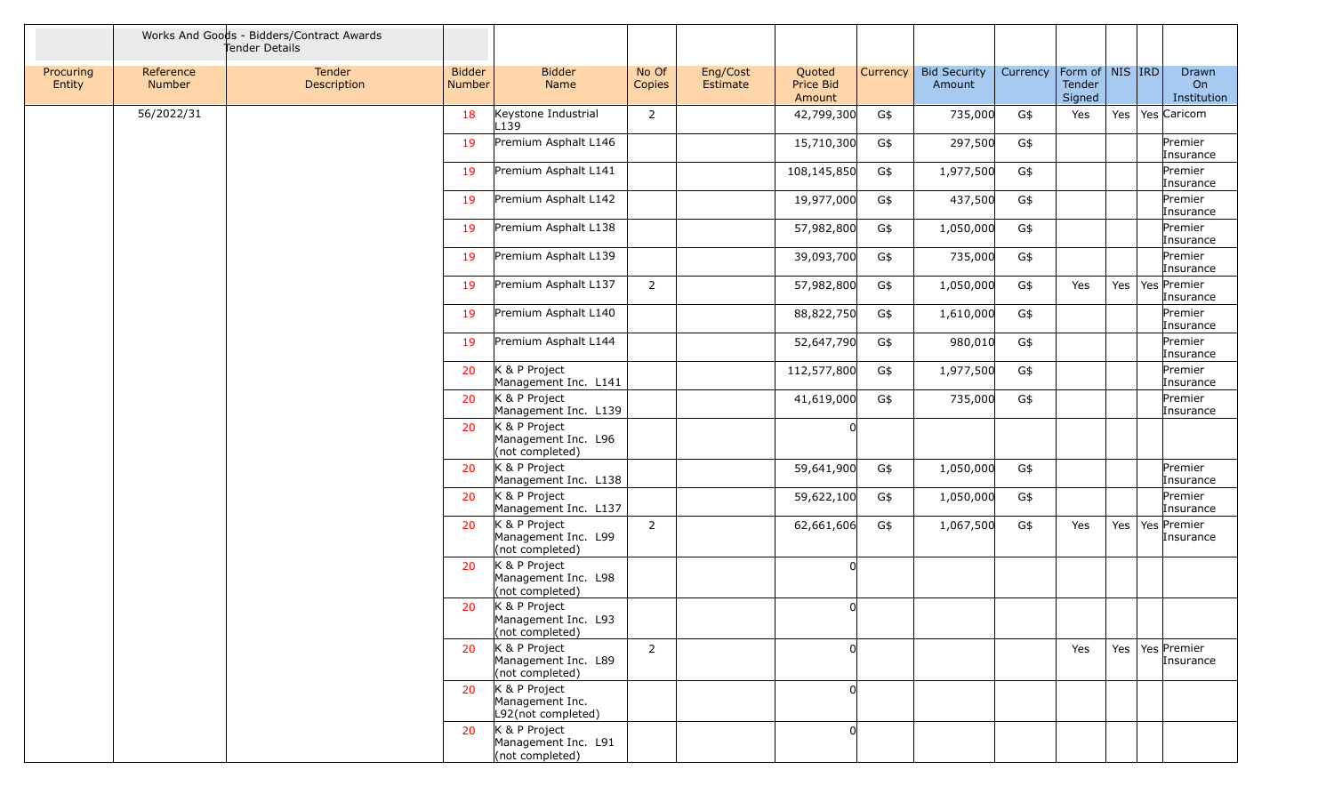| | Works And Goods - Bidders/Contract Awards Tender Details | | | | | | | | | | | | | |
|---|---|---|---|---|---|---|---|---|---|---|---|---|---|---|
| Procuring Entity | Reference Number | Tender Description | Bidder Number | Bidder Name | No Of Copies | Eng/Cost Estimate | Quoted Price Bid Amount | Currency | Bid Security Amount | Currency | Form of Tender Signed | NIS | IRD | Drawn On Institution |
| | 56/2022/31 | | 18 | Keystone Industrial L139 | 2 | | 42,799,300 | G$ | 735,000 | G$ | Yes | Yes | Yes | Caricom |
| | | | 19 | Premium Asphalt L146 | | | 15,710,300 | G$ | 297,500 | G$ | | | | Premier Insurance |
| | | | 19 | Premium Asphalt L141 | | | 108,145,850 | G$ | 1,977,500 | G$ | | | | Premier Insurance |
| | | | 19 | Premium Asphalt L142 | | | 19,977,000 | G$ | 437,500 | G$ | | | | Premier Insurance |
| | | | 19 | Premium Asphalt L138 | | | 57,982,800 | G$ | 1,050,000 | G$ | | | | Premier Insurance |
| | | | 19 | Premium Asphalt L139 | | | 39,093,700 | G$ | 735,000 | G$ | | | | Premier Insurance |
| | | | 19 | Premium Asphalt L137 | 2 | | 57,982,800 | G$ | 1,050,000 | G$ | Yes | Yes | Yes | Premier Insurance |
| | | | 19 | Premium Asphalt L140 | | | 88,822,750 | G$ | 1,610,000 | G$ | | | | Premier Insurance |
| | | | 19 | Premium Asphalt L144 | | | 52,647,790 | G$ | 980,010 | G$ | | | | Premier Insurance |
| | | | 20 | K & P Project Management Inc. L141 | | | 112,577,800 | G$ | 1,977,500 | G$ | | | | Premier Insurance |
| | | | 20 | K & P Project Management Inc. L139 | | | 41,619,000 | G$ | 735,000 | G$ | | | | Premier Insurance |
| | | | 20 | K & P Project Management Inc. L96 (not completed) | | | 0 | | | | | | | |
| | | | 20 | K & P Project Management Inc. L138 | | | 59,641,900 | G$ | 1,050,000 | G$ | | | | Premier Insurance |
| | | | 20 | K & P Project Management Inc. L137 | | | 59,622,100 | G$ | 1,050,000 | G$ | | | | Premier Insurance |
| | | | 20 | K & P Project Management Inc. L99 (not completed) | 2 | | 62,661,606 | G$ | 1,067,500 | G$ | Yes | Yes | Yes | Premier Insurance |
| | | | 20 | K & P Project Management Inc. L98 (not completed) | | | 0 | | | | | | | |
| | | | 20 | K & P Project Management Inc. L93 (not completed) | | | 0 | | | | | | | |
| | | | 20 | K & P Project Management Inc. L89 (not completed) | 2 | | 0 | | | | Yes | Yes | Yes | Premier Insurance |
| | | | 20 | K & P Project Management Inc. L92(not completed) | | | 0 | | | | | | | |
| | | | 20 | K & P Project Management Inc. L91 (not completed) | | | 0 | | | | | | | |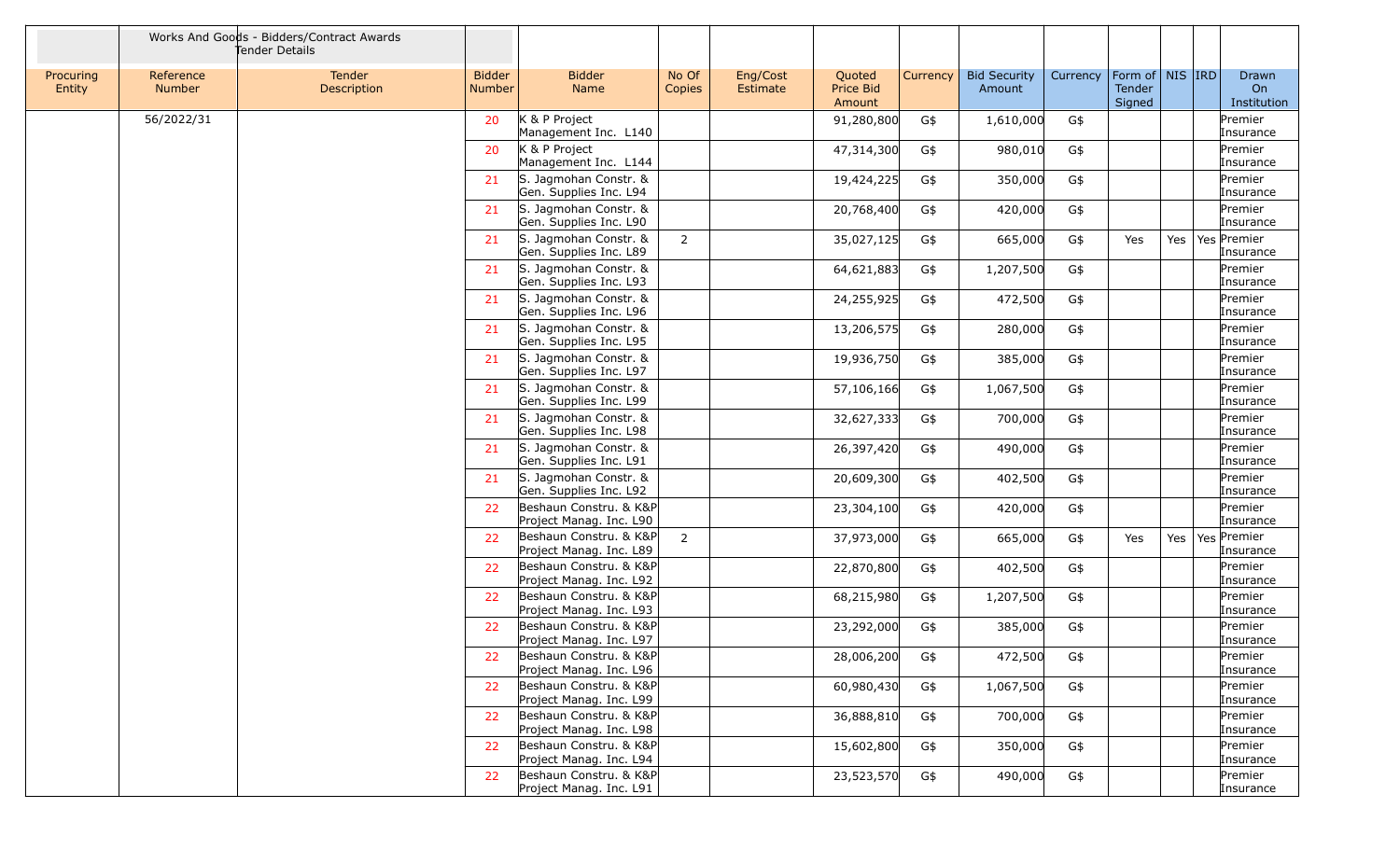| | Works And Goods - Bidders/Contract Awards Tender Details | | | | | | | | | | | | | |
|---|---|---|---|---|---|---|---|---|---|---|---|---|---|---|
| Procuring Entity | Reference Number | Tender Description | Bidder Number | Bidder Name | No Of Copies | Eng/Cost Estimate | Quoted Price Bid Amount | Currency | Bid Security Amount | Currency | Form of Tender Signed | NIS | IRD | Drawn On Institution |
| | 56/2022/31 | | 20 | K & P Project Management Inc. L140 | | | 91,280,800 | G$ | 1,610,000 | G$ | | | | Premier Insurance |
| | | | 20 | K & P Project Management Inc. L144 | | | 47,314,300 | G$ | 980,010 | G$ | | | | Premier Insurance |
| | | | 21 | S. Jagmohan Constr. & Gen. Supplies Inc. L94 | | | 19,424,225 | G$ | 350,000 | G$ | | | | Premier Insurance |
| | | | 21 | S. Jagmohan Constr. & Gen. Supplies Inc. L90 | | | 20,768,400 | G$ | 420,000 | G$ | | | | Premier Insurance |
| | | | 21 | S. Jagmohan Constr. & Gen. Supplies Inc. L89 | 2 | | 35,027,125 | G$ | 665,000 | G$ | Yes | Yes | Yes | Premier Insurance |
| | | | 21 | S. Jagmohan Constr. & Gen. Supplies Inc. L93 | | | 64,621,883 | G$ | 1,207,500 | G$ | | | | Premier Insurance |
| | | | 21 | S. Jagmohan Constr. & Gen. Supplies Inc. L96 | | | 24,255,925 | G$ | 472,500 | G$ | | | | Premier Insurance |
| | | | 21 | S. Jagmohan Constr. & Gen. Supplies Inc. L95 | | | 13,206,575 | G$ | 280,000 | G$ | | | | Premier Insurance |
| | | | 21 | S. Jagmohan Constr. & Gen. Supplies Inc. L97 | | | 19,936,750 | G$ | 385,000 | G$ | | | | Premier Insurance |
| | | | 21 | S. Jagmohan Constr. & Gen. Supplies Inc. L99 | | | 57,106,166 | G$ | 1,067,500 | G$ | | | | Premier Insurance |
| | | | 21 | S. Jagmohan Constr. & Gen. Supplies Inc. L98 | | | 32,627,333 | G$ | 700,000 | G$ | | | | Premier Insurance |
| | | | 21 | S. Jagmohan Constr. & Gen. Supplies Inc. L91 | | | 26,397,420 | G$ | 490,000 | G$ | | | | Premier Insurance |
| | | | 21 | S. Jagmohan Constr. & Gen. Supplies Inc. L92 | | | 20,609,300 | G$ | 402,500 | G$ | | | | Premier Insurance |
| | | | 22 | Beshaun Constru. & K&P Project Manag. Inc. L90 | | | 23,304,100 | G$ | 420,000 | G$ | | | | Premier Insurance |
| | | | 22 | Beshaun Constru. & K&P Project Manag. Inc. L89 | 2 | | 37,973,000 | G$ | 665,000 | G$ | Yes | Yes | Yes | Premier Insurance |
| | | | 22 | Beshaun Constru. & K&P Project Manag. Inc. L92 | | | 22,870,800 | G$ | 402,500 | G$ | | | | Premier Insurance |
| | | | 22 | Beshaun Constru. & K&P Project Manag. Inc. L93 | | | 68,215,980 | G$ | 1,207,500 | G$ | | | | Premier Insurance |
| | | | 22 | Beshaun Constru. & K&P Project Manag. Inc. L97 | | | 23,292,000 | G$ | 385,000 | G$ | | | | Premier Insurance |
| | | | 22 | Beshaun Constru. & K&P Project Manag. Inc. L96 | | | 28,006,200 | G$ | 472,500 | G$ | | | | Premier Insurance |
| | | | 22 | Beshaun Constru. & K&P Project Manag. Inc. L99 | | | 60,980,430 | G$ | 1,067,500 | G$ | | | | Premier Insurance |
| | | | 22 | Beshaun Constru. & K&P Project Manag. Inc. L98 | | | 36,888,810 | G$ | 700,000 | G$ | | | | Premier Insurance |
| | | | 22 | Beshaun Constru. & K&P Project Manag. Inc. L94 | | | 15,602,800 | G$ | 350,000 | G$ | | | | Premier Insurance |
| | | | 22 | Beshaun Constru. & K&P Project Manag. Inc. L91 | | | 23,523,570 | G$ | 490,000 | G$ | | | | Premier Insurance |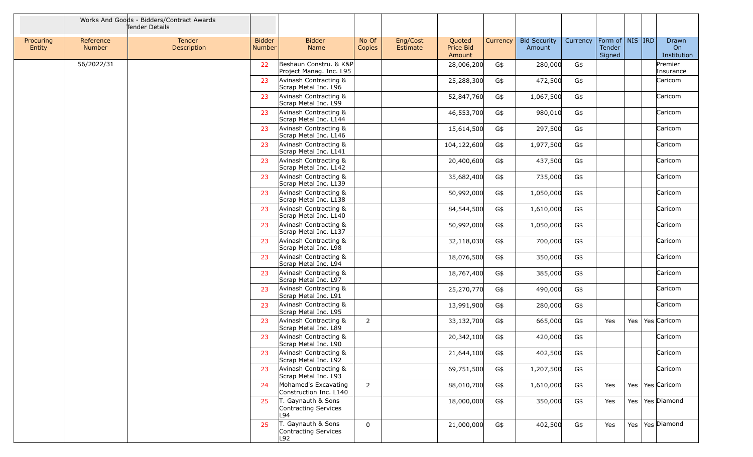| | Works And Goods - Bidders/Contract Awards Tender Details | | | | | | | | | | | | | |
|---|---|---|---|---|---|---|---|---|---|---|---|---|---|---|
| Procuring Entity | Reference Number | Tender Description | Bidder Number | Bidder Name | No Of Copies | Eng/Cost Estimate | Quoted Price Bid Amount | Currency | Bid Security Amount | Currency | Form of Tender Signed | NIS | IRD | Drawn On Institution |
| | 56/2022/31 | | 22 | Beshaun Constru. & K&P Project Manag. Inc. L95 | | | 28,006,200 | G$ | 280,000 | G$ | | | | Premier Insurance |
| | | | 23 | Avinash Contracting & Scrap Metal Inc. L96 | | | 25,288,300 | G$ | 472,500 | G$ | | | | Caricom |
| | | | 23 | Avinash Contracting & Scrap Metal Inc. L99 | | | 52,847,760 | G$ | 1,067,500 | G$ | | | | Caricom |
| | | | 23 | Avinash Contracting & Scrap Metal Inc. L144 | | | 46,553,700 | G$ | 980,010 | G$ | | | | Caricom |
| | | | 23 | Avinash Contracting & Scrap Metal Inc. L146 | | | 15,614,500 | G$ | 297,500 | G$ | | | | Caricom |
| | | | 23 | Avinash Contracting & Scrap Metal Inc. L141 | | | 104,122,600 | G$ | 1,977,500 | G$ | | | | Caricom |
| | | | 23 | Avinash Contracting & Scrap Metal Inc. L142 | | | 20,400,600 | G$ | 437,500 | G$ | | | | Caricom |
| | | | 23 | Avinash Contracting & Scrap Metal Inc. L139 | | | 35,682,400 | G$ | 735,000 | G$ | | | | Caricom |
| | | | 23 | Avinash Contracting & Scrap Metal Inc. L138 | | | 50,992,000 | G$ | 1,050,000 | G$ | | | | Caricom |
| | | | 23 | Avinash Contracting & Scrap Metal Inc. L140 | | | 84,544,500 | G$ | 1,610,000 | G$ | | | | Caricom |
| | | | 23 | Avinash Contracting & Scrap Metal Inc. L137 | | | 50,992,000 | G$ | 1,050,000 | G$ | | | | Caricom |
| | | | 23 | Avinash Contracting & Scrap Metal Inc. L98 | | | 32,118,030 | G$ | 700,000 | G$ | | | | Caricom |
| | | | 23 | Avinash Contracting & Scrap Metal Inc. L94 | | | 18,076,500 | G$ | 350,000 | G$ | | | | Caricom |
| | | | 23 | Avinash Contracting & Scrap Metal Inc. L97 | | | 18,767,400 | G$ | 385,000 | G$ | | | | Caricom |
| | | | 23 | Avinash Contracting & Scrap Metal Inc. L91 | | | 25,270,770 | G$ | 490,000 | G$ | | | | Caricom |
| | | | 23 | Avinash Contracting & Scrap Metal Inc. L95 | | | 13,991,900 | G$ | 280,000 | G$ | | | | Caricom |
| | | | 23 | Avinash Contracting & Scrap Metal Inc. L89 | 2 | | 33,132,700 | G$ | 665,000 | G$ | Yes | Yes | Yes | Caricom |
| | | | 23 | Avinash Contracting & Scrap Metal Inc. L90 | | | 20,342,100 | G$ | 420,000 | G$ | | | | Caricom |
| | | | 23 | Avinash Contracting & Scrap Metal Inc. L92 | | | 21,644,100 | G$ | 402,500 | G$ | | | | Caricom |
| | | | 23 | Avinash Contracting & Scrap Metal Inc. L93 | | | 69,751,500 | G$ | 1,207,500 | G$ | | | | Caricom |
| | | | 24 | Mohamed's Excavating Construction Inc. L140 | 2 | | 88,010,700 | G$ | 1,610,000 | G$ | Yes | Yes | Yes | Caricom |
| | | | 25 | T. Gaynauth & Sons Contracting Services L94 | | | 18,000,000 | G$ | 350,000 | G$ | Yes | Yes | Yes | Diamond |
| | | | 25 | T. Gaynauth & Sons Contracting Services L92 | 0 | | 21,000,000 | G$ | 402,500 | G$ | Yes | Yes | Yes | Diamond |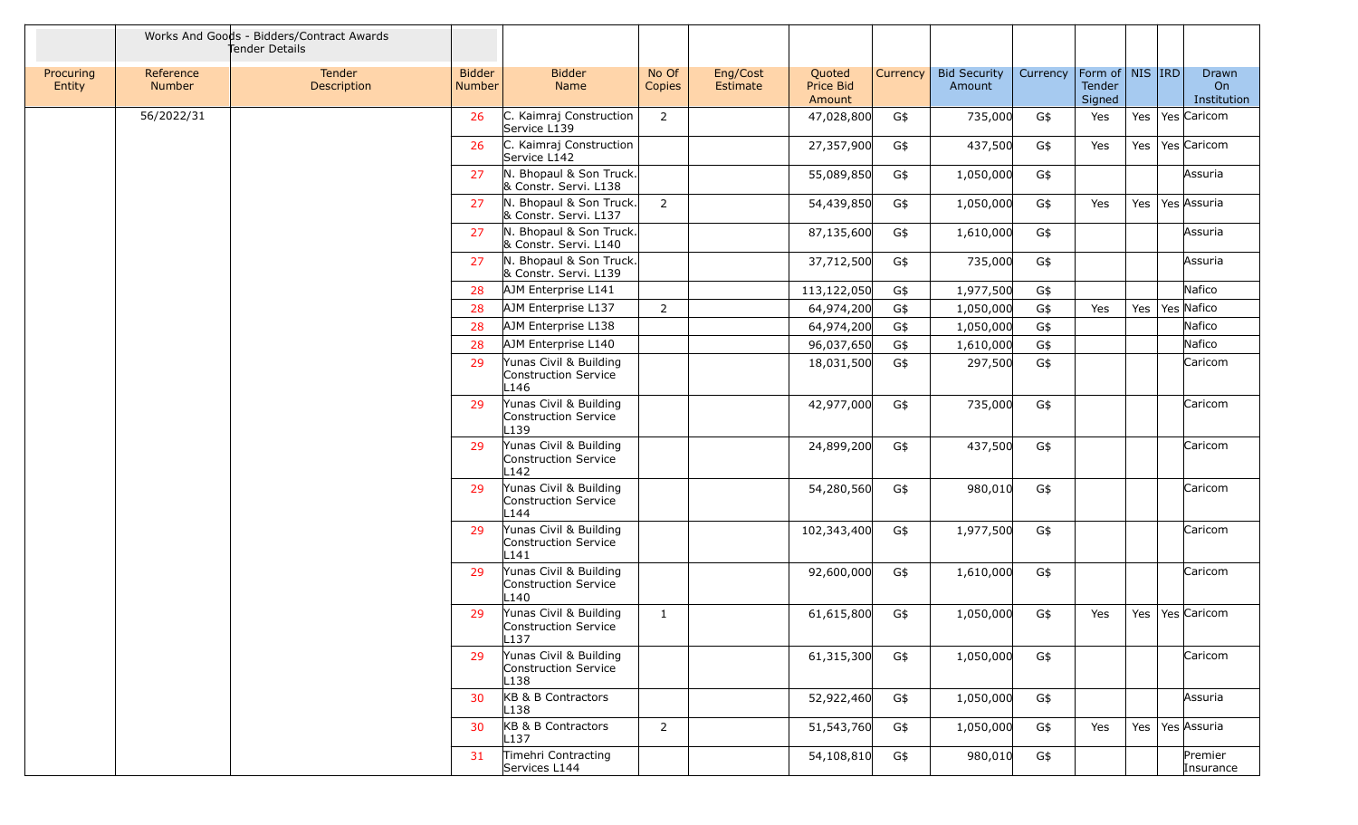| | | Works And Goods - Bidders/Contract Awards Tender Details | | | | | | | | | | | | |
|---|---|---|---|---|---|---|---|---|---|---|---|---|---|---|
| Procuring Entity | Reference Number | Tender Description | Bidder Number | Bidder Name | No Of Copies | Eng/Cost Estimate | Quoted Price Bid Amount | Currency | Bid Security Amount | Currency | Form of Tender Signed | NIS | IRD | Drawn On Institution |
| | 56/2022/31 | | 26 | C. Kaimraj Construction Service L139 | 2 | | 47,028,800 | G$ | 735,000 | G$ | Yes | Yes | Yes | Caricom |
| | | | 26 | C. Kaimraj Construction Service L142 | | | 27,357,900 | G$ | 437,500 | G$ | Yes | Yes | Yes | Caricom |
| | | | 27 | N. Bhopaul & Son Truck. & Constr. Servi. L138 | | | 55,089,850 | G$ | 1,050,000 | G$ | | | | Assuria |
| | | | 27 | N. Bhopaul & Son Truck. & Constr. Servi. L137 | 2 | | 54,439,850 | G$ | 1,050,000 | G$ | Yes | Yes | Yes | Assuria |
| | | | 27 | N. Bhopaul & Son Truck. & Constr. Servi. L140 | | | 87,135,600 | G$ | 1,610,000 | G$ | | | | Assuria |
| | | | 27 | N. Bhopaul & Son Truck. & Constr. Servi. L139 | | | 37,712,500 | G$ | 735,000 | G$ | | | | Assuria |
| | | | 28 | AJM Enterprise L141 | | | 113,122,050 | G$ | 1,977,500 | G$ | | | | Nafico |
| | | | 28 | AJM Enterprise L137 | 2 | | 64,974,200 | G$ | 1,050,000 | G$ | Yes | Yes | Yes | Nafico |
| | | | 28 | AJM Enterprise L138 | | | 64,974,200 | G$ | 1,050,000 | G$ | | | | Nafico |
| | | | 28 | AJM Enterprise L140 | | | 96,037,650 | G$ | 1,610,000 | G$ | | | | Nafico |
| | | | 29 | Yunas Civil & Building Construction Service L146 | | | 18,031,500 | G$ | 297,500 | G$ | | | | Caricom |
| | | | 29 | Yunas Civil & Building Construction Service L139 | | | 42,977,000 | G$ | 735,000 | G$ | | | | Caricom |
| | | | 29 | Yunas Civil & Building Construction Service L142 | | | 24,899,200 | G$ | 437,500 | G$ | | | | Caricom |
| | | | 29 | Yunas Civil & Building Construction Service L144 | | | 54,280,560 | G$ | 980,010 | G$ | | | | Caricom |
| | | | 29 | Yunas Civil & Building Construction Service L141 | | | 102,343,400 | G$ | 1,977,500 | G$ | | | | Caricom |
| | | | 29 | Yunas Civil & Building Construction Service L140 | | | 92,600,000 | G$ | 1,610,000 | G$ | | | | Caricom |
| | | | 29 | Yunas Civil & Building Construction Service L137 | 1 | | 61,615,800 | G$ | 1,050,000 | G$ | Yes | Yes | Yes | Caricom |
| | | | 29 | Yunas Civil & Building Construction Service L138 | | | 61,315,300 | G$ | 1,050,000 | G$ | | | | Caricom |
| | | | 30 | KB & B Contractors L138 | | | 52,922,460 | G$ | 1,050,000 | G$ | | | | Assuria |
| | | | 30 | KB & B Contractors L137 | 2 | | 51,543,760 | G$ | 1,050,000 | G$ | Yes | Yes | Yes | Assuria |
| | | | 31 | Timehri Contracting Services L144 | | | 54,108,810 | G$ | 980,010 | G$ | | | | Premier Insurance |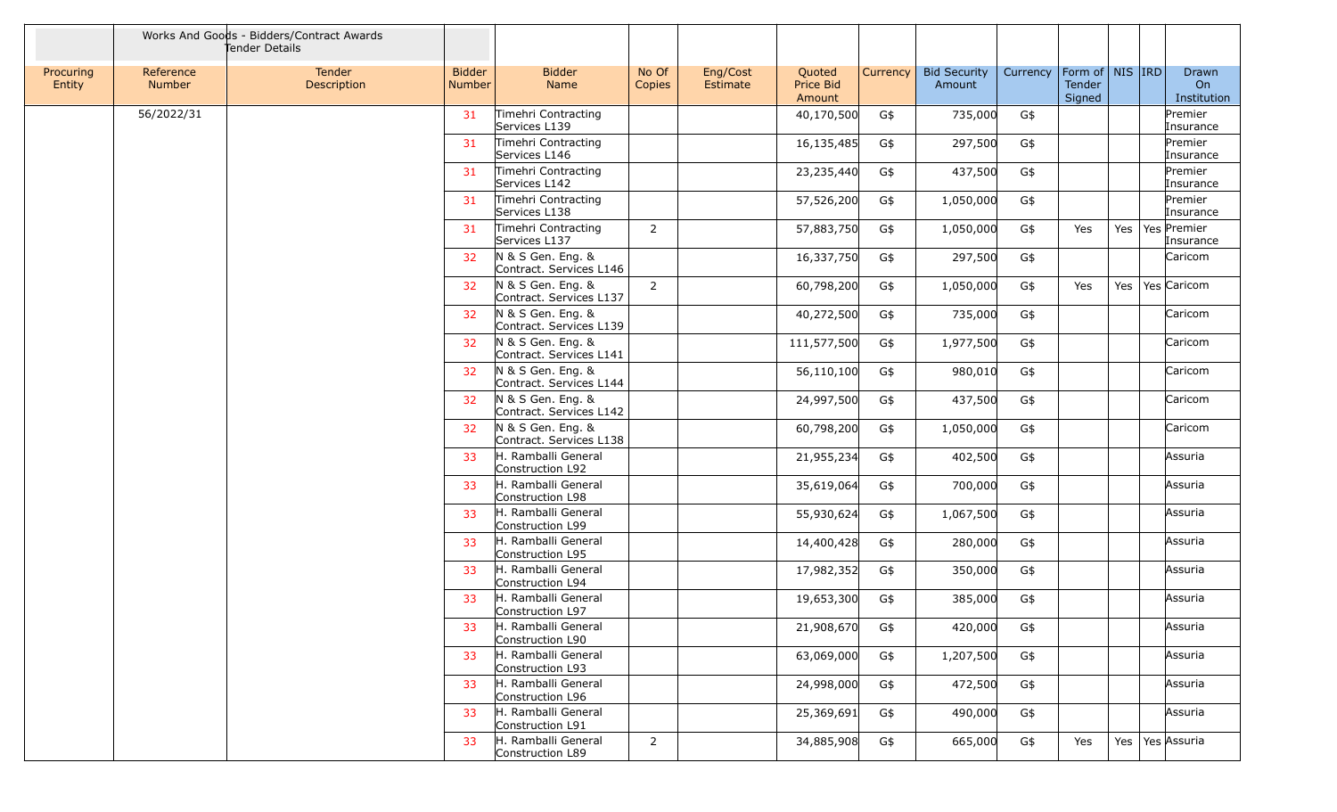| | Works And Goods - Bidders/Contract Awards Tender Details | | | | | | | | | | | | | |
|---|---|---|---|---|---|---|---|---|---|---|---|---|---|---|
| Procuring Entity | Reference Number | Tender Description | Bidder Number | Bidder Name | No Of Copies | Eng/Cost Estimate | Quoted Price Bid Amount | Currency | Bid Security Amount | Currency | Form of Tender Signed | NIS | IRD | Drawn On Institution |
| | 56/2022/31 | | 31 | Timehri Contracting Services L139 | | | 40,170,500 | G$ | 735,000 | G$ | | | | Premier Insurance |
| | | | 31 | Timehri Contracting Services L146 | | | 16,135,485 | G$ | 297,500 | G$ | | | | Premier Insurance |
| | | | 31 | Timehri Contracting Services L142 | | | 23,235,440 | G$ | 437,500 | G$ | | | | Premier Insurance |
| | | | 31 | Timehri Contracting Services L138 | | | 57,526,200 | G$ | 1,050,000 | G$ | | | | Premier Insurance |
| | | | 31 | Timehri Contracting Services L137 | 2 | | 57,883,750 | G$ | 1,050,000 | G$ | Yes | Yes | Yes | Premier Insurance |
| | | | 32 | N & S Gen. Eng. & Contract. Services L146 | | | 16,337,750 | G$ | 297,500 | G$ | | | | Caricom |
| | | | 32 | N & S Gen. Eng. & Contract. Services L137 | 2 | | 60,798,200 | G$ | 1,050,000 | G$ | Yes | Yes | Yes | Caricom |
| | | | 32 | N & S Gen. Eng. & Contract. Services L139 | | | 40,272,500 | G$ | 735,000 | G$ | | | | Caricom |
| | | | 32 | N & S Gen. Eng. & Contract. Services L141 | | | 111,577,500 | G$ | 1,977,500 | G$ | | | | Caricom |
| | | | 32 | N & S Gen. Eng. & Contract. Services L144 | | | 56,110,100 | G$ | 980,010 | G$ | | | | Caricom |
| | | | 32 | N & S Gen. Eng. & Contract. Services L142 | | | 24,997,500 | G$ | 437,500 | G$ | | | | Caricom |
| | | | 32 | N & S Gen. Eng. & Contract. Services L138 | | | 60,798,200 | G$ | 1,050,000 | G$ | | | | Caricom |
| | | | 33 | H. Ramballi General Construction L92 | | | 21,955,234 | G$ | 402,500 | G$ | | | | Assuria |
| | | | 33 | H. Ramballi General Construction L98 | | | 35,619,064 | G$ | 700,000 | G$ | | | | Assuria |
| | | | 33 | H. Ramballi General Construction L99 | | | 55,930,624 | G$ | 1,067,500 | G$ | | | | Assuria |
| | | | 33 | H. Ramballi General Construction L95 | | | 14,400,428 | G$ | 280,000 | G$ | | | | Assuria |
| | | | 33 | H. Ramballi General Construction L94 | | | 17,982,352 | G$ | 350,000 | G$ | | | | Assuria |
| | | | 33 | H. Ramballi General Construction L97 | | | 19,653,300 | G$ | 385,000 | G$ | | | | Assuria |
| | | | 33 | H. Ramballi General Construction L90 | | | 21,908,670 | G$ | 420,000 | G$ | | | | Assuria |
| | | | 33 | H. Ramballi General Construction L93 | | | 63,069,000 | G$ | 1,207,500 | G$ | | | | Assuria |
| | | | 33 | H. Ramballi General Construction L96 | | | 24,998,000 | G$ | 472,500 | G$ | | | | Assuria |
| | | | 33 | H. Ramballi General Construction L91 | | | 25,369,691 | G$ | 490,000 | G$ | | | | Assuria |
| | | | 33 | H. Ramballi General Construction L89 | 2 | | 34,885,908 | G$ | 665,000 | G$ | Yes | Yes | Yes | Assuria |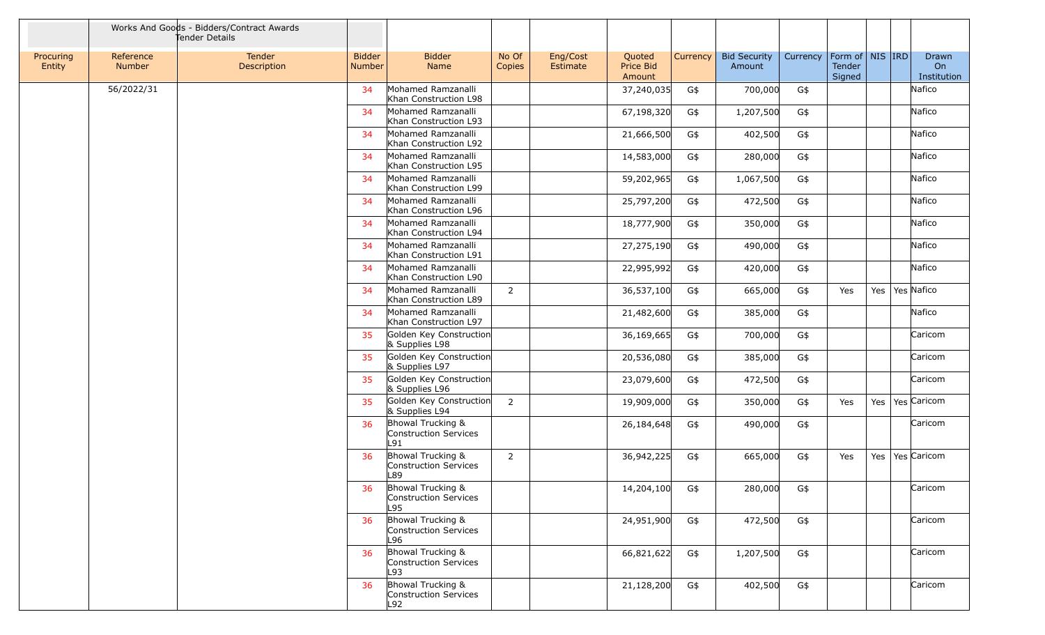| | Works And Goods - Bidders/Contract Awards Tender Details | | | | | | | | | | | | | | |
|---|---|---|---|---|---|---|---|---|---|---|---|---|---|---|---|
| Procuring Entity | Reference Number | Tender Description | Bidder Number | Bidder Name | No Of Copies | Eng/Cost Estimate | Quoted Price Bid Amount | Currency | Bid Security Amount | Currency | Form of Tender Signed | NIS | IRD | Drawn On Institution |
| | 56/2022/31 | | 34 | Mohamed Ramzanalli Khan Construction L98 | | | 37,240,035 | G$ | 700,000 | G$ | | | | Nafico |
| | | | 34 | Mohamed Ramzanalli Khan Construction L93 | | | 67,198,320 | G$ | 1,207,500 | G$ | | | | Nafico |
| | | | 34 | Mohamed Ramzanalli Khan Construction L92 | | | 21,666,500 | G$ | 402,500 | G$ | | | | Nafico |
| | | | 34 | Mohamed Ramzanalli Khan Construction L95 | | | 14,583,000 | G$ | 280,000 | G$ | | | | Nafico |
| | | | 34 | Mohamed Ramzanalli Khan Construction L99 | | | 59,202,965 | G$ | 1,067,500 | G$ | | | | Nafico |
| | | | 34 | Mohamed Ramzanalli Khan Construction L96 | | | 25,797,200 | G$ | 472,500 | G$ | | | | Nafico |
| | | | 34 | Mohamed Ramzanalli Khan Construction L94 | | | 18,777,900 | G$ | 350,000 | G$ | | | | Nafico |
| | | | 34 | Mohamed Ramzanalli Khan Construction L91 | | | 27,275,190 | G$ | 490,000 | G$ | | | | Nafico |
| | | | 34 | Mohamed Ramzanalli Khan Construction L90 | | | 22,995,992 | G$ | 420,000 | G$ | | | | Nafico |
| | | | 34 | Mohamed Ramzanalli Khan Construction L89 | 2 | | 36,537,100 | G$ | 665,000 | G$ | Yes | Yes | Yes | Nafico |
| | | | 34 | Mohamed Ramzanalli Khan Construction L97 | | | 21,482,600 | G$ | 385,000 | G$ | | | | Nafico |
| | | | 35 | Golden Key Construction & Supplies L98 | | | 36,169,665 | G$ | 700,000 | G$ | | | | Caricom |
| | | | 35 | Golden Key Construction & Supplies L97 | | | 20,536,080 | G$ | 385,000 | G$ | | | | Caricom |
| | | | 35 | Golden Key Construction & Supplies L96 | | | 23,079,600 | G$ | 472,500 | G$ | | | | Caricom |
| | | | 35 | Golden Key Construction & Supplies L94 | 2 | | 19,909,000 | G$ | 350,000 | G$ | Yes | Yes | Yes | Caricom |
| | | | 36 | Bhowal Trucking & Construction Services L91 | | | 26,184,648 | G$ | 490,000 | G$ | | | | Caricom |
| | | | 36 | Bhowal Trucking & Construction Services L89 | 2 | | 36,942,225 | G$ | 665,000 | G$ | Yes | Yes | Yes | Caricom |
| | | | 36 | Bhowal Trucking & Construction Services L95 | | | 14,204,100 | G$ | 280,000 | G$ | | | | Caricom |
| | | | 36 | Bhowal Trucking & Construction Services L96 | | | 24,951,900 | G$ | 472,500 | G$ | | | | Caricom |
| | | | 36 | Bhowal Trucking & Construction Services L93 | | | 66,821,622 | G$ | 1,207,500 | G$ | | | | Caricom |
| | | | 36 | Bhowal Trucking & Construction Services L92 | | | 21,128,200 | G$ | 402,500 | G$ | | | | Caricom |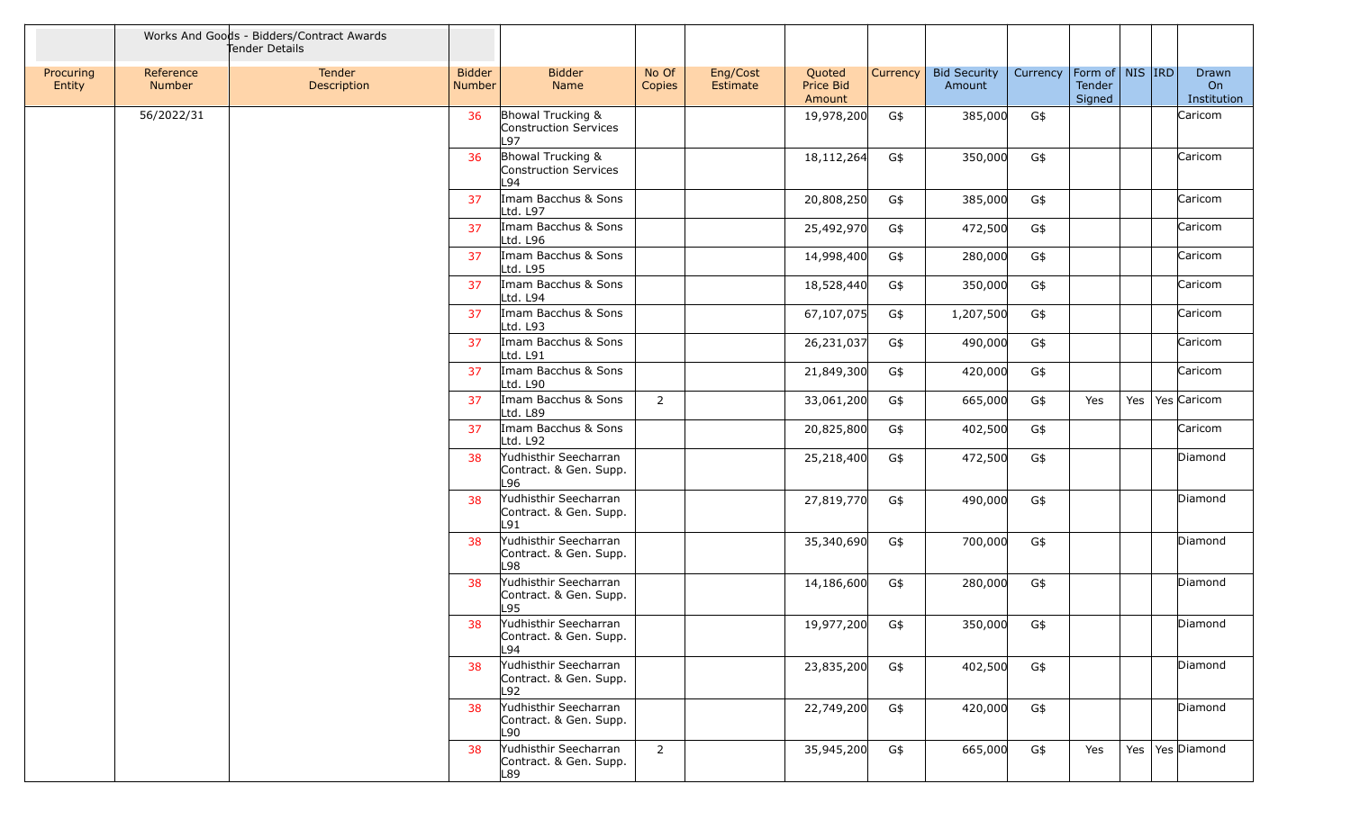| | Works And Goods - Bidders/Contract Awards Tender Details | | | | | | | | | | | | | | |
|---|---|---|---|---|---|---|---|---|---|---|---|---|---|---|---|
| Procuring Entity | Reference Number | Tender Description | Bidder Number | Bidder Name | No Of Copies | Eng/Cost Estimate | Quoted Price Bid Amount | Currency | Bid Security Amount | Currency | Form of Tender Signed | NIS | IRD | Drawn On Institution |
| | 56/2022/31 | | 36 | Bhowal Trucking & Construction Services L97 | | | 19,978,200 | G$ | 385,000 | G$ | | | | Caricom |
| | | | 36 | Bhowal Trucking & Construction Services L94 | | | 18,112,264 | G$ | 350,000 | G$ | | | | Caricom |
| | | | 37 | Imam Bacchus & Sons Ltd. L97 | | | 20,808,250 | G$ | 385,000 | G$ | | | | Caricom |
| | | | 37 | Imam Bacchus & Sons Ltd. L96 | | | 25,492,970 | G$ | 472,500 | G$ | | | | Caricom |
| | | | 37 | Imam Bacchus & Sons Ltd. L95 | | | 14,998,400 | G$ | 280,000 | G$ | | | | Caricom |
| | | | 37 | Imam Bacchus & Sons Ltd. L94 | | | 18,528,440 | G$ | 350,000 | G$ | | | | Caricom |
| | | | 37 | Imam Bacchus & Sons Ltd. L93 | | | 67,107,075 | G$ | 1,207,500 | G$ | | | | Caricom |
| | | | 37 | Imam Bacchus & Sons Ltd. L91 | | | 26,231,037 | G$ | 490,000 | G$ | | | | Caricom |
| | | | 37 | Imam Bacchus & Sons Ltd. L90 | | | 21,849,300 | G$ | 420,000 | G$ | | | | Caricom |
| | | | 37 | Imam Bacchus & Sons Ltd. L89 | 2 | | 33,061,200 | G$ | 665,000 | G$ | Yes | Yes | Yes | Caricom |
| | | | 37 | Imam Bacchus & Sons Ltd. L92 | | | 20,825,800 | G$ | 402,500 | G$ | | | | Caricom |
| | | | 38 | Yudhisthir Seecharran Contract. & Gen. Supp. L96 | | | 25,218,400 | G$ | 472,500 | G$ | | | | Diamond |
| | | | 38 | Yudhisthir Seecharran Contract. & Gen. Supp. L91 | | | 27,819,770 | G$ | 490,000 | G$ | | | | Diamond |
| | | | 38 | Yudhisthir Seecharran Contract. & Gen. Supp. L98 | | | 35,340,690 | G$ | 700,000 | G$ | | | | Diamond |
| | | | 38 | Yudhisthir Seecharran Contract. & Gen. Supp. L95 | | | 14,186,600 | G$ | 280,000 | G$ | | | | Diamond |
| | | | 38 | Yudhisthir Seecharran Contract. & Gen. Supp. L94 | | | 19,977,200 | G$ | 350,000 | G$ | | | | Diamond |
| | | | 38 | Yudhisthir Seecharran Contract. & Gen. Supp. L92 | | | 23,835,200 | G$ | 402,500 | G$ | | | | Diamond |
| | | | 38 | Yudhisthir Seecharran Contract. & Gen. Supp. L90 | | | 22,749,200 | G$ | 420,000 | G$ | | | | Diamond |
| | | | 38 | Yudhisthir Seecharran Contract. & Gen. Supp. L89 | 2 | | 35,945,200 | G$ | 665,000 | G$ | Yes | Yes | Yes | Diamond |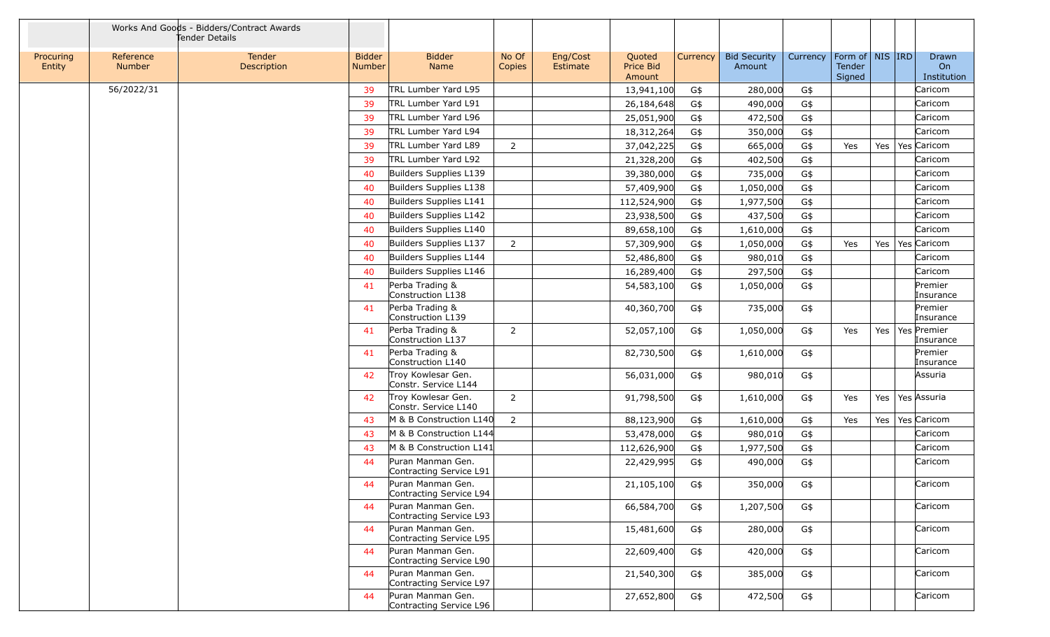| | Works And Goods - Bidders/Contract Awards Tender Details | | | | | | | | | | | | | | |
|---|---|---|---|---|---|---|---|---|---|---|---|---|---|---|---|
| Procuring Entity | Reference Number | Tender Description | Bidder Number | Bidder Name | No Of Copies | Eng/Cost Estimate | Quoted Price Bid Amount | Currency | Bid Security Amount | Currency | Form of Tender Signed | NIS | IRD | Drawn On Institution |
| | 56/2022/31 | | 39 | TRL Lumber Yard L95 | | | 13,941,100 | G$ | 280,000 | G$ | | | | Caricom |
| | | | 39 | TRL Lumber Yard L91 | | | 26,184,648 | G$ | 490,000 | G$ | | | | Caricom |
| | | | 39 | TRL Lumber Yard L96 | | | 25,051,900 | G$ | 472,500 | G$ | | | | Caricom |
| | | | 39 | TRL Lumber Yard L94 | | | 18,312,264 | G$ | 350,000 | G$ | | | | Caricom |
| | | | 39 | TRL Lumber Yard L89 | 2 | | 37,042,225 | G$ | 665,000 | G$ | Yes | Yes | Yes | Caricom |
| | | | 39 | TRL Lumber Yard L92 | | | 21,328,200 | G$ | 402,500 | G$ | | | | Caricom |
| | | | 40 | Builders Supplies L139 | | | 39,380,000 | G$ | 735,000 | G$ | | | | Caricom |
| | | | 40 | Builders Supplies L138 | | | 57,409,900 | G$ | 1,050,000 | G$ | | | | Caricom |
| | | | 40 | Builders Supplies L141 | | | 112,524,900 | G$ | 1,977,500 | G$ | | | | Caricom |
| | | | 40 | Builders Supplies L142 | | | 23,938,500 | G$ | 437,500 | G$ | | | | Caricom |
| | | | 40 | Builders Supplies L140 | | | 89,658,100 | G$ | 1,610,000 | G$ | | | | Caricom |
| | | | 40 | Builders Supplies L137 | 2 | | 57,309,900 | G$ | 1,050,000 | G$ | Yes | Yes | Yes | Caricom |
| | | | 40 | Builders Supplies L144 | | | 52,486,800 | G$ | 980,010 | G$ | | | | Caricom |
| | | | 40 | Builders Supplies L146 | | | 16,289,400 | G$ | 297,500 | G$ | | | | Caricom |
| | | | 41 | Perba Trading & Construction L138 | | | 54,583,100 | G$ | 1,050,000 | G$ | | | | Premier Insurance |
| | | | 41 | Perba Trading & Construction L139 | | | 40,360,700 | G$ | 735,000 | G$ | | | | Premier Insurance |
| | | | 41 | Perba Trading & Construction L137 | 2 | | 52,057,100 | G$ | 1,050,000 | G$ | Yes | Yes | Yes | Premier Insurance |
| | | | 41 | Perba Trading & Construction L140 | | | 82,730,500 | G$ | 1,610,000 | G$ | | | | Premier Insurance |
| | | | 42 | Troy Kowlesar Gen. Constr. Service L144 | | | 56,031,000 | G$ | 980,010 | G$ | | | | Assuria |
| | | | 42 | Troy Kowlesar Gen. Constr. Service L140 | 2 | | 91,798,500 | G$ | 1,610,000 | G$ | Yes | Yes | Yes | Assuria |
| | | | 43 | M & B Construction L140 | 2 | | 88,123,900 | G$ | 1,610,000 | G$ | Yes | Yes | Yes | Caricom |
| | | | 43 | M & B Construction L144 | | | 53,478,000 | G$ | 980,010 | G$ | | | | Caricom |
| | | | 43 | M & B Construction L141 | | | 112,626,900 | G$ | 1,977,500 | G$ | | | | Caricom |
| | | | 44 | Puran Manman Gen. Contracting Service L91 | | | 22,429,995 | G$ | 490,000 | G$ | | | | Caricom |
| | | | 44 | Puran Manman Gen. Contracting Service L94 | | | 21,105,100 | G$ | 350,000 | G$ | | | | Caricom |
| | | | 44 | Puran Manman Gen. Contracting Service L93 | | | 66,584,700 | G$ | 1,207,500 | G$ | | | | Caricom |
| | | | 44 | Puran Manman Gen. Contracting Service L95 | | | 15,481,600 | G$ | 280,000 | G$ | | | | Caricom |
| | | | 44 | Puran Manman Gen. Contracting Service L90 | | | 22,609,400 | G$ | 420,000 | G$ | | | | Caricom |
| | | | 44 | Puran Manman Gen. Contracting Service L97 | | | 21,540,300 | G$ | 385,000 | G$ | | | | Caricom |
| | | | 44 | Puran Manman Gen. Contracting Service L96 | | | 27,652,800 | G$ | 472,500 | G$ | | | | Caricom |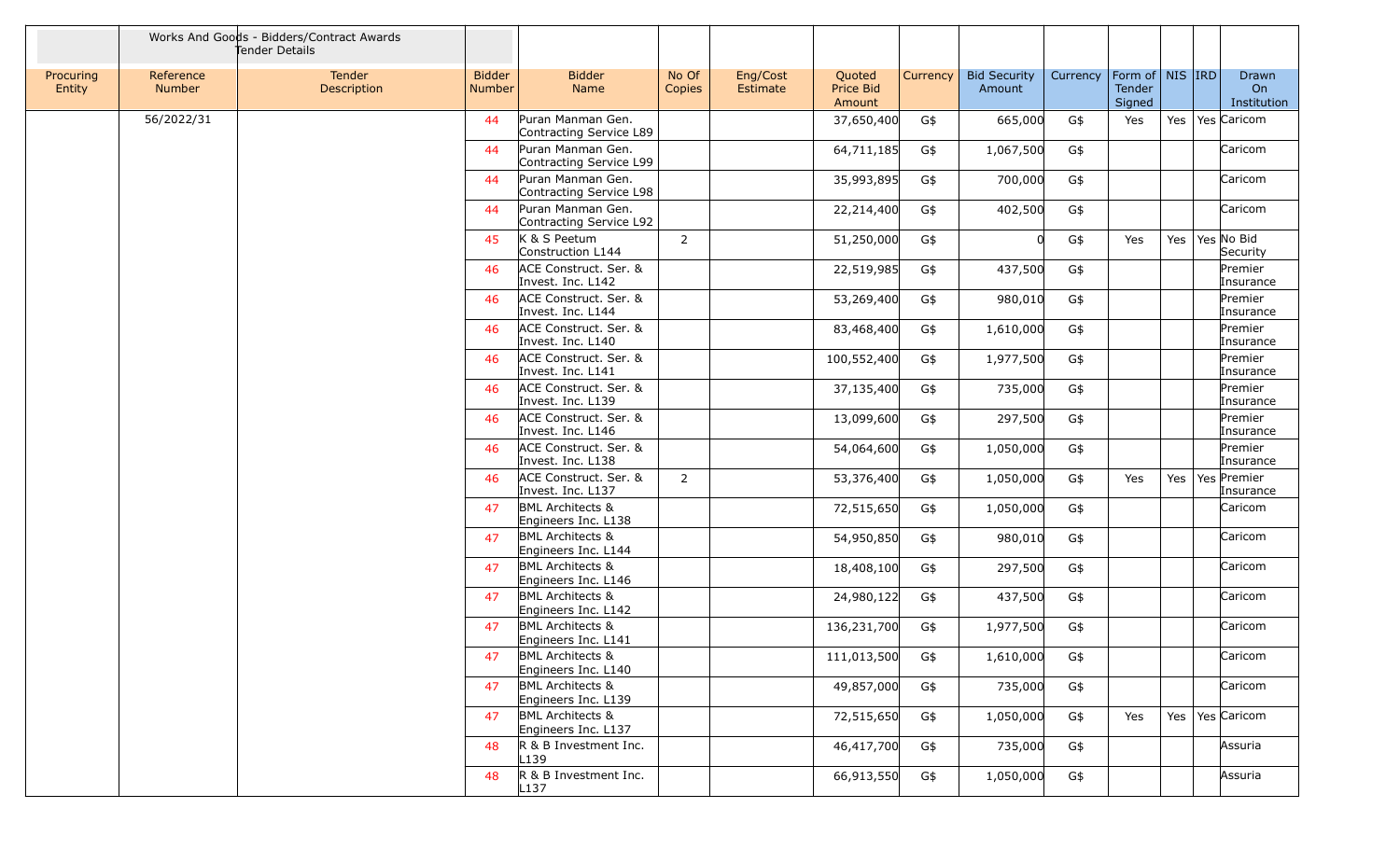| | Works And Goods - Bidders/Contract Awards Tender Details | | | | | | | | | | | | | | |
|---|---|---|---|---|---|---|---|---|---|---|---|---|---|---|---|
| Procuring Entity | Reference Number | Tender Description | Bidder Number | Bidder Name | No Of Copies | Eng/Cost Estimate | Quoted Price Bid Amount | Currency | Bid Security Amount | Currency | Form of Tender Signed | NIS | IRD | Drawn On Institution |
| | 56/2022/31 | | 44 | Puran Manman Gen. Contracting Service L89 | | | 37,650,400 | G$ | 665,000 | G$ | Yes | Yes | Yes | Caricom |
| | | | 44 | Puran Manman Gen. Contracting Service L99 | | | 64,711,185 | G$ | 1,067,500 | G$ | | | | Caricom |
| | | | 44 | Puran Manman Gen. Contracting Service L98 | | | 35,993,895 | G$ | 700,000 | G$ | | | | Caricom |
| | | | 44 | Puran Manman Gen. Contracting Service L92 | | | 22,214,400 | G$ | 402,500 | G$ | | | | Caricom |
| | | | 45 | K & S Peetum Construction L144 | 2 | | 51,250,000 | G$ | 0 | G$ | Yes | Yes | Yes | No Bid Security |
| | | | 46 | ACE Construct. Ser. & Invest. Inc. L142 | | | 22,519,985 | G$ | 437,500 | G$ | | | | Premier Insurance |
| | | | 46 | ACE Construct. Ser. & Invest. Inc. L144 | | | 53,269,400 | G$ | 980,010 | G$ | | | | Premier Insurance |
| | | | 46 | ACE Construct. Ser. & Invest. Inc. L140 | | | 83,468,400 | G$ | 1,610,000 | G$ | | | | Premier Insurance |
| | | | 46 | ACE Construct. Ser. & Invest. Inc. L141 | | | 100,552,400 | G$ | 1,977,500 | G$ | | | | Premier Insurance |
| | | | 46 | ACE Construct. Ser. & Invest. Inc. L139 | | | 37,135,400 | G$ | 735,000 | G$ | | | | Premier Insurance |
| | | | 46 | ACE Construct. Ser. & Invest. Inc. L146 | | | 13,099,600 | G$ | 297,500 | G$ | | | | Premier Insurance |
| | | | 46 | ACE Construct. Ser. & Invest. Inc. L138 | | | 54,064,600 | G$ | 1,050,000 | G$ | | | | Premier Insurance |
| | | | 46 | ACE Construct. Ser. & Invest. Inc. L137 | 2 | | 53,376,400 | G$ | 1,050,000 | G$ | Yes | Yes | Yes | Premier Insurance |
| | | | 47 | BML Architects & Engineers Inc. L138 | | | 72,515,650 | G$ | 1,050,000 | G$ | | | | Caricom |
| | | | 47 | BML Architects & Engineers Inc. L144 | | | 54,950,850 | G$ | 980,010 | G$ | | | | Caricom |
| | | | 47 | BML Architects & Engineers Inc. L146 | | | 18,408,100 | G$ | 297,500 | G$ | | | | Caricom |
| | | | 47 | BML Architects & Engineers Inc. L142 | | | 24,980,122 | G$ | 437,500 | G$ | | | | Caricom |
| | | | 47 | BML Architects & Engineers Inc. L141 | | | 136,231,700 | G$ | 1,977,500 | G$ | | | | Caricom |
| | | | 47 | BML Architects & Engineers Inc. L140 | | | 111,013,500 | G$ | 1,610,000 | G$ | | | | Caricom |
| | | | 47 | BML Architects & Engineers Inc. L139 | | | 49,857,000 | G$ | 735,000 | G$ | | | | Caricom |
| | | | 47 | BML Architects & Engineers Inc. L137 | | | 72,515,650 | G$ | 1,050,000 | G$ | Yes | Yes | Yes | Caricom |
| | | | 48 | R & B Investment Inc. L139 | | | 46,417,700 | G$ | 735,000 | G$ | | | | Assuria |
| | | | 48 | R & B Investment Inc. L137 | | | 66,913,550 | G$ | 1,050,000 | G$ | | | | Assuria |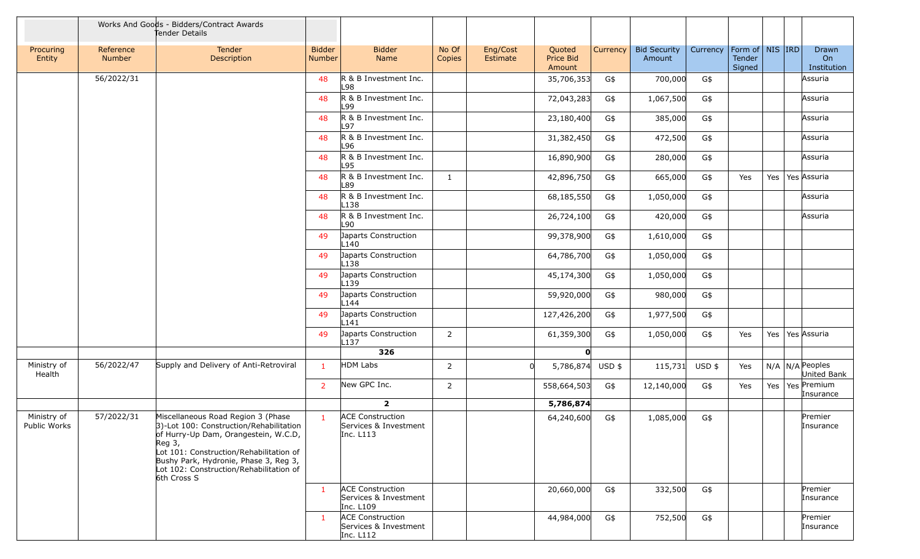| Procuring Entity | Reference Number | Works And Goods - Bidders/Contract Awards Tender Details<br>Tender Description | Bidder Number | Bidder Name | No Of Copies | Eng/Cost Estimate | Quoted Price Bid Amount | Currency | Bid Security Amount | Currency | Form of Tender Signed | NIS | IRD | Drawn On Institution |
|---|---|---|---|---|---|---|---|---|---|---|---|---|---|---|
| | 56/2022/31 | | 48 | R & B Investment Inc. L98 | | | 35,706,353 | G$ | 700,000 | G$ | | | | Assuria |
| | | | 48 | R & B Investment Inc. L99 | | | 72,043,283 | G$ | 1,067,500 | G$ | | | | Assuria |
| | | | 48 | R & B Investment Inc. L97 | | | 23,180,400 | G$ | 385,000 | G$ | | | | Assuria |
| | | | 48 | R & B Investment Inc. L96 | | | 31,382,450 | G$ | 472,500 | G$ | | | | Assuria |
| | | | 48 | R & B Investment Inc. L95 | | | 16,890,900 | G$ | 280,000 | G$ | | | | Assuria |
| | | | 48 | R & B Investment Inc. L89 | 1 | | 42,896,750 | G$ | 665,000 | G$ | Yes | Yes | Yes | Assuria |
| | | | 48 | R & B Investment Inc. L138 | | | 68,185,550 | G$ | 1,050,000 | G$ | | | | Assuria |
| | | | 48 | R & B Investment Inc. L90 | | | 26,724,100 | G$ | 420,000 | G$ | | | | Assuria |
| | | | 49 | Japarts Construction L140 | | | 99,378,900 | G$ | 1,610,000 | G$ | | | | |
| | | | 49 | Japarts Construction L138 | | | 64,786,700 | G$ | 1,050,000 | G$ | | | | |
| | | | 49 | Japarts Construction L139 | | | 45,174,300 | G$ | 1,050,000 | G$ | | | | |
| | | | 49 | Japarts Construction L144 | | | 59,920,000 | G$ | 980,000 | G$ | | | | |
| | | | 49 | Japarts Construction L141 | | | 127,426,200 | G$ | 1,977,500 | G$ | | | | |
| | | | 49 | Japarts Construction L137 | 2 | | 61,359,300 | G$ | 1,050,000 | G$ | Yes | Yes | Yes | Assuria |
| | | | | **326** | | | **0** | | | | | | | |
| Ministry of Health | 56/2022/47 | Supply and Delivery of Anti-Retroviral | 1 | HDM Labs | 2 | 0 | 5,786,874 | USD $ | 115,731 | USD $ | Yes | N/A | N/A | Peoples United Bank |
| | | | 2 | New GPC Inc. | 2 | | 558,664,503 | G$ | 12,140,000 | G$ | Yes | Yes | Yes | Premium Insurance |
| | | | | **2** | | | **5,786,874** | | | | | | | |
| Ministry of Public Works | 57/2022/31 | Miscellaneous Road Region 3 (Phase 3)-Lot 100: Construction/Rehabilitation of Hurry-Up Dam, Orangestein, W.C.D, Reg 3,<br>Lot 101: Construction/Rehabilitation of Bushy Park, Hydronie, Phase 3, Reg 3,<br>Lot 102: Construction/Rehabilitation of 6th Cross S | 1 | ACE Construction Services & Investment Inc. L113 | | | 64,240,600 | G$ | 1,085,000 | G$ | | | | Premier Insurance |
| | | | 1 | ACE Construction Services & Investment Inc. L109 | | | 20,660,000 | G$ | 332,500 | G$ | | | | Premier Insurance |
| | | | 1 | ACE Construction Services & Investment Inc. L112 | | | 44,984,000 | G$ | 752,500 | G$ | | | | Premier Insurance |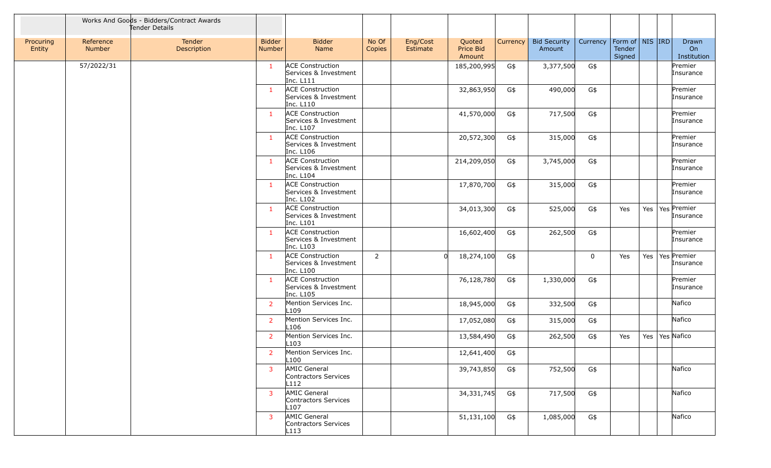| | Works And Goods - Bidders/Contract Awards Tender Details | | | | | | | | | | | | | | |
|---|---|---|---|---|---|---|---|---|---|---|---|---|---|---|---|
| Procuring Entity | Reference Number | Tender Description | Bidder Number | Bidder Name | No Of Copies | Eng/Cost Estimate | Quoted Price Bid Amount | Currency | Bid Security Amount | Currency | Form of Tender Signed | NIS | IRD | Drawn On Institution |
| | 57/2022/31 | | 1 | ACE Construction Services & Investment Inc. L111 | | | 185,200,995 | G$ | 3,377,500 | G$ | | | | Premier Insurance |
| | | | 1 | ACE Construction Services & Investment Inc. L110 | | | 32,863,950 | G$ | 490,000 | G$ | | | | Premier Insurance |
| | | | 1 | ACE Construction Services & Investment Inc. L107 | | | 41,570,000 | G$ | 717,500 | G$ | | | | Premier Insurance |
| | | | 1 | ACE Construction Services & Investment Inc. L106 | | | 20,572,300 | G$ | 315,000 | G$ | | | | Premier Insurance |
| | | | 1 | ACE Construction Services & Investment Inc. L104 | | | 214,209,050 | G$ | 3,745,000 | G$ | | | | Premier Insurance |
| | | | 1 | ACE Construction Services & Investment Inc. L102 | | | 17,870,700 | G$ | 315,000 | G$ | | | | Premier Insurance |
| | | | 1 | ACE Construction Services & Investment Inc. L101 | | | 34,013,300 | G$ | 525,000 | G$ | Yes | Yes | Yes | Premier Insurance |
| | | | 1 | ACE Construction Services & Investment Inc. L103 | | | 16,602,400 | G$ | 262,500 | G$ | | | | Premier Insurance |
| | | | 1 | ACE Construction Services & Investment Inc. L100 | 2 | 0 | 18,274,100 | G$ | | 0 | Yes | Yes | Yes | Premier Insurance |
| | | | 1 | ACE Construction Services & Investment Inc. L105 | | | 76,128,780 | G$ | 1,330,000 | G$ | | | | Premier Insurance |
| | | | 2 | Mention Services Inc. L109 | | | 18,945,000 | G$ | 332,500 | G$ | | | | Nafico |
| | | | 2 | Mention Services Inc. L106 | | | 17,052,080 | G$ | 315,000 | G$ | | | | Nafico |
| | | | 2 | Mention Services Inc. L103 | | | 13,584,490 | G$ | 262,500 | G$ | Yes | Yes | Yes | Nafico |
| | | | 2 | Mention Services Inc. L100 | | | 12,641,400 | G$ | | | | | | |
| | | | 3 | AMIC General Contractors Services L112 | | | 39,743,850 | G$ | 752,500 | G$ | | | | Nafico |
| | | | 3 | AMIC General Contractors Services L107 | | | 34,331,745 | G$ | 717,500 | G$ | | | | Nafico |
| | | | 3 | AMIC General Contractors Services L113 | | | 51,131,100 | G$ | 1,085,000 | G$ | | | | Nafico |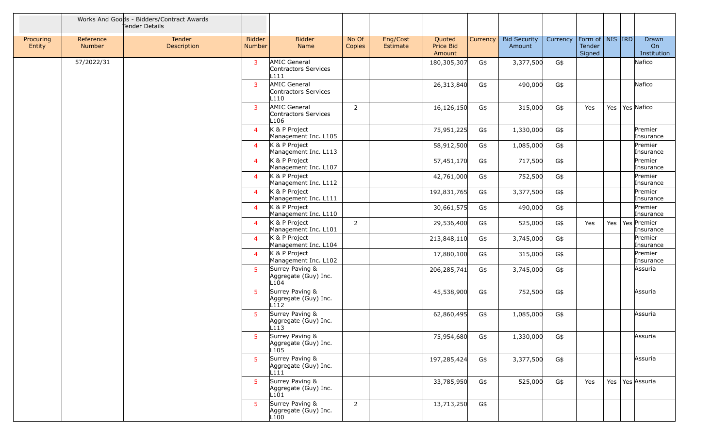| | Works And Goods - Bidders/Contract Awards Tender Details | | | | | | | | | | | | | |
|---|---|---|---|---|---|---|---|---|---|---|---|---|---|---|
| Procuring Entity | Reference Number | Tender Description | Bidder Number | Bidder Name | No Of Copies | Eng/Cost Estimate | Quoted Price Bid Amount | Currency | Bid Security Amount | Currency | Form of Tender Signed | NIS | IRD | Drawn On Institution |
| | 57/2022/31 | | 3 | AMIC General Contractors Services L111 | | | 180,305,307 | G$ | 3,377,500 | G$ | | | | Nafico |
| | | | 3 | AMIC General Contractors Services L110 | | | 26,313,840 | G$ | 490,000 | G$ | | | | Nafico |
| | | | 3 | AMIC General Contractors Services L106 | 2 | | 16,126,150 | G$ | 315,000 | G$ | Yes | Yes | Yes | Nafico |
| | | | 4 | K & P Project Management Inc. L105 | | | 75,951,225 | G$ | 1,330,000 | G$ | | | | Premier Insurance |
| | | | 4 | K & P Project Management Inc. L113 | | | 58,912,500 | G$ | 1,085,000 | G$ | | | | Premier Insurance |
| | | | 4 | K & P Project Management Inc. L107 | | | 57,451,170 | G$ | 717,500 | G$ | | | | Premier Insurance |
| | | | 4 | K & P Project Management Inc. L112 | | | 42,761,000 | G$ | 752,500 | G$ | | | | Premier Insurance |
| | | | 4 | K & P Project Management Inc. L111 | | | 192,831,765 | G$ | 3,377,500 | G$ | | | | Premier Insurance |
| | | | 4 | K & P Project Management Inc. L110 | | | 30,661,575 | G$ | 490,000 | G$ | | | | Premier Insurance |
| | | | 4 | K & P Project Management Inc. L101 | 2 | | 29,536,400 | G$ | 525,000 | G$ | Yes | Yes | Yes | Premier Insurance |
| | | | 4 | K & P Project Management Inc. L104 | | | 213,848,110 | G$ | 3,745,000 | G$ | | | | Premier Insurance |
| | | | 4 | K & P Project Management Inc. L102 | | | 17,880,100 | G$ | 315,000 | G$ | | | | Premier Insurance |
| | | | 5 | Surrey Paving & Aggregate (Guy) Inc. L104 | | | 206,285,741 | G$ | 3,745,000 | G$ | | | | Assuria |
| | | | 5 | Surrey Paving & Aggregate (Guy) Inc. L112 | | | 45,538,900 | G$ | 752,500 | G$ | | | | Assuria |
| | | | 5 | Surrey Paving & Aggregate (Guy) Inc. L113 | | | 62,860,495 | G$ | 1,085,000 | G$ | | | | Assuria |
| | | | 5 | Surrey Paving & Aggregate (Guy) Inc. L105 | | | 75,954,680 | G$ | 1,330,000 | G$ | | | | Assuria |
| | | | 5 | Surrey Paving & Aggregate (Guy) Inc. L111 | | | 197,285,424 | G$ | 3,377,500 | G$ | | | | Assuria |
| | | | 5 | Surrey Paving & Aggregate (Guy) Inc. L101 | | | 33,785,950 | G$ | 525,000 | G$ | Yes | Yes | Yes | Assuria |
| | | | 5 | Surrey Paving & Aggregate (Guy) Inc. L100 | 2 | | 13,713,250 | G$ | | | | | | |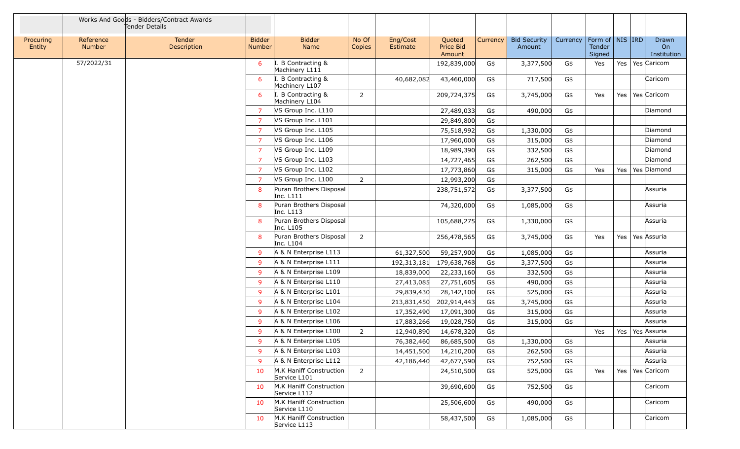| | Works And Goods - Bidders/Contract Awards Tender Details | | | | | | | | | | | | | |
|---|---|---|---|---|---|---|---|---|---|---|---|---|---|---|
| Procuring Entity | Reference Number | Tender Description | Bidder Number | Bidder Name | No Of Copies | Eng/Cost Estimate | Quoted Price Bid Amount | Currency | Bid Security Amount | Currency | Form of Tender Signed | NIS | IRD | Drawn On Institution |
| | 57/2022/31 | | 6 | I. B Contracting & Machinery L111 | | | 192,839,000 | G$ | 3,377,500 | G$ | Yes | Yes | Yes | Caricom |
| | | | 6 | I. B Contracting & Machinery L107 | | 40,682,082 | 43,460,000 | G$ | 717,500 | G$ | | | | Caricom |
| | | | 6 | I. B Contracting & Machinery L104 | 2 | | 209,724,375 | G$ | 3,745,000 | G$ | Yes | Yes | Yes | Caricom |
| | | | 7 | VS Group Inc. L110 | | | 27,489,033 | G$ | 490,000 | G$ | | | | Diamond |
| | | | 7 | VS Group Inc. L101 | | | 29,849,800 | G$ | | | | | | |
| | | | 7 | VS Group Inc. L105 | | | 75,518,992 | G$ | 1,330,000 | G$ | | | | Diamond |
| | | | 7 | VS Group Inc. L106 | | | 17,960,000 | G$ | 315,000 | G$ | | | | Diamond |
| | | | 7 | VS Group Inc. L109 | | | 18,989,390 | G$ | 332,500 | G$ | | | | Diamond |
| | | | 7 | VS Group Inc. L103 | | | 14,727,465 | G$ | 262,500 | G$ | | | | Diamond |
| | | | 7 | VS Group Inc. L102 | | | 17,773,860 | G$ | 315,000 | G$ | Yes | Yes | Yes | Diamond |
| | | | 7 | VS Group Inc. L100 | 2 | | 12,993,200 | G$ | | | | | | |
| | | | 8 | Puran Brothers Disposal Inc. L111 | | | 238,751,572 | G$ | 3,377,500 | G$ | | | | Assuria |
| | | | 8 | Puran Brothers Disposal Inc. L113 | | | 74,320,000 | G$ | 1,085,000 | G$ | | | | Assuria |
| | | | 8 | Puran Brothers Disposal Inc. L105 | | | 105,688,275 | G$ | 1,330,000 | G$ | | | | Assuria |
| | | | 8 | Puran Brothers Disposal Inc. L104 | 2 | | 256,478,565 | G$ | 3,745,000 | G$ | Yes | Yes | Yes | Assuria |
| | | | 9 | A & N Enterprise L113 | | 61,327,500 | 59,257,900 | G$ | 1,085,000 | G$ | | | | Assuria |
| | | | 9 | A & N Enterprise L111 | | 192,313,181 | 179,638,768 | G$ | 3,377,500 | G$ | | | | Assuria |
| | | | 9 | A & N Enterprise L109 | | 18,839,000 | 22,233,160 | G$ | 332,500 | G$ | | | | Assuria |
| | | | 9 | A & N Enterprise L110 | | 27,413,085 | 27,751,605 | G$ | 490,000 | G$ | | | | Assuria |
| | | | 9 | A & N Enterprise L101 | | 29,839,430 | 28,142,100 | G$ | 525,000 | G$ | | | | Assuria |
| | | | 9 | A & N Enterprise L104 | | 213,831,450 | 202,914,443 | G$ | 3,745,000 | G$ | | | | Assuria |
| | | | 9 | A & N Enterprise L102 | | 17,352,490 | 17,091,300 | G$ | 315,000 | G$ | | | | Assuria |
| | | | 9 | A & N Enterprise L106 | | 17,883,266 | 19,028,750 | G$ | 315,000 | G$ | | | | Assuria |
| | | | 9 | A & N Enterprise L100 | 2 | 12,940,890 | 14,678,320 | G$ | | | Yes | Yes | Yes | Assuria |
| | | | 9 | A & N Enterprise L105 | | 76,382,460 | 86,685,500 | G$ | 1,330,000 | G$ | | | | Assuria |
| | | | 9 | A & N Enterprise L103 | | 14,451,500 | 14,210,200 | G$ | 262,500 | G$ | | | | Assuria |
| | | | 9 | A & N Enterprise L112 | | 42,186,440 | 42,677,590 | G$ | 752,500 | G$ | | | | Assuria |
| | | | 10 | M.K Haniff Construction Service L101 | 2 | | 24,510,500 | G$ | 525,000 | G$ | Yes | Yes | Yes | Caricom |
| | | | 10 | M.K Haniff Construction Service L112 | | | 39,690,600 | G$ | 752,500 | G$ | | | | Caricom |
| | | | 10 | M.K Haniff Construction Service L110 | | | 25,506,600 | G$ | 490,000 | G$ | | | | Caricom |
| | | | 10 | M.K Haniff Construction Service L113 | | | 58,437,500 | G$ | 1,085,000 | G$ | | | | Caricom |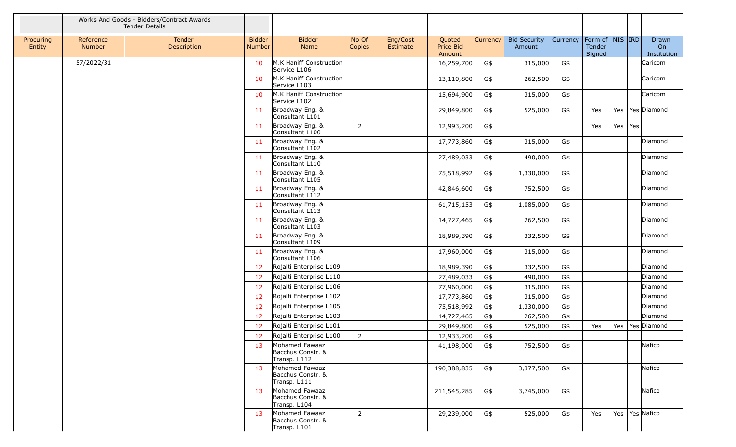| | Works And Goods - Bidders/Contract Awards Tender Details | | | | | | | | | | | | | |
|---|---|---|---|---|---|---|---|---|---|---|---|---|---|---|
| Procuring Entity | Reference Number | Tender Description | Bidder Number | Bidder Name | No Of Copies | Eng/Cost Estimate | Quoted Price Bid Amount | Currency | Bid Security Amount | Currency | Form of Tender Signed | NIS | IRD | Drawn On Institution |
| | 57/2022/31 | | 10 | M.K Haniff Construction Service L106 | | | 16,259,700 | G$ | 315,000 | G$ | | | | Caricom |
| | | | 10 | M.K Haniff Construction Service L103 | | | 13,110,800 | G$ | 262,500 | G$ | | | | Caricom |
| | | | 10 | M.K Haniff Construction Service L102 | | | 15,694,900 | G$ | 315,000 | G$ | | | | Caricom |
| | | | 11 | Broadway Eng. & Consultant L101 | | | 29,849,800 | G$ | 525,000 | G$ | Yes | Yes | Yes | Diamond |
| | | | 11 | Broadway Eng. & Consultant L100 | 2 | | 12,993,200 | G$ | | | Yes | Yes | Yes | |
| | | | 11 | Broadway Eng. & Consultant L102 | | | 17,773,860 | G$ | 315,000 | G$ | | | | Diamond |
| | | | 11 | Broadway Eng. & Consultant L110 | | | 27,489,033 | G$ | 490,000 | G$ | | | | Diamond |
| | | | 11 | Broadway Eng. & Consultant L105 | | | 75,518,992 | G$ | 1,330,000 | G$ | | | | Diamond |
| | | | 11 | Broadway Eng. & Consultant L112 | | | 42,846,600 | G$ | 752,500 | G$ | | | | Diamond |
| | | | 11 | Broadway Eng. & Consultant L113 | | | 61,715,153 | G$ | 1,085,000 | G$ | | | | Diamond |
| | | | 11 | Broadway Eng. & Consultant L103 | | | 14,727,465 | G$ | 262,500 | G$ | | | | Diamond |
| | | | 11 | Broadway Eng. & Consultant L109 | | | 18,989,390 | G$ | 332,500 | G$ | | | | Diamond |
| | | | 11 | Broadway Eng. & Consultant L106 | | | 17,960,000 | G$ | 315,000 | G$ | | | | Diamond |
| | | | 12 | Rojalti Enterprise L109 | | | 18,989,390 | G$ | 332,500 | G$ | | | | Diamond |
| | | | 12 | Rojalti Enterprise L110 | | | 27,489,033 | G$ | 490,000 | G$ | | | | Diamond |
| | | | 12 | Rojalti Enterprise L106 | | | 77,960,000 | G$ | 315,000 | G$ | | | | Diamond |
| | | | 12 | Rojalti Enterprise L102 | | | 17,773,860 | G$ | 315,000 | G$ | | | | Diamond |
| | | | 12 | Rojalti Enterprise L105 | | | 75,518,992 | G$ | 1,330,000 | G$ | | | | Diamond |
| | | | 12 | Rojalti Enterprise L103 | | | 14,727,465 | G$ | 262,500 | G$ | | | | Diamond |
| | | | 12 | Rojalti Enterprise L101 | | | 29,849,800 | G$ | 525,000 | G$ | Yes | Yes | Yes | Diamond |
| | | | 12 | Rojalti Enterprise L100 | 2 | | 12,933,200 | G$ | | | | | | |
| | | | 13 | Mohamed Fawaaz Bacchus Constr. & Transp. L112 | | | 41,198,000 | G$ | 752,500 | G$ | | | | Nafico |
| | | | 13 | Mohamed Fawaaz Bacchus Constr. & Transp. L111 | | | 190,388,835 | G$ | 3,377,500 | G$ | | | | Nafico |
| | | | 13 | Mohamed Fawaaz Bacchus Constr. & Transp. L104 | | | 211,545,285 | G$ | 3,745,000 | G$ | | | | Nafico |
| | | | 13 | Mohamed Fawaaz Bacchus Constr. & Transp. L101 | 2 | | 29,239,000 | G$ | 525,000 | G$ | Yes | Yes | Yes | Nafico |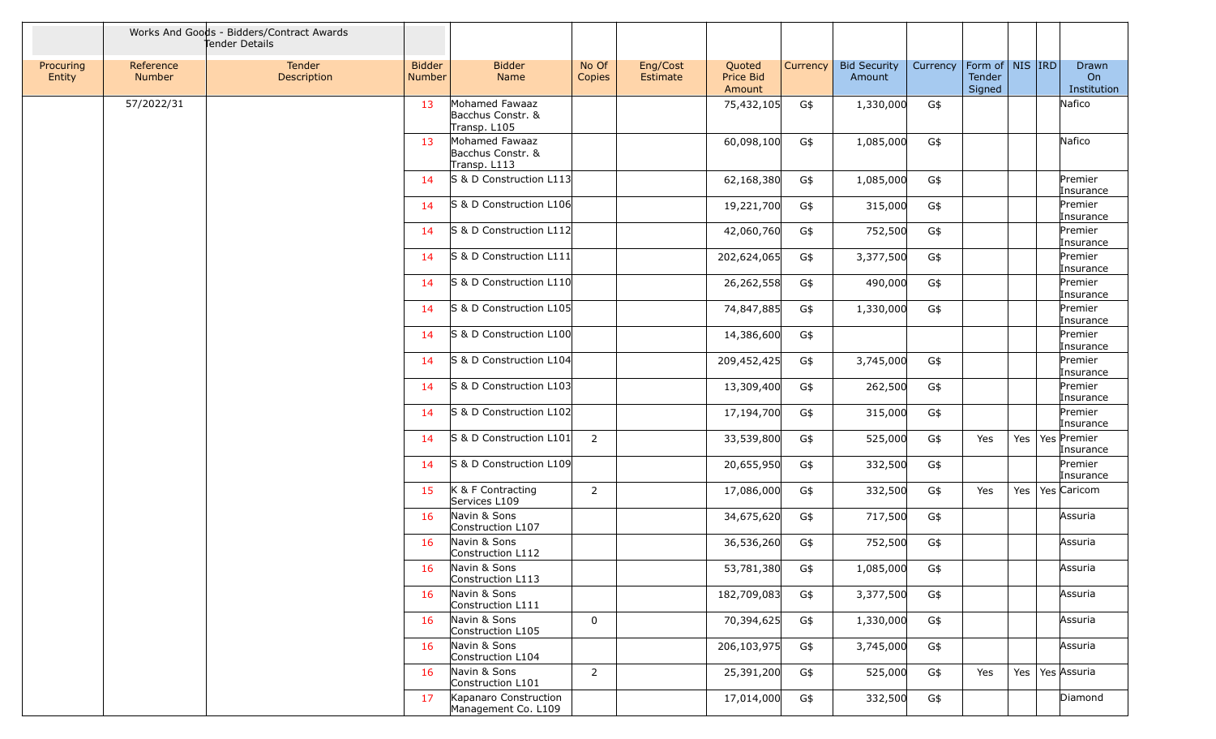| | Works And Goods - Bidders/Contract Awards Tender Details | | | | | | | | | | | | | |
|---|---|---|---|---|---|---|---|---|---|---|---|---|---|---|
| Procuring Entity | Reference Number | Tender Description | Bidder Number | Bidder Name | No Of Copies | Eng/Cost Estimate | Quoted Price Bid Amount | Currency | Bid Security Amount | Currency | Form of Tender Signed | NIS | IRD | Drawn On Institution |
| | 57/2022/31 | | 13 | Mohamed Fawaaz Bacchus Constr. & Transp. L105 | | | 75,432,105 | G$ | 1,330,000 | G$ | | | | Nafico |
| | | | 13 | Mohamed Fawaaz Bacchus Constr. & Transp. L113 | | | 60,098,100 | G$ | 1,085,000 | G$ | | | | Nafico |
| | | | 14 | S & D Construction L113 | | | 62,168,380 | G$ | 1,085,000 | G$ | | | | Premier Insurance |
| | | | 14 | S & D Construction L106 | | | 19,221,700 | G$ | 315,000 | G$ | | | | Premier Insurance |
| | | | 14 | S & D Construction L112 | | | 42,060,760 | G$ | 752,500 | G$ | | | | Premier Insurance |
| | | | 14 | S & D Construction L111 | | | 202,624,065 | G$ | 3,377,500 | G$ | | | | Premier Insurance |
| | | | 14 | S & D Construction L110 | | | 26,262,558 | G$ | 490,000 | G$ | | | | Premier Insurance |
| | | | 14 | S & D Construction L105 | | | 74,847,885 | G$ | 1,330,000 | G$ | | | | Premier Insurance |
| | | | 14 | S & D Construction L100 | | | 14,386,600 | G$ | | | | | | Premier Insurance |
| | | | 14 | S & D Construction L104 | | | 209,452,425 | G$ | 3,745,000 | G$ | | | | Premier Insurance |
| | | | 14 | S & D Construction L103 | | | 13,309,400 | G$ | 262,500 | G$ | | | | Premier Insurance |
| | | | 14 | S & D Construction L102 | | | 17,194,700 | G$ | 315,000 | G$ | | | | Premier Insurance |
| | | | 14 | S & D Construction L101 | 2 | | 33,539,800 | G$ | 525,000 | G$ | Yes | Yes | Yes | Premier Insurance |
| | | | 14 | S & D Construction L109 | | | 20,655,950 | G$ | 332,500 | G$ | | | | Premier Insurance |
| | | | 15 | K & F Contracting Services L109 | 2 | | 17,086,000 | G$ | 332,500 | G$ | Yes | Yes | Yes | Caricom |
| | | | 16 | Navin & Sons Construction L107 | | | 34,675,620 | G$ | 717,500 | G$ | | | | Assuria |
| | | | 16 | Navin & Sons Construction L112 | | | 36,536,260 | G$ | 752,500 | G$ | | | | Assuria |
| | | | 16 | Navin & Sons Construction L113 | | | 53,781,380 | G$ | 1,085,000 | G$ | | | | Assuria |
| | | | 16 | Navin & Sons Construction L111 | | | 182,709,083 | G$ | 3,377,500 | G$ | | | | Assuria |
| | | | 16 | Navin & Sons Construction L105 | 0 | | 70,394,625 | G$ | 1,330,000 | G$ | | | | Assuria |
| | | | 16 | Navin & Sons Construction L104 | | | 206,103,975 | G$ | 3,745,000 | G$ | | | | Assuria |
| | | | 16 | Navin & Sons Construction L101 | 2 | | 25,391,200 | G$ | 525,000 | G$ | Yes | Yes | Yes | Assuria |
| | | | 17 | Kapanaro Construction Management Co. L109 | | | 17,014,000 | G$ | 332,500 | G$ | | | | Diamond |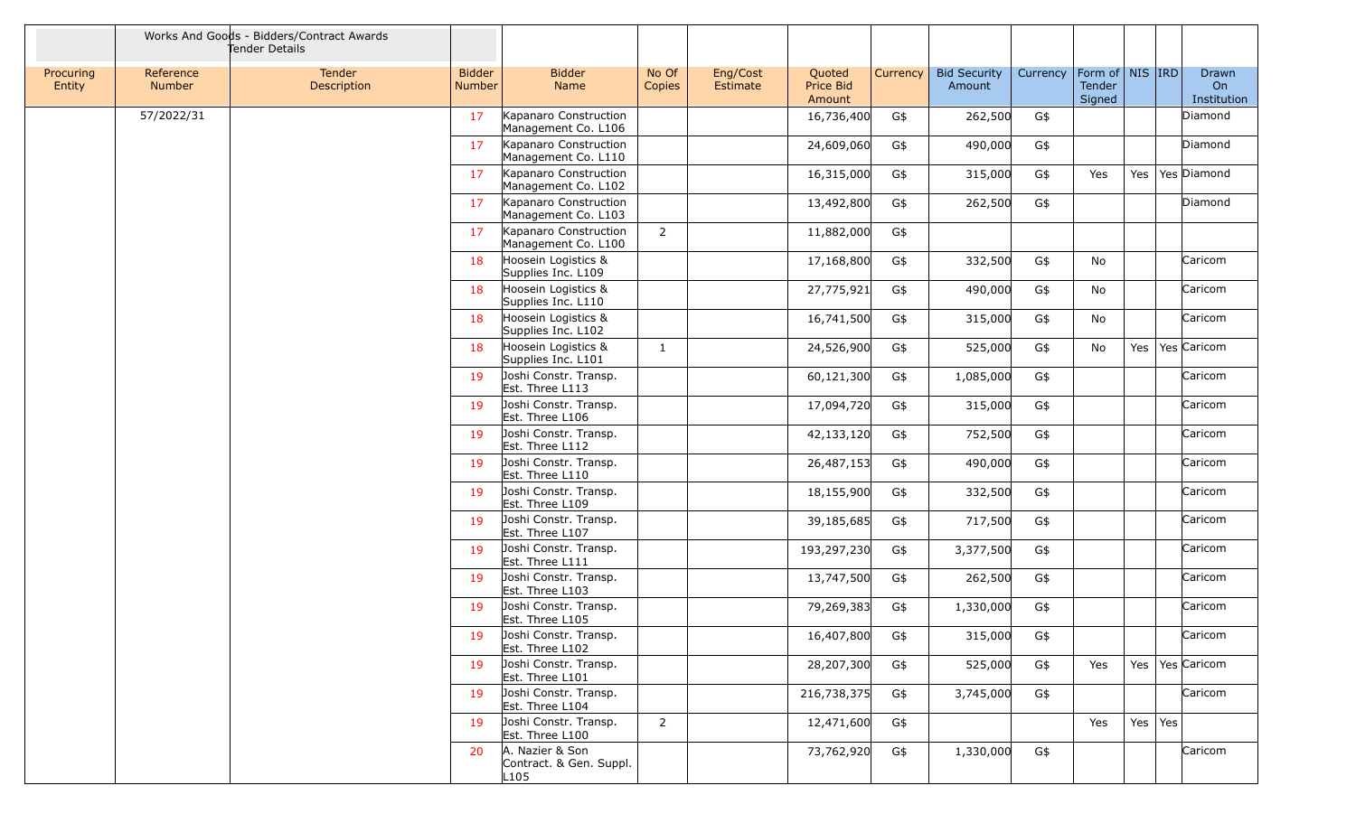| | Works And Goods - Bidders/Contract Awards Tender Details | | | | | | | | | | | | | |
|---|---|---|---|---|---|---|---|---|---|---|---|---|---|---|
| Procuring Entity | Reference Number | Tender Description | Bidder Number | Bidder Name | No Of Copies | Eng/Cost Estimate | Quoted Price Bid Amount | Currency | Bid Security Amount | Currency | Form of Tender Signed | NIS | IRD | Drawn On Institution |
| | 57/2022/31 | | 17 | Kapanaro Construction Management Co. L106 | | | 16,736,400 | G$ | 262,500 | G$ | | | | Diamond |
| | | | 17 | Kapanaro Construction Management Co. L110 | | | 24,609,060 | G$ | 490,000 | G$ | | | | Diamond |
| | | | 17 | Kapanaro Construction Management Co. L102 | | | 16,315,000 | G$ | 315,000 | G$ | Yes | Yes | Yes | Diamond |
| | | | 17 | Kapanaro Construction Management Co. L103 | | | 13,492,800 | G$ | 262,500 | G$ | | | | Diamond |
| | | | 17 | Kapanaro Construction Management Co. L100 | 2 | | 11,882,000 | G$ | | | | | | |
| | | | 18 | Hoosein Logistics & Supplies Inc. L109 | | | 17,168,800 | G$ | 332,500 | G$ | No | | | Caricom |
| | | | 18 | Hoosein Logistics & Supplies Inc. L110 | | | 27,775,921 | G$ | 490,000 | G$ | No | | | Caricom |
| | | | 18 | Hoosein Logistics & Supplies Inc. L102 | | | 16,741,500 | G$ | 315,000 | G$ | No | | | Caricom |
| | | | 18 | Hoosein Logistics & Supplies Inc. L101 | 1 | | 24,526,900 | G$ | 525,000 | G$ | No | Yes | Yes | Caricom |
| | | | 19 | Joshi Constr. Transp. Est. Three L113 | | | 60,121,300 | G$ | 1,085,000 | G$ | | | | Caricom |
| | | | 19 | Joshi Constr. Transp. Est. Three L106 | | | 17,094,720 | G$ | 315,000 | G$ | | | | Caricom |
| | | | 19 | Joshi Constr. Transp. Est. Three L112 | | | 42,133,120 | G$ | 752,500 | G$ | | | | Caricom |
| | | | 19 | Joshi Constr. Transp. Est. Three L110 | | | 26,487,153 | G$ | 490,000 | G$ | | | | Caricom |
| | | | 19 | Joshi Constr. Transp. Est. Three L109 | | | 18,155,900 | G$ | 332,500 | G$ | | | | Caricom |
| | | | 19 | Joshi Constr. Transp. Est. Three L107 | | | 39,185,685 | G$ | 717,500 | G$ | | | | Caricom |
| | | | 19 | Joshi Constr. Transp. Est. Three L111 | | | 193,297,230 | G$ | 3,377,500 | G$ | | | | Caricom |
| | | | 19 | Joshi Constr. Transp. Est. Three L103 | | | 13,747,500 | G$ | 262,500 | G$ | | | | Caricom |
| | | | 19 | Joshi Constr. Transp. Est. Three L105 | | | 79,269,383 | G$ | 1,330,000 | G$ | | | | Caricom |
| | | | 19 | Joshi Constr. Transp. Est. Three L102 | | | 16,407,800 | G$ | 315,000 | G$ | | | | Caricom |
| | | | 19 | Joshi Constr. Transp. Est. Three L101 | | | 28,207,300 | G$ | 525,000 | G$ | Yes | Yes | Yes | Caricom |
| | | | 19 | Joshi Constr. Transp. Est. Three L104 | | | 216,738,375 | G$ | 3,745,000 | G$ | | | | Caricom |
| | | | 19 | Joshi Constr. Transp. Est. Three L100 | 2 | | 12,471,600 | G$ | | | Yes | Yes | Yes | |
| | | | 20 | A. Nazier & Son Contract. & Gen. Suppl. L105 | | | 73,762,920 | G$ | 1,330,000 | G$ | | | | Caricom |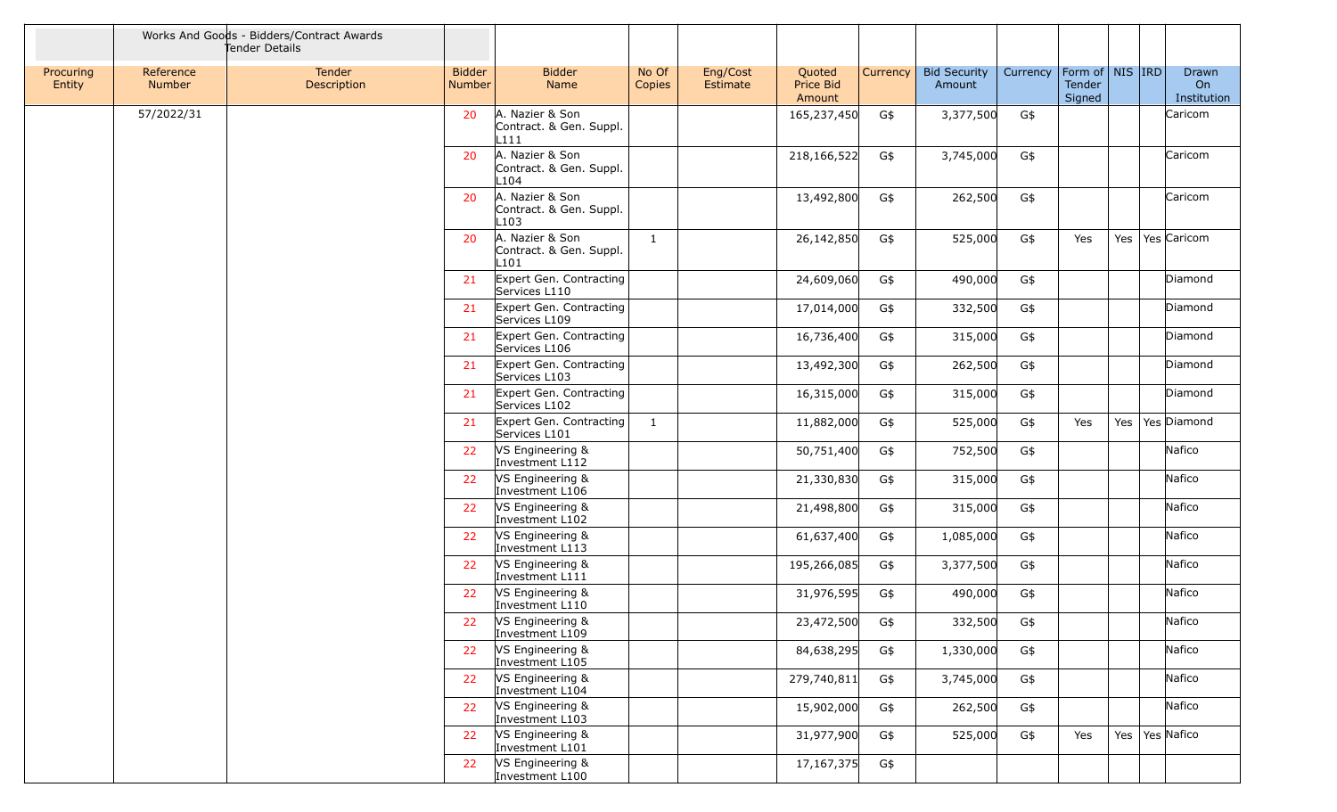| | Works And Goods - Bidders/Contract Awards Tender Details | | | | | | | | | | | | | | |
|---|---|---|---|---|---|---|---|---|---|---|---|---|---|---|---|
| Procuring Entity | Reference Number | Tender Description | Bidder Number | Bidder Name | No Of Copies | Eng/Cost Estimate | Quoted Price Bid Amount | Currency | Bid Security Amount | Currency | Form of Tender Signed | NIS | IRD | Drawn On Institution |
| | 57/2022/31 | | 20 | A. Nazier & Son Contract. & Gen. Suppl. L111 | | | 165,237,450 | G$ | 3,377,500 | G$ | | | | Caricom |
| | | | 20 | A. Nazier & Son Contract. & Gen. Suppl. L104 | | | 218,166,522 | G$ | 3,745,000 | G$ | | | | Caricom |
| | | | 20 | A. Nazier & Son Contract. & Gen. Suppl. L103 | | | 13,492,800 | G$ | 262,500 | G$ | | | | Caricom |
| | | | 20 | A. Nazier & Son Contract. & Gen. Suppl. L101 | 1 | | 26,142,850 | G$ | 525,000 | G$ | Yes | Yes | Yes | Caricom |
| | | | 21 | Expert Gen. Contracting Services L110 | | | 24,609,060 | G$ | 490,000 | G$ | | | | Diamond |
| | | | 21 | Expert Gen. Contracting Services L109 | | | 17,014,000 | G$ | 332,500 | G$ | | | | Diamond |
| | | | 21 | Expert Gen. Contracting Services L106 | | | 16,736,400 | G$ | 315,000 | G$ | | | | Diamond |
| | | | 21 | Expert Gen. Contracting Services L103 | | | 13,492,300 | G$ | 262,500 | G$ | | | | Diamond |
| | | | 21 | Expert Gen. Contracting Services L102 | | | 16,315,000 | G$ | 315,000 | G$ | | | | Diamond |
| | | | 21 | Expert Gen. Contracting Services L101 | 1 | | 11,882,000 | G$ | 525,000 | G$ | Yes | Yes | Yes | Diamond |
| | | | 22 | VS Engineering & Investment L112 | | | 50,751,400 | G$ | 752,500 | G$ | | | | Nafico |
| | | | 22 | VS Engineering & Investment L106 | | | 21,330,830 | G$ | 315,000 | G$ | | | | Nafico |
| | | | 22 | VS Engineering & Investment L102 | | | 21,498,800 | G$ | 315,000 | G$ | | | | Nafico |
| | | | 22 | VS Engineering & Investment L113 | | | 61,637,400 | G$ | 1,085,000 | G$ | | | | Nafico |
| | | | 22 | VS Engineering & Investment L111 | | | 195,266,085 | G$ | 3,377,500 | G$ | | | | Nafico |
| | | | 22 | VS Engineering & Investment L110 | | | 31,976,595 | G$ | 490,000 | G$ | | | | Nafico |
| | | | 22 | VS Engineering & Investment L109 | | | 23,472,500 | G$ | 332,500 | G$ | | | | Nafico |
| | | | 22 | VS Engineering & Investment L105 | | | 84,638,295 | G$ | 1,330,000 | G$ | | | | Nafico |
| | | | 22 | VS Engineering & Investment L104 | | | 279,740,811 | G$ | 3,745,000 | G$ | | | | Nafico |
| | | | 22 | VS Engineering & Investment L103 | | | 15,902,000 | G$ | 262,500 | G$ | | | | Nafico |
| | | | 22 | VS Engineering & Investment L101 | | | 31,977,900 | G$ | 525,000 | G$ | Yes | Yes | Yes | Nafico |
| | | | 22 | VS Engineering & Investment L100 | | | 17,167,375 | G$ | | | | | | |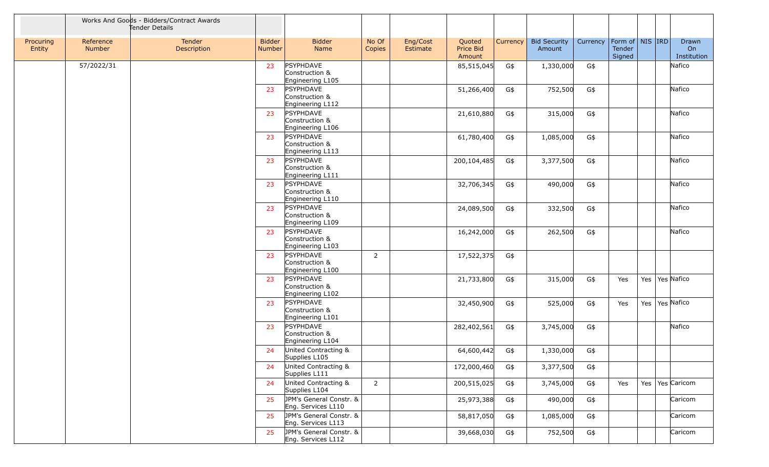| | Works And Goods - Bidders/Contract Awards Tender Details | | | | | | | | | | | | | | |
|---|---|---|---|---|---|---|---|---|---|---|---|---|---|---|---|
| Procuring Entity | Reference Number | Tender Description | Bidder Number | Bidder Name | No Of Copies | Eng/Cost Estimate | Quoted Price Bid Amount | Currency | Bid Security Amount | Currency | Form of Tender Signed | NIS | IRD | Drawn On Institution |
| | 57/2022/31 | | 23 | PSYPHDAVE Construction & Engineering L105 | | | 85,515,045 | G$ | 1,330,000 | G$ | | | | Nafico |
| | | | 23 | PSYPHDAVE Construction & Engineering L112 | | | 51,266,400 | G$ | 752,500 | G$ | | | | Nafico |
| | | | 23 | PSYPHDAVE Construction & Engineering L106 | | | 21,610,880 | G$ | 315,000 | G$ | | | | Nafico |
| | | | 23 | PSYPHDAVE Construction & Engineering L113 | | | 61,780,400 | G$ | 1,085,000 | G$ | | | | Nafico |
| | | | 23 | PSYPHDAVE Construction & Engineering L111 | | | 200,104,485 | G$ | 3,377,500 | G$ | | | | Nafico |
| | | | 23 | PSYPHDAVE Construction & Engineering L110 | | | 32,706,345 | G$ | 490,000 | G$ | | | | Nafico |
| | | | 23 | PSYPHDAVE Construction & Engineering L109 | | | 24,089,500 | G$ | 332,500 | G$ | | | | Nafico |
| | | | 23 | PSYPHDAVE Construction & Engineering L103 | | | 16,242,000 | G$ | 262,500 | G$ | | | | Nafico |
| | | | 23 | PSYPHDAVE Construction & Engineering L100 | 2 | | 17,522,375 | G$ | | | | | | |
| | | | 23 | PSYPHDAVE Construction & Engineering L102 | | | 21,733,800 | G$ | 315,000 | G$ | Yes | Yes | Yes | Nafico |
| | | | 23 | PSYPHDAVE Construction & Engineering L101 | | | 32,450,900 | G$ | 525,000 | G$ | Yes | Yes | Yes | Nafico |
| | | | 23 | PSYPHDAVE Construction & Engineering L104 | | | 282,402,561 | G$ | 3,745,000 | G$ | | | | Nafico |
| | | | 24 | United Contracting & Supplies L105 | | | 64,600,442 | G$ | 1,330,000 | G$ | | | | |
| | | | 24 | United Contracting & Supplies L111 | | | 172,000,460 | G$ | 3,377,500 | G$ | | | | |
| | | | 24 | United Contracting & Supplies L104 | 2 | | 200,515,025 | G$ | 3,745,000 | G$ | Yes | Yes | Yes | Caricom |
| | | | 25 | JPM's General Constr. & Eng. Services L110 | | | 25,973,388 | G$ | 490,000 | G$ | | | | Caricom |
| | | | 25 | JPM's General Constr. & Eng. Services L113 | | | 58,817,050 | G$ | 1,085,000 | G$ | | | | Caricom |
| | | | 25 | JPM's General Constr. & Eng. Services L112 | | | 39,668,030 | G$ | 752,500 | G$ | | | | Caricom |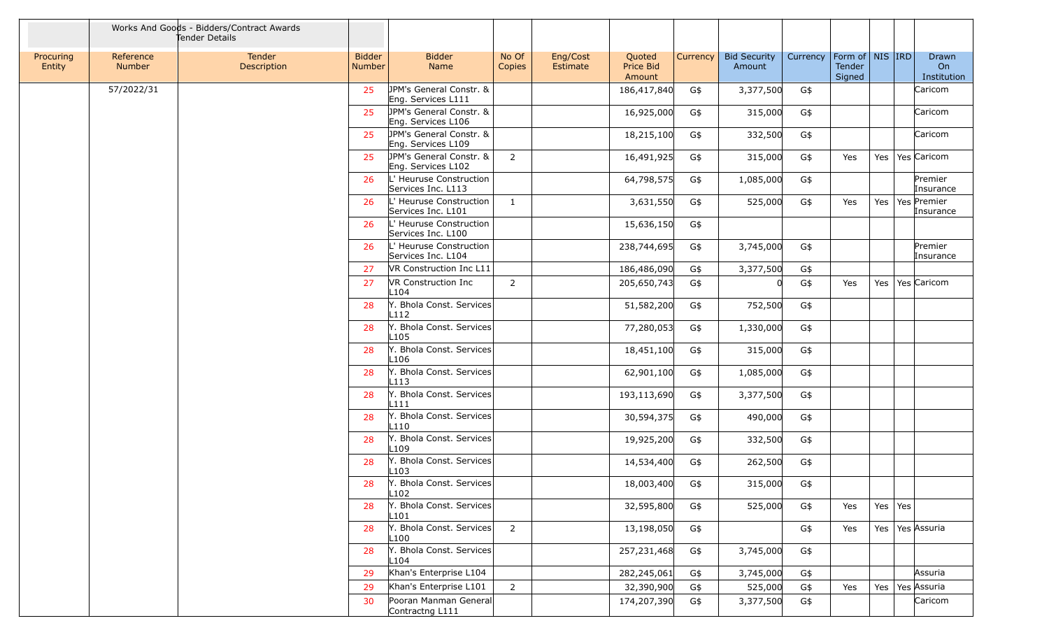| | Works And Goods - Bidders/Contract Awards Tender Details | | | | | | | | | | | | | |
|---|---|---|---|---|---|---|---|---|---|---|---|---|---|---|
| Procuring Entity | Reference Number | Tender Description | Bidder Number | Bidder Name | No Of Copies | Eng/Cost Estimate | Quoted Price Bid Amount | Currency | Bid Security Amount | Currency | Form of Tender Signed | NIS | IRD | Drawn On Institution |
| | 57/2022/31 | | 25 | JPM's General Constr. & Eng. Services L111 | | | 186,417,840 | G$ | 3,377,500 | G$ | | | | Caricom |
| | | | 25 | JPM's General Constr. & Eng. Services L106 | | | 16,925,000 | G$ | 315,000 | G$ | | | | Caricom |
| | | | 25 | JPM's General Constr. & Eng. Services L109 | | | 18,215,100 | G$ | 332,500 | G$ | | | | Caricom |
| | | | 25 | JPM's General Constr. & Eng. Services L102 | 2 | | 16,491,925 | G$ | 315,000 | G$ | Yes | Yes | Yes | Caricom |
| | | | 26 | L' Heuruse Construction Services Inc. L113 | | | 64,798,575 | G$ | 1,085,000 | G$ | | | | Premier Insurance |
| | | | 26 | L' Heuruse Construction Services Inc. L101 | 1 | | 3,631,550 | G$ | 525,000 | G$ | Yes | Yes | Yes | Premier Insurance |
| | | | 26 | L' Heuruse Construction Services Inc. L100 | | | 15,636,150 | G$ | | | | | | |
| | | | 26 | L' Heuruse Construction Services Inc. L104 | | | 238,744,695 | G$ | 3,745,000 | G$ | | | | Premier Insurance |
| | | | 27 | VR Construction Inc L11 | | | 186,486,090 | G$ | 3,377,500 | G$ | | | | |
| | | | 27 | VR Construction Inc L104 | 2 | | 205,650,743 | G$ | 0 | G$ | Yes | Yes | Yes | Caricom |
| | | | 28 | Y. Bhola Const. Services L112 | | | 51,582,200 | G$ | 752,500 | G$ | | | | |
| | | | 28 | Y. Bhola Const. Services L105 | | | 77,280,053 | G$ | 1,330,000 | G$ | | | | |
| | | | 28 | Y. Bhola Const. Services L106 | | | 18,451,100 | G$ | 315,000 | G$ | | | | |
| | | | 28 | Y. Bhola Const. Services L113 | | | 62,901,100 | G$ | 1,085,000 | G$ | | | | |
| | | | 28 | Y. Bhola Const. Services L111 | | | 193,113,690 | G$ | 3,377,500 | G$ | | | | |
| | | | 28 | Y. Bhola Const. Services L110 | | | 30,594,375 | G$ | 490,000 | G$ | | | | |
| | | | 28 | Y. Bhola Const. Services L109 | | | 19,925,200 | G$ | 332,500 | G$ | | | | |
| | | | 28 | Y. Bhola Const. Services L103 | | | 14,534,400 | G$ | 262,500 | G$ | | | | |
| | | | 28 | Y. Bhola Const. Services L102 | | | 18,003,400 | G$ | 315,000 | G$ | | | | |
| | | | 28 | Y. Bhola Const. Services L101 | | | 32,595,800 | G$ | 525,000 | G$ | Yes | Yes | Yes | |
| | | | 28 | Y. Bhola Const. Services L100 | 2 | | 13,198,050 | G$ | | G$ | Yes | Yes | Yes | Assuria |
| | | | 28 | Y. Bhola Const. Services L104 | | | 257,231,468 | G$ | 3,745,000 | G$ | | | | |
| | | | 29 | Khan's Enterprise L104 | | | 282,245,061 | G$ | 3,745,000 | G$ | | | | Assuria |
| | | | 29 | Khan's Enterprise L101 | 2 | | 32,390,900 | G$ | 525,000 | G$ | Yes | Yes | Yes | Assuria |
| | | | 30 | Pooran Manman General Contractng L111 | | | 174,207,390 | G$ | 3,377,500 | G$ | | | | Caricom |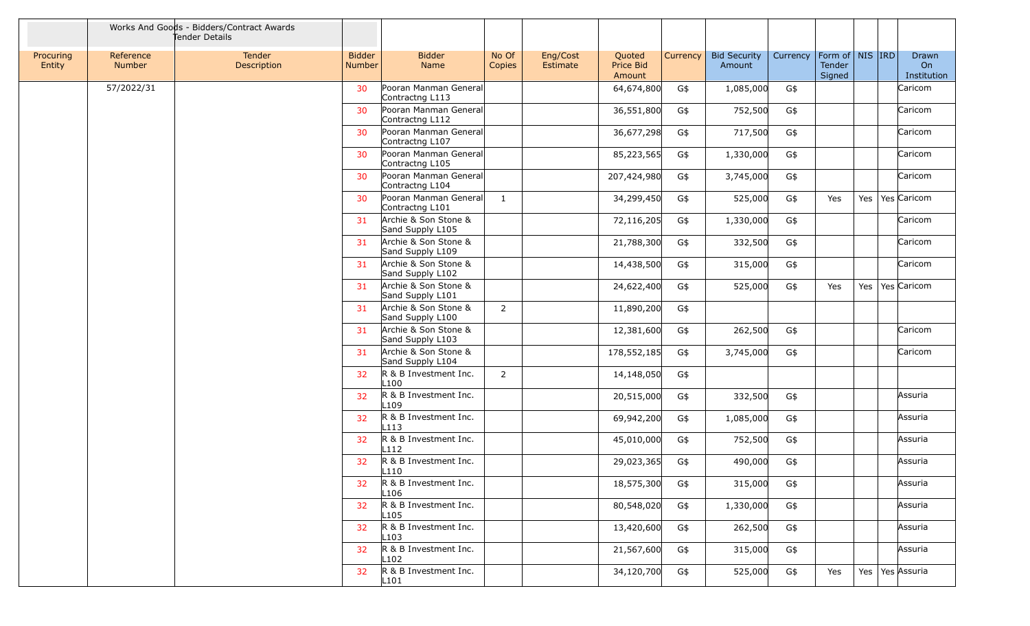| | Works And Goods - Bidders/Contract Awards Tender Details | | | | | | | | | | | | | |
|---|---|---|---|---|---|---|---|---|---|---|---|---|---|---|
| Procuring Entity | Reference Number | Tender Description | Bidder Number | Bidder Name | No Of Copies | Eng/Cost Estimate | Quoted Price Bid Amount | Currency | Bid Security Amount | Currency | Form of Tender Signed | NIS | IRD | Drawn On Institution |
| | 57/2022/31 | | 30 | Pooran Manman General Contractng L113 | | | 64,674,800 | G$ | 1,085,000 | G$ | | | | Caricom |
| | | | 30 | Pooran Manman General Contractng L112 | | | 36,551,800 | G$ | 752,500 | G$ | | | | Caricom |
| | | | 30 | Pooran Manman General Contractng L107 | | | 36,677,298 | G$ | 717,500 | G$ | | | | Caricom |
| | | | 30 | Pooran Manman General Contractng L105 | | | 85,223,565 | G$ | 1,330,000 | G$ | | | | Caricom |
| | | | 30 | Pooran Manman General Contractng L104 | | | 207,424,980 | G$ | 3,745,000 | G$ | | | | Caricom |
| | | | 30 | Pooran Manman General Contractng L101 | 1 | | 34,299,450 | G$ | 525,000 | G$ | Yes | Yes | Yes | Caricom |
| | | | 31 | Archie & Son Stone & Sand Supply L105 | | | 72,116,205 | G$ | 1,330,000 | G$ | | | | Caricom |
| | | | 31 | Archie & Son Stone & Sand Supply L109 | | | 21,788,300 | G$ | 332,500 | G$ | | | | Caricom |
| | | | 31 | Archie & Son Stone & Sand Supply L102 | | | 14,438,500 | G$ | 315,000 | G$ | | | | Caricom |
| | | | 31 | Archie & Son Stone & Sand Supply L101 | | | 24,622,400 | G$ | 525,000 | G$ | Yes | Yes | Yes | Caricom |
| | | | 31 | Archie & Son Stone & Sand Supply L100 | 2 | | 11,890,200 | G$ | | | | | | |
| | | | 31 | Archie & Son Stone & Sand Supply L103 | | | 12,381,600 | G$ | 262,500 | G$ | | | | Caricom |
| | | | 31 | Archie & Son Stone & Sand Supply L104 | | | 178,552,185 | G$ | 3,745,000 | G$ | | | | Caricom |
| | | | 32 | R & B Investment Inc. L100 | 2 | | 14,148,050 | G$ | | | | | | |
| | | | 32 | R & B Investment Inc. L109 | | | 20,515,000 | G$ | 332,500 | G$ | | | | Assuria |
| | | | 32 | R & B Investment Inc. L113 | | | 69,942,200 | G$ | 1,085,000 | G$ | | | | Assuria |
| | | | 32 | R & B Investment Inc. L112 | | | 45,010,000 | G$ | 752,500 | G$ | | | | Assuria |
| | | | 32 | R & B Investment Inc. L110 | | | 29,023,365 | G$ | 490,000 | G$ | | | | Assuria |
| | | | 32 | R & B Investment Inc. L106 | | | 18,575,300 | G$ | 315,000 | G$ | | | | Assuria |
| | | | 32 | R & B Investment Inc. L105 | | | 80,548,020 | G$ | 1,330,000 | G$ | | | | Assuria |
| | | | 32 | R & B Investment Inc. L103 | | | 13,420,600 | G$ | 262,500 | G$ | | | | Assuria |
| | | | 32 | R & B Investment Inc. L102 | | | 21,567,600 | G$ | 315,000 | G$ | | | | Assuria |
| | | | 32 | R & B Investment Inc. L101 | | | 34,120,700 | G$ | 525,000 | G$ | Yes | Yes | Yes | Assuria |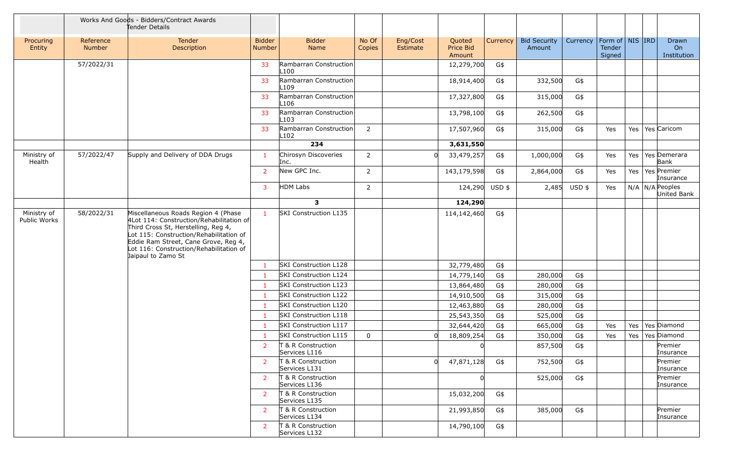| | Works And Goods - Bidders/Contract Awards Tender Details | | | | | | | | | | | | | |
|---|---|---|---|---|---|---|---|---|---|---|---|---|---|---|
| Procuring Entity | Reference Number | Tender Description | Bidder Number | Bidder Name | No Of Copies | Eng/Cost Estimate | Quoted Price Bid Amount | Currency | Bid Security Amount | Currency | Form of Tender Signed | NIS | IRD | Drawn On Institution |
| | 57/2022/31 | | 33 | Rambarran Construction L100 | | | 12,279,700 | G$ | | | | | | |
| | | | 33 | Rambarran Construction L109 | | | 18,914,400 | G$ | 332,500 | G$ | | | | |
| | | | 33 | Rambarran Construction L106 | | | 17,327,800 | G$ | 315,000 | G$ | | | | |
| | | | 33 | Rambarran Construction L103 | | | 13,798,100 | G$ | 262,500 | G$ | | | | |
| | | | 33 | Rambarran Construction L102 | 2 | | 17,507,960 | G$ | 315,000 | G$ | Yes | Yes | Yes | Caricom |
| | | | 234 | | | | 3,631,550 | | | | | | | |
| Ministry of Health | 57/2022/47 | Supply and Delivery of DDA Drugs | 1 | Chirosyn Discoveries Inc. | 2 | 0 | 33,479,257 | G$ | 1,000,000 | G$ | Yes | Yes | Yes | Demerara Bank |
| | | | 2 | New GPC Inc. | 2 | | 143,179,598 | G$ | 2,864,000 | G$ | Yes | Yes | Yes | Premier Insurance |
| | | | 3 | HDM Labs | 2 | | 124,290 | USD $ | 2,485 | USD $ | Yes | N/A | N/A | Peoples United Bank |
| | | | 3 | | | | 124,290 | | | | | | | |
| Ministry of Public Works | 58/2022/31 | Miscellaneous Roads Region 4 (Phase 4Lot 114: Construction/Rehabilitation of Third Cross St, Herstelling, Reg 4, Lot 115: Construction/Rehabilitation of Eddie Ram Street, Cane Grove, Reg 4, Lot 116: Construction/Rehabilitation of Jaipaul to Zamo St | 1 | SKI Construction L135 | | | 114,142,460 | G$ | | | | | | |
| | | | 1 | SKI Construction L128 | | | 32,779,480 | G$ | | | | | | |
| | | | 1 | SKI Construction L124 | | | 14,779,140 | G$ | 280,000 | G$ | | | | |
| | | | 1 | SKI Construction L123 | | | 13,864,480 | G$ | 280,000 | G$ | | | | |
| | | | 1 | SKI Construction L122 | | | 14,910,500 | G$ | 315,000 | G$ | | | | |
| | | | 1 | SKI Construction L120 | | | 12,463,880 | G$ | 280,000 | G$ | | | | |
| | | | 1 | SKI Construction L118 | | | 25,543,350 | G$ | 525,000 | G$ | | | | |
| | | | 1 | SKI Construction L117 | | | 32,644,420 | G$ | 665,000 | G$ | Yes | Yes | Yes | Diamond |
| | | | 1 | SKI Construction L115 | 0 | 0 | 18,809,254 | G$ | 350,000 | G$ | Yes | Yes | Yes | Diamond |
| | | | 2 | T & R Construction Services L116 | | | 0 | | 857,500 | G$ | | | | Premier Insurance |
| | | | 2 | T & R Construction Services L131 | | 0 | 47,871,128 | G$ | 752,500 | G$ | | | | Premier Insurance |
| | | | 2 | T & R Construction Services L136 | | | 0 | | 525,000 | G$ | | | | Premier Insurance |
| | | | 2 | T & R Construction Services L135 | | | 15,032,200 | G$ | | | | | | |
| | | | 2 | T & R Construction Services L134 | | | 21,993,850 | G$ | 385,000 | G$ | | | | Premier Insurance |
| | | | 2 | T & R Construction Services L132 | | | 14,790,100 | G$ | | | | | | |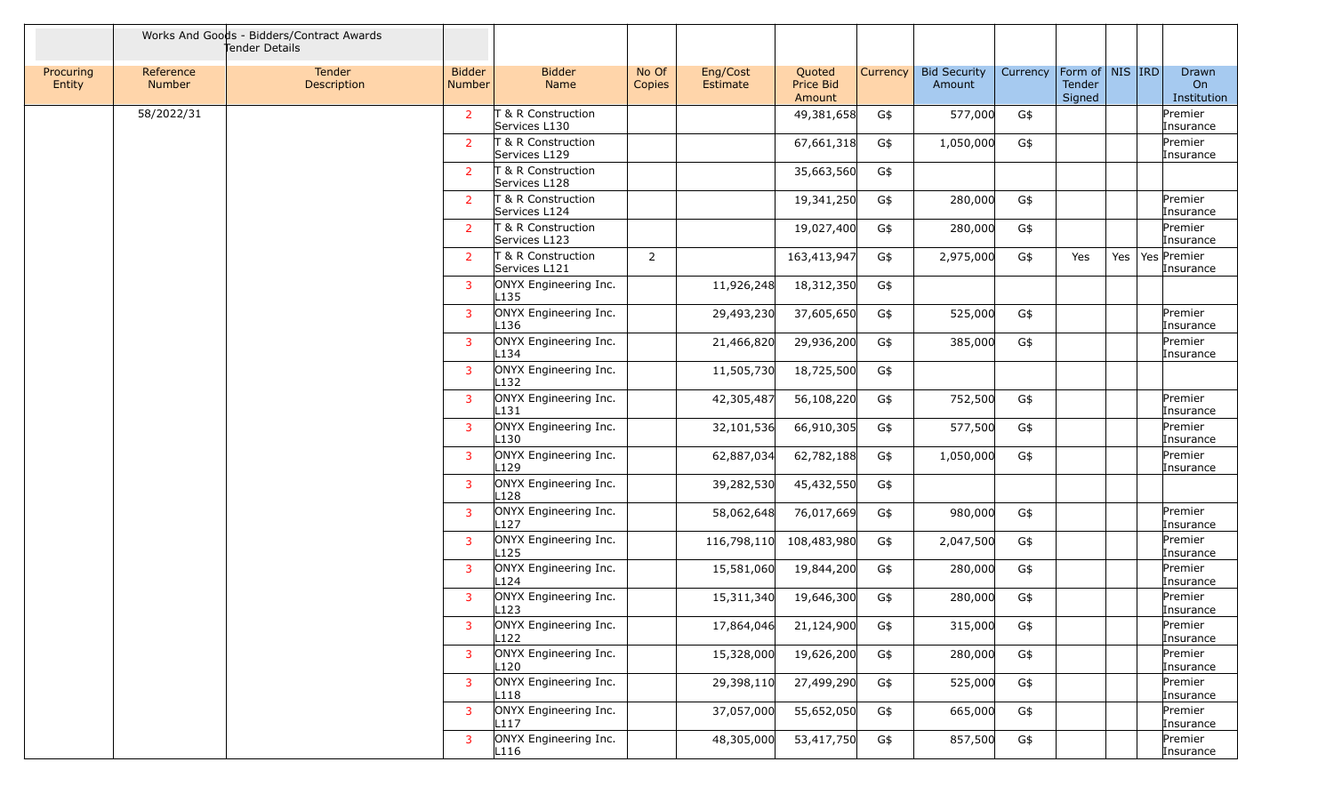| | Works And Goods - Bidders/Contract Awards Tender Details | | | | | | | | | | | | | | |
|---|---|---|---|---|---|---|---|---|---|---|---|---|---|---|---|
| Procuring Entity | Reference Number | Tender Description | Bidder Number | Bidder Name | No Of Copies | Eng/Cost Estimate | Quoted Price Bid Amount | Currency | Bid Security Amount | Currency | Form of Tender Signed | NIS | IRD | Drawn On Institution |
| | 58/2022/31 | | 2 | T & R Construction Services L130 | | | 49,381,658 | G$ | 577,000 | G$ | | | | Premier Insurance |
| | | | 2 | T & R Construction Services L129 | | | 67,661,318 | G$ | 1,050,000 | G$ | | | | Premier Insurance |
| | | | 2 | T & R Construction Services L128 | | | 35,663,560 | G$ | | | | | | |
| | | | 2 | T & R Construction Services L124 | | | 19,341,250 | G$ | 280,000 | G$ | | | | Premier Insurance |
| | | | 2 | T & R Construction Services L123 | | | 19,027,400 | G$ | 280,000 | G$ | | | | Premier Insurance |
| | | | 2 | T & R Construction Services L121 | 2 | | 163,413,947 | G$ | 2,975,000 | G$ | Yes | Yes | Yes | Premier Insurance |
| | | | 3 | ONYX Engineering Inc. L135 | | 11,926,248 | 18,312,350 | G$ | | | | | | |
| | | | 3 | ONYX Engineering Inc. L136 | | 29,493,230 | 37,605,650 | G$ | 525,000 | G$ | | | | Premier Insurance |
| | | | 3 | ONYX Engineering Inc. L134 | | 21,466,820 | 29,936,200 | G$ | 385,000 | G$ | | | | Premier Insurance |
| | | | 3 | ONYX Engineering Inc. L132 | | 11,505,730 | 18,725,500 | G$ | | | | | | |
| | | | 3 | ONYX Engineering Inc. L131 | | 42,305,487 | 56,108,220 | G$ | 752,500 | G$ | | | | Premier Insurance |
| | | | 3 | ONYX Engineering Inc. L130 | | 32,101,536 | 66,910,305 | G$ | 577,500 | G$ | | | | Premier Insurance |
| | | | 3 | ONYX Engineering Inc. L129 | | 62,887,034 | 62,782,188 | G$ | 1,050,000 | G$ | | | | Premier Insurance |
| | | | 3 | ONYX Engineering Inc. L128 | | 39,282,530 | 45,432,550 | G$ | | | | | | |
| | | | 3 | ONYX Engineering Inc. L127 | | 58,062,648 | 76,017,669 | G$ | 980,000 | G$ | | | | Premier Insurance |
| | | | 3 | ONYX Engineering Inc. L125 | | 116,798,110 | 108,483,980 | G$ | 2,047,500 | G$ | | | | Premier Insurance |
| | | | 3 | ONYX Engineering Inc. L124 | | 15,581,060 | 19,844,200 | G$ | 280,000 | G$ | | | | Premier Insurance |
| | | | 3 | ONYX Engineering Inc. L123 | | 15,311,340 | 19,646,300 | G$ | 280,000 | G$ | | | | Premier Insurance |
| | | | 3 | ONYX Engineering Inc. L122 | | 17,864,046 | 21,124,900 | G$ | 315,000 | G$ | | | | Premier Insurance |
| | | | 3 | ONYX Engineering Inc. L120 | | 15,328,000 | 19,626,200 | G$ | 280,000 | G$ | | | | Premier Insurance |
| | | | 3 | ONYX Engineering Inc. L118 | | 29,398,110 | 27,499,290 | G$ | 525,000 | G$ | | | | Premier Insurance |
| | | | 3 | ONYX Engineering Inc. L117 | | 37,057,000 | 55,652,050 | G$ | 665,000 | G$ | | | | Premier Insurance |
| | | | 3 | ONYX Engineering Inc. L116 | | 48,305,000 | 53,417,750 | G$ | 857,500 | G$ | | | | Premier Insurance |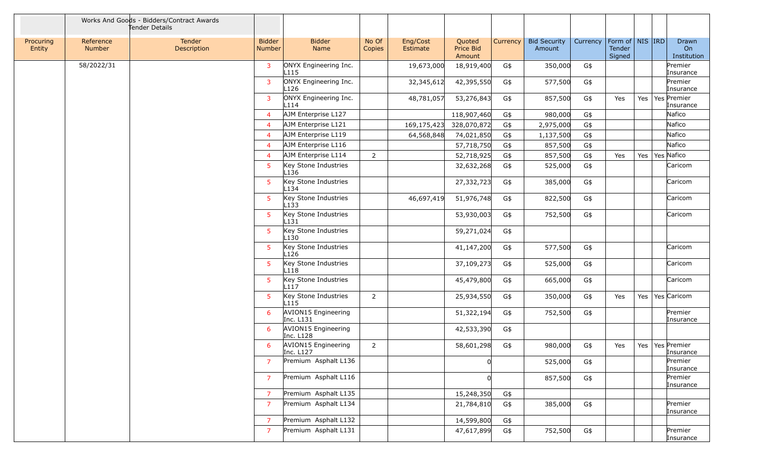| | Works And Goods - Bidders/Contract Awards Tender Details | | | | | | | | | | | | | |
|---|---|---|---|---|---|---|---|---|---|---|---|---|---|---|
| Procuring Entity | Reference Number | Tender Description | Bidder Number | Bidder Name | No Of Copies | Eng/Cost Estimate | Quoted Price Bid Amount | Currency | Bid Security Amount | Currency | Form of Tender Signed | NIS | IRD | Drawn On Institution |
| | 58/2022/31 | | 3 | ONYX Engineering Inc. L115 | | 19,673,000 | 18,919,400 | G$ | 350,000 | G$ | | | | Premier Insurance |
| | | | 3 | ONYX Engineering Inc. L126 | | 32,345,612 | 42,395,550 | G$ | 577,500 | G$ | | | | Premier Insurance |
| | | | 3 | ONYX Engineering Inc. L114 | | 48,781,057 | 53,276,843 | G$ | 857,500 | G$ | Yes | Yes | Yes | Premier Insurance |
| | | | 4 | AJM Enterprise L127 | | | 118,907,460 | G$ | 980,000 | G$ | | | | Nafico |
| | | | 4 | AJM Enterprise L121 | | 169,175,423 | 328,070,872 | G$ | 2,975,000 | G$ | | | | Nafico |
| | | | 4 | AJM Enterprise L119 | | 64,568,848 | 74,021,850 | G$ | 1,137,500 | G$ | | | | Nafico |
| | | | 4 | AJM Enterprise L116 | | | 57,718,750 | G$ | 857,500 | G$ | | | | Nafico |
| | | | 4 | AJM Enterprise L114 | 2 | | 52,718,925 | G$ | 857,500 | G$ | Yes | Yes | Yes | Nafico |
| | | | 5 | Key Stone Industries L136 | | | 32,632,268 | G$ | 525,000 | G$ | | | | Caricom |
| | | | 5 | Key Stone Industries L134 | | | 27,332,723 | G$ | 385,000 | G$ | | | | Caricom |
| | | | 5 | Key Stone Industries L133 | | 46,697,419 | 51,976,748 | G$ | 822,500 | G$ | | | | Caricom |
| | | | 5 | Key Stone Industries L131 | | | 53,930,003 | G$ | 752,500 | G$ | | | | Caricom |
| | | | 5 | Key Stone Industries L130 | | | 59,271,024 | G$ | | | | | | |
| | | | 5 | Key Stone Industries L126 | | | 41,147,200 | G$ | 577,500 | G$ | | | | Caricom |
| | | | 5 | Key Stone Industries L118 | | | 37,109,273 | G$ | 525,000 | G$ | | | | Caricom |
| | | | 5 | Key Stone Industries L117 | | | 45,479,800 | G$ | 665,000 | G$ | | | | Caricom |
| | | | 5 | Key Stone Industries L115 | 2 | | 25,934,550 | G$ | 350,000 | G$ | Yes | Yes | Yes | Caricom |
| | | | 6 | AVION15 Engineering Inc. L131 | | | 51,322,194 | G$ | 752,500 | G$ | | | | Premier Insurance |
| | | | 6 | AVION15 Engineering Inc. L128 | | | 42,533,390 | G$ | | | | | | |
| | | | 6 | AVION15 Engineering Inc. L127 | 2 | | 58,601,298 | G$ | 980,000 | G$ | Yes | Yes | Yes | Premier Insurance |
| | | | 7 | Premium Asphalt L136 | | | 0 | | 525,000 | G$ | | | | Premier Insurance |
| | | | 7 | Premium Asphalt L116 | | | 0 | | 857,500 | G$ | | | | Premier Insurance |
| | | | 7 | Premium Asphalt L135 | | | 15,248,350 | G$ | | | | | | |
| | | | 7 | Premium Asphalt L134 | | | 21,784,810 | G$ | 385,000 | G$ | | | | Premier Insurance |
| | | | 7 | Premium Asphalt L132 | | | 14,599,800 | G$ | | | | | | |
| | | | 7 | Premium Asphalt L131 | | | 47,617,899 | G$ | 752,500 | G$ | | | | Premier Insurance |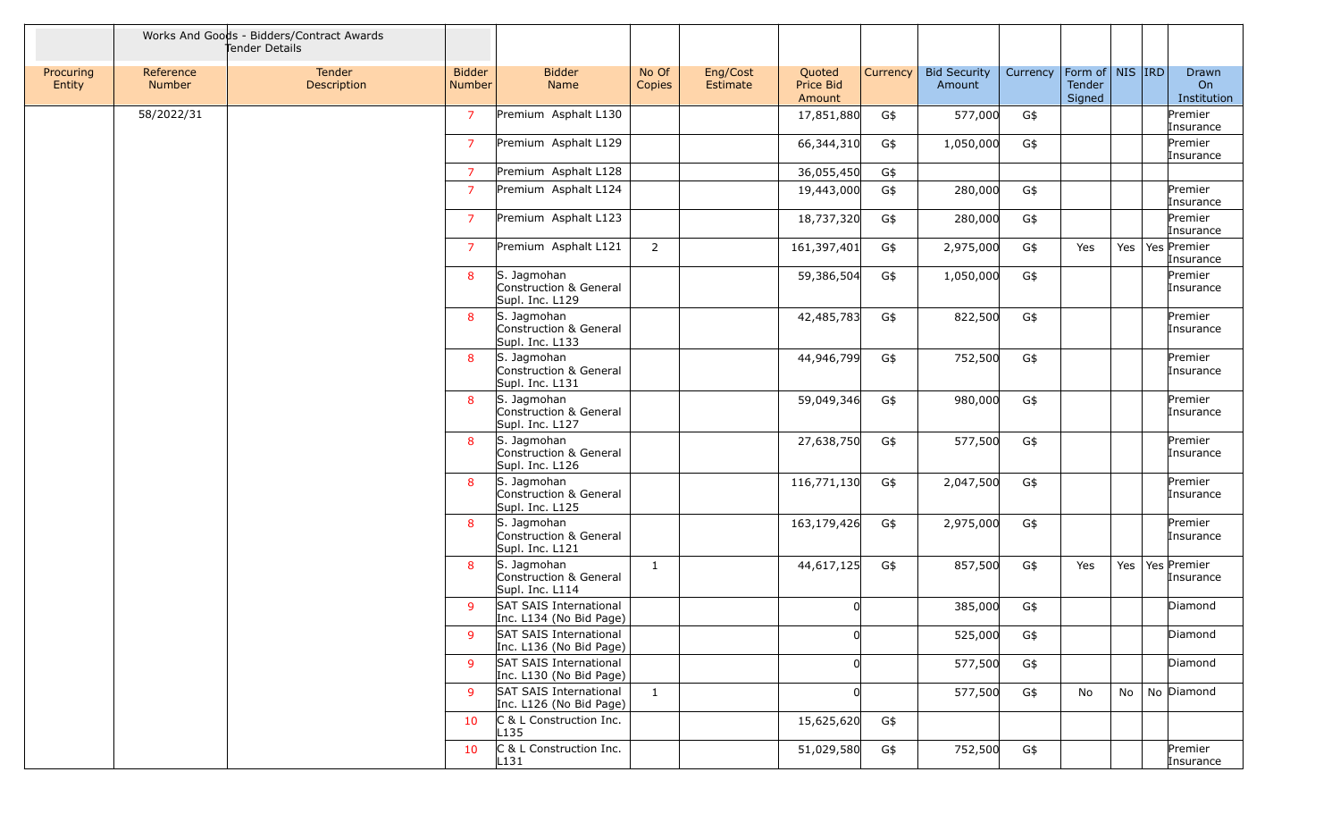| | Works And Goods - Bidders/Contract Awards Tender Details | | | | | | | | | | | | | |
|---|---|---|---|---|---|---|---|---|---|---|---|---|---|---|
| Procuring Entity | Reference Number | Tender Description | Bidder Number | Bidder Name | No Of Copies | Eng/Cost Estimate | Quoted Price Bid Amount | Currency | Bid Security Amount | Currency | Form of Tender Signed | NIS | IRD | Drawn On Institution |
| | 58/2022/31 | | 7 | Premium Asphalt L130 | | | 17,851,880 | G$ | 577,000 | G$ | | | | Premier Insurance |
| | | | 7 | Premium Asphalt L129 | | | 66,344,310 | G$ | 1,050,000 | G$ | | | | Premier Insurance |
| | | | 7 | Premium Asphalt L128 | | | 36,055,450 | G$ | | | | | | |
| | | | 7 | Premium Asphalt L124 | | | 19,443,000 | G$ | 280,000 | G$ | | | | Premier Insurance |
| | | | 7 | Premium Asphalt L123 | | | 18,737,320 | G$ | 280,000 | G$ | | | | Premier Insurance |
| | | | 7 | Premium Asphalt L121 | 2 | | 161,397,401 | G$ | 2,975,000 | G$ | Yes | Yes | Yes | Premier Insurance |
| | | | 8 | S. Jagmohan Construction & General Supl. Inc. L129 | | | 59,386,504 | G$ | 1,050,000 | G$ | | | | Premier Insurance |
| | | | 8 | S. Jagmohan Construction & General Supl. Inc. L133 | | | 42,485,783 | G$ | 822,500 | G$ | | | | Premier Insurance |
| | | | 8 | S. Jagmohan Construction & General Supl. Inc. L131 | | | 44,946,799 | G$ | 752,500 | G$ | | | | Premier Insurance |
| | | | 8 | S. Jagmohan Construction & General Supl. Inc. L127 | | | 59,049,346 | G$ | 980,000 | G$ | | | | Premier Insurance |
| | | | 8 | S. Jagmohan Construction & General Supl. Inc. L126 | | | 27,638,750 | G$ | 577,500 | G$ | | | | Premier Insurance |
| | | | 8 | S. Jagmohan Construction & General Supl. Inc. L125 | | | 116,771,130 | G$ | 2,047,500 | G$ | | | | Premier Insurance |
| | | | 8 | S. Jagmohan Construction & General Supl. Inc. L121 | | | 163,179,426 | G$ | 2,975,000 | G$ | | | | Premier Insurance |
| | | | 8 | S. Jagmohan Construction & General Supl. Inc. L114 | 1 | | 44,617,125 | G$ | 857,500 | G$ | Yes | Yes | Yes | Premier Insurance |
| | | | 9 | SAT SAIS International Inc. L134 (No Bid Page) | | | 0 | | 385,000 | G$ | | | | Diamond |
| | | | 9 | SAT SAIS International Inc. L136 (No Bid Page) | | | 0 | | 525,000 | G$ | | | | Diamond |
| | | | 9 | SAT SAIS International Inc. L130 (No Bid Page) | | | 0 | | 577,500 | G$ | | | | Diamond |
| | | | 9 | SAT SAIS International Inc. L126 (No Bid Page) | 1 | | 0 | | 577,500 | G$ | No | No | No | Diamond |
| | | | 10 | C & L Construction Inc. L135 | | | 15,625,620 | G$ | | | | | | |
| | | | 10 | C & L Construction Inc. L131 | | | 51,029,580 | G$ | 752,500 | G$ | | | | Premier Insurance |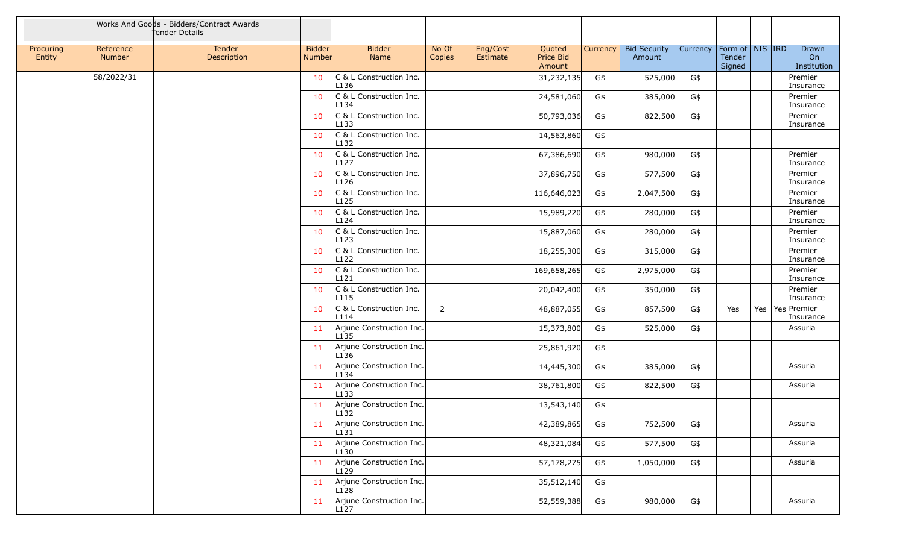| | Works And Goods - Bidders/Contract Awards Tender Details | | | | | | | | | | | | | |
|---|---|---|---|---|---|---|---|---|---|---|---|---|---|---|
| Procuring Entity | Reference Number | Tender Description | Bidder Number | Bidder Name | No Of Copies | Eng/Cost Estimate | Quoted Price Bid Amount | Currency | Bid Security Amount | Currency | Form of Tender Signed | NIS | IRD | Drawn On Institution |
| | 58/2022/31 | | 10 | C & L Construction Inc. L136 | | | 31,232,135 | G$ | 525,000 | G$ | | | | Premier Insurance |
| | | | 10 | C & L Construction Inc. L134 | | | 24,581,060 | G$ | 385,000 | G$ | | | | Premier Insurance |
| | | | 10 | C & L Construction Inc. L133 | | | 50,793,036 | G$ | 822,500 | G$ | | | | Premier Insurance |
| | | | 10 | C & L Construction Inc. L132 | | | 14,563,860 | G$ | | | | | | |
| | | | 10 | C & L Construction Inc. L127 | | | 67,386,690 | G$ | 980,000 | G$ | | | | Premier Insurance |
| | | | 10 | C & L Construction Inc. L126 | | | 37,896,750 | G$ | 577,500 | G$ | | | | Premier Insurance |
| | | | 10 | C & L Construction Inc. L125 | | | 116,646,023 | G$ | 2,047,500 | G$ | | | | Premier Insurance |
| | | | 10 | C & L Construction Inc. L124 | | | 15,989,220 | G$ | 280,000 | G$ | | | | Premier Insurance |
| | | | 10 | C & L Construction Inc. L123 | | | 15,887,060 | G$ | 280,000 | G$ | | | | Premier Insurance |
| | | | 10 | C & L Construction Inc. L122 | | | 18,255,300 | G$ | 315,000 | G$ | | | | Premier Insurance |
| | | | 10 | C & L Construction Inc. L121 | | | 169,658,265 | G$ | 2,975,000 | G$ | | | | Premier Insurance |
| | | | 10 | C & L Construction Inc. L115 | | | 20,042,400 | G$ | 350,000 | G$ | | | | Premier Insurance |
| | | | 10 | C & L Construction Inc. L114 | 2 | | 48,887,055 | G$ | 857,500 | G$ | Yes | Yes | Yes | Premier Insurance |
| | | | 11 | Arjune Construction Inc. L135 | | | 15,373,800 | G$ | 525,000 | G$ | | | | Assuria |
| | | | 11 | Arjune Construction Inc. L136 | | | 25,861,920 | G$ | | | | | | |
| | | | 11 | Arjune Construction Inc. L134 | | | 14,445,300 | G$ | 385,000 | G$ | | | | Assuria |
| | | | 11 | Arjune Construction Inc. L133 | | | 38,761,800 | G$ | 822,500 | G$ | | | | Assuria |
| | | | 11 | Arjune Construction Inc. L132 | | | 13,543,140 | G$ | | | | | | |
| | | | 11 | Arjune Construction Inc. L131 | | | 42,389,865 | G$ | 752,500 | G$ | | | | Assuria |
| | | | 11 | Arjune Construction Inc. L130 | | | 48,321,084 | G$ | 577,500 | G$ | | | | Assuria |
| | | | 11 | Arjune Construction Inc. L129 | | | 57,178,275 | G$ | 1,050,000 | G$ | | | | Assuria |
| | | | 11 | Arjune Construction Inc. L128 | | | 35,512,140 | G$ | | | | | | |
| | | | 11 | Arjune Construction Inc. L127 | | | 52,559,388 | G$ | 980,000 | G$ | | | | Assuria |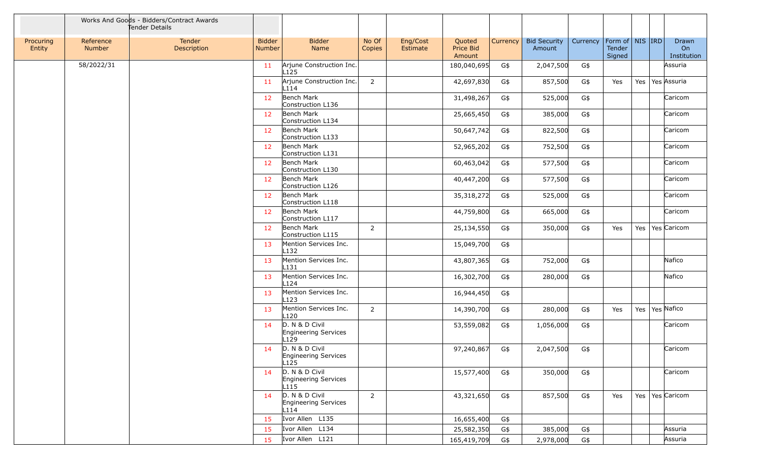| | Works And Goods - Bidders/Contract Awards Tender Details | | | | | | | | | | | | | |
|---|---|---|---|---|---|---|---|---|---|---|---|---|---|---|
| Procuring Entity | Reference Number | Tender Description | Bidder Number | Bidder Name | No Of Copies | Eng/Cost Estimate | Quoted Price Bid Amount | Currency | Bid Security Amount | Currency | Form of Tender Signed | NIS | IRD | Drawn On Institution |
| | 58/2022/31 | | 11 | Arjune Construction Inc. L125 | | | 180,040,695 | G$ | 2,047,500 | G$ | | | | Assuria |
| | | | 11 | Arjune Construction Inc. L114 | 2 | | 42,697,830 | G$ | 857,500 | G$ | Yes | Yes | Yes | Assuria |
| | | | 12 | Bench Mark Construction L136 | | | 31,498,267 | G$ | 525,000 | G$ | | | | Caricom |
| | | | 12 | Bench Mark Construction L134 | | | 25,665,450 | G$ | 385,000 | G$ | | | | Caricom |
| | | | 12 | Bench Mark Construction L133 | | | 50,647,742 | G$ | 822,500 | G$ | | | | Caricom |
| | | | 12 | Bench Mark Construction L131 | | | 52,965,202 | G$ | 752,500 | G$ | | | | Caricom |
| | | | 12 | Bench Mark Construction L130 | | | 60,463,042 | G$ | 577,500 | G$ | | | | Caricom |
| | | | 12 | Bench Mark Construction L126 | | | 40,447,200 | G$ | 577,500 | G$ | | | | Caricom |
| | | | 12 | Bench Mark Construction L118 | | | 35,318,272 | G$ | 525,000 | G$ | | | | Caricom |
| | | | 12 | Bench Mark Construction L117 | | | 44,759,800 | G$ | 665,000 | G$ | | | | Caricom |
| | | | 12 | Bench Mark Construction L115 | 2 | | 25,134,550 | G$ | 350,000 | G$ | Yes | Yes | Yes | Caricom |
| | | | 13 | Mention Services Inc. L132 | | | 15,049,700 | G$ | | | | | | |
| | | | 13 | Mention Services Inc. L131 | | | 43,807,365 | G$ | 752,000 | G$ | | | | Nafico |
| | | | 13 | Mention Services Inc. L124 | | | 16,302,700 | G$ | 280,000 | G$ | | | | Nafico |
| | | | 13 | Mention Services Inc. L123 | | | 16,944,450 | G$ | | | | | | |
| | | | 13 | Mention Services Inc. L120 | 2 | | 14,390,700 | G$ | 280,000 | G$ | Yes | Yes | Yes | Nafico |
| | | | 14 | D. N & D Civil Engineering Services L129 | | | 53,559,082 | G$ | 1,056,000 | G$ | | | | Caricom |
| | | | 14 | D. N & D Civil Engineering Services L125 | | | 97,240,867 | G$ | 2,047,500 | G$ | | | | Caricom |
| | | | 14 | D. N & D Civil Engineering Services L115 | | | 15,577,400 | G$ | 350,000 | G$ | | | | Caricom |
| | | | 14 | D. N & D Civil Engineering Services L114 | 2 | | 43,321,650 | G$ | 857,500 | G$ | Yes | Yes | Yes | Caricom |
| | | | 15 | Ivor Allen L135 | | | 16,655,400 | G$ | | | | | | |
| | | | 15 | Ivor Allen L134 | | | 25,582,350 | G$ | 385,000 | G$ | | | | Assuria |
| | | | 15 | Ivor Allen L121 | | | 165,419,709 | G$ | 2,978,000 | G$ | | | | Assuria |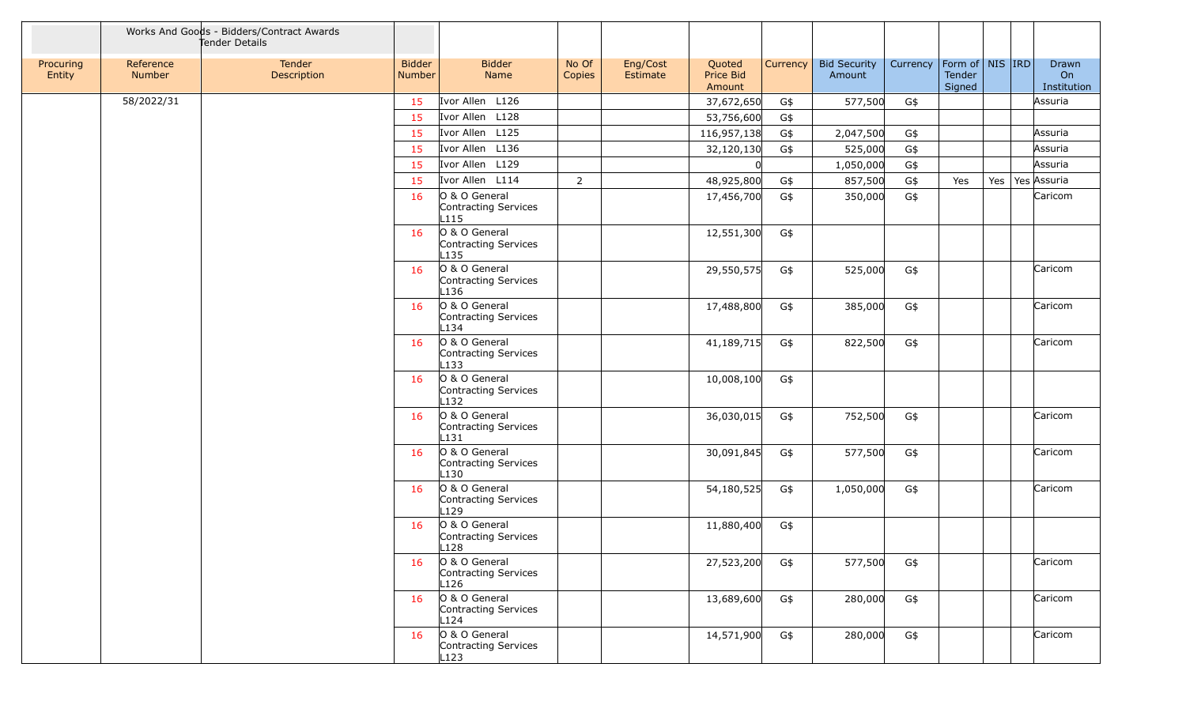| | Works And Goods - Bidders/Contract Awards Tender Details | | | | | | | | | | | | | | |
|---|---|---|---|---|---|---|---|---|---|---|---|---|---|---|---|
| Procuring Entity | Reference Number | Tender Description | Bidder Number | Bidder Name | No Of Copies | Eng/Cost Estimate | Quoted Price Bid Amount | Currency | Bid Security Amount | Currency | Form of Tender Signed | NIS | IRD | Drawn On Institution |
| | 58/2022/31 | | 15 | Ivor Allen L126 | | | 37,672,650 | G$ | 577,500 | G$ | | | | Assuria |
| | | | 15 | Ivor Allen L128 | | | 53,756,600 | G$ | | | | | | |
| | | | 15 | Ivor Allen L125 | | | 116,957,138 | G$ | 2,047,500 | G$ | | | | Assuria |
| | | | 15 | Ivor Allen L136 | | | 32,120,130 | G$ | 525,000 | G$ | | | | Assuria |
| | | | 15 | Ivor Allen L129 | | | 0 | | 1,050,000 | G$ | | | | Assuria |
| | | | 15 | Ivor Allen L114 | 2 | | 48,925,800 | G$ | 857,500 | G$ | Yes | Yes | Yes | Assuria |
| | | | 16 | O & O General Contracting Services L115 | | | 17,456,700 | G$ | 350,000 | G$ | | | | Caricom |
| | | | 16 | O & O General Contracting Services L135 | | | 12,551,300 | G$ | | | | | | |
| | | | 16 | O & O General Contracting Services L136 | | | 29,550,575 | G$ | 525,000 | G$ | | | | Caricom |
| | | | 16 | O & O General Contracting Services L134 | | | 17,488,800 | G$ | 385,000 | G$ | | | | Caricom |
| | | | 16 | O & O General Contracting Services L133 | | | 41,189,715 | G$ | 822,500 | G$ | | | | Caricom |
| | | | 16 | O & O General Contracting Services L132 | | | 10,008,100 | G$ | | | | | | |
| | | | 16 | O & O General Contracting Services L131 | | | 36,030,015 | G$ | 752,500 | G$ | | | | Caricom |
| | | | 16 | O & O General Contracting Services L130 | | | 30,091,845 | G$ | 577,500 | G$ | | | | Caricom |
| | | | 16 | O & O General Contracting Services L129 | | | 54,180,525 | G$ | 1,050,000 | G$ | | | | Caricom |
| | | | 16 | O & O General Contracting Services L128 | | | 11,880,400 | G$ | | | | | | |
| | | | 16 | O & O General Contracting Services L126 | | | 27,523,200 | G$ | 577,500 | G$ | | | | Caricom |
| | | | 16 | O & O General Contracting Services L124 | | | 13,689,600 | G$ | 280,000 | G$ | | | | Caricom |
| | | | 16 | O & O General Contracting Services L123 | | | 14,571,900 | G$ | 280,000 | G$ | | | | Caricom |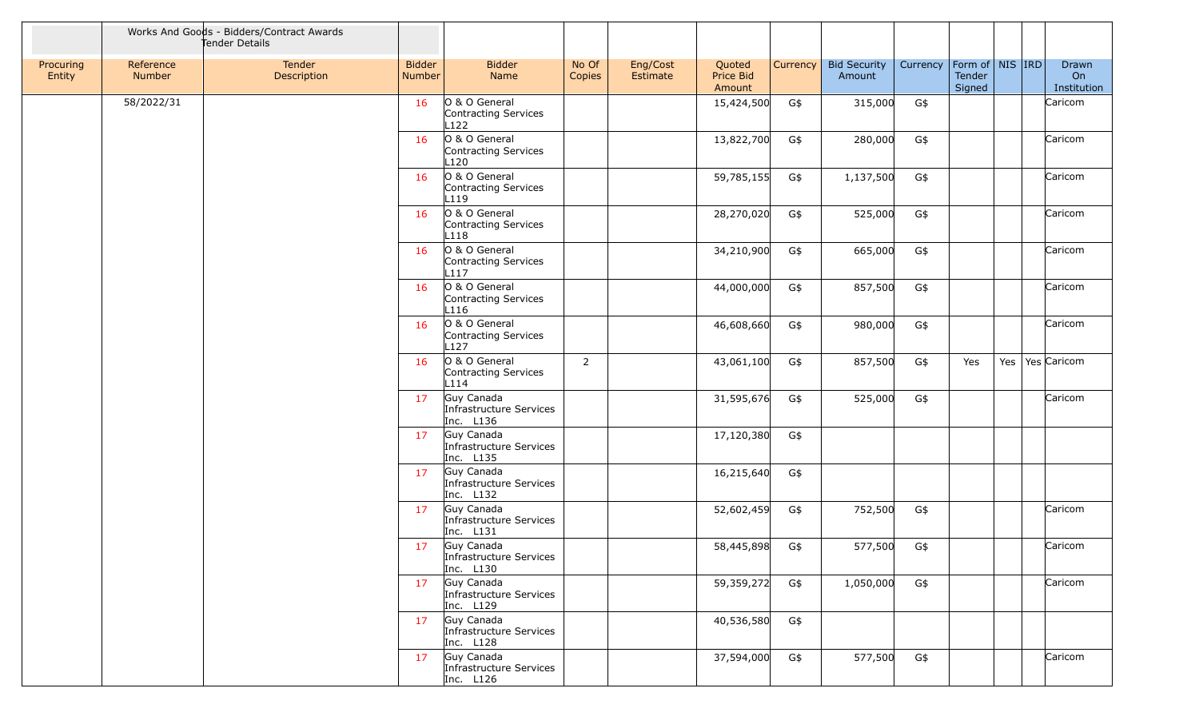| | Works And Goods - Bidders/Contract Awards Tender Details | | | | | | | | | | | | | |
|---|---|---|---|---|---|---|---|---|---|---|---|---|---|---|
| Procuring Entity | Reference Number | Tender Description | Bidder Number | Bidder Name | No Of Copies | Eng/Cost Estimate | Quoted Price Bid Amount | Currency | Bid Security Amount | Currency | Form of Tender Signed | NIS | IRD | Drawn On Institution |
| | 58/2022/31 | | 16 | O & O General Contracting Services L122 | | | 15,424,500 | G$ | 315,000 | G$ | | | | Caricom |
| | | | 16 | O & O General Contracting Services L120 | | | 13,822,700 | G$ | 280,000 | G$ | | | | Caricom |
| | | | 16 | O & O General Contracting Services L119 | | | 59,785,155 | G$ | 1,137,500 | G$ | | | | Caricom |
| | | | 16 | O & O General Contracting Services L118 | | | 28,270,020 | G$ | 525,000 | G$ | | | | Caricom |
| | | | 16 | O & O General Contracting Services L117 | | | 34,210,900 | G$ | 665,000 | G$ | | | | Caricom |
| | | | 16 | O & O General Contracting Services L116 | | | 44,000,000 | G$ | 857,500 | G$ | | | | Caricom |
| | | | 16 | O & O General Contracting Services L127 | | | 46,608,660 | G$ | 980,000 | G$ | | | | Caricom |
| | | | 16 | O & O General Contracting Services L114 | 2 | | 43,061,100 | G$ | 857,500 | G$ | Yes | Yes | Yes | Caricom |
| | | | 17 | Guy Canada Infrastructure Services Inc. L136 | | | 31,595,676 | G$ | 525,000 | G$ | | | | Caricom |
| | | | 17 | Guy Canada Infrastructure Services Inc. L135 | | | 17,120,380 | G$ | | | | | | |
| | | | 17 | Guy Canada Infrastructure Services Inc. L132 | | | 16,215,640 | G$ | | | | | | |
| | | | 17 | Guy Canada Infrastructure Services Inc. L131 | | | 52,602,459 | G$ | 752,500 | G$ | | | | Caricom |
| | | | 17 | Guy Canada Infrastructure Services Inc. L130 | | | 58,445,898 | G$ | 577,500 | G$ | | | | Caricom |
| | | | 17 | Guy Canada Infrastructure Services Inc. L129 | | | 59,359,272 | G$ | 1,050,000 | G$ | | | | Caricom |
| | | | 17 | Guy Canada Infrastructure Services Inc. L128 | | | 40,536,580 | G$ | | | | | | |
| | | | 17 | Guy Canada Infrastructure Services Inc. L126 | | | 37,594,000 | G$ | 577,500 | G$ | | | | Caricom |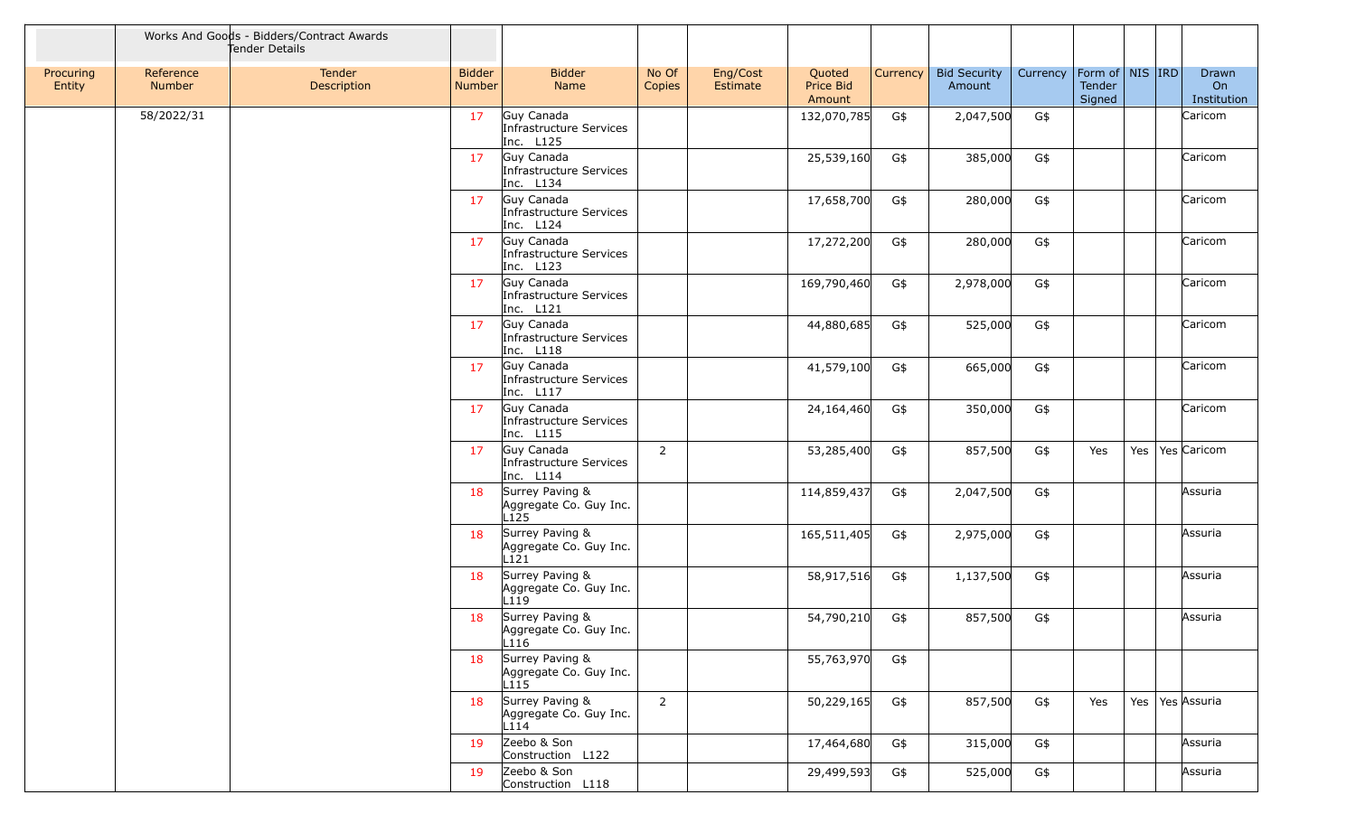| | Works And Goods - Bidders/Contract Awards Tender Details | | | | | | | | | | | | | |
|---|---|---|---|---|---|---|---|---|---|---|---|---|---|---|
| Procuring Entity | Reference Number | Tender Description | Bidder Number | Bidder Name | No Of Copies | Eng/Cost Estimate | Quoted Price Bid Amount | Currency | Bid Security Amount | Currency | Form of Tender Signed | NIS | IRD | Drawn On Institution |
| | 58/2022/31 | | 17 | Guy Canada Infrastructure Services Inc. L125 | | | 132,070,785 | G$ | 2,047,500 | G$ | | | | Caricom |
| | | | 17 | Guy Canada Infrastructure Services Inc. L134 | | | 25,539,160 | G$ | 385,000 | G$ | | | | Caricom |
| | | | 17 | Guy Canada Infrastructure Services Inc. L124 | | | 17,658,700 | G$ | 280,000 | G$ | | | | Caricom |
| | | | 17 | Guy Canada Infrastructure Services Inc. L123 | | | 17,272,200 | G$ | 280,000 | G$ | | | | Caricom |
| | | | 17 | Guy Canada Infrastructure Services Inc. L121 | | | 169,790,460 | G$ | 2,978,000 | G$ | | | | Caricom |
| | | | 17 | Guy Canada Infrastructure Services Inc. L118 | | | 44,880,685 | G$ | 525,000 | G$ | | | | Caricom |
| | | | 17 | Guy Canada Infrastructure Services Inc. L117 | | | 41,579,100 | G$ | 665,000 | G$ | | | | Caricom |
| | | | 17 | Guy Canada Infrastructure Services Inc. L115 | | | 24,164,460 | G$ | 350,000 | G$ | | | | Caricom |
| | | | 17 | Guy Canada Infrastructure Services Inc. L114 | 2 | | 53,285,400 | G$ | 857,500 | G$ | Yes | Yes | Yes | Caricom |
| | | | 18 | Surrey Paving & Aggregate Co. Guy Inc. L125 | | | 114,859,437 | G$ | 2,047,500 | G$ | | | | Assuria |
| | | | 18 | Surrey Paving & Aggregate Co. Guy Inc. L121 | | | 165,511,405 | G$ | 2,975,000 | G$ | | | | Assuria |
| | | | 18 | Surrey Paving & Aggregate Co. Guy Inc. L119 | | | 58,917,516 | G$ | 1,137,500 | G$ | | | | Assuria |
| | | | 18 | Surrey Paving & Aggregate Co. Guy Inc. L116 | | | 54,790,210 | G$ | 857,500 | G$ | | | | Assuria |
| | | | 18 | Surrey Paving & Aggregate Co. Guy Inc. L115 | | | 55,763,970 | G$ | | | | | | |
| | | | 18 | Surrey Paving & Aggregate Co. Guy Inc. L114 | 2 | | 50,229,165 | G$ | 857,500 | G$ | Yes | Yes | Yes | Assuria |
| | | | 19 | Zeebo & Son Construction L122 | | | 17,464,680 | G$ | 315,000 | G$ | | | | Assuria |
| | | | 19 | Zeebo & Son Construction L118 | | | 29,499,593 | G$ | 525,000 | G$ | | | | Assuria |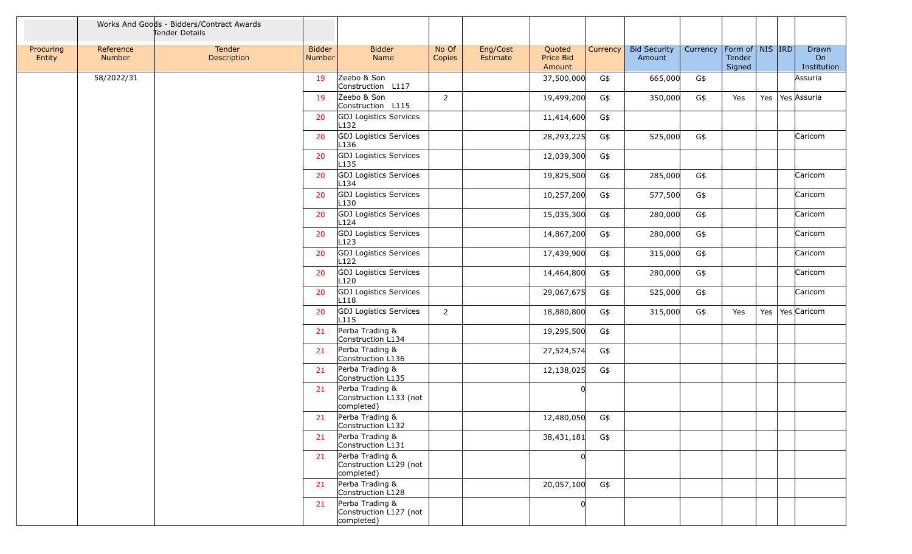| | Works And Goods - Bidders/Contract Awards Tender Details | | | | | | | | | | | | | |
|---|---|---|---|---|---|---|---|---|---|---|---|---|---|---|
| Procuring Entity | Reference Number | Tender Description | Bidder Number | Bidder Name | No Of Copies | Eng/Cost Estimate | Quoted Price Bid Amount | Currency | Bid Security Amount | Currency | Form of Tender Signed | NIS | IRD | Drawn On Institution |
| | 58/2022/31 | | 19 | Zeebo & Son Construction L117 | | | 37,500,000 | G$ | 665,000 | G$ | | | | Assuria |
| | | | 19 | Zeebo & Son Construction L115 | 2 | | 19,499,200 | G$ | 350,000 | G$ | Yes | Yes | Yes | Assuria |
| | | | 20 | GDJ Logistics Services L132 | | | 11,414,600 | G$ | | | | | | |
| | | | 20 | GDJ Logistics Services L136 | | | 28,293,225 | G$ | 525,000 | G$ | | | | Caricom |
| | | | 20 | GDJ Logistics Services L135 | | | 12,039,300 | G$ | | | | | | |
| | | | 20 | GDJ Logistics Services L134 | | | 19,825,500 | G$ | 285,000 | G$ | | | | Caricom |
| | | | 20 | GDJ Logistics Services L130 | | | 10,257,200 | G$ | 577,500 | G$ | | | | Caricom |
| | | | 20 | GDJ Logistics Services L124 | | | 15,035,300 | G$ | 280,000 | G$ | | | | Caricom |
| | | | 20 | GDJ Logistics Services L123 | | | 14,867,200 | G$ | 280,000 | G$ | | | | Caricom |
| | | | 20 | GDJ Logistics Services L122 | | | 17,439,900 | G$ | 315,000 | G$ | | | | Caricom |
| | | | 20 | GDJ Logistics Services L120 | | | 14,464,800 | G$ | 280,000 | G$ | | | | Caricom |
| | | | 20 | GDJ Logistics Services L118 | | | 29,067,675 | G$ | 525,000 | G$ | | | | Caricom |
| | | | 20 | GDJ Logistics Services L115 | 2 | | 18,880,800 | G$ | 315,000 | G$ | Yes | Yes | Yes | Caricom |
| | | | 21 | Perba Trading & Construction L134 | | | 19,295,500 | G$ | | | | | | |
| | | | 21 | Perba Trading & Construction L136 | | | 27,524,574 | G$ | | | | | | |
| | | | 21 | Perba Trading & Construction L135 | | | 12,138,025 | G$ | | | | | | |
| | | | 21 | Perba Trading & Construction L133 (not completed) | | | 0 | | | | | | | |
| | | | 21 | Perba Trading & Construction L132 | | | 12,480,050 | G$ | | | | | | |
| | | | 21 | Perba Trading & Construction L131 | | | 38,431,181 | G$ | | | | | | |
| | | | 21 | Perba Trading & Construction L129 (not completed) | | | 0 | | | | | | | |
| | | | 21 | Perba Trading & Construction L128 | | | 20,057,100 | G$ | | | | | | |
| | | | 21 | Perba Trading & Construction L127 (not completed) | | | 0 | | | | | | | |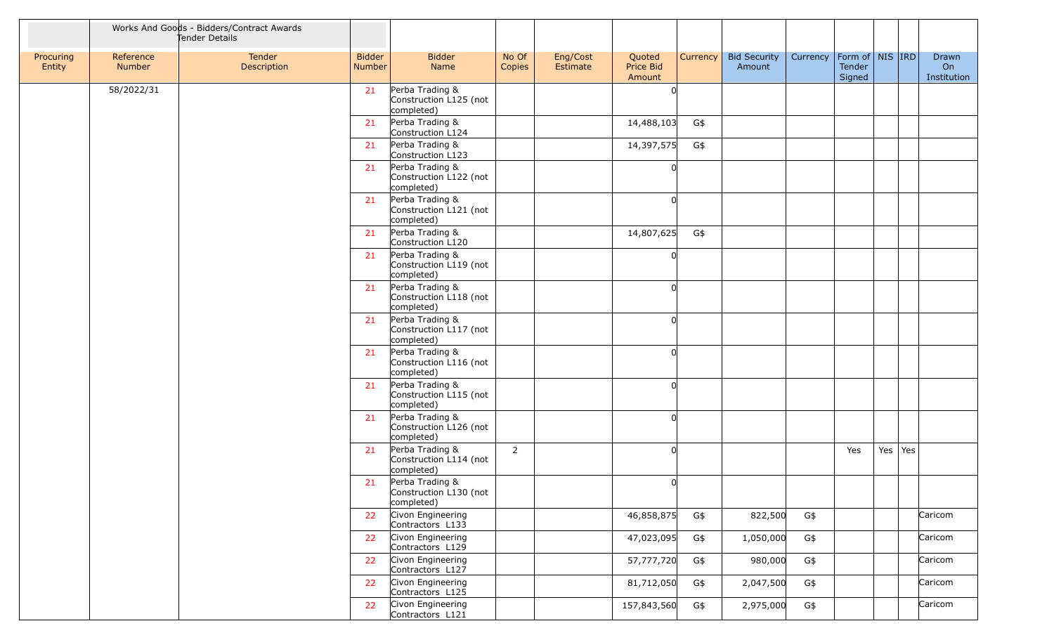| Procuring Entity | Works And Goods - Bidders/Contract Awards Tender Details Reference Number | Tender Description | Bidder Number | Bidder Name | No Of Copies | Eng/Cost Estimate | Quoted Price Bid Amount | Currency | Bid Security Amount | Currency | Form of Tender Signed | NIS | IRD | Drawn On Institution |
|---|---|---|---|---|---|---|---|---|---|---|---|---|---|---|
| | 58/2022/31 | | 21 | Perba Trading & Construction L125 (not completed) | | | 0 | | | | | | | |
| | | | 21 | Perba Trading & Construction L124 | | | 14,488,103 | G$ | | | | | | |
| | | | 21 | Perba Trading & Construction L123 | | | 14,397,575 | G$ | | | | | | |
| | | | 21 | Perba Trading & Construction L122 (not completed) | | | 0 | | | | | | | |
| | | | 21 | Perba Trading & Construction L121 (not completed) | | | 0 | | | | | | | |
| | | | 21 | Perba Trading & Construction L120 | | | 14,807,625 | G$ | | | | | | |
| | | | 21 | Perba Trading & Construction L119 (not completed) | | | 0 | | | | | | | |
| | | | 21 | Perba Trading & Construction L118 (not completed) | | | 0 | | | | | | | |
| | | | 21 | Perba Trading & Construction L117 (not completed) | | | 0 | | | | | | | |
| | | | 21 | Perba Trading & Construction L116 (not completed) | | | 0 | | | | | | | |
| | | | 21 | Perba Trading & Construction L115 (not completed) | | | 0 | | | | | | | |
| | | | 21 | Perba Trading & Construction L126 (not completed) | | | 0 | | | | | | | |
| | | | 21 | Perba Trading & Construction L114 (not completed) | 2 | | 0 | | | | Yes | Yes | Yes | |
| | | | 21 | Perba Trading & Construction L130 (not completed) | | | 0 | | | | | | | |
| | | | 22 | Civon Engineering Contractors L133 | | | 46,858,875 | G$ | 822,500 | G$ | | | | Caricom |
| | | | 22 | Civon Engineering Contractors L129 | | | 47,023,095 | G$ | 1,050,000 | G$ | | | | Caricom |
| | | | 22 | Civon Engineering Contractors L127 | | | 57,777,720 | G$ | 980,000 | G$ | | | | Caricom |
| | | | 22 | Civon Engineering Contractors L125 | | | 81,712,050 | G$ | 2,047,500 | G$ | | | | Caricom |
| | | | 22 | Civon Engineering Contractors L121 | | | 157,843,560 | G$ | 2,975,000 | G$ | | | | Caricom |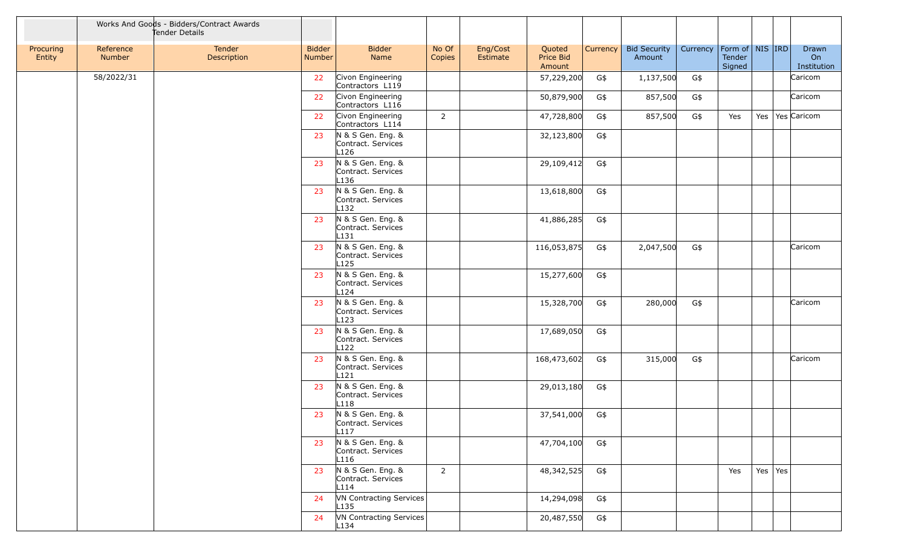| | Works And Goods - Bidders/Contract Awards Tender Details | | | | | | | | | | | | | | |
|---|---|---|---|---|---|---|---|---|---|---|---|---|---|---|---|
| Procuring Entity | Reference Number | Tender Description | Bidder Number | Bidder Name | No Of Copies | Eng/Cost Estimate | Quoted Price Bid Amount | Currency | Bid Security Amount | Currency | Form of Tender Signed | NIS | IRD | Drawn On Institution |
| | 58/2022/31 | | 22 | Civon Engineering Contractors L119 | | | 57,229,200 | G$ | 1,137,500 | G$ | | | | Caricom |
| | | | 22 | Civon Engineering Contractors L116 | | | 50,879,900 | G$ | 857,500 | G$ | | | | Caricom |
| | | | 22 | Civon Engineering Contractors L114 | 2 | | 47,728,800 | G$ | 857,500 | G$ | Yes | Yes | Yes | Caricom |
| | | | 23 | N & S Gen. Eng. & Contract. Services L126 | | | 32,123,800 | G$ | | | | | | |
| | | | 23 | N & S Gen. Eng. & Contract. Services L136 | | | 29,109,412 | G$ | | | | | | |
| | | | 23 | N & S Gen. Eng. & Contract. Services L132 | | | 13,618,800 | G$ | | | | | | |
| | | | 23 | N & S Gen. Eng. & Contract. Services L131 | | | 41,886,285 | G$ | | | | | | |
| | | | 23 | N & S Gen. Eng. & Contract. Services L125 | | | 116,053,875 | G$ | 2,047,500 | G$ | | | | Caricom |
| | | | 23 | N & S Gen. Eng. & Contract. Services L124 | | | 15,277,600 | G$ | | | | | | |
| | | | 23 | N & S Gen. Eng. & Contract. Services L123 | | | 15,328,700 | G$ | 280,000 | G$ | | | | Caricom |
| | | | 23 | N & S Gen. Eng. & Contract. Services L122 | | | 17,689,050 | G$ | | | | | | |
| | | | 23 | N & S Gen. Eng. & Contract. Services L121 | | | 168,473,602 | G$ | 315,000 | G$ | | | | Caricom |
| | | | 23 | N & S Gen. Eng. & Contract. Services L118 | | | 29,013,180 | G$ | | | | | | |
| | | | 23 | N & S Gen. Eng. & Contract. Services L117 | | | 37,541,000 | G$ | | | | | | |
| | | | 23 | N & S Gen. Eng. & Contract. Services L116 | | | 47,704,100 | G$ | | | | | | |
| | | | 23 | N & S Gen. Eng. & Contract. Services L114 | 2 | | 48,342,525 | G$ | | | Yes | Yes | Yes | |
| | | | 24 | VN Contracting Services L135 | | | 14,294,098 | G$ | | | | | | |
| | | | 24 | VN Contracting Services L134 | | | 20,487,550 | G$ | | | | | | |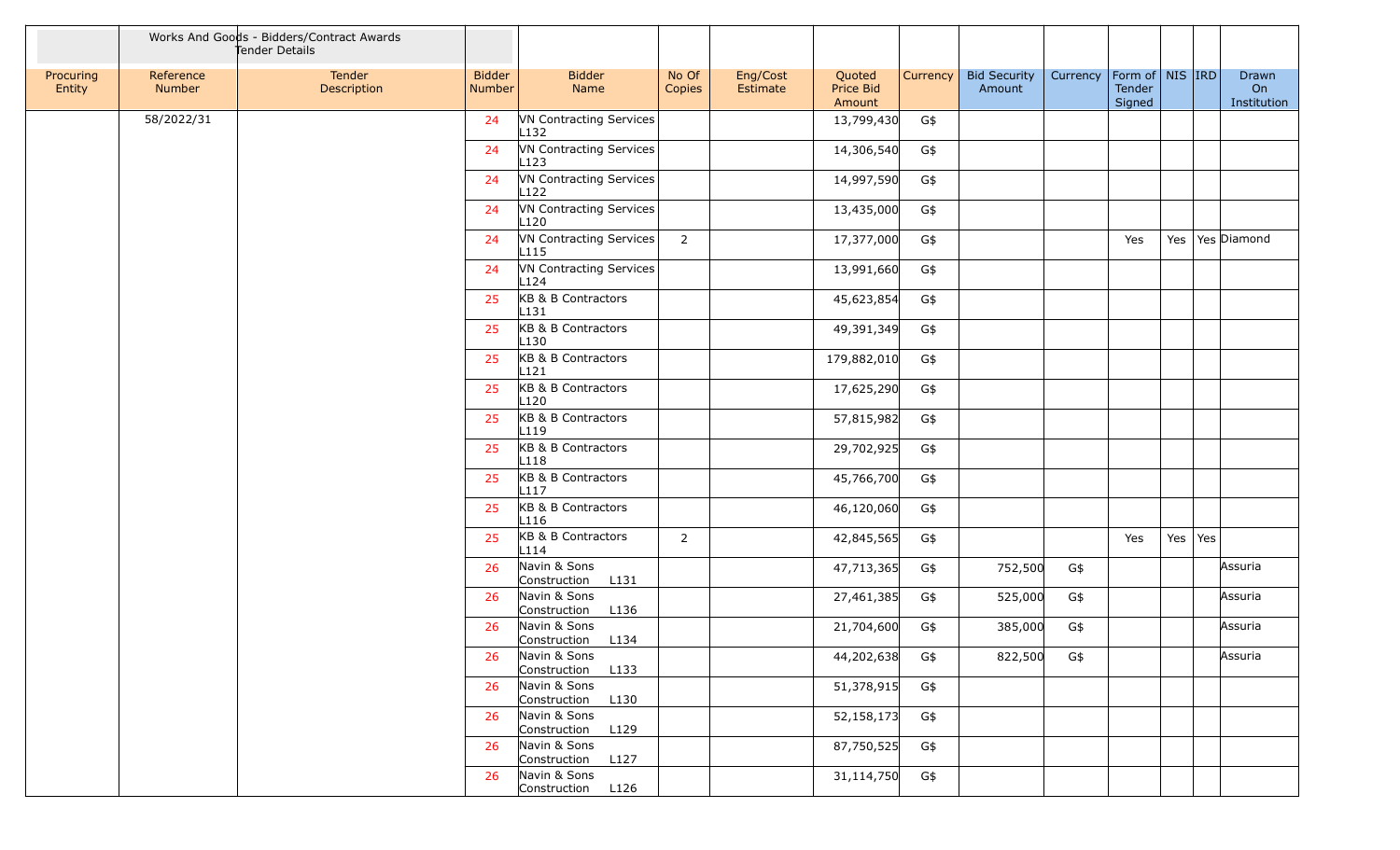| Procuring Entity | Reference Number | Works And Goods - Bidders/Contract Awards Tender Details Tender Description | Bidder Number | Bidder Name | No Of Copies | Eng/Cost Estimate | Quoted Price Bid Amount | Currency | Bid Security Amount | Currency | Form of Tender Signed | NIS | IRD | Drawn On Institution |
|---|---|---|---|---|---|---|---|---|---|---|---|---|---|---|
| | 58/2022/31 | | 24 | VN Contracting Services L132 | | | 13,799,430 | G$ | | | | | | |
| | | | 24 | VN Contracting Services L123 | | | 14,306,540 | G$ | | | | | | |
| | | | 24 | VN Contracting Services L122 | | | 14,997,590 | G$ | | | | | | |
| | | | 24 | VN Contracting Services L120 | | | 13,435,000 | G$ | | | | | | |
| | | | 24 | VN Contracting Services L115 | 2 | | 17,377,000 | G$ | | | Yes | Yes | Yes | Diamond |
| | | | 24 | VN Contracting Services L124 | | | 13,991,660 | G$ | | | | | | |
| | | | 25 | KB & B Contractors L131 | | | 45,623,854 | G$ | | | | | | |
| | | | 25 | KB & B Contractors L130 | | | 49,391,349 | G$ | | | | | | |
| | | | 25 | KB & B Contractors L121 | | | 179,882,010 | G$ | | | | | | |
| | | | 25 | KB & B Contractors L120 | | | 17,625,290 | G$ | | | | | | |
| | | | 25 | KB & B Contractors L119 | | | 57,815,982 | G$ | | | | | | |
| | | | 25 | KB & B Contractors L118 | | | 29,702,925 | G$ | | | | | | |
| | | | 25 | KB & B Contractors L117 | | | 45,766,700 | G$ | | | | | | |
| | | | 25 | KB & B Contractors L116 | | | 46,120,060 | G$ | | | | | | |
| | | | 25 | KB & B Contractors L114 | 2 | | 42,845,565 | G$ | | | Yes | Yes | Yes | |
| | | | 26 | Navin & Sons Construction L131 | | | 47,713,365 | G$ | 752,500 | G$ | | | | Assuria |
| | | | 26 | Navin & Sons Construction L136 | | | 27,461,385 | G$ | 525,000 | G$ | | | | Assuria |
| | | | 26 | Navin & Sons Construction L134 | | | 21,704,600 | G$ | 385,000 | G$ | | | | Assuria |
| | | | 26 | Navin & Sons Construction L133 | | | 44,202,638 | G$ | 822,500 | G$ | | | | Assuria |
| | | | 26 | Navin & Sons Construction L130 | | | 51,378,915 | G$ | | | | | | |
| | | | 26 | Navin & Sons Construction L129 | | | 52,158,173 | G$ | | | | | | |
| | | | 26 | Navin & Sons Construction L127 | | | 87,750,525 | G$ | | | | | | |
| | | | 26 | Navin & Sons Construction L126 | | | 31,114,750 | G$ | | | | | | |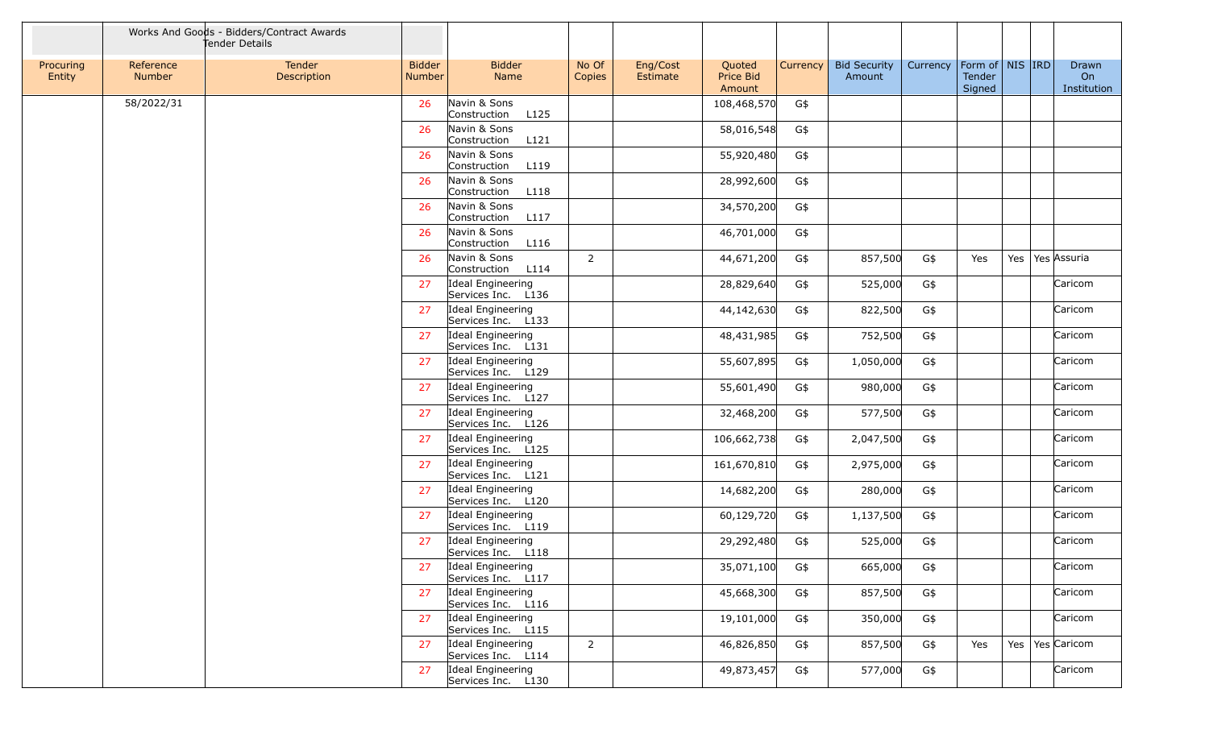| | Works And Goods - Bidders/Contract Awards Tender Details | | | | | | | | | | | | | |
|---|---|---|---|---|---|---|---|---|---|---|---|---|---|---|
| Procuring Entity | Reference Number | Tender Description | Bidder Number | Bidder Name | No Of Copies | Eng/Cost Estimate | Quoted Price Bid Amount | Currency | Bid Security Amount | Currency | Form of Tender Signed | NIS | IRD | Drawn On Institution |
| | 58/2022/31 | | 26 | Navin & Sons Construction L125 | | | 108,468,570 | G$ | | | | | | |
| | | | 26 | Navin & Sons Construction L121 | | | 58,016,548 | G$ | | | | | | |
| | | | 26 | Navin & Sons Construction L119 | | | 55,920,480 | G$ | | | | | | |
| | | | 26 | Navin & Sons Construction L118 | | | 28,992,600 | G$ | | | | | | |
| | | | 26 | Navin & Sons Construction L117 | | | 34,570,200 | G$ | | | | | | |
| | | | 26 | Navin & Sons Construction L116 | | | 46,701,000 | G$ | | | | | | |
| | | | 26 | Navin & Sons Construction L114 | 2 | | 44,671,200 | G$ | 857,500 | G$ | Yes | Yes | Yes | Assuria |
| | | | 27 | Ideal Engineering Services Inc. L136 | | | 28,829,640 | G$ | 525,000 | G$ | | | | Caricom |
| | | | 27 | Ideal Engineering Services Inc. L133 | | | 44,142,630 | G$ | 822,500 | G$ | | | | Caricom |
| | | | 27 | Ideal Engineering Services Inc. L131 | | | 48,431,985 | G$ | 752,500 | G$ | | | | Caricom |
| | | | 27 | Ideal Engineering Services Inc. L129 | | | 55,607,895 | G$ | 1,050,000 | G$ | | | | Caricom |
| | | | 27 | Ideal Engineering Services Inc. L127 | | | 55,601,490 | G$ | 980,000 | G$ | | | | Caricom |
| | | | 27 | Ideal Engineering Services Inc. L126 | | | 32,468,200 | G$ | 577,500 | G$ | | | | Caricom |
| | | | 27 | Ideal Engineering Services Inc. L125 | | | 106,662,738 | G$ | 2,047,500 | G$ | | | | Caricom |
| | | | 27 | Ideal Engineering Services Inc. L121 | | | 161,670,810 | G$ | 2,975,000 | G$ | | | | Caricom |
| | | | 27 | Ideal Engineering Services Inc. L120 | | | 14,682,200 | G$ | 280,000 | G$ | | | | Caricom |
| | | | 27 | Ideal Engineering Services Inc. L119 | | | 60,129,720 | G$ | 1,137,500 | G$ | | | | Caricom |
| | | | 27 | Ideal Engineering Services Inc. L118 | | | 29,292,480 | G$ | 525,000 | G$ | | | | Caricom |
| | | | 27 | Ideal Engineering Services Inc. L117 | | | 35,071,100 | G$ | 665,000 | G$ | | | | Caricom |
| | | | 27 | Ideal Engineering Services Inc. L116 | | | 45,668,300 | G$ | 857,500 | G$ | | | | Caricom |
| | | | 27 | Ideal Engineering Services Inc. L115 | | | 19,101,000 | G$ | 350,000 | G$ | | | | Caricom |
| | | | 27 | Ideal Engineering Services Inc. L114 | 2 | | 46,826,850 | G$ | 857,500 | G$ | Yes | Yes | Yes | Caricom |
| | | | 27 | Ideal Engineering Services Inc. L130 | | | 49,873,457 | G$ | 577,000 | G$ | | | | Caricom |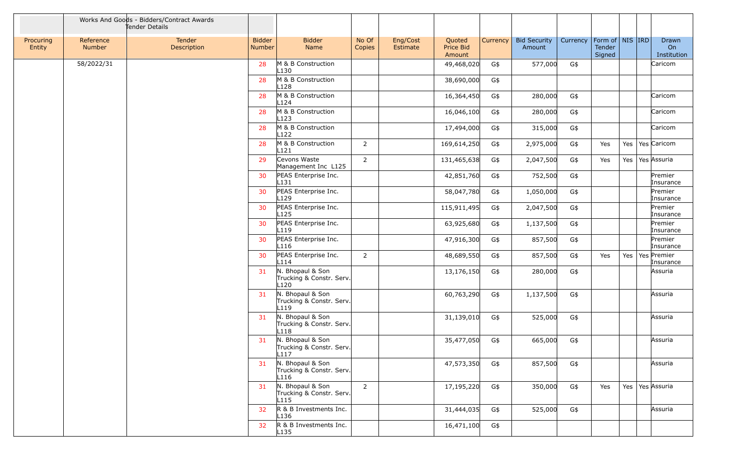| Works And Goods - Bidders/Contract Awards Tender Details | | | | | | | | | | | | | | |
|---|---|---|---|---|---|---|---|---|---|---|---|---|---|---|
| Procuring Entity | Reference Number | Tender Description | Bidder Number | Bidder Name | No Of Copies | Eng/Cost Estimate | Quoted Price Bid Amount | Currency | Bid Security Amount | Currency | Form of Tender Signed | NIS | IRD | Drawn On Institution |
| | 58/2022/31 | | 28 | M & B Construction L130 | | | 49,468,020 | G$ | 577,000 | G$ | | | | Caricom |
| | | | 28 | M & B Construction L128 | | | 38,690,000 | G$ | | | | | | |
| | | | 28 | M & B Construction L124 | | | 16,364,450 | G$ | 280,000 | G$ | | | | Caricom |
| | | | 28 | M & B Construction L123 | | | 16,046,100 | G$ | 280,000 | G$ | | | | Caricom |
| | | | 28 | M & B Construction L122 | | | 17,494,000 | G$ | 315,000 | G$ | | | | Caricom |
| | | | 28 | M & B Construction L121 | 2 | | 169,614,250 | G$ | 2,975,000 | G$ | Yes | Yes | Yes | Caricom |
| | | | 29 | Cevons Waste Management Inc L125 | 2 | | 131,465,638 | G$ | 2,047,500 | G$ | Yes | Yes | Yes | Assuria |
| | | | 30 | PEAS Enterprise Inc. L131 | | | 42,851,760 | G$ | 752,500 | G$ | | | | Premier Insurance |
| | | | 30 | PEAS Enterprise Inc. L129 | | | 58,047,780 | G$ | 1,050,000 | G$ | | | | Premier Insurance |
| | | | 30 | PEAS Enterprise Inc. L125 | | | 115,911,495 | G$ | 2,047,500 | G$ | | | | Premier Insurance |
| | | | 30 | PEAS Enterprise Inc. L119 | | | 63,925,680 | G$ | 1,137,500 | G$ | | | | Premier Insurance |
| | | | 30 | PEAS Enterprise Inc. L116 | | | 47,916,300 | G$ | 857,500 | G$ | | | | Premier Insurance |
| | | | 30 | PEAS Enterprise Inc. L114 | 2 | | 48,689,550 | G$ | 857,500 | G$ | Yes | Yes | Yes | Premier Insurance |
| | | | 31 | N. Bhopaul & Son Trucking & Constr. Serv. L120 | | | 13,176,150 | G$ | 280,000 | G$ | | | | Assuria |
| | | | 31 | N. Bhopaul & Son Trucking & Constr. Serv. L119 | | | 60,763,290 | G$ | 1,137,500 | G$ | | | | Assuria |
| | | | 31 | N. Bhopaul & Son Trucking & Constr. Serv. L118 | | | 31,139,010 | G$ | 525,000 | G$ | | | | Assuria |
| | | | 31 | N. Bhopaul & Son Trucking & Constr. Serv. L117 | | | 35,477,050 | G$ | 665,000 | G$ | | | | Assuria |
| | | | 31 | N. Bhopaul & Son Trucking & Constr. Serv. L116 | | | 47,573,350 | G$ | 857,500 | G$ | | | | Assuria |
| | | | 31 | N. Bhopaul & Son Trucking & Constr. Serv. L115 | 2 | | 17,195,220 | G$ | 350,000 | G$ | Yes | Yes | Yes | Assuria |
| | | | 32 | R & B Investments Inc. L136 | | | 31,444,035 | G$ | 525,000 | G$ | | | | Assuria |
| | | | 32 | R & B Investments Inc. L135 | | | 16,471,100 | G$ | | | | | | |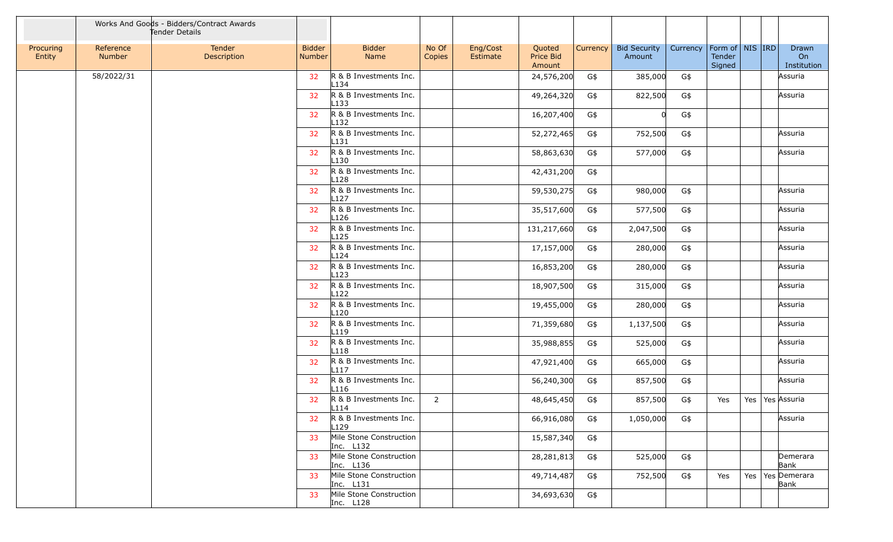| Works And Goods - Bidders/Contract Awards Tender Details | | | | | | | | | | | | | | |
|---|---|---|---|---|---|---|---|---|---|---|---|---|---|---|
| Procuring Entity | Reference Number | Tender Description | Bidder Number | Bidder Name | No Of Copies | Eng/Cost Estimate | Quoted Price Bid Amount | Currency | Bid Security Amount | Currency | Form of Tender Signed | NIS | IRD | Drawn On Institution |
| | 58/2022/31 | | 32 | R & B Investments Inc. L134 | | | 24,576,200 | G$ | 385,000 | G$ | | | | Assuria |
| | | | 32 | R & B Investments Inc. L133 | | | 49,264,320 | G$ | 822,500 | G$ | | | | Assuria |
| | | | 32 | R & B Investments Inc. L132 | | | 16,207,400 | G$ | 0 | G$ | | | | |
| | | | 32 | R & B Investments Inc. L131 | | | 52,272,465 | G$ | 752,500 | G$ | | | | Assuria |
| | | | 32 | R & B Investments Inc. L130 | | | 58,863,630 | G$ | 577,000 | G$ | | | | Assuria |
| | | | 32 | R & B Investments Inc. L128 | | | 42,431,200 | G$ | | | | | | |
| | | | 32 | R & B Investments Inc. L127 | | | 59,530,275 | G$ | 980,000 | G$ | | | | Assuria |
| | | | 32 | R & B Investments Inc. L126 | | | 35,517,600 | G$ | 577,500 | G$ | | | | Assuria |
| | | | 32 | R & B Investments Inc. L125 | | | 131,217,660 | G$ | 2,047,500 | G$ | | | | Assuria |
| | | | 32 | R & B Investments Inc. L124 | | | 17,157,000 | G$ | 280,000 | G$ | | | | Assuria |
| | | | 32 | R & B Investments Inc. L123 | | | 16,853,200 | G$ | 280,000 | G$ | | | | Assuria |
| | | | 32 | R & B Investments Inc. L122 | | | 18,907,500 | G$ | 315,000 | G$ | | | | Assuria |
| | | | 32 | R & B Investments Inc. L120 | | | 19,455,000 | G$ | 280,000 | G$ | | | | Assuria |
| | | | 32 | R & B Investments Inc. L119 | | | 71,359,680 | G$ | 1,137,500 | G$ | | | | Assuria |
| | | | 32 | R & B Investments Inc. L118 | | | 35,988,855 | G$ | 525,000 | G$ | | | | Assuria |
| | | | 32 | R & B Investments Inc. L117 | | | 47,921,400 | G$ | 665,000 | G$ | | | | Assuria |
| | | | 32 | R & B Investments Inc. L116 | | | 56,240,300 | G$ | 857,500 | G$ | | | | Assuria |
| | | | 32 | R & B Investments Inc. L114 | 2 | | 48,645,450 | G$ | 857,500 | G$ | Yes | Yes | Yes | Assuria |
| | | | 32 | R & B Investments Inc. L129 | | | 66,916,080 | G$ | 1,050,000 | G$ | | | | Assuria |
| | | | 33 | Mile Stone Construction Inc. L132 | | | 15,587,340 | G$ | | | | | | |
| | | | 33 | Mile Stone Construction Inc. L136 | | | 28,281,813 | G$ | 525,000 | G$ | | | | Demerara Bank |
| | | | 33 | Mile Stone Construction Inc. L131 | | | 49,714,487 | G$ | 752,500 | G$ | Yes | Yes | Yes | Demerara Bank |
| | | | 33 | Mile Stone Construction Inc. L128 | | | 34,693,630 | G$ | | | | | | |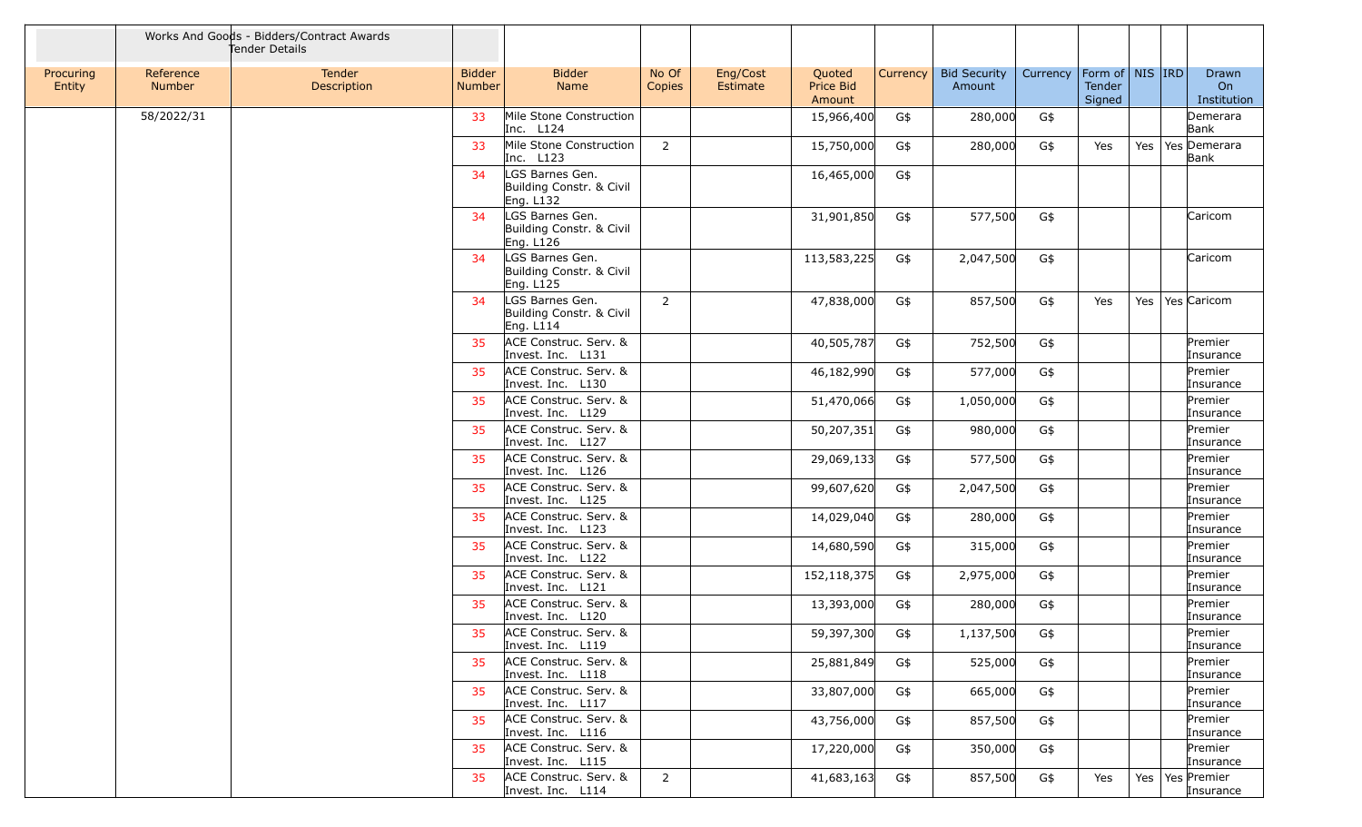| | Works And Goods - Bidders/Contract Awards Tender Details | | | | | | | | | | | | | |
|---|---|---|---|---|---|---|---|---|---|---|---|---|---|---|
| Procuring Entity | Reference Number | Tender Description | Bidder Number | Bidder Name | No Of Copies | Eng/Cost Estimate | Quoted Price Bid Amount | Currency | Bid Security Amount | Currency | Form of Tender Signed | NIS | IRD | Drawn On Institution |
| | 58/2022/31 | | 33 | Mile Stone Construction Inc. L124 | | | 15,966,400 | G$ | 280,000 | G$ | | | | Demerara Bank |
| | | | 33 | Mile Stone Construction Inc. L123 | 2 | | 15,750,000 | G$ | 280,000 | G$ | Yes | Yes | Yes | Demerara Bank |
| | | | 34 | LGS Barnes Gen. Building Constr. & Civil Eng. L132 | | | 16,465,000 | G$ | | | | | | |
| | | | 34 | LGS Barnes Gen. Building Constr. & Civil Eng. L126 | | | 31,901,850 | G$ | 577,500 | G$ | | | | Caricom |
| | | | 34 | LGS Barnes Gen. Building Constr. & Civil Eng. L125 | | | 113,583,225 | G$ | 2,047,500 | G$ | | | | Caricom |
| | | | 34 | LGS Barnes Gen. Building Constr. & Civil Eng. L114 | 2 | | 47,838,000 | G$ | 857,500 | G$ | Yes | Yes | Yes | Caricom |
| | | | 35 | ACE Construc. Serv. & Invest. Inc. L131 | | | 40,505,787 | G$ | 752,500 | G$ | | | | Premier Insurance |
| | | | 35 | ACE Construc. Serv. & Invest. Inc. L130 | | | 46,182,990 | G$ | 577,000 | G$ | | | | Premier Insurance |
| | | | 35 | ACE Construc. Serv. & Invest. Inc. L129 | | | 51,470,066 | G$ | 1,050,000 | G$ | | | | Premier Insurance |
| | | | 35 | ACE Construc. Serv. & Invest. Inc. L127 | | | 50,207,351 | G$ | 980,000 | G$ | | | | Premier Insurance |
| | | | 35 | ACE Construc. Serv. & Invest. Inc. L126 | | | 29,069,133 | G$ | 577,500 | G$ | | | | Premier Insurance |
| | | | 35 | ACE Construc. Serv. & Invest. Inc. L125 | | | 99,607,620 | G$ | 2,047,500 | G$ | | | | Premier Insurance |
| | | | 35 | ACE Construc. Serv. & Invest. Inc. L123 | | | 14,029,040 | G$ | 280,000 | G$ | | | | Premier Insurance |
| | | | 35 | ACE Construc. Serv. & Invest. Inc. L122 | | | 14,680,590 | G$ | 315,000 | G$ | | | | Premier Insurance |
| | | | 35 | ACE Construc. Serv. & Invest. Inc. L121 | | | 152,118,375 | G$ | 2,975,000 | G$ | | | | Premier Insurance |
| | | | 35 | ACE Construc. Serv. & Invest. Inc. L120 | | | 13,393,000 | G$ | 280,000 | G$ | | | | Premier Insurance |
| | | | 35 | ACE Construc. Serv. & Invest. Inc. L119 | | | 59,397,300 | G$ | 1,137,500 | G$ | | | | Premier Insurance |
| | | | 35 | ACE Construc. Serv. & Invest. Inc. L118 | | | 25,881,849 | G$ | 525,000 | G$ | | | | Premier Insurance |
| | | | 35 | ACE Construc. Serv. & Invest. Inc. L117 | | | 33,807,000 | G$ | 665,000 | G$ | | | | Premier Insurance |
| | | | 35 | ACE Construc. Serv. & Invest. Inc. L116 | | | 43,756,000 | G$ | 857,500 | G$ | | | | Premier Insurance |
| | | | 35 | ACE Construc. Serv. & Invest. Inc. L115 | | | 17,220,000 | G$ | 350,000 | G$ | | | | Premier Insurance |
| | | | 35 | ACE Construc. Serv. & Invest. Inc. L114 | 2 | | 41,683,163 | G$ | 857,500 | G$ | Yes | Yes | Yes | Premier Insurance |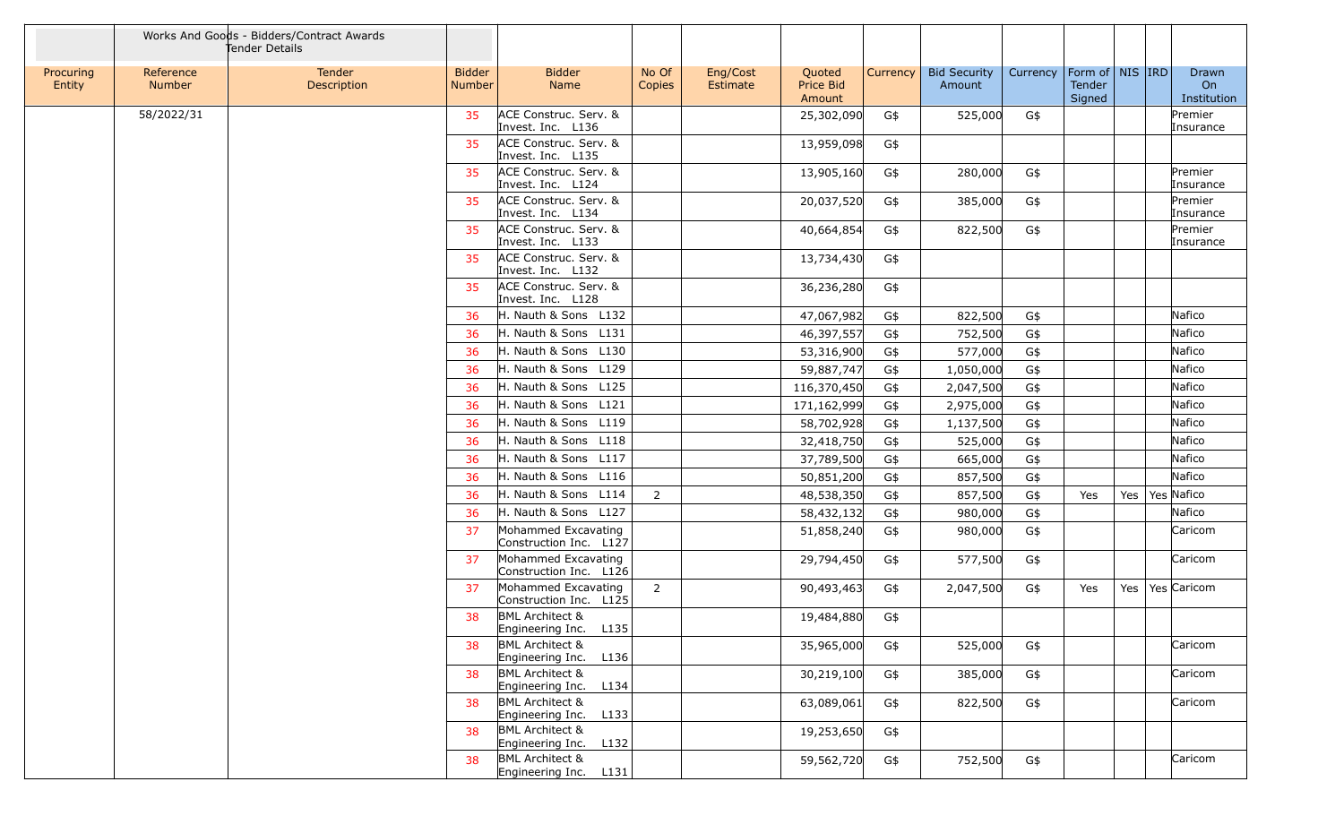| | Works And Goods - Bidders/Contract Awards Tender Details | | | | | | | | | | | | | |
|---|---|---|---|---|---|---|---|---|---|---|---|---|---|---|
| Procuring Entity | Reference Number | Tender Description | Bidder Number | Bidder Name | No Of Copies | Eng/Cost Estimate | Quoted Price Bid Amount | Currency | Bid Security Amount | Currency | Form of Tender Signed | NIS | IRD | Drawn On Institution |
| | 58/2022/31 | | 35 | ACE Construc. Serv. & Invest. Inc. L136 | | | 25,302,090 | G$ | 525,000 | G$ | | | | Premier Insurance |
| | | | 35 | ACE Construc. Serv. & Invest. Inc. L135 | | | 13,959,098 | G$ | | | | | | |
| | | | 35 | ACE Construc. Serv. & Invest. Inc. L124 | | | 13,905,160 | G$ | 280,000 | G$ | | | | Premier Insurance |
| | | | 35 | ACE Construc. Serv. & Invest. Inc. L134 | | | 20,037,520 | G$ | 385,000 | G$ | | | | Premier Insurance |
| | | | 35 | ACE Construc. Serv. & Invest. Inc. L133 | | | 40,664,854 | G$ | 822,500 | G$ | | | | Premier Insurance |
| | | | 35 | ACE Construc. Serv. & Invest. Inc. L132 | | | 13,734,430 | G$ | | | | | | |
| | | | 35 | ACE Construc. Serv. & Invest. Inc. L128 | | | 36,236,280 | G$ | | | | | | |
| | | | 36 | H. Nauth & Sons L132 | | | 47,067,982 | G$ | 822,500 | G$ | | | | Nafico |
| | | | 36 | H. Nauth & Sons L131 | | | 46,397,557 | G$ | 752,500 | G$ | | | | Nafico |
| | | | 36 | H. Nauth & Sons L130 | | | 53,316,900 | G$ | 577,000 | G$ | | | | Nafico |
| | | | 36 | H. Nauth & Sons L129 | | | 59,887,747 | G$ | 1,050,000 | G$ | | | | Nafico |
| | | | 36 | H. Nauth & Sons L125 | | | 116,370,450 | G$ | 2,047,500 | G$ | | | | Nafico |
| | | | 36 | H. Nauth & Sons L121 | | | 171,162,999 | G$ | 2,975,000 | G$ | | | | Nafico |
| | | | 36 | H. Nauth & Sons L119 | | | 58,702,928 | G$ | 1,137,500 | G$ | | | | Nafico |
| | | | 36 | H. Nauth & Sons L118 | | | 32,418,750 | G$ | 525,000 | G$ | | | | Nafico |
| | | | 36 | H. Nauth & Sons L117 | | | 37,789,500 | G$ | 665,000 | G$ | | | | Nafico |
| | | | 36 | H. Nauth & Sons L116 | | | 50,851,200 | G$ | 857,500 | G$ | | | | Nafico |
| | | | 36 | H. Nauth & Sons L114 | 2 | | 48,538,350 | G$ | 857,500 | G$ | Yes | Yes | Yes | Nafico |
| | | | 36 | H. Nauth & Sons L127 | | | 58,432,132 | G$ | 980,000 | G$ | | | | Nafico |
| | | | 37 | Mohammed Excavating Construction Inc. L127 | | | 51,858,240 | G$ | 980,000 | G$ | | | | Caricom |
| | | | 37 | Mohammed Excavating Construction Inc. L126 | | | 29,794,450 | G$ | 577,500 | G$ | | | | Caricom |
| | | | 37 | Mohammed Excavating Construction Inc. L125 | 2 | | 90,493,463 | G$ | 2,047,500 | G$ | Yes | Yes | Yes | Caricom |
| | | | 38 | BML Architect & Engineering Inc. L135 | | | 19,484,880 | G$ | | | | | | |
| | | | 38 | BML Architect & Engineering Inc. L136 | | | 35,965,000 | G$ | 525,000 | G$ | | | | Caricom |
| | | | 38 | BML Architect & Engineering Inc. L134 | | | 30,219,100 | G$ | 385,000 | G$ | | | | Caricom |
| | | | 38 | BML Architect & Engineering Inc. L133 | | | 63,089,061 | G$ | 822,500 | G$ | | | | Caricom |
| | | | 38 | BML Architect & Engineering Inc. L132 | | | 19,253,650 | G$ | | | | | | |
| | | | 38 | BML Architect & Engineering Inc. L131 | | | 59,562,720 | G$ | 752,500 | G$ | | | | Caricom |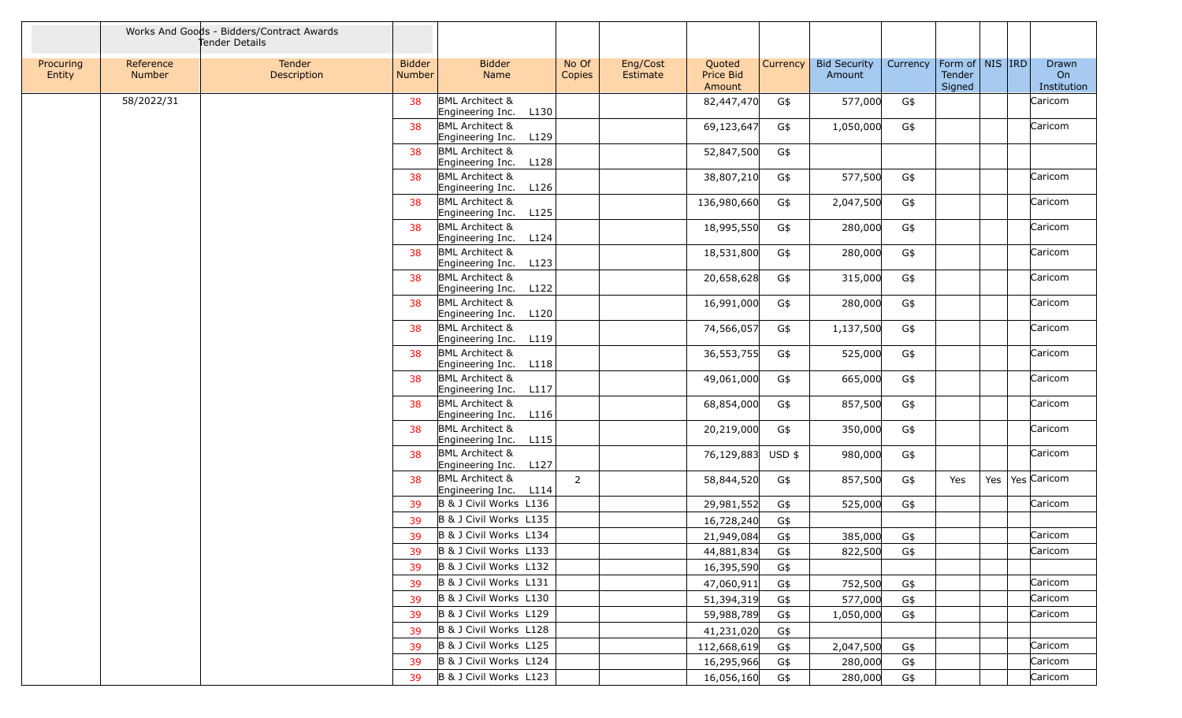| | Works And Goods - Bidders/Contract Awards Tender Details | | | | | | | | | | | | | | |
|---|---|---|---|---|---|---|---|---|---|---|---|---|---|---|---|
| Procuring Entity | Reference Number | Tender Description | Bidder Number | Bidder Name | No Of Copies | Eng/Cost Estimate | Quoted Price Bid Amount | Currency | Bid Security Amount | Currency | Form of Tender Signed | NIS | IRD | Drawn On Institution |
| | 58/2022/31 | | 38 | BML Architect & Engineering Inc. L130 | | | 82,447,470 | G$ | 577,000 | G$ | | | | Caricom |
| | | | 38 | BML Architect & Engineering Inc. L129 | | | 69,123,647 | G$ | 1,050,000 | G$ | | | | Caricom |
| | | | 38 | BML Architect & Engineering Inc. L128 | | | 52,847,500 | G$ | | | | | | |
| | | | 38 | BML Architect & Engineering Inc. L126 | | | 38,807,210 | G$ | 577,500 | G$ | | | | Caricom |
| | | | 38 | BML Architect & Engineering Inc. L125 | | | 136,980,660 | G$ | 2,047,500 | G$ | | | | Caricom |
| | | | 38 | BML Architect & Engineering Inc. L124 | | | 18,995,550 | G$ | 280,000 | G$ | | | | Caricom |
| | | | 38 | BML Architect & Engineering Inc. L123 | | | 18,531,800 | G$ | 280,000 | G$ | | | | Caricom |
| | | | 38 | BML Architect & Engineering Inc. L122 | | | 20,658,628 | G$ | 315,000 | G$ | | | | Caricom |
| | | | 38 | BML Architect & Engineering Inc. L120 | | | 16,991,000 | G$ | 280,000 | G$ | | | | Caricom |
| | | | 38 | BML Architect & Engineering Inc. L119 | | | 74,566,057 | G$ | 1,137,500 | G$ | | | | Caricom |
| | | | 38 | BML Architect & Engineering Inc. L118 | | | 36,553,755 | G$ | 525,000 | G$ | | | | Caricom |
| | | | 38 | BML Architect & Engineering Inc. L117 | | | 49,061,000 | G$ | 665,000 | G$ | | | | Caricom |
| | | | 38 | BML Architect & Engineering Inc. L116 | | | 68,854,000 | G$ | 857,500 | G$ | | | | Caricom |
| | | | 38 | BML Architect & Engineering Inc. L115 | | | 20,219,000 | G$ | 350,000 | G$ | | | | Caricom |
| | | | 38 | BML Architect & Engineering Inc. L127 | | | 76,129,883 | USD $ | 980,000 | G$ | | | | Caricom |
| | | | 38 | BML Architect & Engineering Inc. L114 | 2 | | 58,844,520 | G$ | 857,500 | G$ | Yes | Yes | Yes | Caricom |
| | | | 39 | B & J Civil Works L136 | | | 29,981,552 | G$ | 525,000 | G$ | | | | Caricom |
| | | | 39 | B & J Civil Works L135 | | | 16,728,240 | G$ | | | | | | |
| | | | 39 | B & J Civil Works L134 | | | 21,949,084 | G$ | 385,000 | G$ | | | | Caricom |
| | | | 39 | B & J Civil Works L133 | | | 44,881,834 | G$ | 822,500 | G$ | | | | Caricom |
| | | | 39 | B & J Civil Works L132 | | | 16,395,590 | G$ | | | | | | |
| | | | 39 | B & J Civil Works L131 | | | 47,060,911 | G$ | 752,500 | G$ | | | | Caricom |
| | | | 39 | B & J Civil Works L130 | | | 51,394,319 | G$ | 577,000 | G$ | | | | Caricom |
| | | | 39 | B & J Civil Works L129 | | | 59,988,789 | G$ | 1,050,000 | G$ | | | | Caricom |
| | | | 39 | B & J Civil Works L128 | | | 41,231,020 | G$ | | | | | | |
| | | | 39 | B & J Civil Works L125 | | | 112,668,619 | G$ | 2,047,500 | G$ | | | | Caricom |
| | | | 39 | B & J Civil Works L124 | | | 16,295,966 | G$ | 280,000 | G$ | | | | Caricom |
| | | | 39 | B & J Civil Works L123 | | | 16,056,160 | G$ | 280,000 | G$ | | | | Caricom |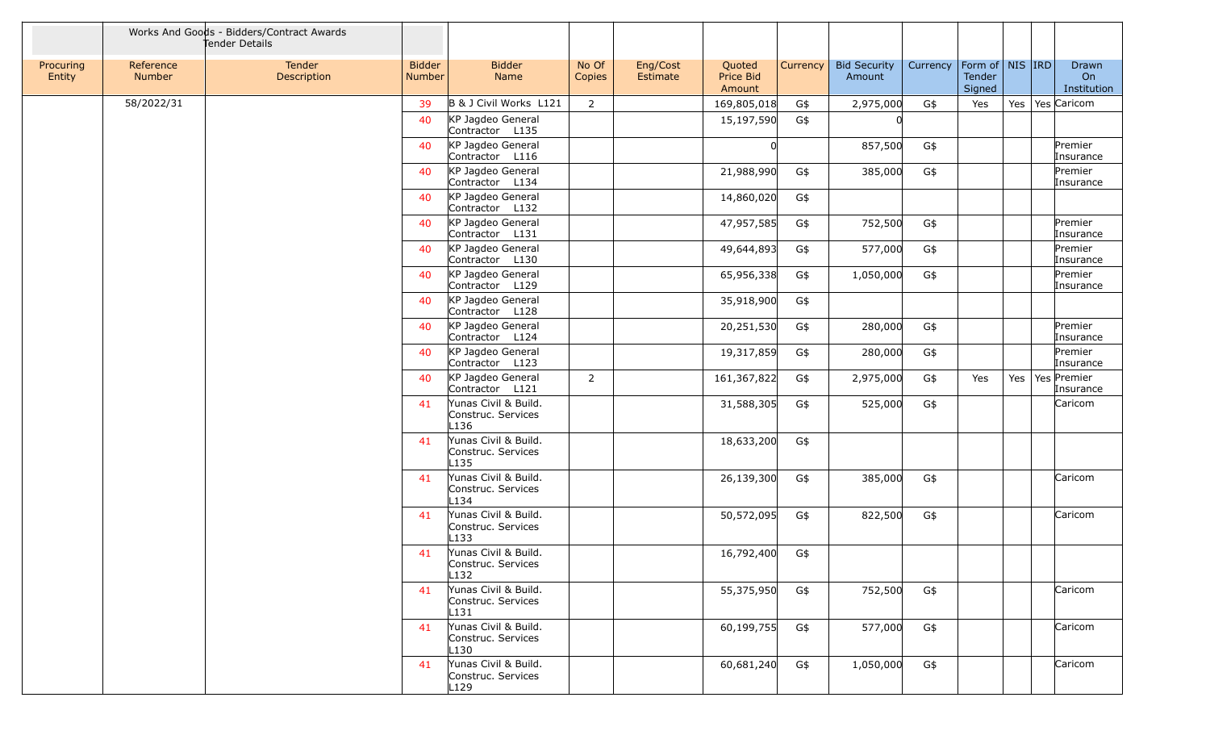| | Works And Goods - Bidders/Contract Awards Tender Details | | | | | | | | | | | | | | |
|---|---|---|---|---|---|---|---|---|---|---|---|---|---|---|---|
| Procuring Entity | Reference Number | Tender Description | Bidder Number | Bidder Name | No Of Copies | Eng/Cost Estimate | Quoted Price Bid Amount | Currency | Bid Security Amount | Currency | Form of Tender Signed | NIS | IRD | Drawn On Institution |
| | 58/2022/31 | | 39 | B & J Civil Works L121 | 2 | | 169,805,018 | G$ | 2,975,000 | G$ | Yes | Yes | Yes | Caricom |
| | | | 40 | KP Jagdeo General Contractor L135 | | | 15,197,590 | G$ | 0 | | | | | |
| | | | 40 | KP Jagdeo General Contractor L116 | | | 0 | | 857,500 | G$ | | | | Premier Insurance |
| | | | 40 | KP Jagdeo General Contractor L134 | | | 21,988,990 | G$ | 385,000 | G$ | | | | Premier Insurance |
| | | | 40 | KP Jagdeo General Contractor L132 | | | 14,860,020 | G$ | | | | | | |
| | | | 40 | KP Jagdeo General Contractor L131 | | | 47,957,585 | G$ | 752,500 | G$ | | | | Premier Insurance |
| | | | 40 | KP Jagdeo General Contractor L130 | | | 49,644,893 | G$ | 577,000 | G$ | | | | Premier Insurance |
| | | | 40 | KP Jagdeo General Contractor L129 | | | 65,956,338 | G$ | 1,050,000 | G$ | | | | Premier Insurance |
| | | | 40 | KP Jagdeo General Contractor L128 | | | 35,918,900 | G$ | | | | | | |
| | | | 40 | KP Jagdeo General Contractor L124 | | | 20,251,530 | G$ | 280,000 | G$ | | | | Premier Insurance |
| | | | 40 | KP Jagdeo General Contractor L123 | | | 19,317,859 | G$ | 280,000 | G$ | | | | Premier Insurance |
| | | | 40 | KP Jagdeo General Contractor L121 | 2 | | 161,367,822 | G$ | 2,975,000 | G$ | Yes | Yes | Yes | Premier Insurance |
| | | | 41 | Yunas Civil & Build. Construc. Services L136 | | | 31,588,305 | G$ | 525,000 | G$ | | | | Caricom |
| | | | 41 | Yunas Civil & Build. Construc. Services L135 | | | 18,633,200 | G$ | | | | | | |
| | | | 41 | Yunas Civil & Build. Construc. Services L134 | | | 26,139,300 | G$ | 385,000 | G$ | | | | Caricom |
| | | | 41 | Yunas Civil & Build. Construc. Services L133 | | | 50,572,095 | G$ | 822,500 | G$ | | | | Caricom |
| | | | 41 | Yunas Civil & Build. Construc. Services L132 | | | 16,792,400 | G$ | | | | | | |
| | | | 41 | Yunas Civil & Build. Construc. Services L131 | | | 55,375,950 | G$ | 752,500 | G$ | | | | Caricom |
| | | | 41 | Yunas Civil & Build. Construc. Services L130 | | | 60,199,755 | G$ | 577,000 | G$ | | | | Caricom |
| | | | 41 | Yunas Civil & Build. Construc. Services L129 | | | 60,681,240 | G$ | 1,050,000 | G$ | | | | Caricom |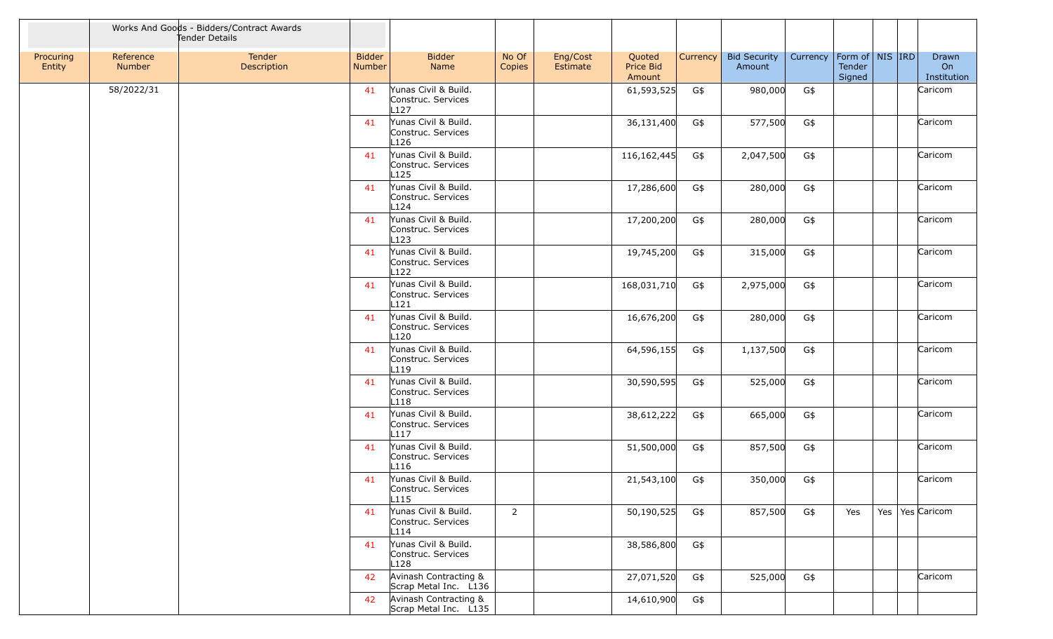| Works And Goods - Bidders/Contract Awards Tender Details | | | | | | | | | | | | | | |
|---|---|---|---|---|---|---|---|---|---|---|---|---|---|---|
| Procuring Entity | Reference Number | Tender Description | Bidder Number | Bidder Name | No Of Copies | Eng/Cost Estimate | Quoted Price Bid Amount | Currency | Bid Security Amount | Currency | Form of Tender Signed | NIS | IRD | Drawn On Institution |
| | 58/2022/31 | | 41 | Yunas Civil & Build. Construc. Services L127 | | | 61,593,525 | G$ | 980,000 | G$ | | | | Caricom |
| | | | 41 | Yunas Civil & Build. Construc. Services L126 | | | 36,131,400 | G$ | 577,500 | G$ | | | | Caricom |
| | | | 41 | Yunas Civil & Build. Construc. Services L125 | | | 116,162,445 | G$ | 2,047,500 | G$ | | | | Caricom |
| | | | 41 | Yunas Civil & Build. Construc. Services L124 | | | 17,286,600 | G$ | 280,000 | G$ | | | | Caricom |
| | | | 41 | Yunas Civil & Build. Construc. Services L123 | | | 17,200,200 | G$ | 280,000 | G$ | | | | Caricom |
| | | | 41 | Yunas Civil & Build. Construc. Services L122 | | | 19,745,200 | G$ | 315,000 | G$ | | | | Caricom |
| | | | 41 | Yunas Civil & Build. Construc. Services L121 | | | 168,031,710 | G$ | 2,975,000 | G$ | | | | Caricom |
| | | | 41 | Yunas Civil & Build. Construc. Services L120 | | | 16,676,200 | G$ | 280,000 | G$ | | | | Caricom |
| | | | 41 | Yunas Civil & Build. Construc. Services L119 | | | 64,596,155 | G$ | 1,137,500 | G$ | | | | Caricom |
| | | | 41 | Yunas Civil & Build. Construc. Services L118 | | | 30,590,595 | G$ | 525,000 | G$ | | | | Caricom |
| | | | 41 | Yunas Civil & Build. Construc. Services L117 | | | 38,612,222 | G$ | 665,000 | G$ | | | | Caricom |
| | | | 41 | Yunas Civil & Build. Construc. Services L116 | | | 51,500,000 | G$ | 857,500 | G$ | | | | Caricom |
| | | | 41 | Yunas Civil & Build. Construc. Services L115 | | | 21,543,100 | G$ | 350,000 | G$ | | | | Caricom |
| | | | 41 | Yunas Civil & Build. Construc. Services L114 | 2 | | 50,190,525 | G$ | 857,500 | G$ | Yes | Yes | Yes | Caricom |
| | | | 41 | Yunas Civil & Build. Construc. Services L128 | | | 38,586,800 | G$ | | | | | | |
| | | | 42 | Avinash Contracting & Scrap Metal Inc. L136 | | | 27,071,520 | G$ | 525,000 | G$ | | | | Caricom |
| | | | 42 | Avinash Contracting & Scrap Metal Inc. L135 | | | 14,610,900 | G$ | | | | | | |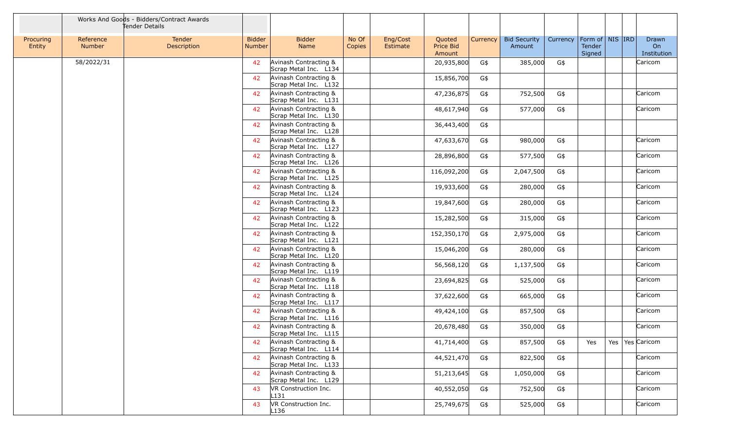| | Works And Goods - Bidders/Contract Awards Tender Details | | | | | | | | | | | | | | |
|---|---|---|---|---|---|---|---|---|---|---|---|---|---|---|---|
| Procuring Entity | Reference Number | Tender Description | Bidder Number | Bidder Name | No Of Copies | Eng/Cost Estimate | Quoted Price Bid Amount | Currency | Bid Security Amount | Currency | Form of Tender Signed | NIS | IRD | Drawn On Institution |
| | 58/2022/31 | | 42 | Avinash Contracting & Scrap Metal Inc. L134 | | | 20,935,800 | G$ | 385,000 | G$ | | | | Caricom |
| | | | 42 | Avinash Contracting & Scrap Metal Inc. L132 | | | 15,856,700 | G$ | | | | | | |
| | | | 42 | Avinash Contracting & Scrap Metal Inc. L131 | | | 47,236,875 | G$ | 752,500 | G$ | | | | Caricom |
| | | | 42 | Avinash Contracting & Scrap Metal Inc. L130 | | | 48,617,940 | G$ | 577,000 | G$ | | | | Caricom |
| | | | 42 | Avinash Contracting & Scrap Metal Inc. L128 | | | 36,443,400 | G$ | | | | | | |
| | | | 42 | Avinash Contracting & Scrap Metal Inc. L127 | | | 47,633,670 | G$ | 980,000 | G$ | | | | Caricom |
| | | | 42 | Avinash Contracting & Scrap Metal Inc. L126 | | | 28,896,800 | G$ | 577,500 | G$ | | | | Caricom |
| | | | 42 | Avinash Contracting & Scrap Metal Inc. L125 | | | 116,092,200 | G$ | 2,047,500 | G$ | | | | Caricom |
| | | | 42 | Avinash Contracting & Scrap Metal Inc. L124 | | | 19,933,600 | G$ | 280,000 | G$ | | | | Caricom |
| | | | 42 | Avinash Contracting & Scrap Metal Inc. L123 | | | 19,847,600 | G$ | 280,000 | G$ | | | | Caricom |
| | | | 42 | Avinash Contracting & Scrap Metal Inc. L122 | | | 15,282,500 | G$ | 315,000 | G$ | | | | Caricom |
| | | | 42 | Avinash Contracting & Scrap Metal Inc. L121 | | | 152,350,170 | G$ | 2,975,000 | G$ | | | | Caricom |
| | | | 42 | Avinash Contracting & Scrap Metal Inc. L120 | | | 15,046,200 | G$ | 280,000 | G$ | | | | Caricom |
| | | | 42 | Avinash Contracting & Scrap Metal Inc. L119 | | | 56,568,120 | G$ | 1,137,500 | G$ | | | | Caricom |
| | | | 42 | Avinash Contracting & Scrap Metal Inc. L118 | | | 23,694,825 | G$ | 525,000 | G$ | | | | Caricom |
| | | | 42 | Avinash Contracting & Scrap Metal Inc. L117 | | | 37,622,600 | G$ | 665,000 | G$ | | | | Caricom |
| | | | 42 | Avinash Contracting & Scrap Metal Inc. L116 | | | 49,424,100 | G$ | 857,500 | G$ | | | | Caricom |
| | | | 42 | Avinash Contracting & Scrap Metal Inc. L115 | | | 20,678,480 | G$ | 350,000 | G$ | | | | Caricom |
| | | | 42 | Avinash Contracting & Scrap Metal Inc. L114 | | | 41,714,400 | G$ | 857,500 | G$ | Yes | Yes | Yes | Caricom |
| | | | 42 | Avinash Contracting & Scrap Metal Inc. L133 | | | 44,521,470 | G$ | 822,500 | G$ | | | | Caricom |
| | | | 42 | Avinash Contracting & Scrap Metal Inc. L129 | | | 51,213,645 | G$ | 1,050,000 | G$ | | | | Caricom |
| | | | 43 | VR Construction Inc. L131 | | | 40,552,050 | G$ | 752,500 | G$ | | | | Caricom |
| | | | 43 | VR Construction Inc. L136 | | | 25,749,675 | G$ | 525,000 | G$ | | | | Caricom |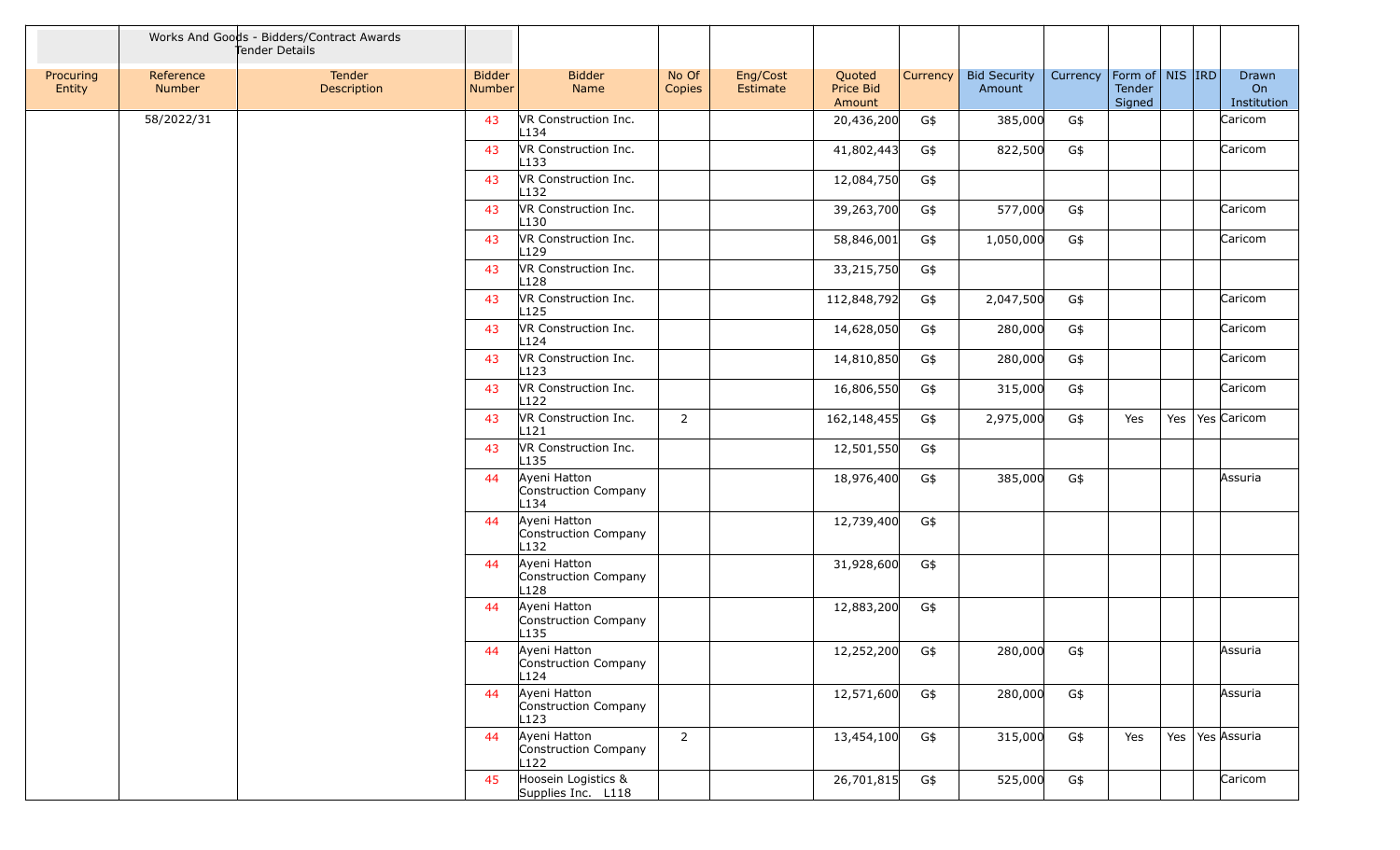| | Works And Goods - Bidders/Contract Awards Tender Details | | | | | | | | | | | | | |
|---|---|---|---|---|---|---|---|---|---|---|---|---|---|---|
| Procuring Entity | Reference Number | Tender Description | Bidder Number | Bidder Name | No Of Copies | Eng/Cost Estimate | Quoted Price Bid Amount | Currency | Bid Security Amount | Currency | Form of Tender Signed | NIS | IRD | Drawn On Institution |
| | 58/2022/31 | | 43 | VR Construction Inc. L134 | | | 20,436,200 | G$ | 385,000 | G$ | | | | Caricom |
| | | | 43 | VR Construction Inc. L133 | | | 41,802,443 | G$ | 822,500 | G$ | | | | Caricom |
| | | | 43 | VR Construction Inc. L132 | | | 12,084,750 | G$ | | | | | | |
| | | | 43 | VR Construction Inc. L130 | | | 39,263,700 | G$ | 577,000 | G$ | | | | Caricom |
| | | | 43 | VR Construction Inc. L129 | | | 58,846,001 | G$ | 1,050,000 | G$ | | | | Caricom |
| | | | 43 | VR Construction Inc. L128 | | | 33,215,750 | G$ | | | | | | |
| | | | 43 | VR Construction Inc. L125 | | | 112,848,792 | G$ | 2,047,500 | G$ | | | | Caricom |
| | | | 43 | VR Construction Inc. L124 | | | 14,628,050 | G$ | 280,000 | G$ | | | | Caricom |
| | | | 43 | VR Construction Inc. L123 | | | 14,810,850 | G$ | 280,000 | G$ | | | | Caricom |
| | | | 43 | VR Construction Inc. L122 | | | 16,806,550 | G$ | 315,000 | G$ | | | | Caricom |
| | | | 43 | VR Construction Inc. L121 | 2 | | 162,148,455 | G$ | 2,975,000 | G$ | Yes | Yes | Yes | Caricom |
| | | | 43 | VR Construction Inc. L135 | | | 12,501,550 | G$ | | | | | | |
| | | | 44 | Ayeni Hatton Construction Company L134 | | | 18,976,400 | G$ | 385,000 | G$ | | | | Assuria |
| | | | 44 | Ayeni Hatton Construction Company L132 | | | 12,739,400 | G$ | | | | | | |
| | | | 44 | Ayeni Hatton Construction Company L128 | | | 31,928,600 | G$ | | | | | | |
| | | | 44 | Ayeni Hatton Construction Company L135 | | | 12,883,200 | G$ | | | | | | |
| | | | 44 | Ayeni Hatton Construction Company L124 | | | 12,252,200 | G$ | 280,000 | G$ | | | | Assuria |
| | | | 44 | Ayeni Hatton Construction Company L123 | | | 12,571,600 | G$ | 280,000 | G$ | | | | Assuria |
| | | | 44 | Ayeni Hatton Construction Company L122 | 2 | | 13,454,100 | G$ | 315,000 | G$ | Yes | Yes | Yes | Assuria |
| | | | 45 | Hoosein Logistics & Supplies Inc. L118 | | | 26,701,815 | G$ | 525,000 | G$ | | | | Caricom |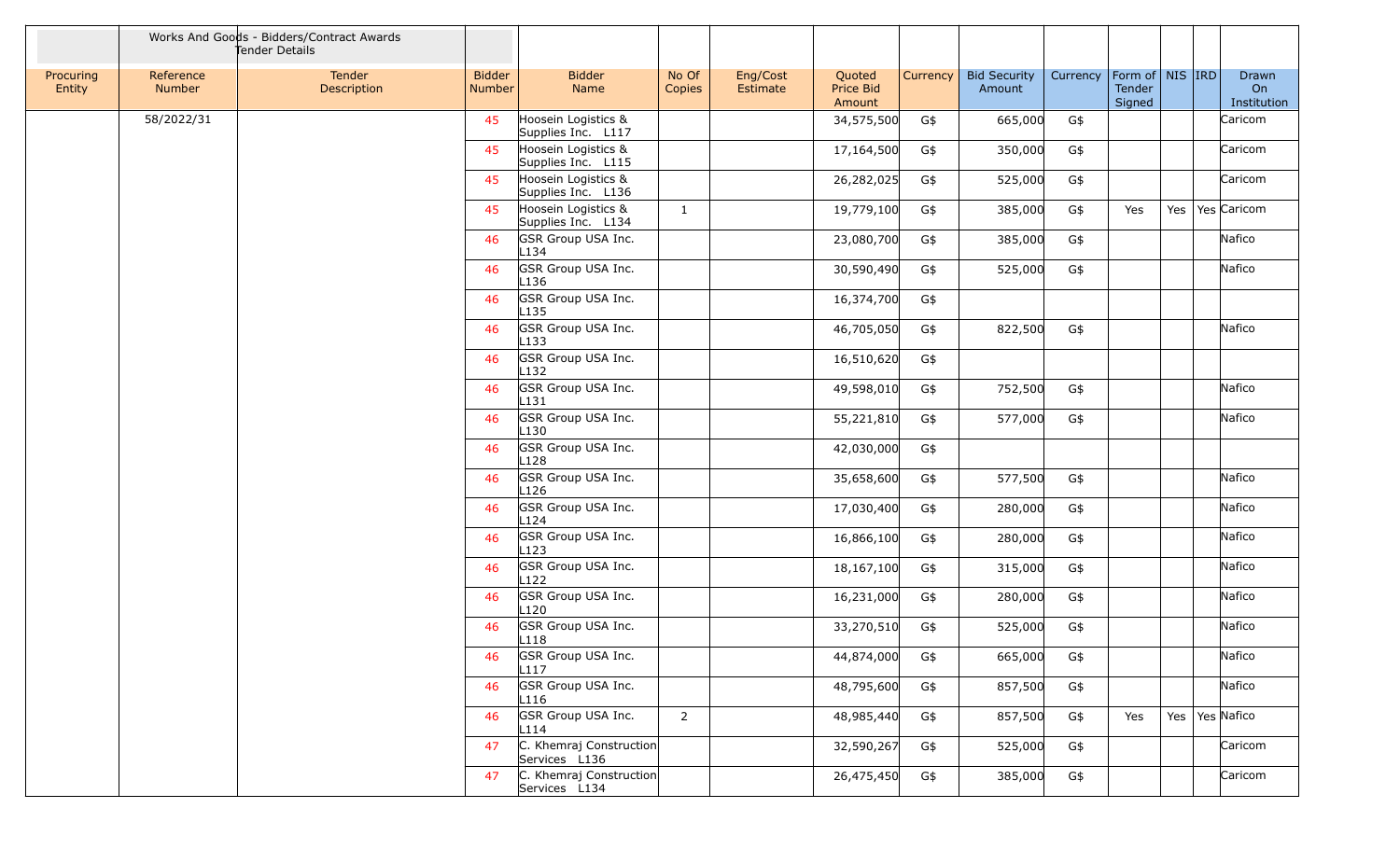| | Works And Goods - Bidders/Contract Awards Tender Details | | | | | | | | | | | | | | |
|---|---|---|---|---|---|---|---|---|---|---|---|---|---|---|---|
| Procuring Entity | Reference Number | Tender Description | Bidder Number | Bidder Name | No Of Copies | Eng/Cost Estimate | Quoted Price Bid Amount | Currency | Bid Security Amount | Currency | Form of Tender Signed | NIS | IRD | Drawn On Institution |
| | 58/2022/31 | | 45 | Hoosein Logistics & Supplies Inc. L117 | | | 34,575,500 | G$ | 665,000 | G$ | | | | Caricom |
| | | | 45 | Hoosein Logistics & Supplies Inc. L115 | | | 17,164,500 | G$ | 350,000 | G$ | | | | Caricom |
| | | | 45 | Hoosein Logistics & Supplies Inc. L136 | | | 26,282,025 | G$ | 525,000 | G$ | | | | Caricom |
| | | | 45 | Hoosein Logistics & Supplies Inc. L134 | 1 | | 19,779,100 | G$ | 385,000 | G$ | Yes | Yes | Yes | Caricom |
| | | | 46 | GSR Group USA Inc. L134 | | | 23,080,700 | G$ | 385,000 | G$ | | | | Nafico |
| | | | 46 | GSR Group USA Inc. L136 | | | 30,590,490 | G$ | 525,000 | G$ | | | | Nafico |
| | | | 46 | GSR Group USA Inc. L135 | | | 16,374,700 | G$ | | | | | | |
| | | | 46 | GSR Group USA Inc. L133 | | | 46,705,050 | G$ | 822,500 | G$ | | | | Nafico |
| | | | 46 | GSR Group USA Inc. L132 | | | 16,510,620 | G$ | | | | | | |
| | | | 46 | GSR Group USA Inc. L131 | | | 49,598,010 | G$ | 752,500 | G$ | | | | Nafico |
| | | | 46 | GSR Group USA Inc. L130 | | | 55,221,810 | G$ | 577,000 | G$ | | | | Nafico |
| | | | 46 | GSR Group USA Inc. L128 | | | 42,030,000 | G$ | | | | | | |
| | | | 46 | GSR Group USA Inc. L126 | | | 35,658,600 | G$ | 577,500 | G$ | | | | Nafico |
| | | | 46 | GSR Group USA Inc. L124 | | | 17,030,400 | G$ | 280,000 | G$ | | | | Nafico |
| | | | 46 | GSR Group USA Inc. L123 | | | 16,866,100 | G$ | 280,000 | G$ | | | | Nafico |
| | | | 46 | GSR Group USA Inc. L122 | | | 18,167,100 | G$ | 315,000 | G$ | | | | Nafico |
| | | | 46 | GSR Group USA Inc. L120 | | | 16,231,000 | G$ | 280,000 | G$ | | | | Nafico |
| | | | 46 | GSR Group USA Inc. L118 | | | 33,270,510 | G$ | 525,000 | G$ | | | | Nafico |
| | | | 46 | GSR Group USA Inc. L117 | | | 44,874,000 | G$ | 665,000 | G$ | | | | Nafico |
| | | | 46 | GSR Group USA Inc. L116 | | | 48,795,600 | G$ | 857,500 | G$ | | | | Nafico |
| | | | 46 | GSR Group USA Inc. L114 | 2 | | 48,985,440 | G$ | 857,500 | G$ | Yes | Yes | Yes | Nafico |
| | | | 47 | C. Khemraj Construction Services L136 | | | 32,590,267 | G$ | 525,000 | G$ | | | | Caricom |
| | | | 47 | C. Khemraj Construction Services L134 | | | 26,475,450 | G$ | 385,000 | G$ | | | | Caricom |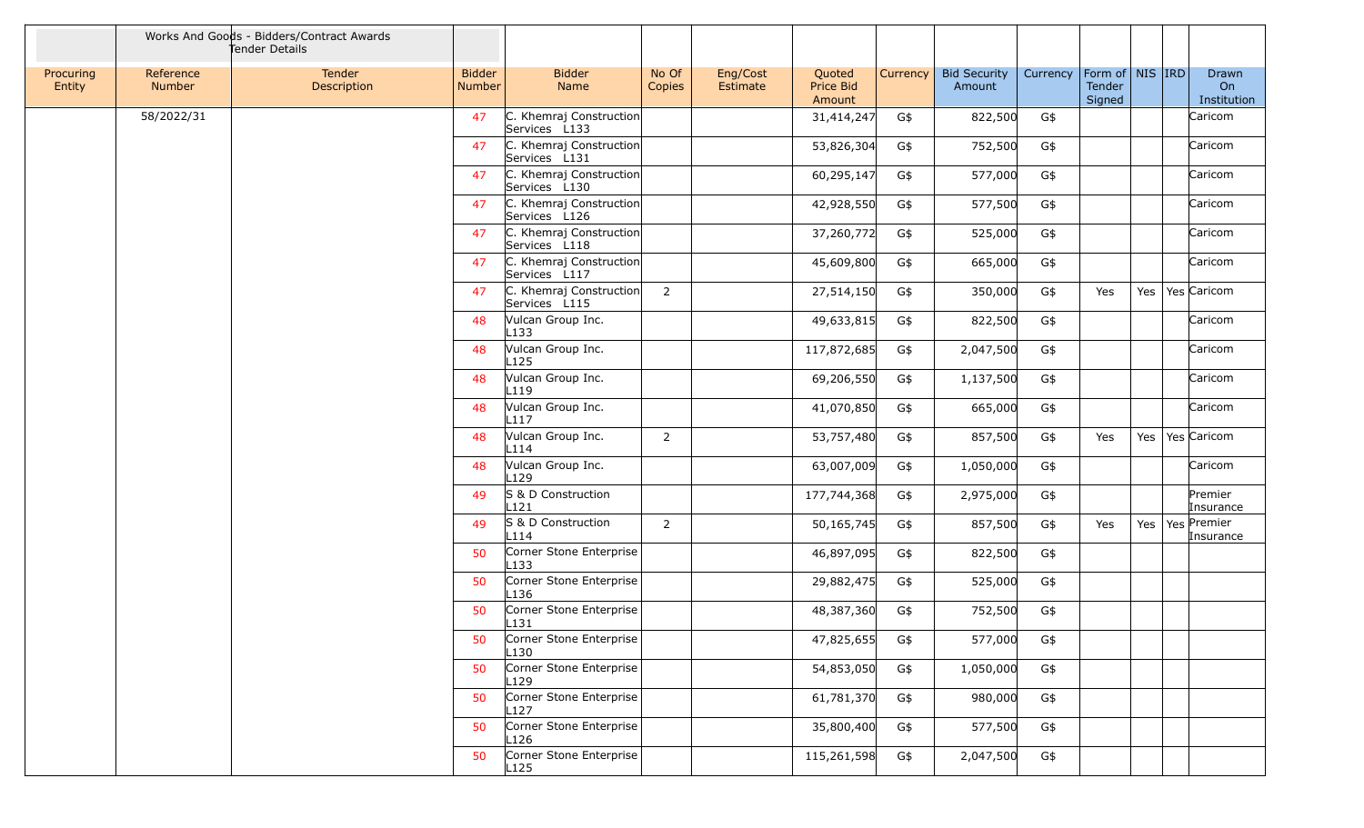| | Works And Goods - Bidders/Contract Awards Tender Details | | | | | | | | | | | | | | |
|---|---|---|---|---|---|---|---|---|---|---|---|---|---|---|---|
| Procuring Entity | Reference Number | Tender Description | Bidder Number | Bidder Name | No Of Copies | Eng/Cost Estimate | Quoted Price Bid Amount | Currency | Bid Security Amount | Currency | Form of Tender Signed | NIS | IRD | Drawn On Institution |
| | 58/2022/31 | | 47 | C. Khemraj Construction Services L133 | | | 31,414,247 | G$ | 822,500 | G$ | | | | Caricom |
| | | | 47 | C. Khemraj Construction Services L131 | | | 53,826,304 | G$ | 752,500 | G$ | | | | Caricom |
| | | | 47 | C. Khemraj Construction Services L130 | | | 60,295,147 | G$ | 577,000 | G$ | | | | Caricom |
| | | | 47 | C. Khemraj Construction Services L126 | | | 42,928,550 | G$ | 577,500 | G$ | | | | Caricom |
| | | | 47 | C. Khemraj Construction Services L118 | | | 37,260,772 | G$ | 525,000 | G$ | | | | Caricom |
| | | | 47 | C. Khemraj Construction Services L117 | | | 45,609,800 | G$ | 665,000 | G$ | | | | Caricom |
| | | | 47 | C. Khemraj Construction Services L115 | 2 | | 27,514,150 | G$ | 350,000 | G$ | Yes | Yes | Yes | Caricom |
| | | | 48 | Vulcan Group Inc. L133 | | | 49,633,815 | G$ | 822,500 | G$ | | | | Caricom |
| | | | 48 | Vulcan Group Inc. L125 | | | 117,872,685 | G$ | 2,047,500 | G$ | | | | Caricom |
| | | | 48 | Vulcan Group Inc. L119 | | | 69,206,550 | G$ | 1,137,500 | G$ | | | | Caricom |
| | | | 48 | Vulcan Group Inc. L117 | | | 41,070,850 | G$ | 665,000 | G$ | | | | Caricom |
| | | | 48 | Vulcan Group Inc. L114 | 2 | | 53,757,480 | G$ | 857,500 | G$ | Yes | Yes | Yes | Caricom |
| | | | 48 | Vulcan Group Inc. L129 | | | 63,007,009 | G$ | 1,050,000 | G$ | | | | Caricom |
| | | | 49 | S & D Construction L121 | | | 177,744,368 | G$ | 2,975,000 | G$ | | | | Premier Insurance |
| | | | 49 | S & D Construction L114 | 2 | | 50,165,745 | G$ | 857,500 | G$ | Yes | Yes | Yes | Premier Insurance |
| | | | 50 | Corner Stone Enterprise L133 | | | 46,897,095 | G$ | 822,500 | G$ | | | | |
| | | | 50 | Corner Stone Enterprise L136 | | | 29,882,475 | G$ | 525,000 | G$ | | | | |
| | | | 50 | Corner Stone Enterprise L131 | | | 48,387,360 | G$ | 752,500 | G$ | | | | |
| | | | 50 | Corner Stone Enterprise L130 | | | 47,825,655 | G$ | 577,000 | G$ | | | | |
| | | | 50 | Corner Stone Enterprise L129 | | | 54,853,050 | G$ | 1,050,000 | G$ | | | | |
| | | | 50 | Corner Stone Enterprise L127 | | | 61,781,370 | G$ | 980,000 | G$ | | | | |
| | | | 50 | Corner Stone Enterprise L126 | | | 35,800,400 | G$ | 577,500 | G$ | | | | |
| | | | 50 | Corner Stone Enterprise L125 | | | 115,261,598 | G$ | 2,047,500 | G$ | | | | |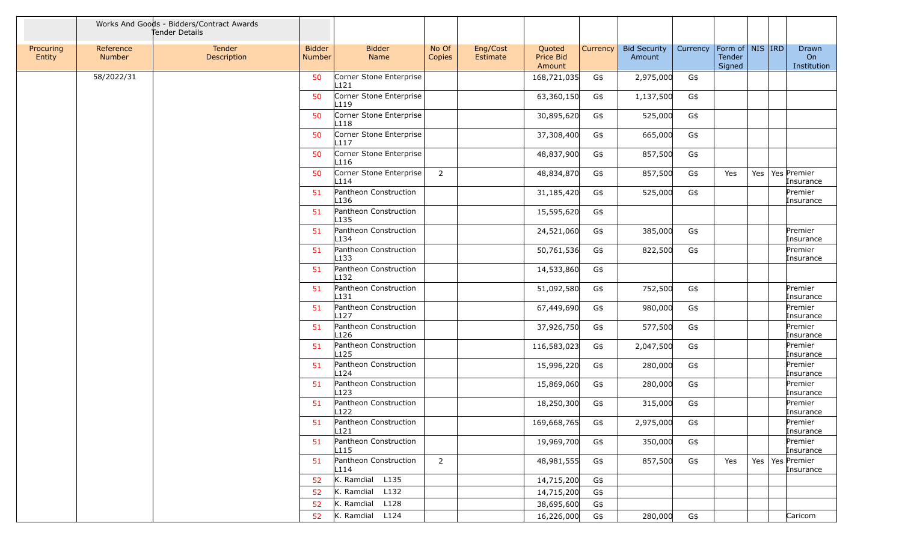| | Works And Goods - Bidders/Contract Awards Tender Details | | | | | | | | | | | | | |
|---|---|---|---|---|---|---|---|---|---|---|---|---|---|---|
| Procuring Entity | Reference Number | Tender Description | Bidder Number | Bidder Name | No Of Copies | Eng/Cost Estimate | Quoted Price Bid Amount | Currency | Bid Security Amount | Currency | Form of Tender Signed | NIS | IRD | Drawn On Institution |
| | 58/2022/31 | | 50 | Corner Stone Enterprise L121 | | | 168,721,035 | G$ | 2,975,000 | G$ | | | | |
| | | | 50 | Corner Stone Enterprise L119 | | | 63,360,150 | G$ | 1,137,500 | G$ | | | | |
| | | | 50 | Corner Stone Enterprise L118 | | | 30,895,620 | G$ | 525,000 | G$ | | | | |
| | | | 50 | Corner Stone Enterprise L117 | | | 37,308,400 | G$ | 665,000 | G$ | | | | |
| | | | 50 | Corner Stone Enterprise L116 | | | 48,837,900 | G$ | 857,500 | G$ | | | | |
| | | | 50 | Corner Stone Enterprise L114 | 2 | | 48,834,870 | G$ | 857,500 | G$ | Yes | Yes | Yes | Premier Insurance |
| | | | 51 | Pantheon Construction L136 | | | 31,185,420 | G$ | 525,000 | G$ | | | | Premier Insurance |
| | | | 51 | Pantheon Construction L135 | | | 15,595,620 | G$ | | | | | | |
| | | | 51 | Pantheon Construction L134 | | | 24,521,060 | G$ | 385,000 | G$ | | | | Premier Insurance |
| | | | 51 | Pantheon Construction L133 | | | 50,761,536 | G$ | 822,500 | G$ | | | | Premier Insurance |
| | | | 51 | Pantheon Construction L132 | | | 14,533,860 | G$ | | | | | | |
| | | | 51 | Pantheon Construction L131 | | | 51,092,580 | G$ | 752,500 | G$ | | | | Premier Insurance |
| | | | 51 | Pantheon Construction L127 | | | 67,449,690 | G$ | 980,000 | G$ | | | | Premier Insurance |
| | | | 51 | Pantheon Construction L126 | | | 37,926,750 | G$ | 577,500 | G$ | | | | Premier Insurance |
| | | | 51 | Pantheon Construction L125 | | | 116,583,023 | G$ | 2,047,500 | G$ | | | | Premier Insurance |
| | | | 51 | Pantheon Construction L124 | | | 15,996,220 | G$ | 280,000 | G$ | | | | Premier Insurance |
| | | | 51 | Pantheon Construction L123 | | | 15,869,060 | G$ | 280,000 | G$ | | | | Premier Insurance |
| | | | 51 | Pantheon Construction L122 | | | 18,250,300 | G$ | 315,000 | G$ | | | | Premier Insurance |
| | | | 51 | Pantheon Construction L121 | | | 169,668,765 | G$ | 2,975,000 | G$ | | | | Premier Insurance |
| | | | 51 | Pantheon Construction L115 | | | 19,969,700 | G$ | 350,000 | G$ | | | | Premier Insurance |
| | | | 51 | Pantheon Construction L114 | 2 | | 48,981,555 | G$ | 857,500 | G$ | Yes | Yes | Yes | Premier Insurance |
| | | | 52 | K. Ramdial L135 | | | 14,715,200 | G$ | | | | | | |
| | | | 52 | K. Ramdial L132 | | | 14,715,200 | G$ | | | | | | |
| | | | 52 | K. Ramdial L128 | | | 38,695,600 | G$ | | | | | | |
| | | | 52 | K. Ramdial L124 | | | 16,226,000 | G$ | 280,000 | G$ | | | | Caricom |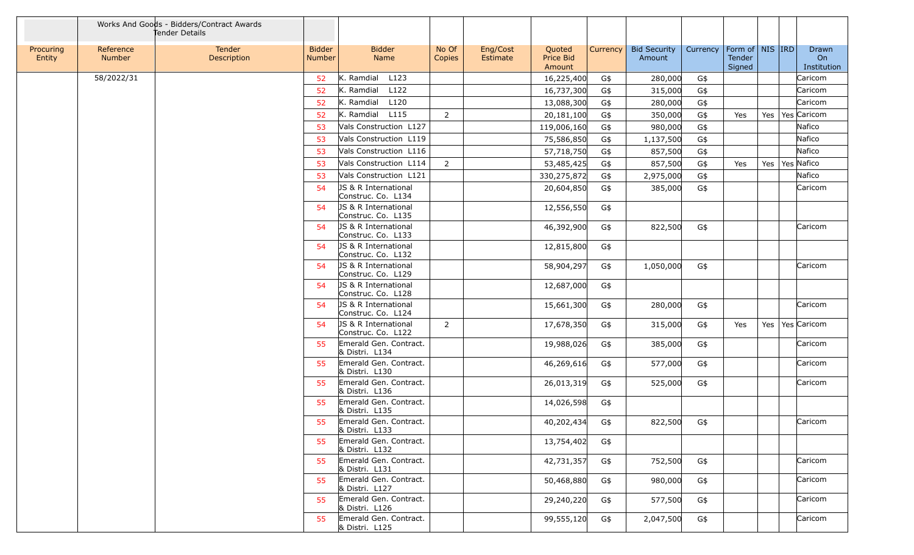| | Works And Goods - Bidders/Contract Awards Tender Details | | | | | | | | | | | | | | |
|---|---|---|---|---|---|---|---|---|---|---|---|---|---|---|---|
| Procuring Entity | Reference Number | Tender Description | Bidder Number | Bidder Name | No Of Copies | Eng/Cost Estimate | Quoted Price Bid Amount | Currency | Bid Security Amount | Currency | Form of Tender Signed | NIS | IRD | Drawn On Institution |
| | 58/2022/31 | | 52 | K. Ramdial L123 | | | 16,225,400 | G$ | 280,000 | G$ | | | | Caricom |
| | | | 52 | K. Ramdial L122 | | | 16,737,300 | G$ | 315,000 | G$ | | | | Caricom |
| | | | 52 | K. Ramdial L120 | | | 13,088,300 | G$ | 280,000 | G$ | | | | Caricom |
| | | | 52 | K. Ramdial L115 | 2 | | 20,181,100 | G$ | 350,000 | G$ | Yes | Yes | Yes | Caricom |
| | | | 53 | Vals Construction L127 | | | 119,006,160 | G$ | 980,000 | G$ | | | | Nafico |
| | | | 53 | Vals Construction L119 | | | 75,586,850 | G$ | 1,137,500 | G$ | | | | Nafico |
| | | | 53 | Vals Construction L116 | | | 57,718,750 | G$ | 857,500 | G$ | | | | Nafico |
| | | | 53 | Vals Construction L114 | 2 | | 53,485,425 | G$ | 857,500 | G$ | Yes | Yes | Yes | Nafico |
| | | | 53 | Vals Construction L121 | | | 330,275,872 | G$ | 2,975,000 | G$ | | | | Nafico |
| | | | 54 | JS & R International Construc. Co. L134 | | | 20,604,850 | G$ | 385,000 | G$ | | | | Caricom |
| | | | 54 | JS & R International Construc. Co. L135 | | | 12,556,550 | G$ | | | | | | |
| | | | 54 | JS & R International Construc. Co. L133 | | | 46,392,900 | G$ | 822,500 | G$ | | | | Caricom |
| | | | 54 | JS & R International Construc. Co. L132 | | | 12,815,800 | G$ | | | | | | |
| | | | 54 | JS & R International Construc. Co. L129 | | | 58,904,297 | G$ | 1,050,000 | G$ | | | | Caricom |
| | | | 54 | JS & R International Construc. Co. L128 | | | 12,687,000 | G$ | | | | | | |
| | | | 54 | JS & R International Construc. Co. L124 | | | 15,661,300 | G$ | 280,000 | G$ | | | | Caricom |
| | | | 54 | JS & R International Construc. Co. L122 | 2 | | 17,678,350 | G$ | 315,000 | G$ | Yes | Yes | Yes | Caricom |
| | | | 55 | Emerald Gen. Contract. & Distri. L134 | | | 19,988,026 | G$ | 385,000 | G$ | | | | Caricom |
| | | | 55 | Emerald Gen. Contract. & Distri. L130 | | | 46,269,616 | G$ | 577,000 | G$ | | | | Caricom |
| | | | 55 | Emerald Gen. Contract. & Distri. L136 | | | 26,013,319 | G$ | 525,000 | G$ | | | | Caricom |
| | | | 55 | Emerald Gen. Contract. & Distri. L135 | | | 14,026,598 | G$ | | | | | | |
| | | | 55 | Emerald Gen. Contract. & Distri. L133 | | | 40,202,434 | G$ | 822,500 | G$ | | | | Caricom |
| | | | 55 | Emerald Gen. Contract. & Distri. L132 | | | 13,754,402 | G$ | | | | | | |
| | | | 55 | Emerald Gen. Contract. & Distri. L131 | | | 42,731,357 | G$ | 752,500 | G$ | | | | Caricom |
| | | | 55 | Emerald Gen. Contract. & Distri. L127 | | | 50,468,880 | G$ | 980,000 | G$ | | | | Caricom |
| | | | 55 | Emerald Gen. Contract. & Distri. L126 | | | 29,240,220 | G$ | 577,500 | G$ | | | | Caricom |
| | | | 55 | Emerald Gen. Contract. & Distri. L125 | | | 99,555,120 | G$ | 2,047,500 | G$ | | | | Caricom |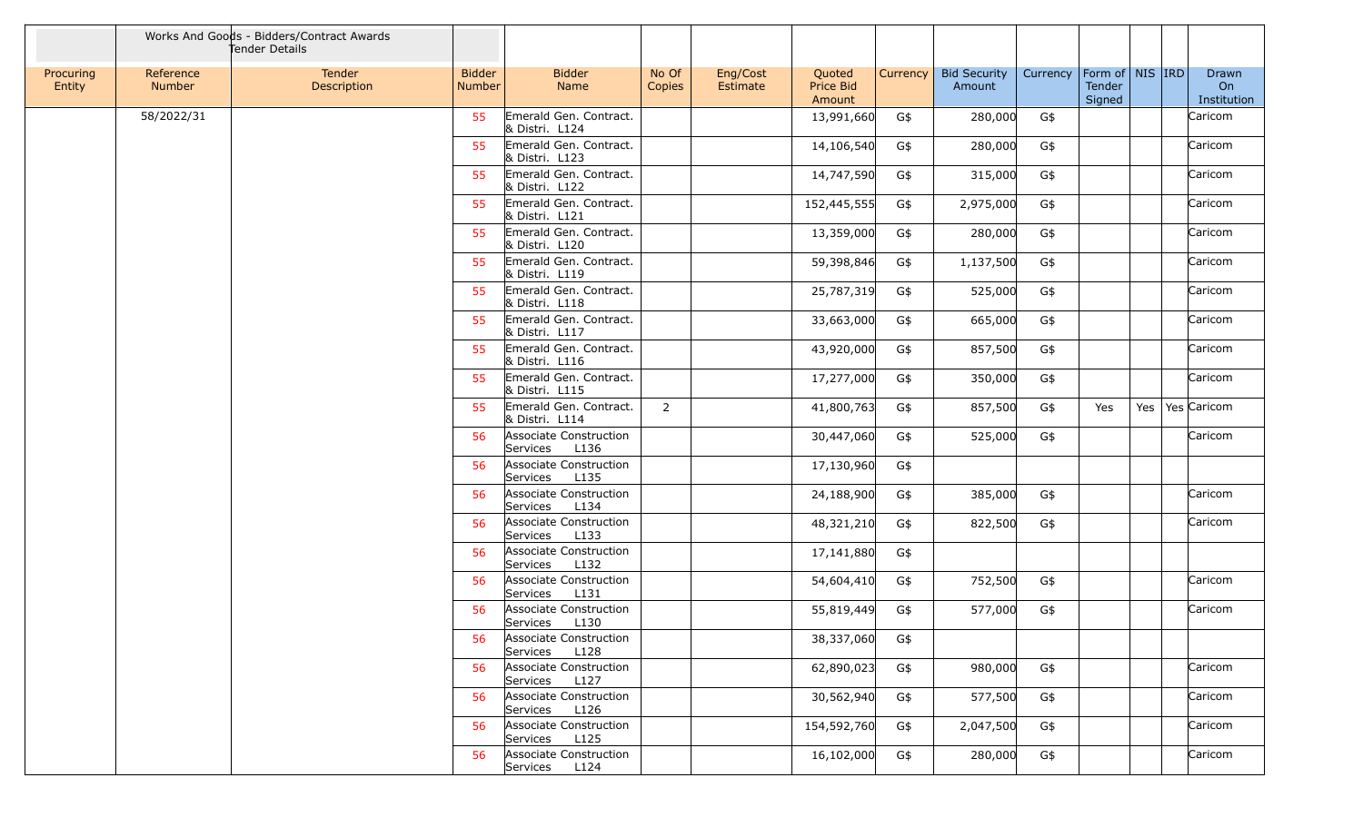| | Works And Goods - Bidders/Contract Awards Tender Details | | | | | | | | | | | | | | |
|---|---|---|---|---|---|---|---|---|---|---|---|---|---|---|---|
| Procuring Entity | Reference Number | Tender Description | Bidder Number | Bidder Name | No Of Copies | Eng/Cost Estimate | Quoted Price Bid Amount | Currency | Bid Security Amount | Currency | Form of Tender Signed | NIS | IRD | Drawn On Institution |
| | 58/2022/31 | | 55 | Emerald Gen. Contract. & Distri. L124 | | | 13,991,660 | G$ | 280,000 | G$ | | | | Caricom |
| | | | 55 | Emerald Gen. Contract. & Distri. L123 | | | 14,106,540 | G$ | 280,000 | G$ | | | | Caricom |
| | | | 55 | Emerald Gen. Contract. & Distri. L122 | | | 14,747,590 | G$ | 315,000 | G$ | | | | Caricom |
| | | | 55 | Emerald Gen. Contract. & Distri. L121 | | | 152,445,555 | G$ | 2,975,000 | G$ | | | | Caricom |
| | | | 55 | Emerald Gen. Contract. & Distri. L120 | | | 13,359,000 | G$ | 280,000 | G$ | | | | Caricom |
| | | | 55 | Emerald Gen. Contract. & Distri. L119 | | | 59,398,846 | G$ | 1,137,500 | G$ | | | | Caricom |
| | | | 55 | Emerald Gen. Contract. & Distri. L118 | | | 25,787,319 | G$ | 525,000 | G$ | | | | Caricom |
| | | | 55 | Emerald Gen. Contract. & Distri. L117 | | | 33,663,000 | G$ | 665,000 | G$ | | | | Caricom |
| | | | 55 | Emerald Gen. Contract. & Distri. L116 | | | 43,920,000 | G$ | 857,500 | G$ | | | | Caricom |
| | | | 55 | Emerald Gen. Contract. & Distri. L115 | | | 17,277,000 | G$ | 350,000 | G$ | | | | Caricom |
| | | | 55 | Emerald Gen. Contract. & Distri. L114 | 2 | | 41,800,763 | G$ | 857,500 | G$ | Yes | Yes | Yes | Caricom |
| | | | 56 | Associate Construction Services L136 | | | 30,447,060 | G$ | 525,000 | G$ | | | | Caricom |
| | | | 56 | Associate Construction Services L135 | | | 17,130,960 | G$ | | | | | | |
| | | | 56 | Associate Construction Services L134 | | | 24,188,900 | G$ | 385,000 | G$ | | | | Caricom |
| | | | 56 | Associate Construction Services L133 | | | 48,321,210 | G$ | 822,500 | G$ | | | | Caricom |
| | | | 56 | Associate Construction Services L132 | | | 17,141,880 | G$ | | | | | | |
| | | | 56 | Associate Construction Services L131 | | | 54,604,410 | G$ | 752,500 | G$ | | | | Caricom |
| | | | 56 | Associate Construction Services L130 | | | 55,819,449 | G$ | 577,000 | G$ | | | | Caricom |
| | | | 56 | Associate Construction Services L128 | | | 38,337,060 | G$ | | | | | | |
| | | | 56 | Associate Construction Services L127 | | | 62,890,023 | G$ | 980,000 | G$ | | | | Caricom |
| | | | 56 | Associate Construction Services L126 | | | 30,562,940 | G$ | 577,500 | G$ | | | | Caricom |
| | | | 56 | Associate Construction Services L125 | | | 154,592,760 | G$ | 2,047,500 | G$ | | | | Caricom |
| | | | 56 | Associate Construction Services L124 | | | 16,102,000 | G$ | 280,000 | G$ | | | | Caricom |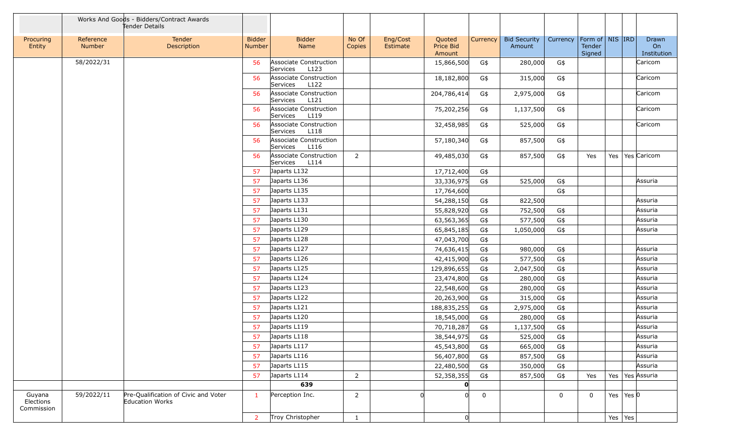| | Works And Goods - Bidders/Contract Awards Tender Details | | | | | | | | | | | | | |
|---|---|---|---|---|---|---|---|---|---|---|---|---|---|---|
| Procuring Entity | Reference Number | Tender Description | Bidder Number | Bidder Name | No Of Copies | Eng/Cost Estimate | Quoted Price Bid Amount | Currency | Bid Security Amount | Currency | Form of Tender Signed | NIS | IRD | Drawn On Institution |
| | 58/2022/31 | | 56 | Associate Construction Services L123 | | | 15,866,500 | G$ | 280,000 | G$ | | | | Caricom |
| | | | 56 | Associate Construction Services L122 | | | 18,182,800 | G$ | 315,000 | G$ | | | | Caricom |
| | | | 56 | Associate Construction Services L121 | | | 204,786,414 | G$ | 2,975,000 | G$ | | | | Caricom |
| | | | 56 | Associate Construction Services L119 | | | 75,202,256 | G$ | 1,137,500 | G$ | | | | Caricom |
| | | | 56 | Associate Construction Services L118 | | | 32,458,985 | G$ | 525,000 | G$ | | | | Caricom |
| | | | 56 | Associate Construction Services L116 | | | 57,180,340 | G$ | 857,500 | G$ | | | | |
| | | | 56 | Associate Construction Services L114 | 2 | | 49,485,030 | G$ | 857,500 | G$ | Yes | Yes | Yes | Caricom |
| | | | 57 | Japarts L132 | | | 17,712,400 | G$ | | | | | | |
| | | | 57 | Japarts L136 | | | 33,336,975 | G$ | 525,000 | G$ | | | | Assuria |
| | | | 57 | Japarts L135 | | | 17,764,600 | | | G$ | | | | |
| | | | 57 | Japarts L133 | | | 54,288,150 | G$ | 822,500 | | | | | Assuria |
| | | | 57 | Japarts L131 | | | 55,828,920 | G$ | 752,500 | G$ | | | | Assuria |
| | | | 57 | Japarts L130 | | | 63,563,365 | G$ | 577,500 | G$ | | | | Assuria |
| | | | 57 | Japarts L129 | | | 65,845,185 | G$ | 1,050,000 | G$ | | | | Assuria |
| | | | 57 | Japarts L128 | | | 47,043,700 | G$ | | | | | | |
| | | | 57 | Japarts L127 | | | 74,636,415 | G$ | 980,000 | G$ | | | | Assuria |
| | | | 57 | Japarts L126 | | | 42,415,900 | G$ | 577,500 | G$ | | | | Assuria |
| | | | 57 | Japarts L125 | | | 129,896,655 | G$ | 2,047,500 | G$ | | | | Assuria |
| | | | 57 | Japarts L124 | | | 23,474,800 | G$ | 280,000 | G$ | | | | Assuria |
| | | | 57 | Japarts L123 | | | 22,548,600 | G$ | 280,000 | G$ | | | | Assuria |
| | | | 57 | Japarts L122 | | | 20,263,900 | G$ | 315,000 | G$ | | | | Assuria |
| | | | 57 | Japarts L121 | | | 188,835,255 | G$ | 2,975,000 | G$ | | | | Assuria |
| | | | 57 | Japarts L120 | | | 18,545,000 | G$ | 280,000 | G$ | | | | Assuria |
| | | | 57 | Japarts L119 | | | 70,718,287 | G$ | 1,137,500 | G$ | | | | Assuria |
| | | | 57 | Japarts L118 | | | 38,544,975 | G$ | 525,000 | G$ | | | | Assuria |
| | | | 57 | Japarts L117 | | | 45,543,800 | G$ | 665,000 | G$ | | | | Assuria |
| | | | 57 | Japarts L116 | | | 56,407,800 | G$ | 857,500 | G$ | | | | Assuria |
| | | | 57 | Japarts L115 | | | 22,480,500 | G$ | 350,000 | G$ | | | | Assuria |
| | | | 57 | Japarts L114 | 2 | | 52,358,355 | G$ | 857,500 | G$ | Yes | Yes | Yes | Assuria |
| | | | | **639** | | | **0** | | | | | | | |
| Guyana Elections Commission | 59/2022/11 | Pre-Qualification of Civic and Voter Education Works | 1 | Perception Inc. | 2 | 0 | 0 | 0 | | 0 | 0 | Yes | Yes | 0 |
| | | | 2 | Troy Christopher | 1 | | 0 | | | | | Yes | Yes | |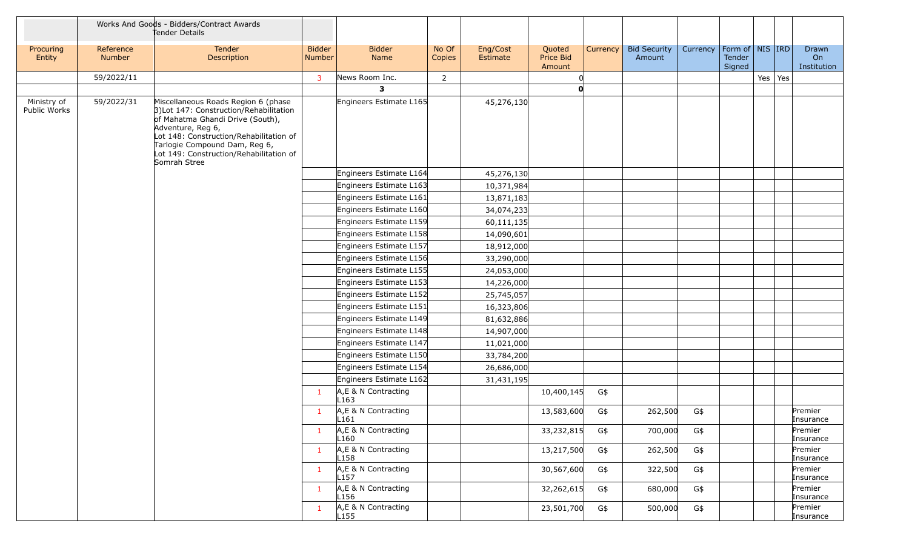| | Works And Goods - Bidders/Contract Awards Tender Details | | | | | | | | | | | | | |
|---|---|---|---|---|---|---|---|---|---|---|---|---|---|---|
| Procuring Entity | Reference Number | Tender Description | Bidder Number | Bidder Name | No Of Copies | Eng/Cost Estimate | Quoted Price Bid Amount | Currency | Bid Security Amount | Currency | Form of Tender Signed | NIS | IRD | Drawn On Institution |
| | 59/2022/11 | | 3 | News Room Inc. | 2 | | 0 | | | | | Yes | Yes | |
| | | | | **3** | | | **0** | | | | | | | |
| Ministry of Public Works | 59/2022/31 | Miscellaneous Roads Region 6 (phase 3)Lot 147: Construction/Rehabilitation of Mahatma Ghandi Drive (South), Adventure, Reg 6, Lot 148: Construction/Rehabilitation of Tarlogie Compound Dam, Reg 6, Lot 149: Construction/Rehabilitation of Somrah Stree | | Engineers Estimate L165 | | 45,276,130 | | | | | | | | |
| | | | | Engineers Estimate L164 | | 45,276,130 | | | | | | | | |
| | | | | Engineers Estimate L163 | | 10,371,984 | | | | | | | | |
| | | | | Engineers Estimate L161 | | 13,871,183 | | | | | | | | |
| | | | | Engineers Estimate L160 | | 34,074,233 | | | | | | | | |
| | | | | Engineers Estimate L159 | | 60,111,135 | | | | | | | | |
| | | | | Engineers Estimate L158 | | 14,090,601 | | | | | | | | |
| | | | | Engineers Estimate L157 | | 18,912,000 | | | | | | | | |
| | | | | Engineers Estimate L156 | | 33,290,000 | | | | | | | | |
| | | | | Engineers Estimate L155 | | 24,053,000 | | | | | | | | |
| | | | | Engineers Estimate L153 | | 14,226,000 | | | | | | | | |
| | | | | Engineers Estimate L152 | | 25,745,057 | | | | | | | | |
| | | | | Engineers Estimate L151 | | 16,323,806 | | | | | | | | |
| | | | | Engineers Estimate L149 | | 81,632,886 | | | | | | | | |
| | | | | Engineers Estimate L148 | | 14,907,000 | | | | | | | | |
| | | | | Engineers Estimate L147 | | 11,021,000 | | | | | | | | |
| | | | | Engineers Estimate L150 | | 33,784,200 | | | | | | | | |
| | | | | Engineers Estimate L154 | | 26,686,000 | | | | | | | | |
| | | | | Engineers Estimate L162 | | 31,431,195 | | | | | | | | |
| | | | 1 | A,E & N Contracting L163 | | | 10,400,145 | G$ | | | | | | |
| | | | 1 | A,E & N Contracting L161 | | | 13,583,600 | G$ | 262,500 | G$ | | | | Premier Insurance |
| | | | 1 | A,E & N Contracting L160 | | | 33,232,815 | G$ | 700,000 | G$ | | | | Premier Insurance |
| | | | 1 | A,E & N Contracting L158 | | | 13,217,500 | G$ | 262,500 | G$ | | | | Premier Insurance |
| | | | 1 | A,E & N Contracting L157 | | | 30,567,600 | G$ | 322,500 | G$ | | | | Premier Insurance |
| | | | 1 | A,E & N Contracting L156 | | | 32,262,615 | G$ | 680,000 | G$ | | | | Premier Insurance |
| | | | 1 | A,E & N Contracting L155 | | | 23,501,700 | G$ | 500,000 | G$ | | | | Premier Insurance |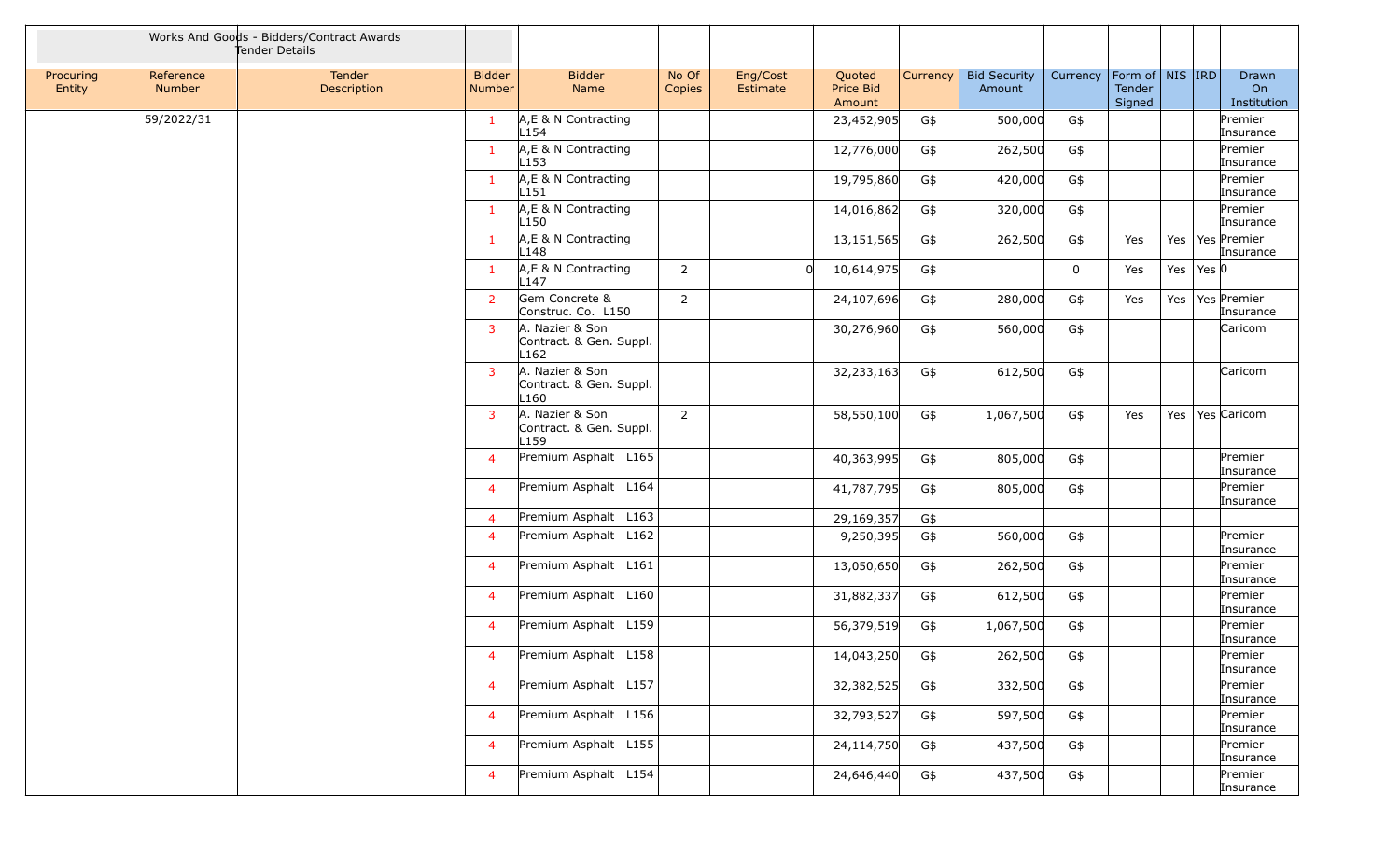| | Works And Goods - Bidders/Contract Awards Tender Details | | | | | | | | | | | | | |
|---|---|---|---|---|---|---|---|---|---|---|---|---|---|---|
| Procuring Entity | Reference Number | Tender Description | Bidder Number | Bidder Name | No Of Copies | Eng/Cost Estimate | Quoted Price Bid Amount | Currency | Bid Security Amount | Currency | Form of Tender Signed | NIS | IRD | Drawn On Institution |
| | 59/2022/31 | | 1 | A,E & N Contracting L154 | | | 23,452,905 | G$ | 500,000 | G$ | | | | Premier Insurance |
| | | | 1 | A,E & N Contracting L153 | | | 12,776,000 | G$ | 262,500 | G$ | | | | Premier Insurance |
| | | | 1 | A,E & N Contracting L151 | | | 19,795,860 | G$ | 420,000 | G$ | | | | Premier Insurance |
| | | | 1 | A,E & N Contracting L150 | | | 14,016,862 | G$ | 320,000 | G$ | | | | Premier Insurance |
| | | | 1 | A,E & N Contracting L148 | | | 13,151,565 | G$ | 262,500 | G$ | Yes | Yes | Yes | Premier Insurance |
| | | | 1 | A,E & N Contracting L147 | 2 | 0 | 10,614,975 | G$ | | 0 | Yes | Yes | Yes | 0 |
| | | | 2 | Gem Concrete & Construc. Co. L150 | 2 | | 24,107,696 | G$ | 280,000 | G$ | Yes | Yes | Yes | Premier Insurance |
| | | | 3 | A. Nazier & Son Contract. & Gen. Suppl. L162 | | | 30,276,960 | G$ | 560,000 | G$ | | | | Caricom |
| | | | 3 | A. Nazier & Son Contract. & Gen. Suppl. L160 | | | 32,233,163 | G$ | 612,500 | G$ | | | | Caricom |
| | | | 3 | A. Nazier & Son Contract. & Gen. Suppl. L159 | 2 | | 58,550,100 | G$ | 1,067,500 | G$ | Yes | Yes | Yes | Caricom |
| | | | 4 | Premium Asphalt L165 | | | 40,363,995 | G$ | 805,000 | G$ | | | | Premier Insurance |
| | | | 4 | Premium Asphalt L164 | | | 41,787,795 | G$ | 805,000 | G$ | | | | Premier Insurance |
| | | | 4 | Premium Asphalt L163 | | | 29,169,357 | G$ | | | | | | |
| | | | 4 | Premium Asphalt L162 | | | 9,250,395 | G$ | 560,000 | G$ | | | | Premier Insurance |
| | | | 4 | Premium Asphalt L161 | | | 13,050,650 | G$ | 262,500 | G$ | | | | Premier Insurance |
| | | | 4 | Premium Asphalt L160 | | | 31,882,337 | G$ | 612,500 | G$ | | | | Premier Insurance |
| | | | 4 | Premium Asphalt L159 | | | 56,379,519 | G$ | 1,067,500 | G$ | | | | Premier Insurance |
| | | | 4 | Premium Asphalt L158 | | | 14,043,250 | G$ | 262,500 | G$ | | | | Premier Insurance |
| | | | 4 | Premium Asphalt L157 | | | 32,382,525 | G$ | 332,500 | G$ | | | | Premier Insurance |
| | | | 4 | Premium Asphalt L156 | | | 32,793,527 | G$ | 597,500 | G$ | | | | Premier Insurance |
| | | | 4 | Premium Asphalt L155 | | | 24,114,750 | G$ | 437,500 | G$ | | | | Premier Insurance |
| | | | 4 | Premium Asphalt L154 | | | 24,646,440 | G$ | 437,500 | G$ | | | | Premier Insurance |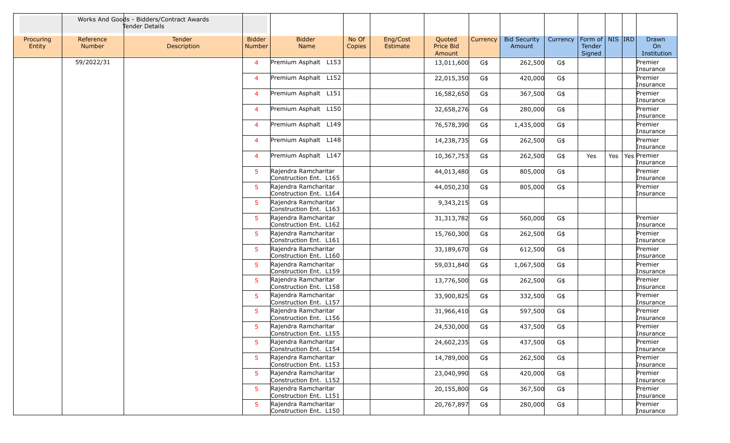| | Works And Goods - Bidders/Contract Awards Tender Details | | | | | | | | | | | | | |
|---|---|---|---|---|---|---|---|---|---|---|---|---|---|---|
| Procuring Entity | Reference Number | Tender Description | Bidder Number | Bidder Name | No Of Copies | Eng/Cost Estimate | Quoted Price Bid Amount | Currency | Bid Security Amount | Currency | Form of Tender Signed | NIS | IRD | Drawn On Institution |
| | 59/2022/31 | | 4 | Premium Asphalt L153 | | | 13,011,600 | G$ | 262,500 | G$ | | | | Premier Insurance |
| | | | 4 | Premium Asphalt L152 | | | 22,015,350 | G$ | 420,000 | G$ | | | | Premier Insurance |
| | | | 4 | Premium Asphalt L151 | | | 16,582,650 | G$ | 367,500 | G$ | | | | Premier Insurance |
| | | | 4 | Premium Asphalt L150 | | | 32,658,276 | G$ | 280,000 | G$ | | | | Premier Insurance |
| | | | 4 | Premium Asphalt L149 | | | 76,578,390 | G$ | 1,435,000 | G$ | | | | Premier Insurance |
| | | | 4 | Premium Asphalt L148 | | | 14,238,735 | G$ | 262,500 | G$ | | | | Premier Insurance |
| | | | 4 | Premium Asphalt L147 | | | 10,367,753 | G$ | 262,500 | G$ | Yes | Yes | Yes | Premier Insurance |
| | | | 5 | Rajendra Ramcharitar Construction Ent. L165 | | | 44,013,480 | G$ | 805,000 | G$ | | | | Premier Insurance |
| | | | 5 | Rajendra Ramcharitar Construction Ent. L164 | | | 44,050,230 | G$ | 805,000 | G$ | | | | Premier Insurance |
| | | | 5 | Rajendra Ramcharitar Construction Ent. L163 | | | 9,343,215 | G$ | | | | | | |
| | | | 5 | Rajendra Ramcharitar Construction Ent. L162 | | | 31,313,782 | G$ | 560,000 | G$ | | | | Premier Insurance |
| | | | 5 | Rajendra Ramcharitar Construction Ent. L161 | | | 15,760,300 | G$ | 262,500 | G$ | | | | Premier Insurance |
| | | | 5 | Rajendra Ramcharitar Construction Ent. L160 | | | 33,189,670 | G$ | 612,500 | G$ | | | | Premier Insurance |
| | | | 5 | Rajendra Ramcharitar Construction Ent. L159 | | | 59,031,840 | G$ | 1,067,500 | G$ | | | | Premier Insurance |
| | | | 5 | Rajendra Ramcharitar Construction Ent. L158 | | | 13,776,500 | G$ | 262,500 | G$ | | | | Premier Insurance |
| | | | 5 | Rajendra Ramcharitar Construction Ent. L157 | | | 33,900,825 | G$ | 332,500 | G$ | | | | Premier Insurance |
| | | | 5 | Rajendra Ramcharitar Construction Ent. L156 | | | 31,966,410 | G$ | 597,500 | G$ | | | | Premier Insurance |
| | | | 5 | Rajendra Ramcharitar Construction Ent. L155 | | | 24,530,000 | G$ | 437,500 | G$ | | | | Premier Insurance |
| | | | 5 | Rajendra Ramcharitar Construction Ent. L154 | | | 24,602,235 | G$ | 437,500 | G$ | | | | Premier Insurance |
| | | | 5 | Rajendra Ramcharitar Construction Ent. L153 | | | 14,789,000 | G$ | 262,500 | G$ | | | | Premier Insurance |
| | | | 5 | Rajendra Ramcharitar Construction Ent. L152 | | | 23,040,990 | G$ | 420,000 | G$ | | | | Premier Insurance |
| | | | 5 | Rajendra Ramcharitar Construction Ent. L151 | | | 20,155,800 | G$ | 367,500 | G$ | | | | Premier Insurance |
| | | | 5 | Rajendra Ramcharitar Construction Ent. L150 | | | 20,767,897 | G$ | 280,000 | G$ | | | | Premier Insurance |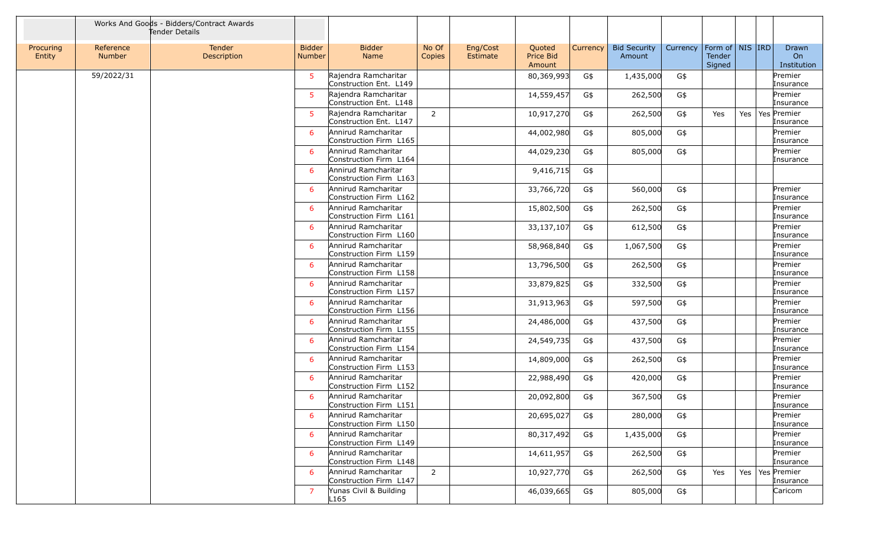| | Works And Goods - Bidders/Contract Awards Tender Details | | | | | | | | | | | | | | |
|---|---|---|---|---|---|---|---|---|---|---|---|---|---|---|---|
| Procuring Entity | Reference Number | Tender Description | Bidder Number | Bidder Name | No Of Copies | Eng/Cost Estimate | Quoted Price Bid Amount | Currency | Bid Security Amount | Currency | Form of Tender Signed | NIS | IRD | Drawn On Institution |
| | 59/2022/31 | | 5 | Rajendra Ramcharitar Construction Ent. L149 | | | 80,369,993 | G$ | 1,435,000 | G$ | | | | Premier Insurance |
| | | | 5 | Rajendra Ramcharitar Construction Ent. L148 | | | 14,559,457 | G$ | 262,500 | G$ | | | | Premier Insurance |
| | | | 5 | Rajendra Ramcharitar Construction Ent. L147 | 2 | | 10,917,270 | G$ | 262,500 | G$ | Yes | Yes | Yes | Premier Insurance |
| | | | 6 | Annirud Ramcharitar Construction Firm L165 | | | 44,002,980 | G$ | 805,000 | G$ | | | | Premier Insurance |
| | | | 6 | Annirud Ramcharitar Construction Firm L164 | | | 44,029,230 | G$ | 805,000 | G$ | | | | Premier Insurance |
| | | | 6 | Annirud Ramcharitar Construction Firm L163 | | | 9,416,715 | G$ | | | | | | |
| | | | 6 | Annirud Ramcharitar Construction Firm L162 | | | 33,766,720 | G$ | 560,000 | G$ | | | | Premier Insurance |
| | | | 6 | Annirud Ramcharitar Construction Firm L161 | | | 15,802,500 | G$ | 262,500 | G$ | | | | Premier Insurance |
| | | | 6 | Annirud Ramcharitar Construction Firm L160 | | | 33,137,107 | G$ | 612,500 | G$ | | | | Premier Insurance |
| | | | 6 | Annirud Ramcharitar Construction Firm L159 | | | 58,968,840 | G$ | 1,067,500 | G$ | | | | Premier Insurance |
| | | | 6 | Annirud Ramcharitar Construction Firm L158 | | | 13,796,500 | G$ | 262,500 | G$ | | | | Premier Insurance |
| | | | 6 | Annirud Ramcharitar Construction Firm L157 | | | 33,879,825 | G$ | 332,500 | G$ | | | | Premier Insurance |
| | | | 6 | Annirud Ramcharitar Construction Firm L156 | | | 31,913,963 | G$ | 597,500 | G$ | | | | Premier Insurance |
| | | | 6 | Annirud Ramcharitar Construction Firm L155 | | | 24,486,000 | G$ | 437,500 | G$ | | | | Premier Insurance |
| | | | 6 | Annirud Ramcharitar Construction Firm L154 | | | 24,549,735 | G$ | 437,500 | G$ | | | | Premier Insurance |
| | | | 6 | Annirud Ramcharitar Construction Firm L153 | | | 14,809,000 | G$ | 262,500 | G$ | | | | Premier Insurance |
| | | | 6 | Annirud Ramcharitar Construction Firm L152 | | | 22,988,490 | G$ | 420,000 | G$ | | | | Premier Insurance |
| | | | 6 | Annirud Ramcharitar Construction Firm L151 | | | 20,092,800 | G$ | 367,500 | G$ | | | | Premier Insurance |
| | | | 6 | Annirud Ramcharitar Construction Firm L150 | | | 20,695,027 | G$ | 280,000 | G$ | | | | Premier Insurance |
| | | | 6 | Annirud Ramcharitar Construction Firm L149 | | | 80,317,492 | G$ | 1,435,000 | G$ | | | | Premier Insurance |
| | | | 6 | Annirud Ramcharitar Construction Firm L148 | | | 14,611,957 | G$ | 262,500 | G$ | | | | Premier Insurance |
| | | | 6 | Annirud Ramcharitar Construction Firm L147 | 2 | | 10,927,770 | G$ | 262,500 | G$ | Yes | Yes | Yes | Premier Insurance |
| | | | 7 | Yunas Civil & Building L165 | | | 46,039,665 | G$ | 805,000 | G$ | | | | Caricom |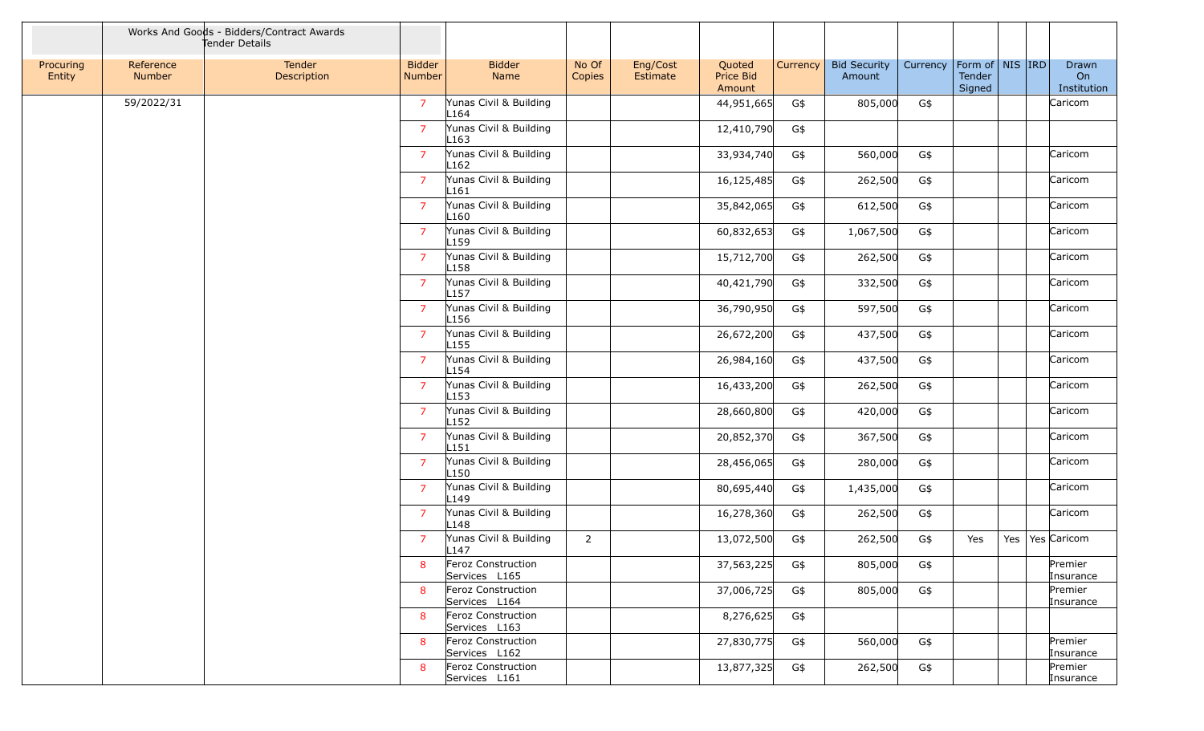| | Works And Goods - Bidders/Contract Awards Tender Details | | | | | | | | | | | | | | |
|---|---|---|---|---|---|---|---|---|---|---|---|---|---|---|---|
| Procuring Entity | Reference Number | Tender Description | Bidder Number | Bidder Name | No Of Copies | Eng/Cost Estimate | Quoted Price Bid Amount | Currency | Bid Security Amount | Currency | Form of Tender Signed | NIS | IRD | Drawn On Institution |
| | 59/2022/31 | | 7 | Yunas Civil & Building L164 | | | 44,951,665 | G$ | 805,000 | G$ | | | | Caricom |
| | | | 7 | Yunas Civil & Building L163 | | | 12,410,790 | G$ | | | | | | |
| | | | 7 | Yunas Civil & Building L162 | | | 33,934,740 | G$ | 560,000 | G$ | | | | Caricom |
| | | | 7 | Yunas Civil & Building L161 | | | 16,125,485 | G$ | 262,500 | G$ | | | | Caricom |
| | | | 7 | Yunas Civil & Building L160 | | | 35,842,065 | G$ | 612,500 | G$ | | | | Caricom |
| | | | 7 | Yunas Civil & Building L159 | | | 60,832,653 | G$ | 1,067,500 | G$ | | | | Caricom |
| | | | 7 | Yunas Civil & Building L158 | | | 15,712,700 | G$ | 262,500 | G$ | | | | Caricom |
| | | | 7 | Yunas Civil & Building L157 | | | 40,421,790 | G$ | 332,500 | G$ | | | | Caricom |
| | | | 7 | Yunas Civil & Building L156 | | | 36,790,950 | G$ | 597,500 | G$ | | | | Caricom |
| | | | 7 | Yunas Civil & Building L155 | | | 26,672,200 | G$ | 437,500 | G$ | | | | Caricom |
| | | | 7 | Yunas Civil & Building L154 | | | 26,984,160 | G$ | 437,500 | G$ | | | | Caricom |
| | | | 7 | Yunas Civil & Building L153 | | | 16,433,200 | G$ | 262,500 | G$ | | | | Caricom |
| | | | 7 | Yunas Civil & Building L152 | | | 28,660,800 | G$ | 420,000 | G$ | | | | Caricom |
| | | | 7 | Yunas Civil & Building L151 | | | 20,852,370 | G$ | 367,500 | G$ | | | | Caricom |
| | | | 7 | Yunas Civil & Building L150 | | | 28,456,065 | G$ | 280,000 | G$ | | | | Caricom |
| | | | 7 | Yunas Civil & Building L149 | | | 80,695,440 | G$ | 1,435,000 | G$ | | | | Caricom |
| | | | 7 | Yunas Civil & Building L148 | | | 16,278,360 | G$ | 262,500 | G$ | | | | Caricom |
| | | | 7 | Yunas Civil & Building L147 | 2 | | 13,072,500 | G$ | 262,500 | G$ | Yes | Yes | Yes | Caricom |
| | | | 8 | Feroz Construction Services L165 | | | 37,563,225 | G$ | 805,000 | G$ | | | | Premier Insurance |
| | | | 8 | Feroz Construction Services L164 | | | 37,006,725 | G$ | 805,000 | G$ | | | | Premier Insurance |
| | | | 8 | Feroz Construction Services L163 | | | 8,276,625 | G$ | | | | | | |
| | | | 8 | Feroz Construction Services L162 | | | 27,830,775 | G$ | 560,000 | G$ | | | | Premier Insurance |
| | | | 8 | Feroz Construction Services L161 | | | 13,877,325 | G$ | 262,500 | G$ | | | | Premier Insurance |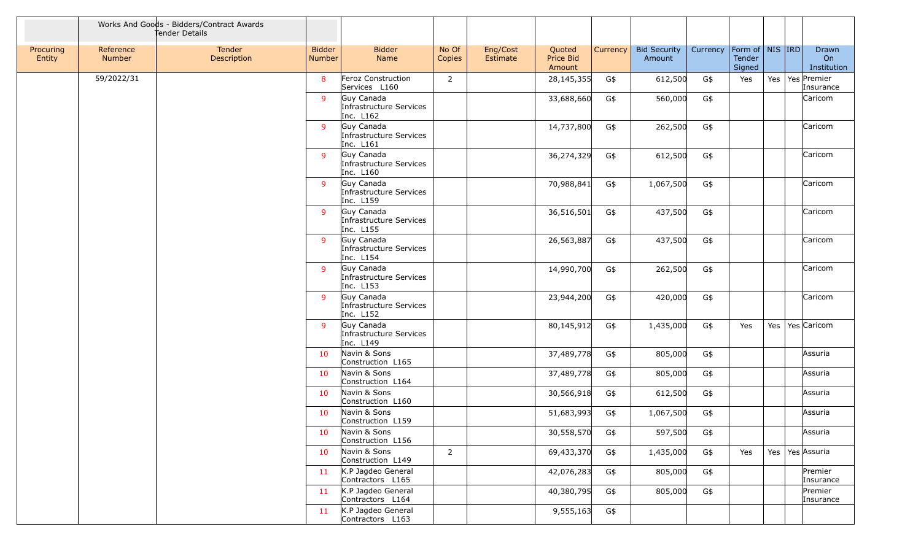| | | Works And Goods - Bidders/Contract Awards Tender Details | | | | | | | | | | | | |
|---|---|---|---|---|---|---|---|---|---|---|---|---|---|---|
| Procuring Entity | Reference Number | Tender Description | Bidder Number | Bidder Name | No Of Copies | Eng/Cost Estimate | Quoted Price Bid Amount | Currency | Bid Security Amount | Currency | Form of Tender Signed | NIS | IRD | Drawn On Institution |
| | 59/2022/31 | | 8 | Feroz Construction Services L160 | 2 | | 28,145,355 | G$ | 612,500 | G$ | Yes | Yes | Yes | Premier Insurance |
| | | | 9 | Guy Canada Infrastructure Services Inc. L162 | | | 33,688,660 | G$ | 560,000 | G$ | | | | Caricom |
| | | | 9 | Guy Canada Infrastructure Services Inc. L161 | | | 14,737,800 | G$ | 262,500 | G$ | | | | Caricom |
| | | | 9 | Guy Canada Infrastructure Services Inc. L160 | | | 36,274,329 | G$ | 612,500 | G$ | | | | Caricom |
| | | | 9 | Guy Canada Infrastructure Services Inc. L159 | | | 70,988,841 | G$ | 1,067,500 | G$ | | | | Caricom |
| | | | 9 | Guy Canada Infrastructure Services Inc. L155 | | | 36,516,501 | G$ | 437,500 | G$ | | | | Caricom |
| | | | 9 | Guy Canada Infrastructure Services Inc. L154 | | | 26,563,887 | G$ | 437,500 | G$ | | | | Caricom |
| | | | 9 | Guy Canada Infrastructure Services Inc. L153 | | | 14,990,700 | G$ | 262,500 | G$ | | | | Caricom |
| | | | 9 | Guy Canada Infrastructure Services Inc. L152 | | | 23,944,200 | G$ | 420,000 | G$ | | | | Caricom |
| | | | 9 | Guy Canada Infrastructure Services Inc. L149 | | | 80,145,912 | G$ | 1,435,000 | G$ | Yes | Yes | Yes | Caricom |
| | | | 10 | Navin & Sons Construction L165 | | | 37,489,778 | G$ | 805,000 | G$ | | | | Assuria |
| | | | 10 | Navin & Sons Construction L164 | | | 37,489,778 | G$ | 805,000 | G$ | | | | Assuria |
| | | | 10 | Navin & Sons Construction L160 | | | 30,566,918 | G$ | 612,500 | G$ | | | | Assuria |
| | | | 10 | Navin & Sons Construction L159 | | | 51,683,993 | G$ | 1,067,500 | G$ | | | | Assuria |
| | | | 10 | Navin & Sons Construction L156 | | | 30,558,570 | G$ | 597,500 | G$ | | | | Assuria |
| | | | 10 | Navin & Sons Construction L149 | 2 | | 69,433,370 | G$ | 1,435,000 | G$ | Yes | Yes | Yes | Assuria |
| | | | 11 | K.P Jagdeo General Contractors L165 | | | 42,076,283 | G$ | 805,000 | G$ | | | | Premier Insurance |
| | | | 11 | K.P Jagdeo General Contractors L164 | | | 40,380,795 | G$ | 805,000 | G$ | | | | Premier Insurance |
| | | | 11 | K.P Jagdeo General Contractors L163 | | | 9,555,163 | G$ | | | | | | |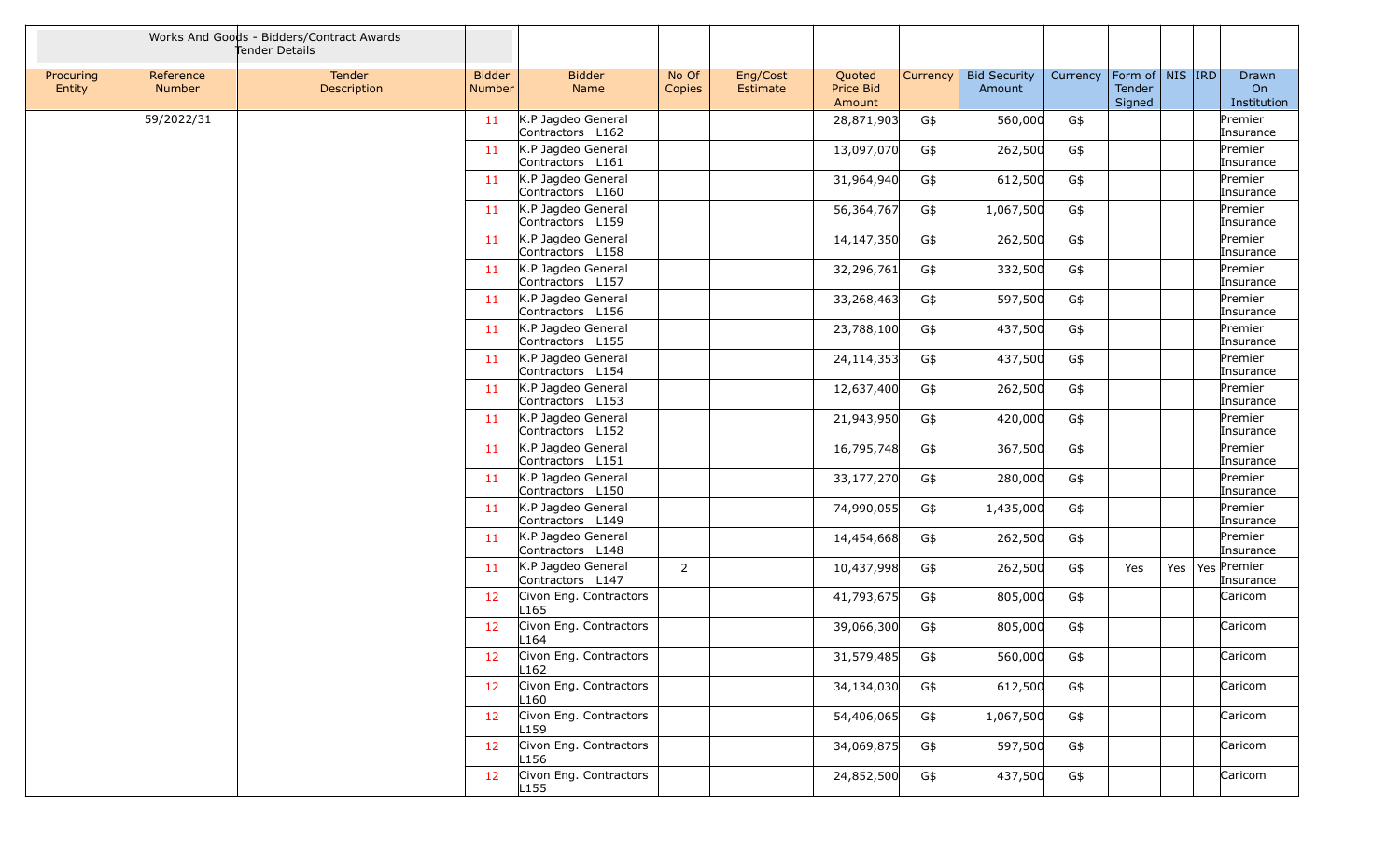| | Works And Goods - Bidders/Contract Awards Tender Details | | | | | | | | | | | | | |
|---|---|---|---|---|---|---|---|---|---|---|---|---|---|---|
| Procuring Entity | Reference Number | Tender Description | Bidder Number | Bidder Name | No Of Copies | Eng/Cost Estimate | Quoted Price Bid Amount | Currency | Bid Security Amount | Currency | Form of Tender Signed | NIS | IRD | Drawn On Institution |
| | 59/2022/31 | | 11 | K.P Jagdeo General Contractors L162 | | | 28,871,903 | G$ | 560,000 | G$ | | | | Premier Insurance |
| | | | 11 | K.P Jagdeo General Contractors L161 | | | 13,097,070 | G$ | 262,500 | G$ | | | | Premier Insurance |
| | | | 11 | K.P Jagdeo General Contractors L160 | | | 31,964,940 | G$ | 612,500 | G$ | | | | Premier Insurance |
| | | | 11 | K.P Jagdeo General Contractors L159 | | | 56,364,767 | G$ | 1,067,500 | G$ | | | | Premier Insurance |
| | | | 11 | K.P Jagdeo General Contractors L158 | | | 14,147,350 | G$ | 262,500 | G$ | | | | Premier Insurance |
| | | | 11 | K.P Jagdeo General Contractors L157 | | | 32,296,761 | G$ | 332,500 | G$ | | | | Premier Insurance |
| | | | 11 | K.P Jagdeo General Contractors L156 | | | 33,268,463 | G$ | 597,500 | G$ | | | | Premier Insurance |
| | | | 11 | K.P Jagdeo General Contractors L155 | | | 23,788,100 | G$ | 437,500 | G$ | | | | Premier Insurance |
| | | | 11 | K.P Jagdeo General Contractors L154 | | | 24,114,353 | G$ | 437,500 | G$ | | | | Premier Insurance |
| | | | 11 | K.P Jagdeo General Contractors L153 | | | 12,637,400 | G$ | 262,500 | G$ | | | | Premier Insurance |
| | | | 11 | K.P Jagdeo General Contractors L152 | | | 21,943,950 | G$ | 420,000 | G$ | | | | Premier Insurance |
| | | | 11 | K.P Jagdeo General Contractors L151 | | | 16,795,748 | G$ | 367,500 | G$ | | | | Premier Insurance |
| | | | 11 | K.P Jagdeo General Contractors L150 | | | 33,177,270 | G$ | 280,000 | G$ | | | | Premier Insurance |
| | | | 11 | K.P Jagdeo General Contractors L149 | | | 74,990,055 | G$ | 1,435,000 | G$ | | | | Premier Insurance |
| | | | 11 | K.P Jagdeo General Contractors L148 | | | 14,454,668 | G$ | 262,500 | G$ | | | | Premier Insurance |
| | | | 11 | K.P Jagdeo General Contractors L147 | 2 | | 10,437,998 | G$ | 262,500 | G$ | Yes | Yes | Yes | Premier Insurance |
| | | | 12 | Civon Eng. Contractors L165 | | | 41,793,675 | G$ | 805,000 | G$ | | | | Caricom |
| | | | 12 | Civon Eng. Contractors L164 | | | 39,066,300 | G$ | 805,000 | G$ | | | | Caricom |
| | | | 12 | Civon Eng. Contractors L162 | | | 31,579,485 | G$ | 560,000 | G$ | | | | Caricom |
| | | | 12 | Civon Eng. Contractors L160 | | | 34,134,030 | G$ | 612,500 | G$ | | | | Caricom |
| | | | 12 | Civon Eng. Contractors L159 | | | 54,406,065 | G$ | 1,067,500 | G$ | | | | Caricom |
| | | | 12 | Civon Eng. Contractors L156 | | | 34,069,875 | G$ | 597,500 | G$ | | | | Caricom |
| | | | 12 | Civon Eng. Contractors L155 | | | 24,852,500 | G$ | 437,500 | G$ | | | | Caricom |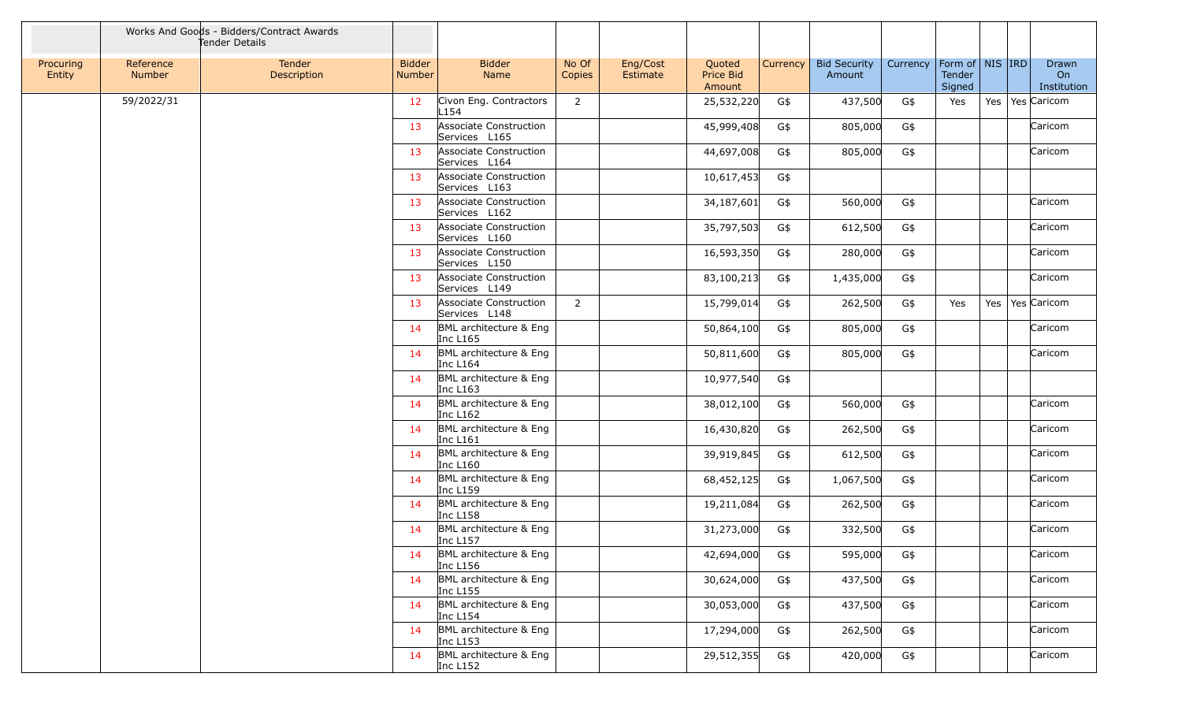| | Works And Goods - Bidders/Contract Awards Tender Details | | | | | | | | | | | | | | |
|---|---|---|---|---|---|---|---|---|---|---|---|---|---|---|---|
| Procuring Entity | Reference Number | Tender Description | Bidder Number | Bidder Name | No Of Copies | Eng/Cost Estimate | Quoted Price Bid Amount | Currency | Bid Security Amount | Currency | Form of Tender Signed | NIS | IRD | Drawn On Institution |
| | 59/2022/31 | | 12 | Civon Eng. Contractors L154 | 2 | | 25,532,220 | G$ | 437,500 | G$ | Yes | Yes | Yes | Caricom |
| | | | 13 | Associate Construction Services L165 | | | 45,999,408 | G$ | 805,000 | G$ | | | | Caricom |
| | | | 13 | Associate Construction Services L164 | | | 44,697,008 | G$ | 805,000 | G$ | | | | Caricom |
| | | | 13 | Associate Construction Services L163 | | | 10,617,453 | G$ | | | | | | |
| | | | 13 | Associate Construction Services L162 | | | 34,187,601 | G$ | 560,000 | G$ | | | | Caricom |
| | | | 13 | Associate Construction Services L160 | | | 35,797,503 | G$ | 612,500 | G$ | | | | Caricom |
| | | | 13 | Associate Construction Services L150 | | | 16,593,350 | G$ | 280,000 | G$ | | | | Caricom |
| | | | 13 | Associate Construction Services L149 | | | 83,100,213 | G$ | 1,435,000 | G$ | | | | Caricom |
| | | | 13 | Associate Construction Services L148 | 2 | | 15,799,014 | G$ | 262,500 | G$ | Yes | Yes | Yes | Caricom |
| | | | 14 | BML architecture & Eng Inc L165 | | | 50,864,100 | G$ | 805,000 | G$ | | | | Caricom |
| | | | 14 | BML architecture & Eng Inc L164 | | | 50,811,600 | G$ | 805,000 | G$ | | | | Caricom |
| | | | 14 | BML architecture & Eng Inc L163 | | | 10,977,540 | G$ | | | | | | |
| | | | 14 | BML architecture & Eng Inc L162 | | | 38,012,100 | G$ | 560,000 | G$ | | | | Caricom |
| | | | 14 | BML architecture & Eng Inc L161 | | | 16,430,820 | G$ | 262,500 | G$ | | | | Caricom |
| | | | 14 | BML architecture & Eng Inc L160 | | | 39,919,845 | G$ | 612,500 | G$ | | | | Caricom |
| | | | 14 | BML architecture & Eng Inc L159 | | | 68,452,125 | G$ | 1,067,500 | G$ | | | | Caricom |
| | | | 14 | BML architecture & Eng Inc L158 | | | 19,211,084 | G$ | 262,500 | G$ | | | | Caricom |
| | | | 14 | BML architecture & Eng Inc L157 | | | 31,273,000 | G$ | 332,500 | G$ | | | | Caricom |
| | | | 14 | BML architecture & Eng Inc L156 | | | 42,694,000 | G$ | 595,000 | G$ | | | | Caricom |
| | | | 14 | BML architecture & Eng Inc L155 | | | 30,624,000 | G$ | 437,500 | G$ | | | | Caricom |
| | | | 14 | BML architecture & Eng Inc L154 | | | 30,053,000 | G$ | 437,500 | G$ | | | | Caricom |
| | | | 14 | BML architecture & Eng Inc L153 | | | 17,294,000 | G$ | 262,500 | G$ | | | | Caricom |
| | | | 14 | BML architecture & Eng Inc L152 | | | 29,512,355 | G$ | 420,000 | G$ | | | | Caricom |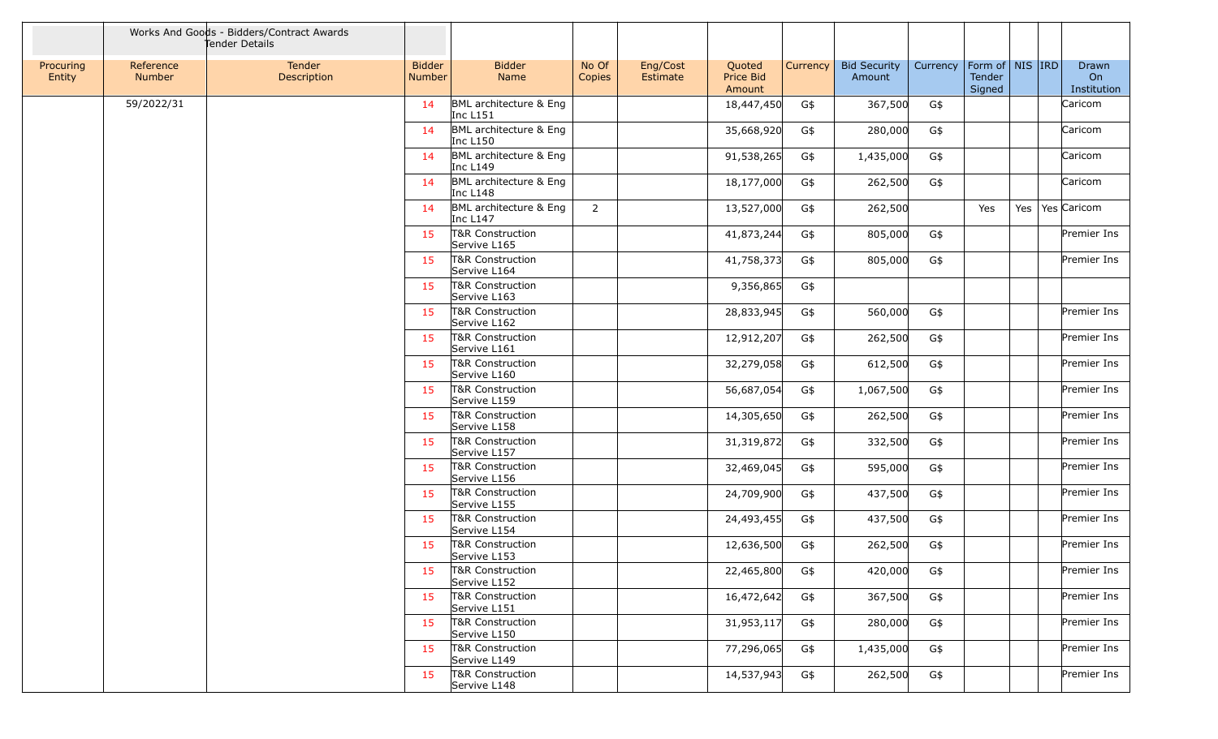| | Works And Goods - Bidders/Contract Awards Tender Details | | | | | | | | | | | | | | |
|---|---|---|---|---|---|---|---|---|---|---|---|---|---|---|---|
| Procuring Entity | Reference Number | Tender Description | Bidder Number | Bidder Name | No Of Copies | Eng/Cost Estimate | Quoted Price Bid Amount | Currency | Bid Security Amount | Currency | Form of Tender Signed | NIS | IRD | Drawn On Institution |
| | 59/2022/31 | | 14 | BML architecture & Eng Inc L151 | | | 18,447,450 | G$ | 367,500 | G$ | | | | Caricom |
| | | | 14 | BML architecture & Eng Inc L150 | | | 35,668,920 | G$ | 280,000 | G$ | | | | Caricom |
| | | | 14 | BML architecture & Eng Inc L149 | | | 91,538,265 | G$ | 1,435,000 | G$ | | | | Caricom |
| | | | 14 | BML architecture & Eng Inc L148 | | | 18,177,000 | G$ | 262,500 | G$ | | | | Caricom |
| | | | 14 | BML architecture & Eng Inc L147 | 2 | | 13,527,000 | G$ | 262,500 | | Yes | Yes | Yes | Caricom |
| | | | 15 | T&R Construction Servive L165 | | | 41,873,244 | G$ | 805,000 | G$ | | | | Premier Ins |
| | | | 15 | T&R Construction Servive L164 | | | 41,758,373 | G$ | 805,000 | G$ | | | | Premier Ins |
| | | | 15 | T&R Construction Servive L163 | | | 9,356,865 | G$ | | | | | | |
| | | | 15 | T&R Construction Servive L162 | | | 28,833,945 | G$ | 560,000 | G$ | | | | Premier Ins |
| | | | 15 | T&R Construction Servive L161 | | | 12,912,207 | G$ | 262,500 | G$ | | | | Premier Ins |
| | | | 15 | T&R Construction Servive L160 | | | 32,279,058 | G$ | 612,500 | G$ | | | | Premier Ins |
| | | | 15 | T&R Construction Servive L159 | | | 56,687,054 | G$ | 1,067,500 | G$ | | | | Premier Ins |
| | | | 15 | T&R Construction Servive L158 | | | 14,305,650 | G$ | 262,500 | G$ | | | | Premier Ins |
| | | | 15 | T&R Construction Servive L157 | | | 31,319,872 | G$ | 332,500 | G$ | | | | Premier Ins |
| | | | 15 | T&R Construction Servive L156 | | | 32,469,045 | G$ | 595,000 | G$ | | | | Premier Ins |
| | | | 15 | T&R Construction Servive L155 | | | 24,709,900 | G$ | 437,500 | G$ | | | | Premier Ins |
| | | | 15 | T&R Construction Servive L154 | | | 24,493,455 | G$ | 437,500 | G$ | | | | Premier Ins |
| | | | 15 | T&R Construction Servive L153 | | | 12,636,500 | G$ | 262,500 | G$ | | | | Premier Ins |
| | | | 15 | T&R Construction Servive L152 | | | 22,465,800 | G$ | 420,000 | G$ | | | | Premier Ins |
| | | | 15 | T&R Construction Servive L151 | | | 16,472,642 | G$ | 367,500 | G$ | | | | Premier Ins |
| | | | 15 | T&R Construction Servive L150 | | | 31,953,117 | G$ | 280,000 | G$ | | | | Premier Ins |
| | | | 15 | T&R Construction Servive L149 | | | 77,296,065 | G$ | 1,435,000 | G$ | | | | Premier Ins |
| | | | 15 | T&R Construction Servive L148 | | | 14,537,943 | G$ | 262,500 | G$ | | | | Premier Ins |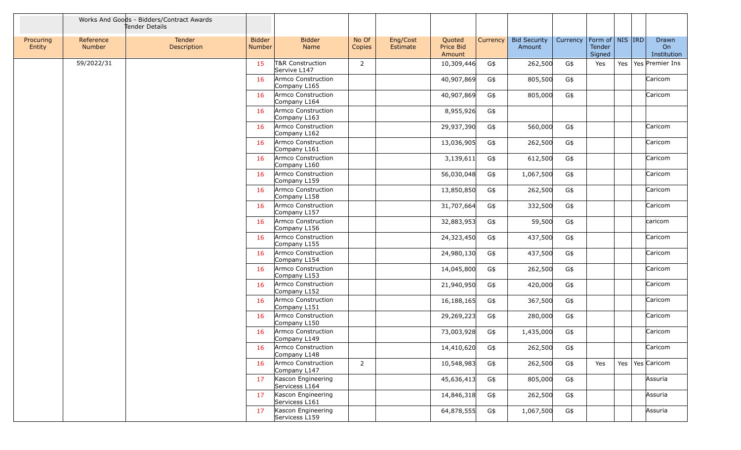| | Works And Goods - Bidders/Contract Awards Tender Details | | | | | | | | | | | | | | |
|---|---|---|---|---|---|---|---|---|---|---|---|---|---|---|---|
| Procuring Entity | Reference Number | Tender Description | Bidder Number | Bidder Name | No Of Copies | Eng/Cost Estimate | Quoted Price Bid Amount | Currency | Bid Security Amount | Currency | Form of Tender Signed | NIS | IRD | Drawn On Institution |
| | 59/2022/31 | | 15 | T&R Construction Servive L147 | 2 | | 10,309,446 | G$ | 262,500 | G$ | Yes | Yes | Yes | Premier Ins |
| | | | 16 | Armco Construction Company L165 | | | 40,907,869 | G$ | 805,500 | G$ | | | | Caricom |
| | | | 16 | Armco Construction Company L164 | | | 40,907,869 | G$ | 805,000 | G$ | | | | Caricom |
| | | | 16 | Armco Construction Company L163 | | | 8,955,926 | G$ | | | | | | |
| | | | 16 | Armco Construction Company L162 | | | 29,937,390 | G$ | 560,000 | G$ | | | | Caricom |
| | | | 16 | Armco Construction Company L161 | | | 13,036,905 | G$ | 262,500 | G$ | | | | Caricom |
| | | | 16 | Armco Construction Company L160 | | | 3,139,611 | G$ | 612,500 | G$ | | | | Caricom |
| | | | 16 | Armco Construction Company L159 | | | 56,030,048 | G$ | 1,067,500 | G$ | | | | Caricom |
| | | | 16 | Armco Construction Company L158 | | | 13,850,850 | G$ | 262,500 | G$ | | | | Caricom |
| | | | 16 | Armco Construction Company L157 | | | 31,707,664 | G$ | 332,500 | G$ | | | | Caricom |
| | | | 16 | Armco Construction Company L156 | | | 32,883,953 | G$ | 59,500 | G$ | | | | caricom |
| | | | 16 | Armco Construction Company L155 | | | 24,323,450 | G$ | 437,500 | G$ | | | | Caricom |
| | | | 16 | Armco Construction Company L154 | | | 24,980,130 | G$ | 437,500 | G$ | | | | Caricom |
| | | | 16 | Armco Construction Company L153 | | | 14,045,800 | G$ | 262,500 | G$ | | | | Caricom |
| | | | 16 | Armco Construction Company L152 | | | 21,940,950 | G$ | 420,000 | G$ | | | | Caricom |
| | | | 16 | Armco Construction Company L151 | | | 16,188,165 | G$ | 367,500 | G$ | | | | Caricom |
| | | | 16 | Armco Construction Company L150 | | | 29,269,223 | G$ | 280,000 | G$ | | | | Caricom |
| | | | 16 | Armco Construction Company L149 | | | 73,003,928 | G$ | 1,435,000 | G$ | | | | Caricom |
| | | | 16 | Armco Construction Company L148 | | | 14,410,620 | G$ | 262,500 | G$ | | | | Caricom |
| | | | 16 | Armco Construction Company L147 | 2 | | 10,548,983 | G$ | 262,500 | G$ | Yes | Yes | Yes | Caricom |
| | | | 17 | Kascon Engineering Servicess L164 | | | 45,636,413 | G$ | 805,000 | G$ | | | | Assuria |
| | | | 17 | Kascon Engineering Servicess L161 | | | 14,846,318 | G$ | 262,500 | G$ | | | | Assuria |
| | | | 17 | Kascon Engineering Servicess L159 | | | 64,878,555 | G$ | 1,067,500 | G$ | | | | Assuria |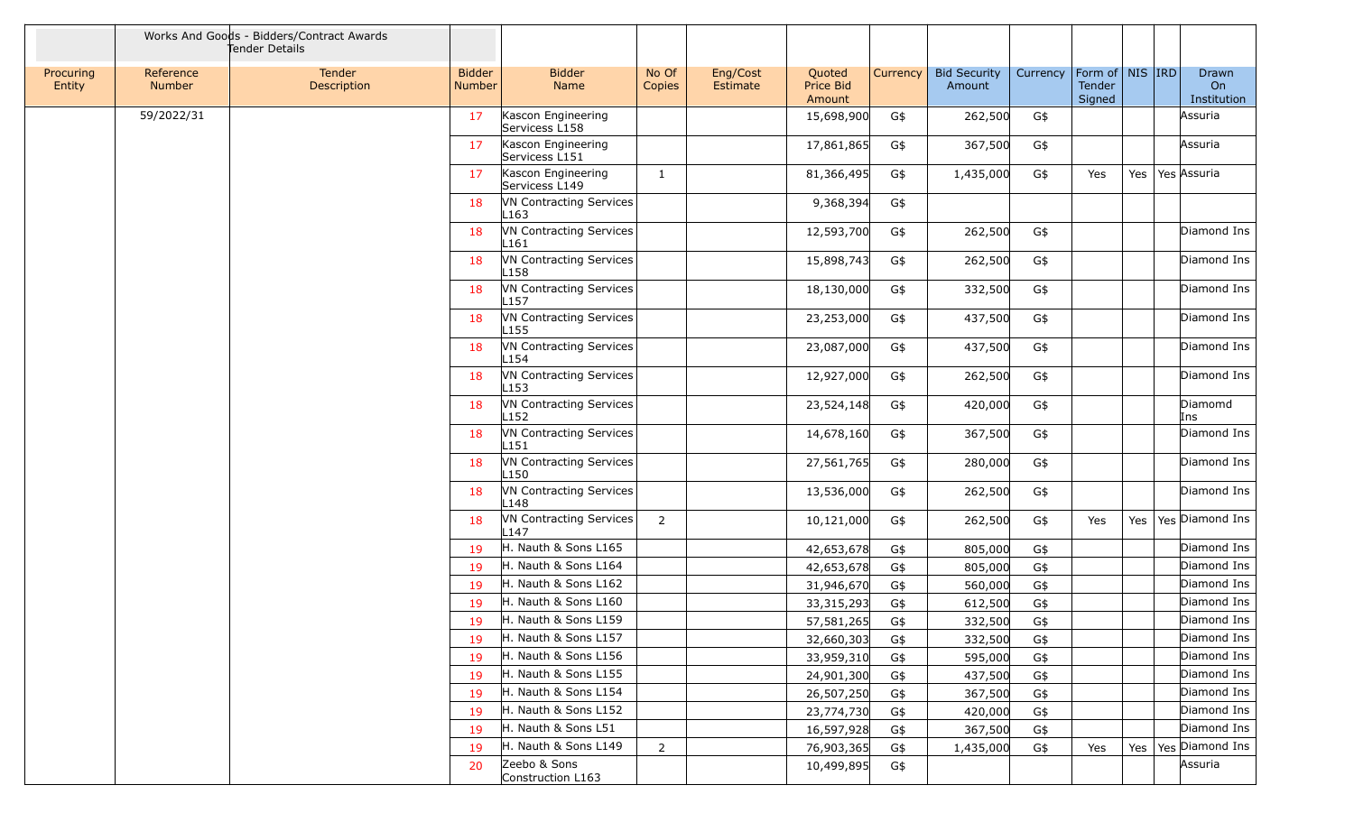| | Works And Goods - Bidders/Contract Awards Tender Details | | | | | | | | | | | | | |
|---|---|---|---|---|---|---|---|---|---|---|---|---|---|---|
| Procuring Entity | Reference Number | Tender Description | Bidder Number | Bidder Name | No Of Copies | Eng/Cost Estimate | Quoted Price Bid Amount | Currency | Bid Security Amount | Currency | Form of Tender Signed | NIS | IRD | Drawn On Institution |
| | 59/2022/31 | | 17 | Kascon Engineering Servicess L158 | | | 15,698,900 | G$ | 262,500 | G$ | | | | Assuria |
| | | | 17 | Kascon Engineering Servicess L151 | | | 17,861,865 | G$ | 367,500 | G$ | | | | Assuria |
| | | | 17 | Kascon Engineering Servicess L149 | 1 | | 81,366,495 | G$ | 1,435,000 | G$ | Yes | Yes | Yes | Assuria |
| | | | 18 | VN Contracting Services L163 | | | 9,368,394 | G$ | | | | | | |
| | | | 18 | VN Contracting Services L161 | | | 12,593,700 | G$ | 262,500 | G$ | | | | Diamond Ins |
| | | | 18 | VN Contracting Services L158 | | | 15,898,743 | G$ | 262,500 | G$ | | | | Diamond Ins |
| | | | 18 | VN Contracting Services L157 | | | 18,130,000 | G$ | 332,500 | G$ | | | | Diamond Ins |
| | | | 18 | VN Contracting Services L155 | | | 23,253,000 | G$ | 437,500 | G$ | | | | Diamond Ins |
| | | | 18 | VN Contracting Services L154 | | | 23,087,000 | G$ | 437,500 | G$ | | | | Diamond Ins |
| | | | 18 | VN Contracting Services L153 | | | 12,927,000 | G$ | 262,500 | G$ | | | | Diamond Ins |
| | | | 18 | VN Contracting Services L152 | | | 23,524,148 | G$ | 420,000 | G$ | | | | Diamomd Ins |
| | | | 18 | VN Contracting Services L151 | | | 14,678,160 | G$ | 367,500 | G$ | | | | Diamond Ins |
| | | | 18 | VN Contracting Services L150 | | | 27,561,765 | G$ | 280,000 | G$ | | | | Diamond Ins |
| | | | 18 | VN Contracting Services L148 | | | 13,536,000 | G$ | 262,500 | G$ | | | | Diamond Ins |
| | | | 18 | VN Contracting Services L147 | 2 | | 10,121,000 | G$ | 262,500 | G$ | Yes | Yes | Yes | Diamond Ins |
| | | | 19 | H. Nauth & Sons L165 | | | 42,653,678 | G$ | 805,000 | G$ | | | | Diamond Ins |
| | | | 19 | H. Nauth & Sons L164 | | | 42,653,678 | G$ | 805,000 | G$ | | | | Diamond Ins |
| | | | 19 | H. Nauth & Sons L162 | | | 31,946,670 | G$ | 560,000 | G$ | | | | Diamond Ins |
| | | | 19 | H. Nauth & Sons L160 | | | 33,315,293 | G$ | 612,500 | G$ | | | | Diamond Ins |
| | | | 19 | H. Nauth & Sons L159 | | | 57,581,265 | G$ | 332,500 | G$ | | | | Diamond Ins |
| | | | 19 | H. Nauth & Sons L157 | | | 32,660,303 | G$ | 332,500 | G$ | | | | Diamond Ins |
| | | | 19 | H. Nauth & Sons L156 | | | 33,959,310 | G$ | 595,000 | G$ | | | | Diamond Ins |
| | | | 19 | H. Nauth & Sons L155 | | | 24,901,300 | G$ | 437,500 | G$ | | | | Diamond Ins |
| | | | 19 | H. Nauth & Sons L154 | | | 26,507,250 | G$ | 367,500 | G$ | | | | Diamond Ins |
| | | | 19 | H. Nauth & Sons L152 | | | 23,774,730 | G$ | 420,000 | G$ | | | | Diamond Ins |
| | | | 19 | H. Nauth & Sons L51 | | | 16,597,928 | G$ | 367,500 | G$ | | | | Diamond Ins |
| | | | 19 | H. Nauth & Sons L149 | 2 | | 76,903,365 | G$ | 1,435,000 | G$ | Yes | Yes | Yes | Diamond Ins |
| | | | 20 | Zeebo & Sons Construction L163 | | | 10,499,895 | G$ | | | | | | Assuria |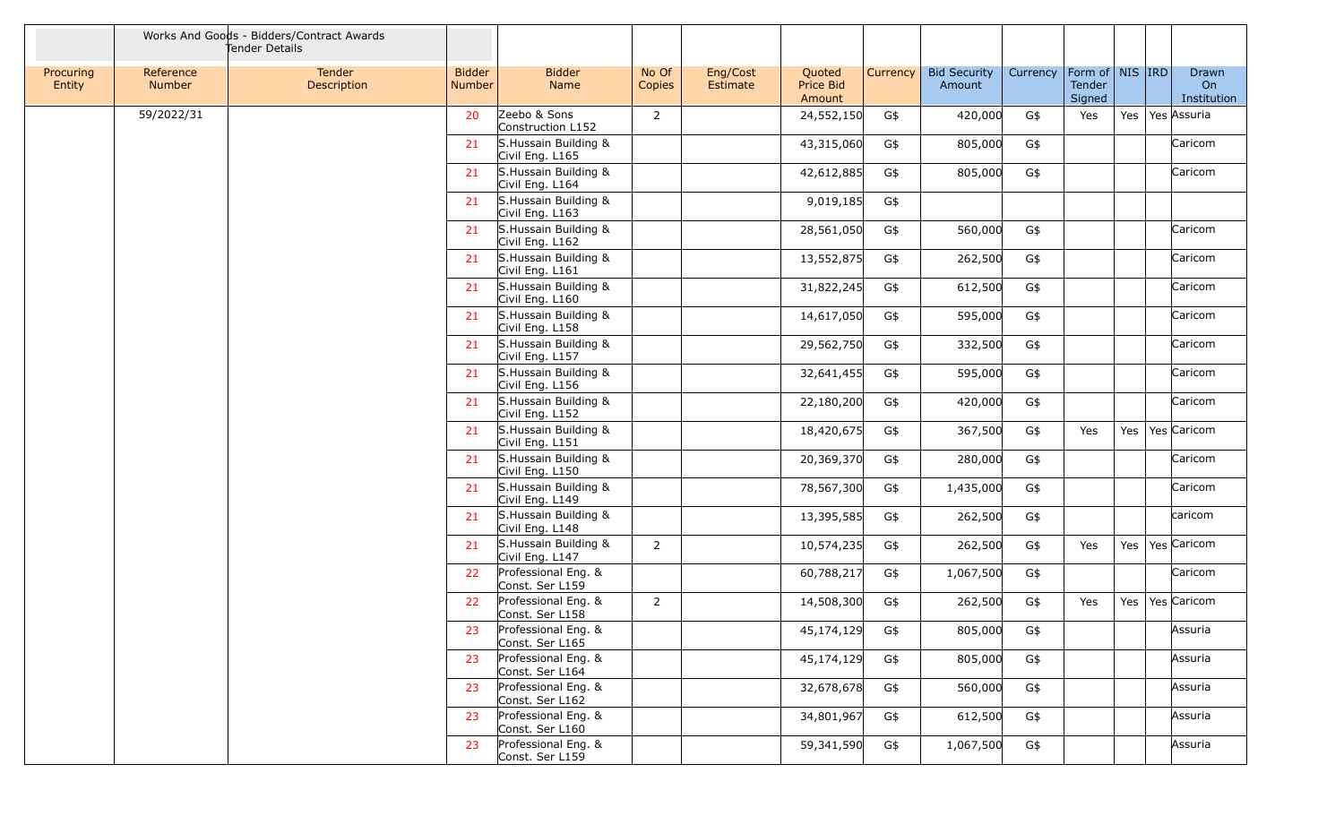| Works And Goods - Bidders/Contract Awards Tender Details | | | | | | | | | | | | | | | |
|---|---|---|---|---|---|---|---|---|---|---|---|---|---|---|---|
| Procuring Entity | Reference Number | Tender Description | Bidder Number | Bidder Name | No Of Copies | Eng/Cost Estimate | Quoted Price Bid Amount | Currency | Bid Security Amount | Currency | Form of Tender Signed | NIS | IRD | Drawn On Institution |
| | 59/2022/31 | | 20 | Zeebo & Sons Construction L152 | 2 | | 24,552,150 | G$ | 420,000 | G$ | Yes | Yes | Yes | Assuria |
| | | | 21 | S.Hussain Building & Civil Eng. L165 | | | 43,315,060 | G$ | 805,000 | G$ | | | | Caricom |
| | | | 21 | S.Hussain Building & Civil Eng. L164 | | | 42,612,885 | G$ | 805,000 | G$ | | | | Caricom |
| | | | 21 | S.Hussain Building & Civil Eng. L163 | | | 9,019,185 | G$ | | | | | | |
| | | | 21 | S.Hussain Building & Civil Eng. L162 | | | 28,561,050 | G$ | 560,000 | G$ | | | | Caricom |
| | | | 21 | S.Hussain Building & Civil Eng. L161 | | | 13,552,875 | G$ | 262,500 | G$ | | | | Caricom |
| | | | 21 | S.Hussain Building & Civil Eng. L160 | | | 31,822,245 | G$ | 612,500 | G$ | | | | Caricom |
| | | | 21 | S.Hussain Building & Civil Eng. L158 | | | 14,617,050 | G$ | 595,000 | G$ | | | | Caricom |
| | | | 21 | S.Hussain Building & Civil Eng. L157 | | | 29,562,750 | G$ | 332,500 | G$ | | | | Caricom |
| | | | 21 | S.Hussain Building & Civil Eng. L156 | | | 32,641,455 | G$ | 595,000 | G$ | | | | Caricom |
| | | | 21 | S.Hussain Building & Civil Eng. L152 | | | 22,180,200 | G$ | 420,000 | G$ | | | | Caricom |
| | | | 21 | S.Hussain Building & Civil Eng. L151 | | | 18,420,675 | G$ | 367,500 | G$ | Yes | Yes | Yes | Caricom |
| | | | 21 | S.Hussain Building & Civil Eng. L150 | | | 20,369,370 | G$ | 280,000 | G$ | | | | Caricom |
| | | | 21 | S.Hussain Building & Civil Eng. L149 | | | 78,567,300 | G$ | 1,435,000 | G$ | | | | Caricom |
| | | | 21 | S.Hussain Building & Civil Eng. L148 | | | 13,395,585 | G$ | 262,500 | G$ | | | | caricom |
| | | | 21 | S.Hussain Building & Civil Eng. L147 | 2 | | 10,574,235 | G$ | 262,500 | G$ | Yes | Yes | Yes | Caricom |
| | | | 22 | Professional Eng. & Const. Ser L159 | | | 60,788,217 | G$ | 1,067,500 | G$ | | | | Caricom |
| | | | 22 | Professional Eng. & Const. Ser L158 | 2 | | 14,508,300 | G$ | 262,500 | G$ | Yes | Yes | Yes | Caricom |
| | | | 23 | Professional Eng. & Const. Ser L165 | | | 45,174,129 | G$ | 805,000 | G$ | | | | Assuria |
| | | | 23 | Professional Eng. & Const. Ser L164 | | | 45,174,129 | G$ | 805,000 | G$ | | | | Assuria |
| | | | 23 | Professional Eng. & Const. Ser L162 | | | 32,678,678 | G$ | 560,000 | G$ | | | | Assuria |
| | | | 23 | Professional Eng. & Const. Ser L160 | | | 34,801,967 | G$ | 612,500 | G$ | | | | Assuria |
| | | | 23 | Professional Eng. & Const. Ser L159 | | | 59,341,590 | G$ | 1,067,500 | G$ | | | | Assuria |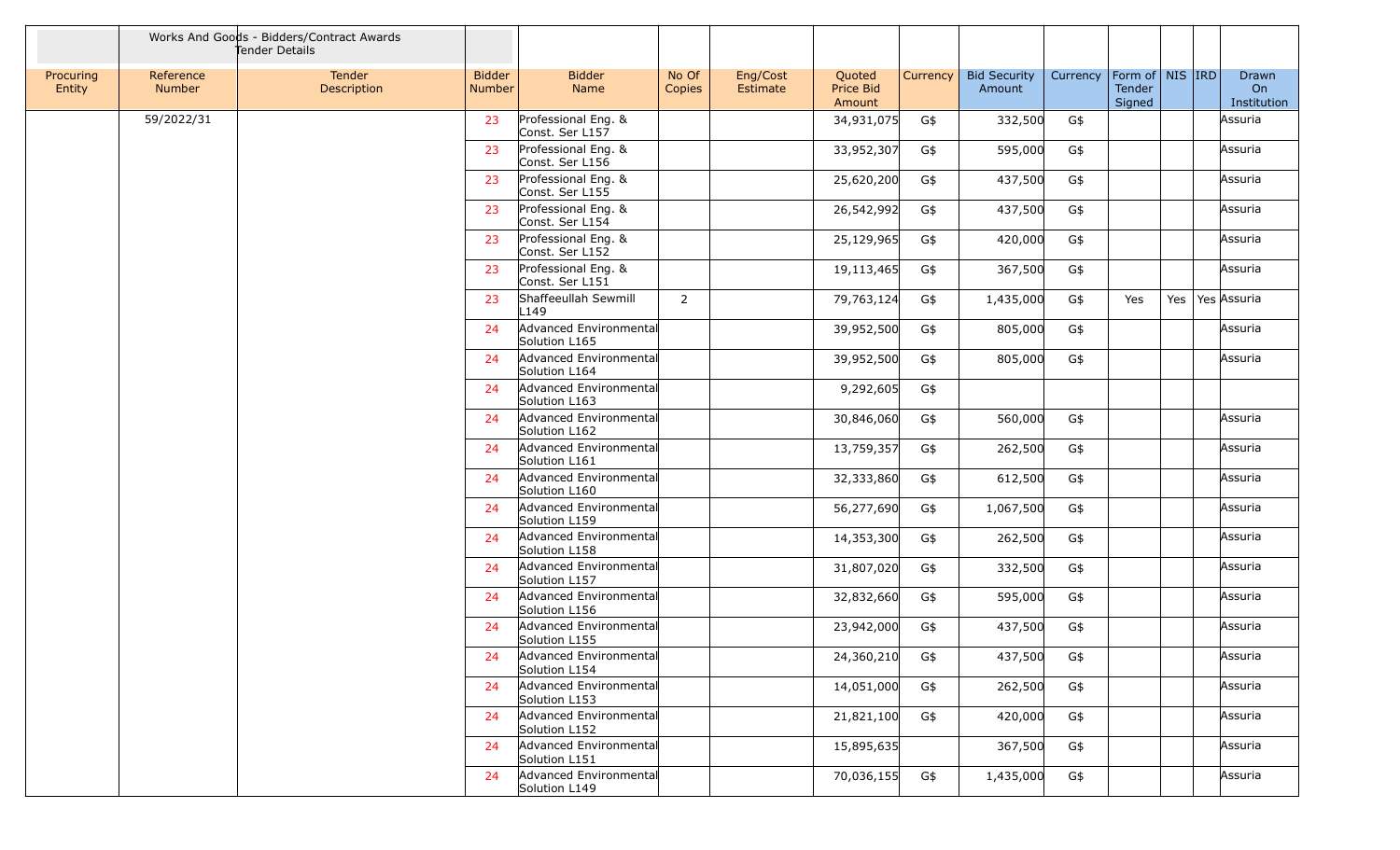| Procuring Entity | Reference Number | Works And Goods - Bidders/Contract Awards Tender Details Tender Description | Bidder Number | Bidder Name | No Of Copies | Eng/Cost Estimate | Quoted Price Bid Amount | Currency | Bid Security Amount | Currency | Form of Tender Signed | NIS | IRD | Drawn On Institution |
|---|---|---|---|---|---|---|---|---|---|---|---|---|---|---|
| | 59/2022/31 | | 23 | Professional Eng. & Const. Ser L157 | | | 34,931,075 | G$ | 332,500 | G$ | | | | Assuria |
| | | | 23 | Professional Eng. & Const. Ser L156 | | | 33,952,307 | G$ | 595,000 | G$ | | | | Assuria |
| | | | 23 | Professional Eng. & Const. Ser L155 | | | 25,620,200 | G$ | 437,500 | G$ | | | | Assuria |
| | | | 23 | Professional Eng. & Const. Ser L154 | | | 26,542,992 | G$ | 437,500 | G$ | | | | Assuria |
| | | | 23 | Professional Eng. & Const. Ser L152 | | | 25,129,965 | G$ | 420,000 | G$ | | | | Assuria |
| | | | 23 | Professional Eng. & Const. Ser L151 | | | 19,113,465 | G$ | 367,500 | G$ | | | | Assuria |
| | | | 23 | Shaffeeullah Sewmill L149 | 2 | | 79,763,124 | G$ | 1,435,000 | G$ | Yes | Yes | Yes | Assuria |
| | | | 24 | Advanced Environmental Solution L165 | | | 39,952,500 | G$ | 805,000 | G$ | | | | Assuria |
| | | | 24 | Advanced Environmental Solution L164 | | | 39,952,500 | G$ | 805,000 | G$ | | | | Assuria |
| | | | 24 | Advanced Environmental Solution L163 | | | 9,292,605 | G$ | | | | | | |
| | | | 24 | Advanced Environmental Solution L162 | | | 30,846,060 | G$ | 560,000 | G$ | | | | Assuria |
| | | | 24 | Advanced Environmental Solution L161 | | | 13,759,357 | G$ | 262,500 | G$ | | | | Assuria |
| | | | 24 | Advanced Environmental Solution L160 | | | 32,333,860 | G$ | 612,500 | G$ | | | | Assuria |
| | | | 24 | Advanced Environmental Solution L159 | | | 56,277,690 | G$ | 1,067,500 | G$ | | | | Assuria |
| | | | 24 | Advanced Environmental Solution L158 | | | 14,353,300 | G$ | 262,500 | G$ | | | | Assuria |
| | | | 24 | Advanced Environmental Solution L157 | | | 31,807,020 | G$ | 332,500 | G$ | | | | Assuria |
| | | | 24 | Advanced Environmental Solution L156 | | | 32,832,660 | G$ | 595,000 | G$ | | | | Assuria |
| | | | 24 | Advanced Environmental Solution L155 | | | 23,942,000 | G$ | 437,500 | G$ | | | | Assuria |
| | | | 24 | Advanced Environmental Solution L154 | | | 24,360,210 | G$ | 437,500 | G$ | | | | Assuria |
| | | | 24 | Advanced Environmental Solution L153 | | | 14,051,000 | G$ | 262,500 | G$ | | | | Assuria |
| | | | 24 | Advanced Environmental Solution L152 | | | 21,821,100 | G$ | 420,000 | G$ | | | | Assuria |
| | | | 24 | Advanced Environmental Solution L151 | | | 15,895,635 | | 367,500 | G$ | | | | Assuria |
| | | | 24 | Advanced Environmental Solution L149 | | | 70,036,155 | G$ | 1,435,000 | G$ | | | | Assuria |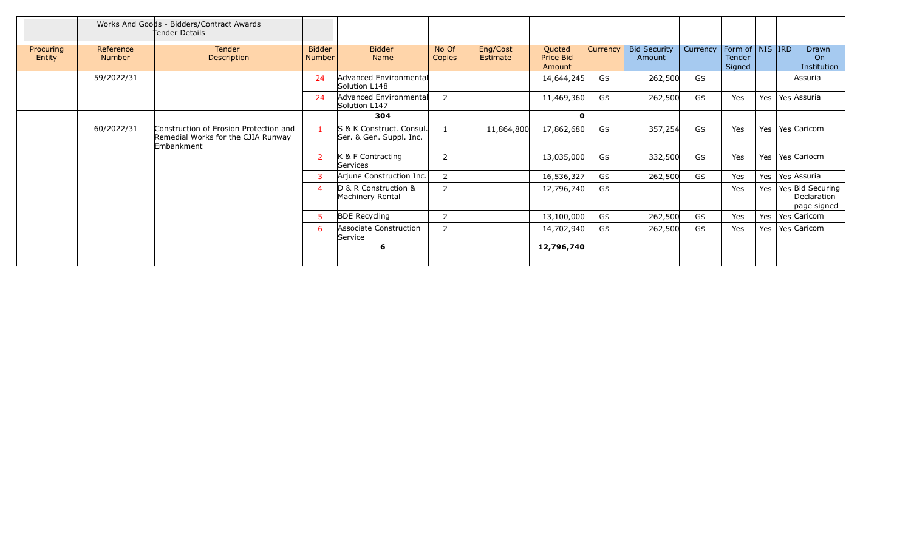| | Works And Goods - Bidders/Contract Awards Tender Details | | | | | | | | | | | | | |
|---|---|---|---|---|---|---|---|---|---|---|---|---|---|---|
| Procuring Entity | Reference Number | Tender Description | Bidder Number | Bidder Name | No Of Copies | Eng/Cost Estimate | Quoted Price Bid Amount | Currency | Bid Security Amount | Currency | Form of Tender Signed | NIS | IRD | Drawn On Institution |
| | 59/2022/31 | | 24 | Advanced Environmental Solution L148 | | | 14,644,245 | G$ | 262,500 | G$ | | | | Assuria |
| | | | 24 | Advanced Environmental Solution L147 | 2 | | 11,469,360 | G$ | 262,500 | G$ | Yes | Yes | Yes | Assuria |
| | | | | **304** | | | **0** | | | | | | | |
| | 60/2022/31 | Construction of Erosion Protection and Remedial Works for the CJIA Runway Embankment | 1 | S & K Construct. Consul. Ser. & Gen. Suppl. Inc. | 1 | 11,864,800 | 17,862,680 | G$ | 357,254 | G$ | Yes | Yes | Yes | Caricom |
| | | | 2 | K & F Contracting Services | 2 | | 13,035,000 | G$ | 332,500 | G$ | Yes | Yes | Yes | Cariocm |
| | | | 3 | Arjune Construction Inc. | 2 | | 16,536,327 | G$ | 262,500 | G$ | Yes | Yes | Yes | Assuria |
| | | | 4 | D & R Construction & Machinery Rental | 2 | | 12,796,740 | G$ | | | Yes | Yes | Yes | Bid Securing Declaration page signed |
| | | | 5 | BDE Recycling | 2 | | 13,100,000 | G$ | 262,500 | G$ | Yes | Yes | Yes | Caricom |
| | | | 6 | Associate Construction Service | 2 | | 14,702,940 | G$ | 262,500 | G$ | Yes | Yes | Yes | Caricom |
| | | | | **6** | | | **12,796,740** | | | | | | | |